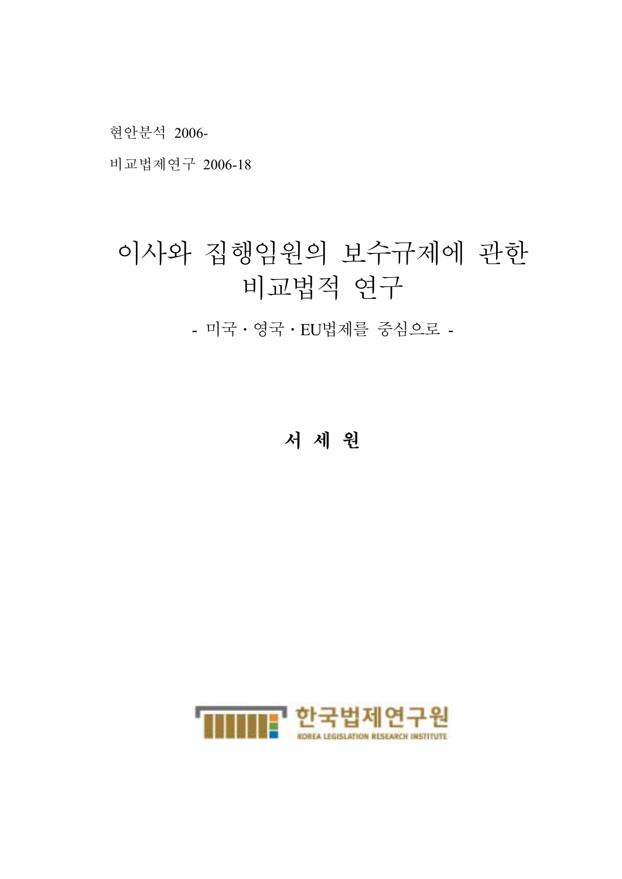현안분석 2006-

비교법제연구 2006-18

# 이사와 집행임원의 보수규제에 관한 비교법적 연구

- 미국 · 영국 · EU법제를 중심으로 -

**서 세 원**

한국법제연구원

KOREA LEGISLATION RESEARCH INSTITUTE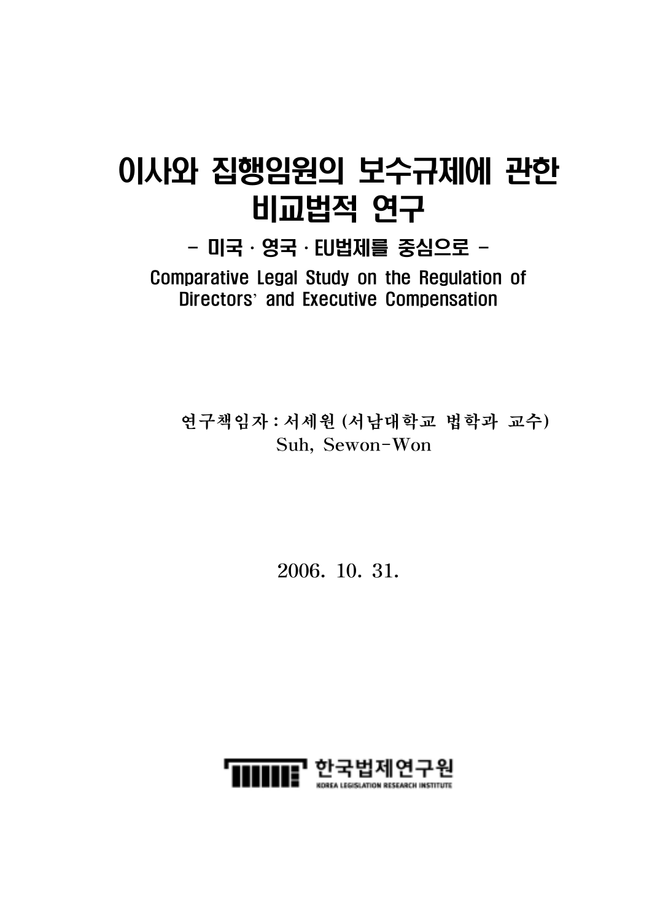# 이사와 집행임원의 보수규제에 관한 비교법적 연구

## - 미국 · 영국 · EU법제를 중심으로 -

Comparative Legal Study on the Regulation of Directors' and Executive Compensation

연구책임자 : 서세원 (서남대학교 법학과 교수)
Suh, Sewon-Won

2006. 10. 31.

한국법제연구원
KOREA LEGISLATION RESEARCH INSTITUTE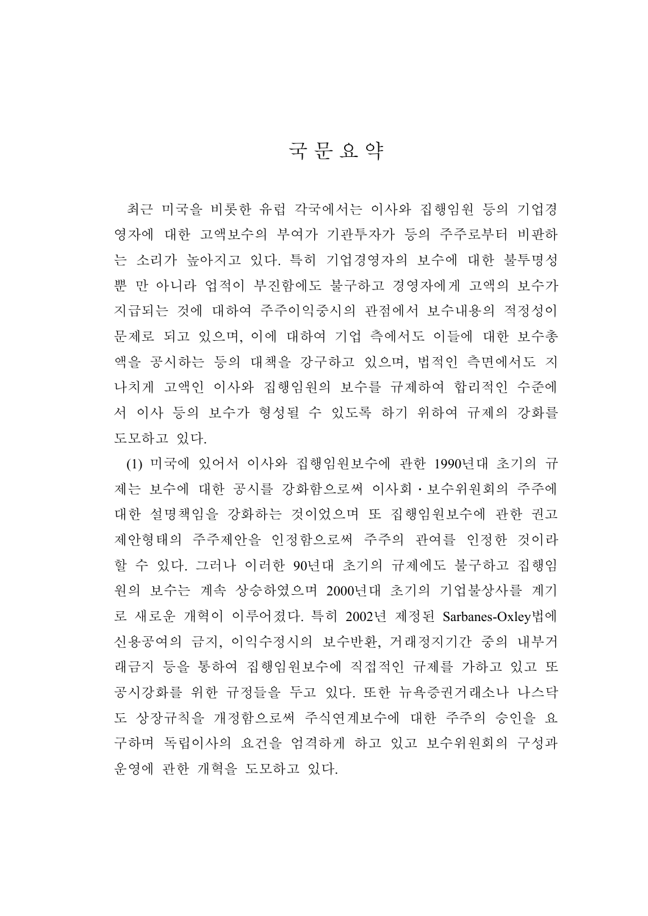# 국 문 요 약

최근 미국을 비롯한 유럽 각국에서는 이사와 집행임원 등의 기업경영자에 대한 고액보수의 부여가 기관투자가 등의 주주로부터 비판하는 소리가 높아지고 있다. 특히 기업경영자의 보수에 대한 불투명성 뿐 만 아니라 업적이 부진함에도 불구하고 경영자에게 고액의 보수가 지급되는 것에 대하여 주주이익중시의 관점에서 보수내용의 적정성이 문제로 되고 있으며, 이에 대하여 기업 측에서도 이들에 대한 보수총액을 공시하는 등의 대책을 강구하고 있으며, 법적인 측면에서도 지나치게 고액인 이사와 집행임원의 보수를 규제하여 합리적인 수준에서 이사 등의 보수가 형성될 수 있도록 하기 위하여 규제의 강화를 도모하고 있다.

(1) 미국에 있어서 이사와 집행임원보수에 관한 1990년대 초기의 규제는 보수에 대한 공시를 강화함으로써 이사회・보수위원회의 주주에 대한 설명책임을 강화하는 것이었으며 또 집행임원보수에 관한 권고제안형태의 주주제안을 인정함으로써 주주의 관여를 인정한 것이라 할 수 있다. 그러나 이러한 90년대 초기의 규제에도 불구하고 집행임원의 보수는 계속 상승하였으며 2000년대 초기의 기업불상사를 계기로 새로운 개혁이 이루어졌다. 특히 2002년 제정된 Sarbanes-Oxley법에 신용공여의 금지, 이익수정시의 보수반환, 거래정지기간 중의 내부거래금지 등을 통하여 집행임원보수에 직접적인 규제를 가하고 있고 또 공시강화를 위한 규정들을 두고 있다. 또한 뉴욕증권거래소나 나스닥도 상장규칙을 개정함으로써 주식연계보수에 대한 주주의 승인을 요구하며 독립이사의 요건을 엄격하게 하고 있고 보수위원회의 구성과 운영에 관한 개혁을 도모하고 있다.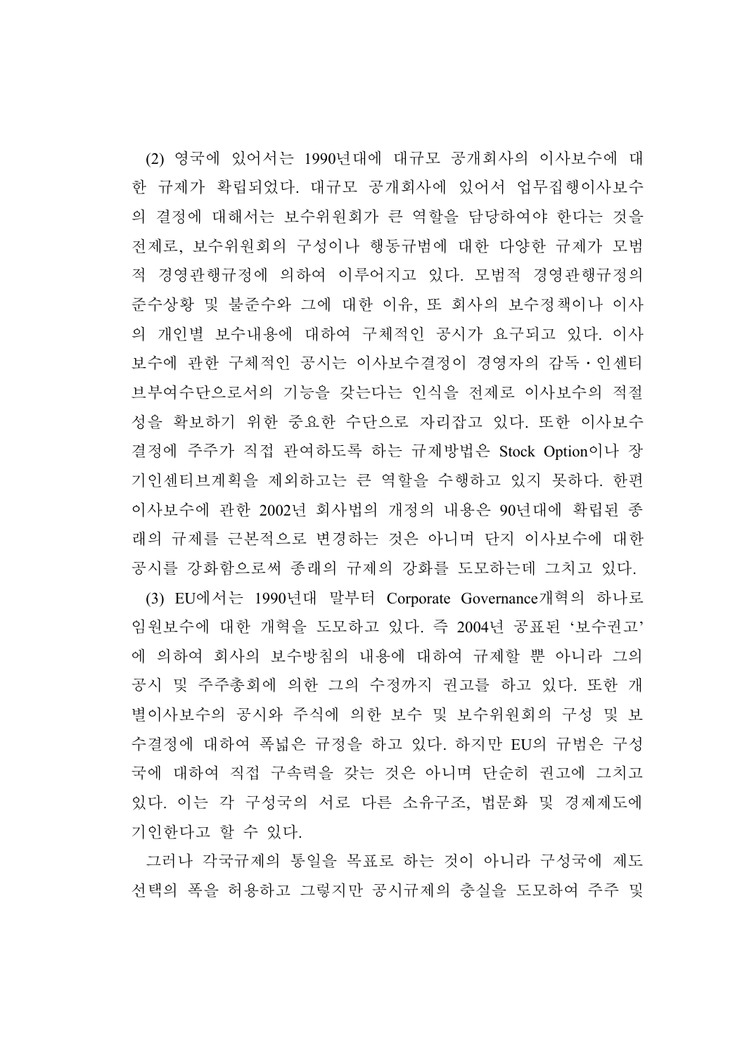(2) 영국에 있어서는 1990년대에 대규모 공개회사의 이사보수에 대한 규제가 확립되었다. 대규모 공개회사에 있어서 업무집행이사보수의 결정에 대해서는 보수위원회가 큰 역할을 담당하여야 한다는 것을 전제로, 보수위원회의 구성이나 행동규범에 대한 다양한 규제가 모범적 경영관행규정에 의하여 이루어지고 있다. 모범적 경영관행규정의 준수상황 및 불준수와 그에 대한 이유, 또 회사의 보수정책이나 이사의 개인별 보수내용에 대하여 구체적인 공시가 요구되고 있다. 이사보수에 관한 구체적인 공시는 이사보수결정이 경영자의 감독·인센티브부여수단으로서의 기능을 갖는다는 인식을 전제로 이사보수의 적절성을 확보하기 위한 중요한 수단으로 자리잡고 있다. 또한 이사보수결정에 주주가 직접 관여하도록 하는 규제방법은 Stock Option이나 장기인센티브계획을 제외하고는 큰 역할을 수행하고 있지 못하다. 한편 이사보수에 관한 2002년 회사법의 개정의 내용은 90년대에 확립된 종래의 규제를 근본적으로 변경하는 것은 아니며 단지 이사보수에 대한 공시를 강화함으로써 종래의 규제의 강화를 도모하는데 그치고 있다.

(3) EU에서는 1990년대 말부터 Corporate Governance개혁의 하나로 임원보수에 대한 개혁을 도모하고 있다. 즉 2004년 공표된 '보수권고'에 의하여 회사의 보수방침의 내용에 대하여 규제할 뿐 아니라 그의 공시 및 주주총회에 의한 그의 수정까지 권고를 하고 있다. 또한 개별이사보수의 공시와 주식에 의한 보수 및 보수위원회의 구성 및 보수결정에 대하여 폭넓은 규정을 하고 있다. 하지만 EU의 규범은 구성국에 대하여 직접 구속력을 갖는 것은 아니며 단순히 권고에 그치고 있다. 이는 각 구성국의 서로 다른 소유구조, 법문화 및 경제제도에 기인한다고 할 수 있다.

그러나 각국규제의 통일을 목표로 하는 것이 아니라 구성국에 제도선택의 폭을 허용하고 그렇지만 공시규제의 충실을 도모하여 주주 및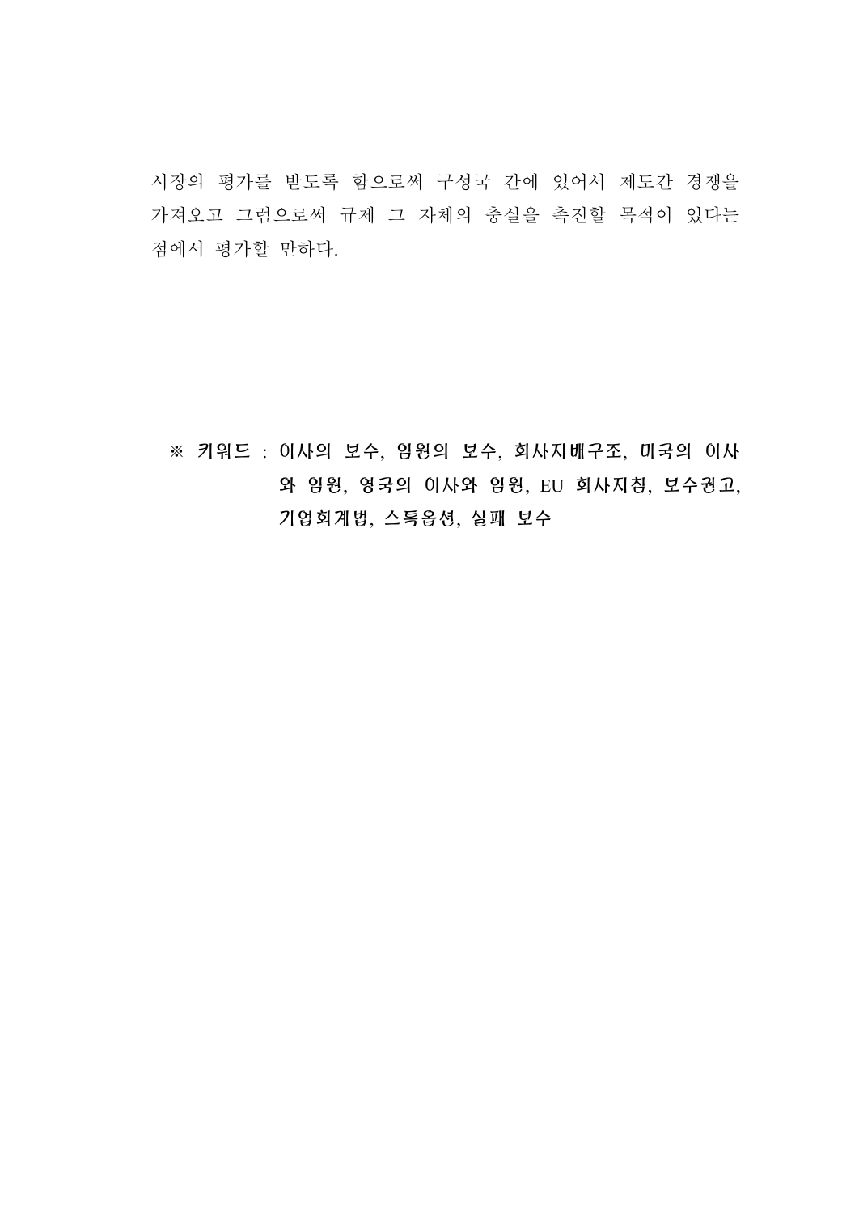시장의 평가를 받도록 함으로써 구성국 간에 있어서 제도간 경쟁을 가져오고 그럼으로써 규제 그 자체의 충실을 촉진할 목적이 있다는 점에서 평가할 만하다.

**※ 키워드 : 이사의 보수, 임원의 보수, 회사지배구조, 미국의 이사와 임원, 영국의 이사와 임원, EU 회사지침, 보수권고, 기업회계법, 스톡옵션, 실패 보수**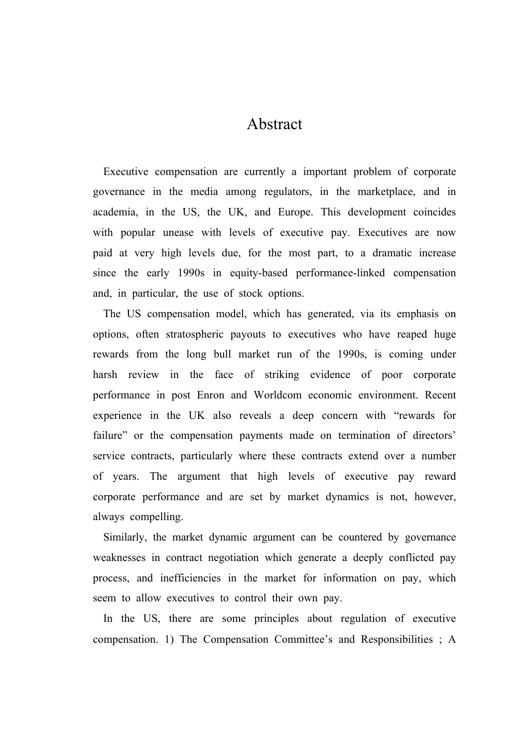# Abstract

Executive compensation are currently a important problem of corporate governance in the media among regulators, in the marketplace, and in academia, in the US, the UK, and Europe. This development coincides with popular unease with levels of executive pay. Executives are now paid at very high levels due, for the most part, to a dramatic increase since the early 1990s in equity-based performance-linked compensation and, in particular, the use of stock options.

The US compensation model, which has generated, via its emphasis on options, often stratospheric payouts to executives who have reaped huge rewards from the long bull market run of the 1990s, is coming under harsh review in the face of striking evidence of poor corporate performance in post Enron and Worldcom economic environment. Recent experience in the UK also reveals a deep concern with "rewards for failure" or the compensation payments made on termination of directors' service contracts, particularly where these contracts extend over a number of years. The argument that high levels of executive pay reward corporate performance and are set by market dynamics is not, however, always compelling.

Similarly, the market dynamic argument can be countered by governance weaknesses in contract negotiation which generate a deeply conflicted pay process, and inefficiencies in the market for information on pay, which seem to allow executives to control their own pay.

In the US, there are some principles about regulation of executive compensation. 1) The Compensation Committee's and Responsibilities ; A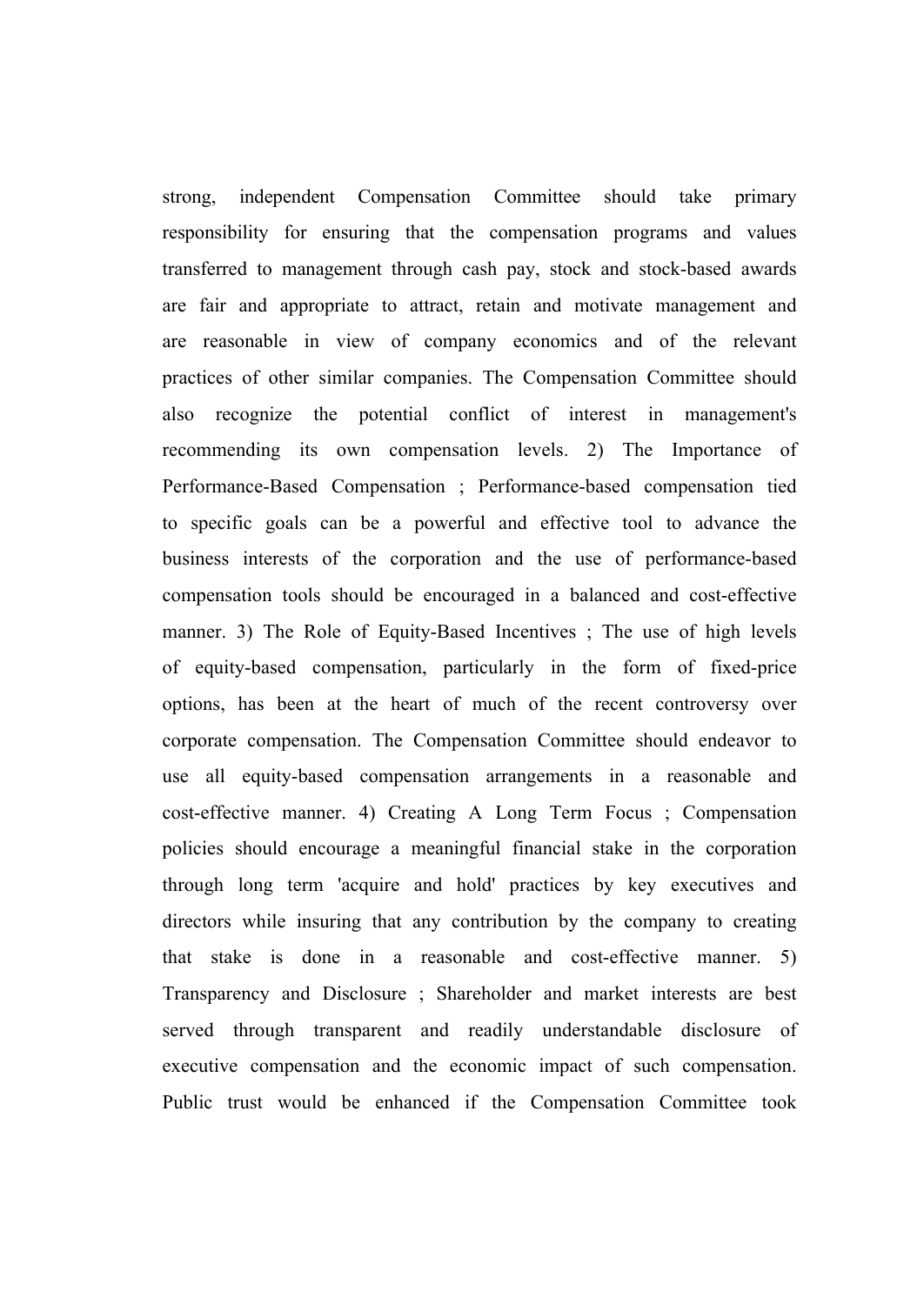strong, independent Compensation Committee should take primary responsibility for ensuring that the compensation programs and values transferred to management through cash pay, stock and stock-based awards are fair and appropriate to attract, retain and motivate management and are reasonable in view of company economics and of the relevant practices of other similar companies. The Compensation Committee should also recognize the potential conflict of interest in management's recommending its own compensation levels. 2) The Importance of Performance-Based Compensation ; Performance-based compensation tied to specific goals can be a powerful and effective tool to advance the business interests of the corporation and the use of performance-based compensation tools should be encouraged in a balanced and cost-effective manner. 3) The Role of Equity-Based Incentives ; The use of high levels of equity-based compensation, particularly in the form of fixed-price options, has been at the heart of much of the recent controversy over corporate compensation. The Compensation Committee should endeavor to use all equity-based compensation arrangements in a reasonable and cost-effective manner. 4) Creating A Long Term Focus ; Compensation policies should encourage a meaningful financial stake in the corporation through long term 'acquire and hold' practices by key executives and directors while insuring that any contribution by the company to creating that stake is done in a reasonable and cost-effective manner. 5) Transparency and Disclosure ; Shareholder and market interests are best served through transparent and readily understandable disclosure of executive compensation and the economic impact of such compensation. Public trust would be enhanced if the Compensation Committee took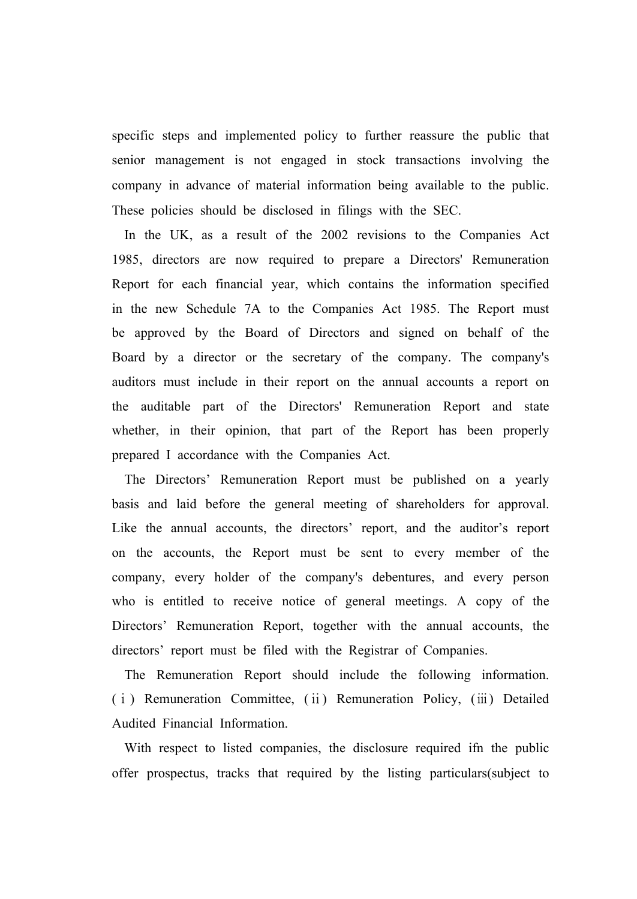specific steps and implemented policy to further reassure the public that senior management is not engaged in stock transactions involving the company in advance of material information being available to the public. These policies should be disclosed in filings with the SEC.

In the UK, as a result of the 2002 revisions to the Companies Act 1985, directors are now required to prepare a Directors' Remuneration Report for each financial year, which contains the information specified in the new Schedule 7A to the Companies Act 1985. The Report must be approved by the Board of Directors and signed on behalf of the Board by a director or the secretary of the company. The company's auditors must include in their report on the annual accounts a report on the auditable part of the Directors' Remuneration Report and state whether, in their opinion, that part of the Report has been properly prepared I accordance with the Companies Act.

The Directors' Remuneration Report must be published on a yearly basis and laid before the general meeting of shareholders for approval. Like the annual accounts, the directors' report, and the auditor's report on the accounts, the Report must be sent to every member of the company, every holder of the company's debentures, and every person who is entitled to receive notice of general meetings. A copy of the Directors' Remuneration Report, together with the annual accounts, the directors' report must be filed with the Registrar of Companies.

The Remuneration Report should include the following information. (ⅰ) Remuneration Committee, (ⅱ) Remuneration Policy, (ⅲ) Detailed Audited Financial Information.

With respect to listed companies, the disclosure required ifn the public offer prospectus, tracks that required by the listing particulars(subject to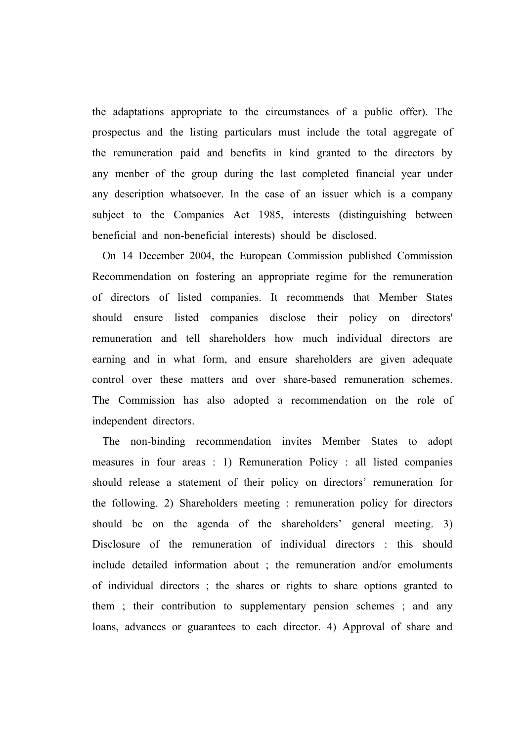the adaptations appropriate to the circumstances of a public offer). The prospectus and the listing particulars must include the total aggregate of the remuneration paid and benefits in kind granted to the directors by any menber of the group during the last completed financial year under any description whatsoever. In the case of an issuer which is a company subject to the Companies Act 1985, interests (distinguishing between beneficial and non-beneficial interests) should be disclosed.

On 14 December 2004, the European Commission published Commission Recommendation on fostering an appropriate regime for the remuneration of directors of listed companies. It recommends that Member States should ensure listed companies disclose their policy on directors' remuneration and tell shareholders how much individual directors are earning and in what form, and ensure shareholders are given adequate control over these matters and over share-based remuneration schemes. The Commission has also adopted a recommendation on the role of independent directors.

The non-binding recommendation invites Member States to adopt measures in four areas : 1) Remuneration Policy : all listed companies should release a statement of their policy on directors' remuneration for the following. 2) Shareholders meeting : remuneration policy for directors should be on the agenda of the shareholders' general meeting. 3) Disclosure of the remuneration of individual directors : this should include detailed information about ; the remuneration and/or emoluments of individual directors ; the shares or rights to share options granted to them ; their contribution to supplementary pension schemes ; and any loans, advances or guarantees to each director. 4) Approval of share and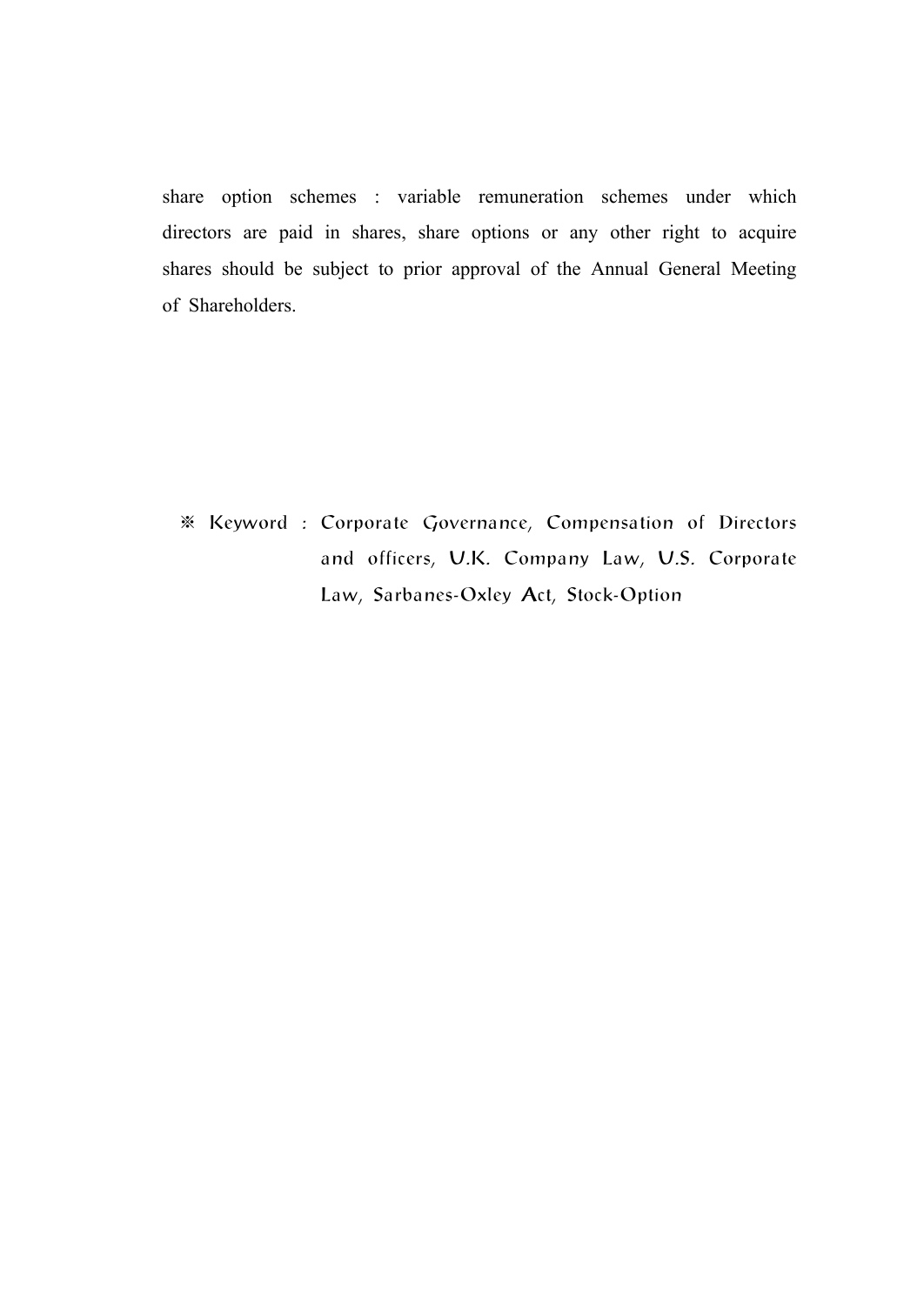share option schemes : variable remuneration schemes under which directors are paid in shares, share options or any other right to acquire shares should be subject to prior approval of the Annual General Meeting of Shareholders.

※ Keyword : Corporate Governance, Compensation of Directors and officers, U.K. Company Law, U.S. Corporate Law, Sarbanes-Oxley Act, Stock-Option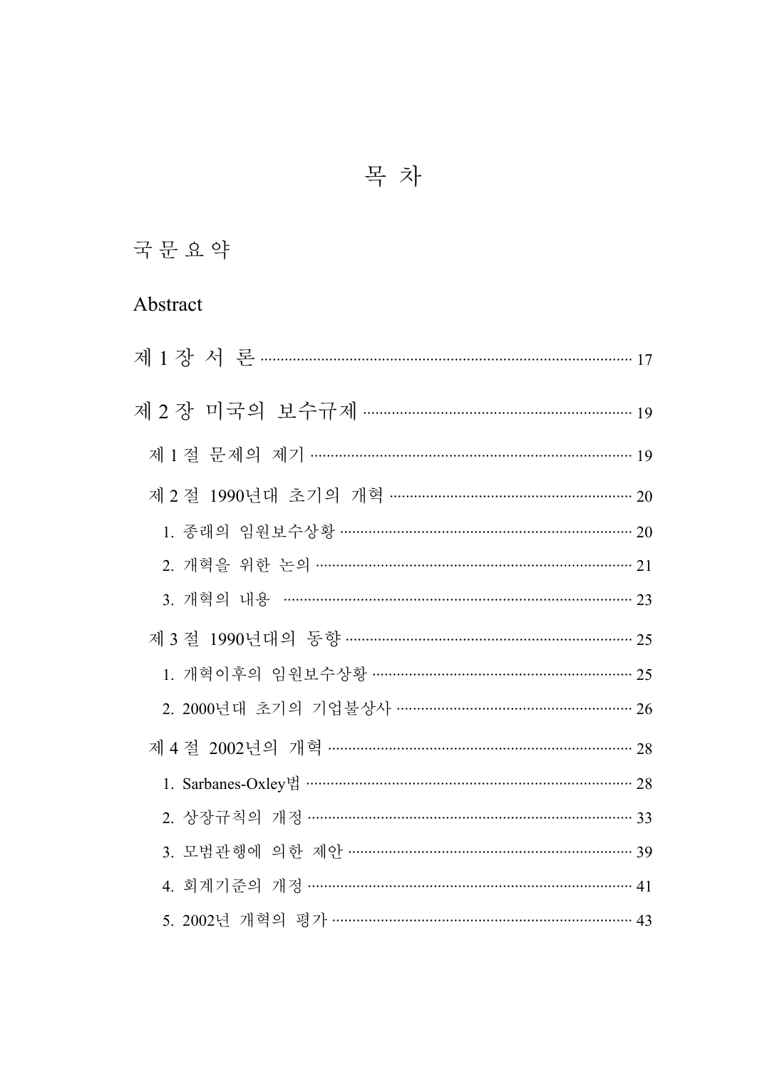# 목 차

국 문 요 약

Abstract

제 1 장 서 론 ··· 17

제 2 장 미국의 보수규제 ··· 19

- 제 1 절 문제의 제기 ··· 19
- 제 2 절 1990년대 초기의 개혁 ··· 20
  1. 종래의 임원보수상황 ··· 20
  2. 개혁을 위한 논의 ··· 21
  3. 개혁의 내용 ··· 23
- 제 3 절 1990년대의 동향 ··· 25
  1. 개혁이후의 임원보수상황 ··· 25
  2. 2000년대 초기의 기업불상사 ··· 26
- 제 4 절 2002년의 개혁 ··· 28
  1. Sarbanes-Oxley법 ··· 28
  2. 상장규칙의 개정 ··· 33
  3. 모범관행에 의한 제안 ··· 39
  4. 회계기준의 개정 ··· 41
  5. 2002년 개혁의 평가 ··· 43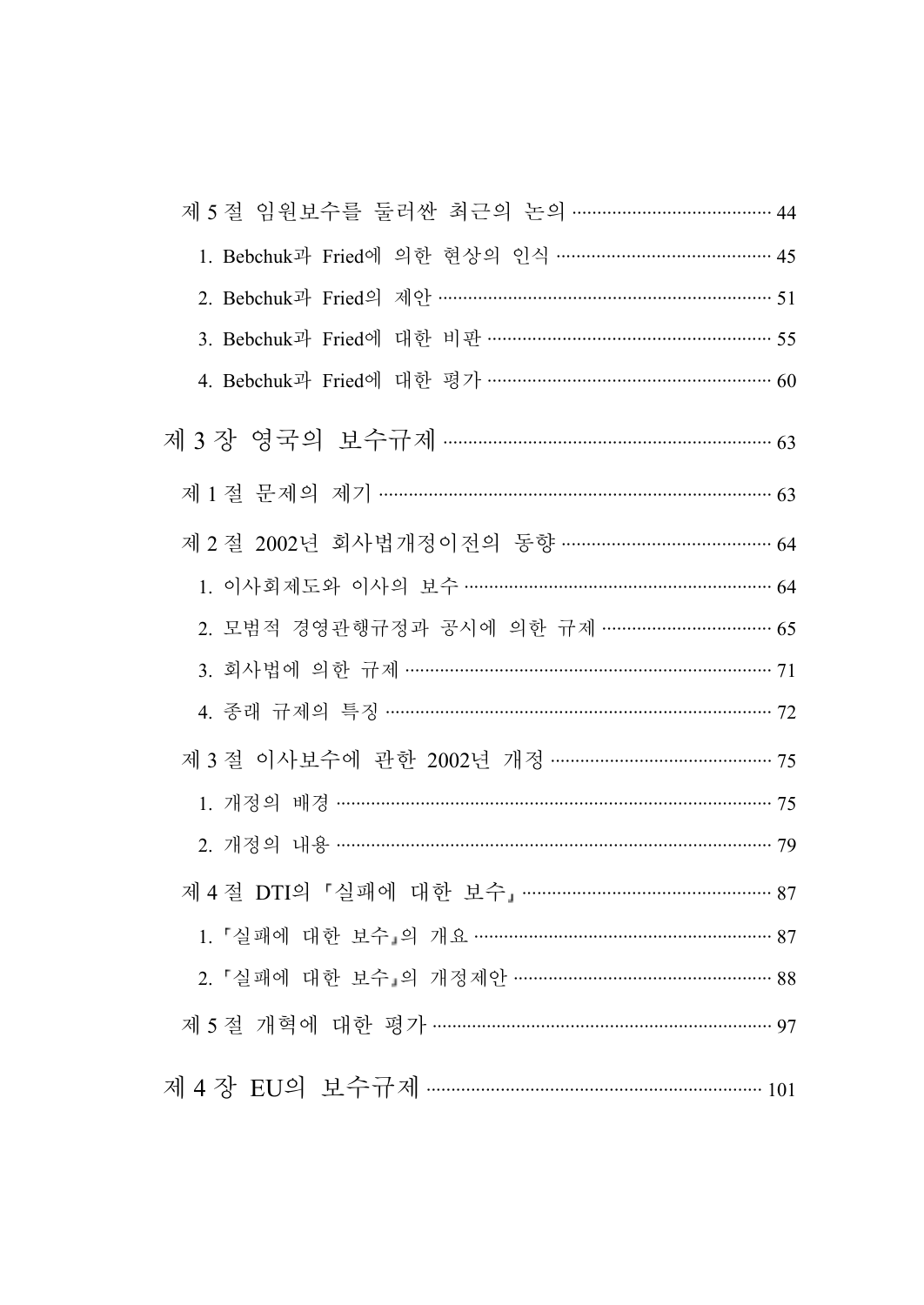제 5 절 임원보수를 둘러싼 최근의 논의 ······································· 44

1. Bebchuk과 Fried에 의한 현상의 인식 ··········································· 45

2. Bebchuk과 Fried의 제안 ································································· 51

3. Bebchuk과 Fried에 대한 비판 ······················································· 55

4. Bebchuk과 Fried에 대한 평가 ······················································· 60

제 3 장 영국의 보수규제 ································································ 63

제 1 절 문제의 제기 ·············································································· 63

제 2 절 2002년 회사법개정이전의 동향 ········································ 64

1. 이사회제도와 이사의 보수 ···························································· 64

2. 모범적 경영관행규정과 공시에 의한 규제 ································ 65

3. 회사법에 의한 규제 ········································································ 71

4. 종래 규제의 특징 ············································································ 72

제 3 절 이사보수에 관한 2002년 개정 ············································ 75

1. 개정의 배경 ······················································································ 75

2. 개정의 내용 ······················································································ 79

제 4 절 DTI의 『실패에 대한 보수』 ················································ 87

1. 『실패에 대한 보수』의 개요 ·························································· 87

2. 『실패에 대한 보수』의 개정제안 ·················································· 88

제 5 절 개혁에 대한 평가 ·································································· 97

제 4 장 EU의 보수규제 ·································································· 101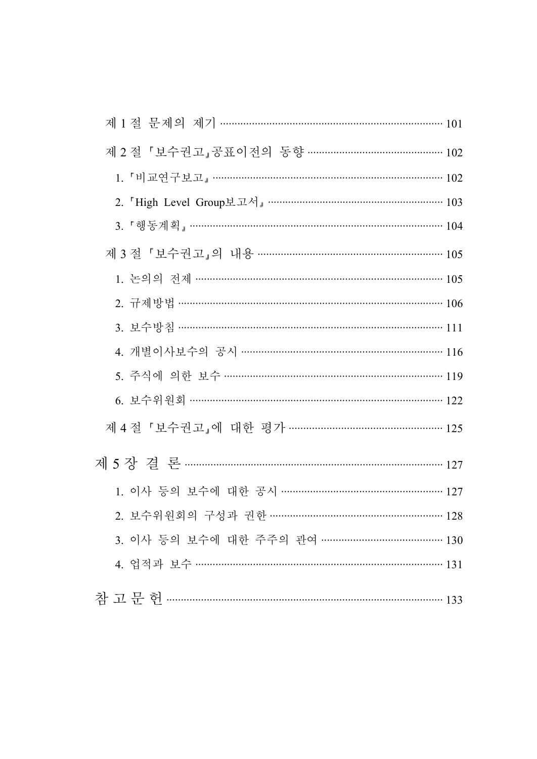제 1 절 문제의 제기 ············ 101

제 2 절 「보수권고」공표이전의 동향 ············ 102

1. 「비교연구보고」 ············ 102
2. 「High Level Group보고서」 ············ 103
3. 「행동계획」 ············ 104

제 3 절 「보수권고」의 내용 ············ 105

1. 논의의 전제 ············ 105
2. 규제방법 ············ 106
3. 보수방침 ············ 111
4. 개별이사보수의 공시 ············ 116
5. 주식에 의한 보수 ············ 119
6. 보수위원회 ············ 122

제 4 절 「보수권고」에 대한 평가 ············ 125

제 5 장 결 론 ············ 127

1. 이사 등의 보수에 대한 공시 ············ 127
2. 보수위원회의 구성과 권한 ············ 128
3. 이사 등의 보수에 대한 주주의 관여 ············ 130
4. 업적과 보수 ············ 131

참 고 문 헌 ············ 133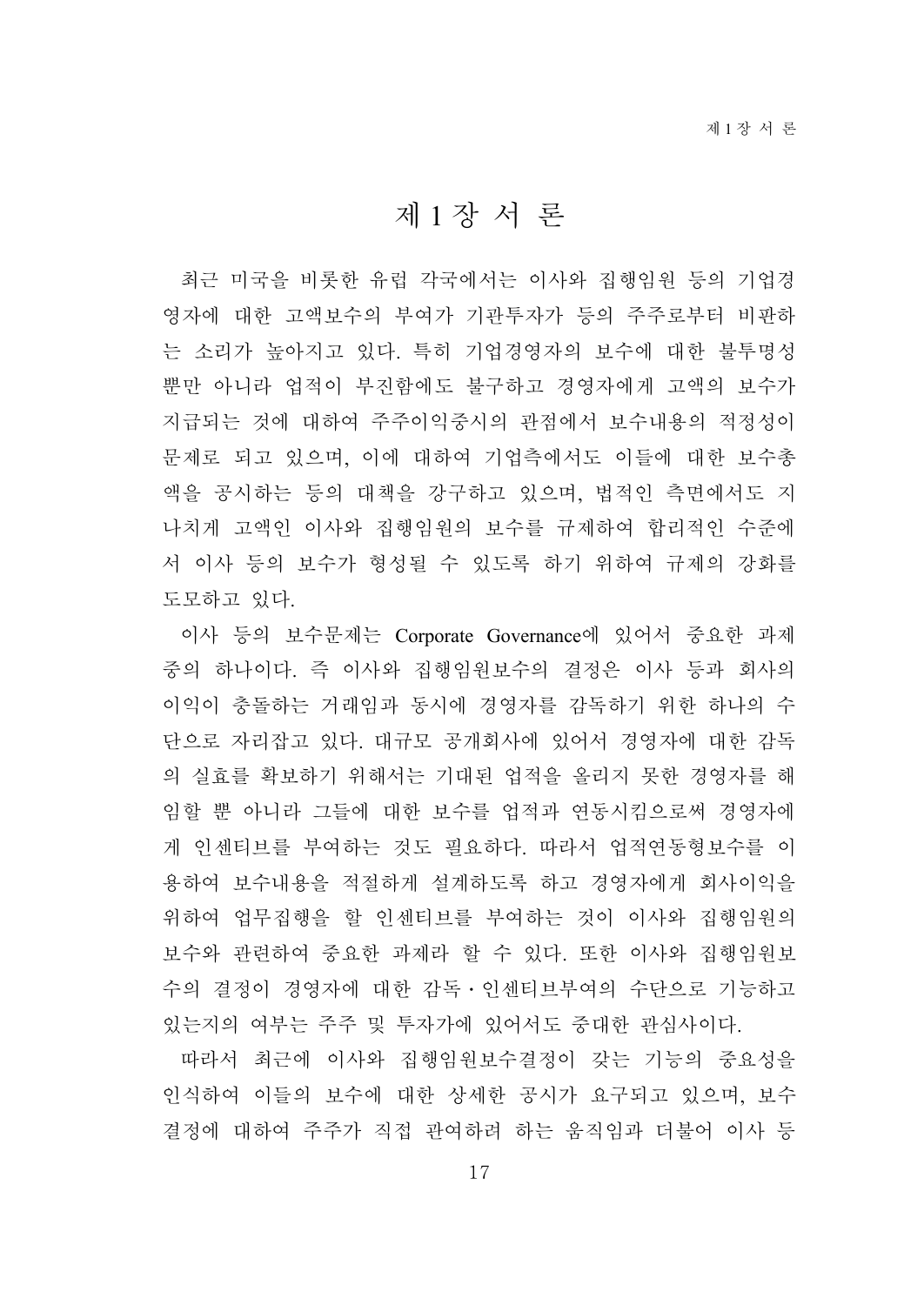# 제 1 장 서 론

최근 미국을 비롯한 유럽 각국에서는 이사와 집행임원 등의 기업경영자에 대한 고액보수의 부여가 기관투자가 등의 주주로부터 비판하는 소리가 높아지고 있다. 특히 기업경영자의 보수에 대한 불투명성뿐만 아니라 업적이 부진함에도 불구하고 경영자에게 고액의 보수가 지급되는 것에 대하여 주주이익중시의 관점에서 보수내용의 적정성이 문제로 되고 있으며, 이에 대하여 기업측에서도 이들에 대한 보수총액을 공시하는 등의 대책을 강구하고 있으며, 법적인 측면에서도 지나치게 고액인 이사와 집행임원의 보수를 규제하여 합리적인 수준에서 이사 등의 보수가 형성될 수 있도록 하기 위하여 규제의 강화를 도모하고 있다.

이사 등의 보수문제는 Corporate Governance에 있어서 중요한 과제 중의 하나이다. 즉 이사와 집행임원보수의 결정은 이사 등과 회사의 이익이 충돌하는 거래임과 동시에 경영자를 감독하기 위한 하나의 수단으로 자리잡고 있다. 대규모 공개회사에 있어서 경영자에 대한 감독의 실효를 확보하기 위해서는 기대된 업적을 올리지 못한 경영자를 해임할 뿐 아니라 그들에 대한 보수를 업적과 연동시킴으로써 경영자에게 인센티브를 부여하는 것도 필요하다. 따라서 업적연동형보수를 이용하여 보수내용을 적절하게 설계하도록 하고 경영자에게 회사이익을 위하여 업무집행을 할 인센티브를 부여하는 것이 이사와 집행임원의 보수와 관련하여 중요한 과제라 할 수 있다. 또한 이사와 집행임원보수의 결정이 경영자에 대한 감독·인센티브부여의 수단으로 기능하고 있는지의 여부는 주주 및 투자가에 있어서도 중대한 관심사이다.

따라서 최근에 이사와 집행임원보수결정이 갖는 기능의 중요성을 인식하여 이들의 보수에 대한 상세한 공시가 요구되고 있으며, 보수결정에 대하여 주주가 직접 관여하려 하는 움직임과 더불어 이사 등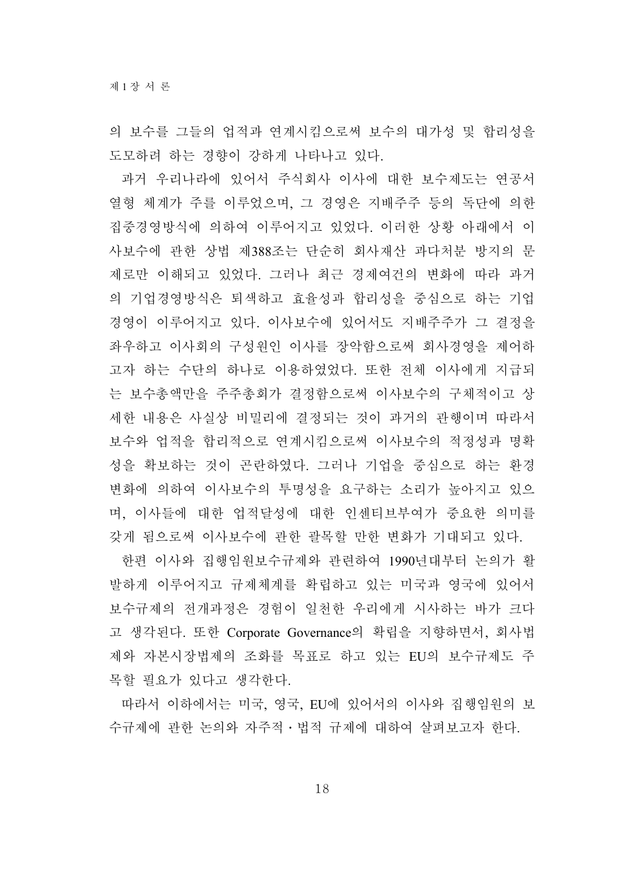의 보수를 그들의 업적과 연계시킴으로써 보수의 대가성 및 합리성을 도모하려 하는 경향이 강하게 나타나고 있다.

과거 우리나라에 있어서 주식회사 이사에 대한 보수제도는 연공서열형 체계가 주를 이루었으며, 그 경영은 지배주주 등의 독단에 의한 집중경영방식에 의하여 이루어지고 있었다. 이러한 상황 아래에서 이사보수에 관한 상법 제388조는 단순히 회사재산 과다처분 방지의 문제로만 이해되고 있었다. 그러나 최근 경제여건의 변화에 따라 과거의 기업경영방식은 퇴색하고 효율성과 합리성을 중심으로 하는 기업경영이 이루어지고 있다. 이사보수에 있어서도 지배주주가 그 결정을 좌우하고 이사회의 구성원인 이사를 장악함으로써 회사경영을 제어하고자 하는 수단의 하나로 이용하였었다. 또한 전체 이사에게 지급되는 보수총액만을 주주총회가 결정함으로써 이사보수의 구체적이고 상세한 내용은 사실상 비밀리에 결정되는 것이 과거의 관행이며 따라서 보수와 업적을 합리적으로 연계시킴으로써 이사보수의 적정성과 명확성을 확보하는 것이 곤란하였다. 그러나 기업을 중심으로 하는 환경변화에 의하여 이사보수의 투명성을 요구하는 소리가 높아지고 있으며, 이사들에 대한 업적달성에 대한 인센티브부여가 중요한 의미를 갖게 됨으로써 이사보수에 관한 괄목할 만한 변화가 기대되고 있다.

한편 이사와 집행임원보수규제와 관련하여 1990년대부터 논의가 활발하게 이루어지고 규제체계를 확립하고 있는 미국과 영국에 있어서 보수규제의 전개과정은 경험이 일천한 우리에게 시사하는 바가 크다고 생각된다. 또한 Corporate Governance의 확립을 지향하면서, 회사법제와 자본시장법제의 조화를 목표로 하고 있는 EU의 보수규제도 주목할 필요가 있다고 생각한다.

따라서 이하에서는 미국, 영국, EU에 있어서의 이사와 집행임원의 보수규제에 관한 논의와 자주적 · 법적 규제에 대하여 살펴보고자 한다.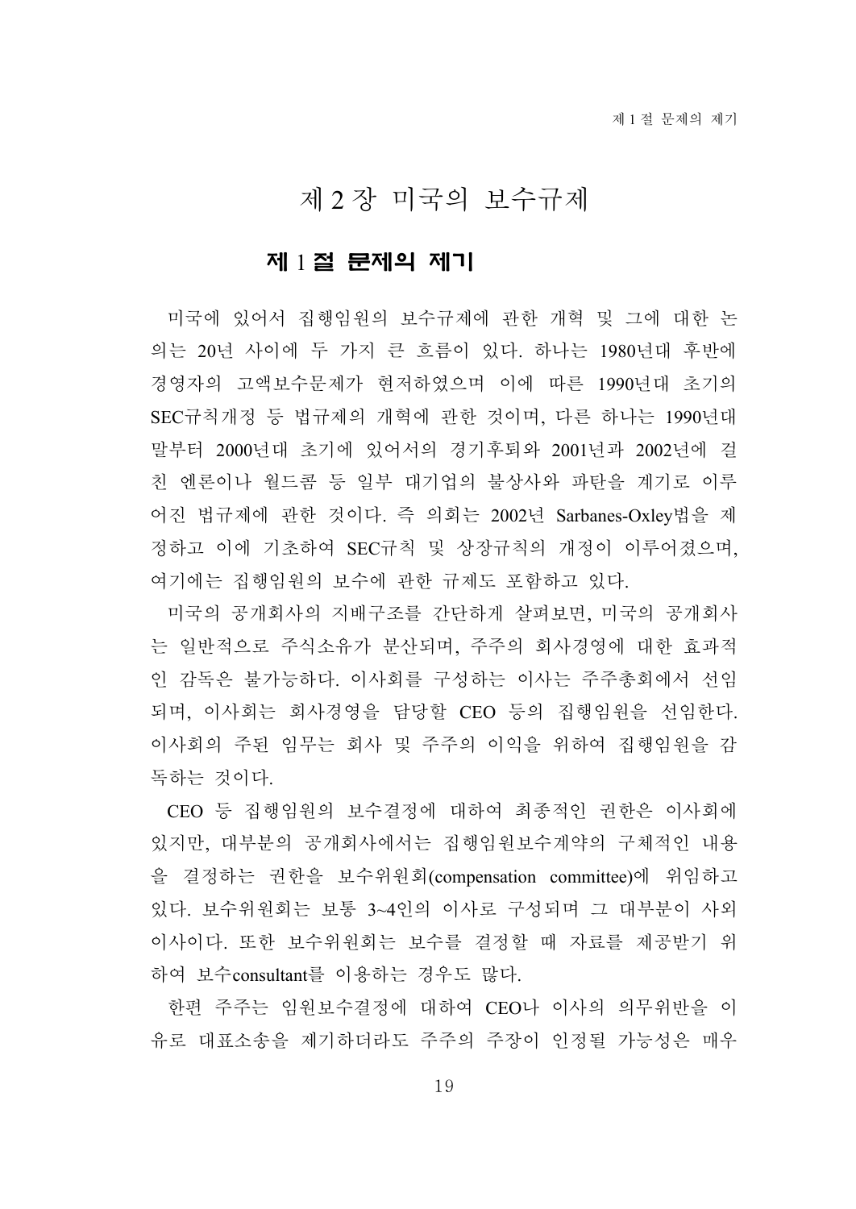# 제 2 장 미국의 보수규제

## 제 1 절 문제의 제기

미국에 있어서 집행임원의 보수규제에 관한 개혁 및 그에 대한 논의는 20년 사이에 두 가지 큰 흐름이 있다. 하나는 1980년대 후반에 경영자의 고액보수문제가 현저하였으며 이에 따른 1990년대 초기의 SEC규칙개정 등 법규제의 개혁에 관한 것이며, 다른 하나는 1990년대 말부터 2000년대 초기에 있어서의 경기후퇴와 2001년과 2002년에 걸친 엔론이나 월드콤 등 일부 대기업의 불상사와 파탄을 계기로 이루어진 법규제에 관한 것이다. 즉 의회는 2002년 Sarbanes-Oxley법을 제정하고 이에 기초하여 SEC규칙 및 상장규칙의 개정이 이루어졌으며, 여기에는 집행임원의 보수에 관한 규제도 포함하고 있다.

미국의 공개회사의 지배구조를 간단하게 살펴보면, 미국의 공개회사는 일반적으로 주식소유가 분산되며, 주주의 회사경영에 대한 효과적인 감독은 불가능하다. 이사회를 구성하는 이사는 주주총회에서 선임되며, 이사회는 회사경영을 담당할 CEO 등의 집행임원을 선임한다. 이사회의 주된 임무는 회사 및 주주의 이익을 위하여 집행임원을 감독하는 것이다.

CEO 등 집행임원의 보수결정에 대하여 최종적인 권한은 이사회에 있지만, 대부분의 공개회사에서는 집행임원보수계약의 구체적인 내용을 결정하는 권한을 보수위원회(compensation committee)에 위임하고 있다. 보수위원회는 보통 3~4인의 이사로 구성되며 그 대부분이 사외이사이다. 또한 보수위원회는 보수를 결정할 때 자료를 제공받기 위하여 보수consultant를 이용하는 경우도 많다.

한편 주주는 임원보수결정에 대하여 CEO나 이사의 의무위반을 이유로 대표소송을 제기하더라도 주주의 주장이 인정될 가능성은 매우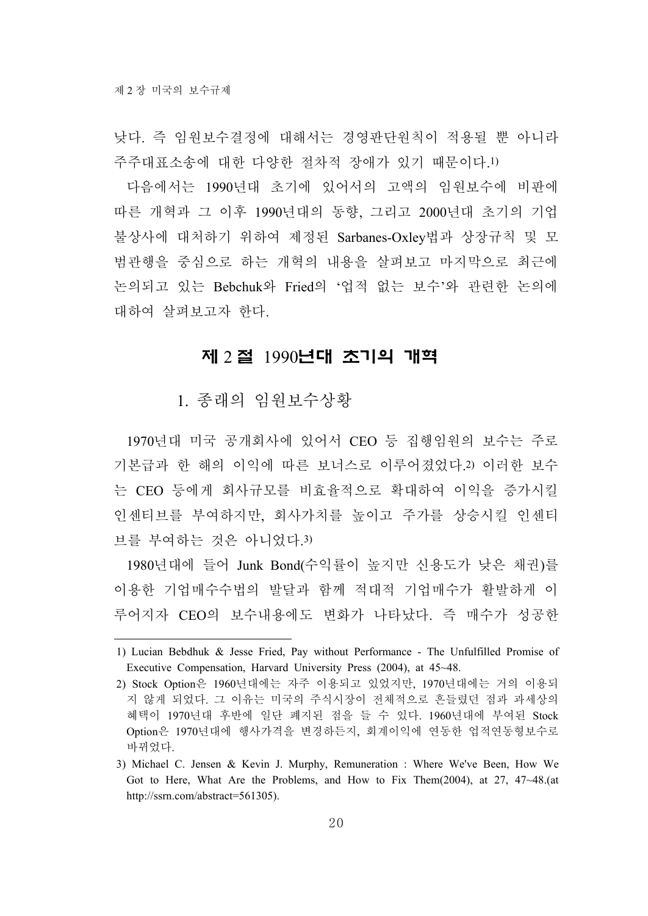낮다. 즉 임원보수결정에 대해서는 경영판단원칙이 적용될 뿐 아니라 주주대표소송에 대한 다양한 절차적 장애가 있기 때문이다.[1)]

다음에서는 1990년대 초기에 있어서의 고액의 임원보수에 비판에 따른 개혁과 그 이후 1990년대의 동향, 그리고 2000년대 초기의 기업불상사에 대처하기 위하여 제정된 Sarbanes-Oxley법과 상장규칙 및 모범관행을 중심으로 하는 개혁의 내용을 살펴보고 마지막으로 최근에 논의되고 있는 Bebchuk와 Fried의 '업적 없는 보수'와 관련한 논의에 대하여 살펴보고자 한다.

## 제 2 절 1990년대 초기의 개혁

### 1. 종래의 임원보수상황

1970년대 미국 공개회사에 있어서 CEO 등 집행임원의 보수는 주로 기본급과 한 해의 이익에 따른 보너스로 이루어졌었다.[2)] 이러한 보수는 CEO 등에게 회사규모를 비효율적으로 확대하여 이익을 증가시킬 인센티브를 부여하지만, 회사가치를 높이고 주가를 상승시킬 인센티브를 부여하는 것은 아니었다.[3)]

1980년대에 들어 Junk Bond(수익률이 높지만 신용도가 낮은 채권)를 이용한 기업매수수법의 발달과 함께 적대적 기업매수가 활발하게 이루어지자 CEO의 보수내용에도 변화가 나타났다. 즉 매수가 성공한

---

1) Lucian Bebdhuk & Jesse Fried, Pay without Performance - The Unfulfilled Promise of Executive Compensation, Harvard University Press (2004), at 45~48.

2) Stock Option은 1960년대에는 자주 이용되고 있었지만, 1970년대에는 거의 이용되지 않게 되었다. 그 이유는 미국의 주식시장이 전체적으로 흔들렸던 점과 과세상의 혜택이 1970년대 후반에 일단 폐지된 점을 들 수 있다. 1960년대에 부여된 Stock Option은 1970년대에 행사가격을 변경하든지, 회계이익에 연동한 업적연동형보수로 바뀌었다.

3) Michael C. Jensen & Kevin J. Murphy, Remuneration : Where We've Been, How We Got to Here, What Are the Problems, and How to Fix Them(2004), at 27, 47~48.(at http://ssrn.com/abstract=561305).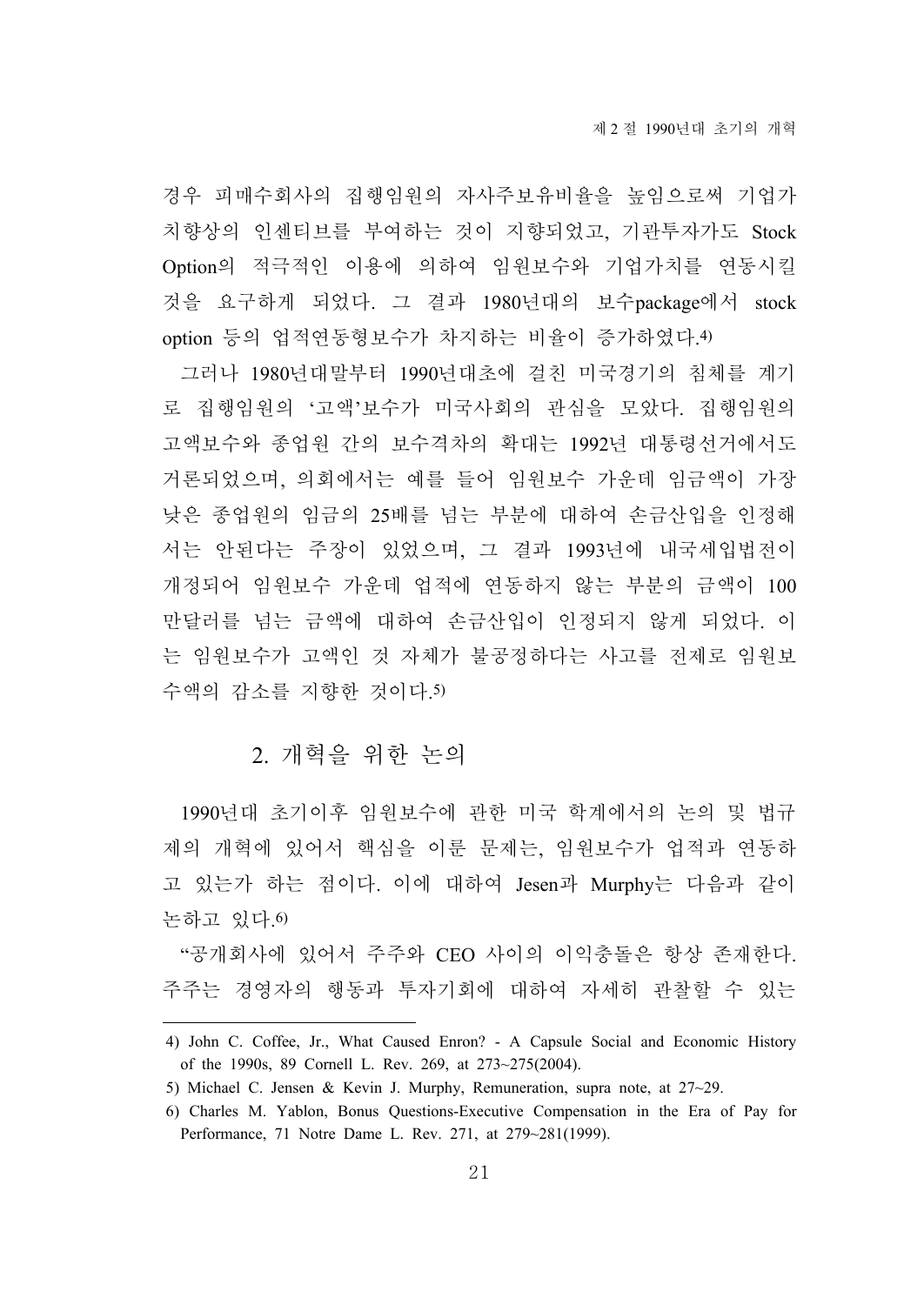경우 피매수회사의 집행임원의 자사주보유비율을 높임으로써 기업가치향상의 인센티브를 부여하는 것이 지향되었고, 기관투자가도 Stock Option의 적극적인 이용에 의하여 임원보수와 기업가치를 연동시킬 것을 요구하게 되었다. 그 결과 1980년대의 보수package에서 stock option 등의 업적연동형보수가 차지하는 비율이 증가하였다.[4)]

그러나 1980년대말부터 1990년대초에 걸친 미국경기의 침체를 계기로 집행임원의 '고액'보수가 미국사회의 관심을 모았다. 집행임원의 고액보수와 종업원 간의 보수격차의 확대는 1992년 대통령선거에서도 거론되었으며, 의회에서는 예를 들어 임원보수 가운데 임금액이 가장 낮은 종업원의 임금의 25배를 넘는 부분에 대하여 손금산입을 인정해서는 안된다는 주장이 있었으며, 그 결과 1993년에 내국세입법전이 개정되어 임원보수 가운데 업적에 연동하지 않는 부분의 금액이 100만달러를 넘는 금액에 대하여 손금산입이 인정되지 않게 되었다. 이는 임원보수가 고액인 것 자체가 불공정하다는 사고를 전제로 임원보수액의 감소를 지향한 것이다.[5)]

## 2. 개혁을 위한 논의

1990년대 초기이후 임원보수에 관한 미국 학계에서의 논의 및 법규제의 개혁에 있어서 핵심을 이룬 문제는, 임원보수가 업적과 연동하고 있는가 하는 점이다. 이에 대하여 Jesen과 Murphy는 다음과 같이 논하고 있다.[6)]

"공개회사에 있어서 주주와 CEO 사이의 이익충돌은 항상 존재한다. 주주는 경영자의 행동과 투자기회에 대하여 자세히 관찰할 수 있는

---

4) John C. Coffee, Jr., What Caused Enron? - A Capsule Social and Economic History of the 1990s, 89 Cornell L. Rev. 269, at 273~275(2004).

5) Michael C. Jensen & Kevin J. Murphy, Remuneration, supra note, at 27~29.

6) Charles M. Yablon, Bonus Questions-Executive Compensation in the Era of Pay for Performance, 71 Notre Dame L. Rev. 271, at 279~281(1999).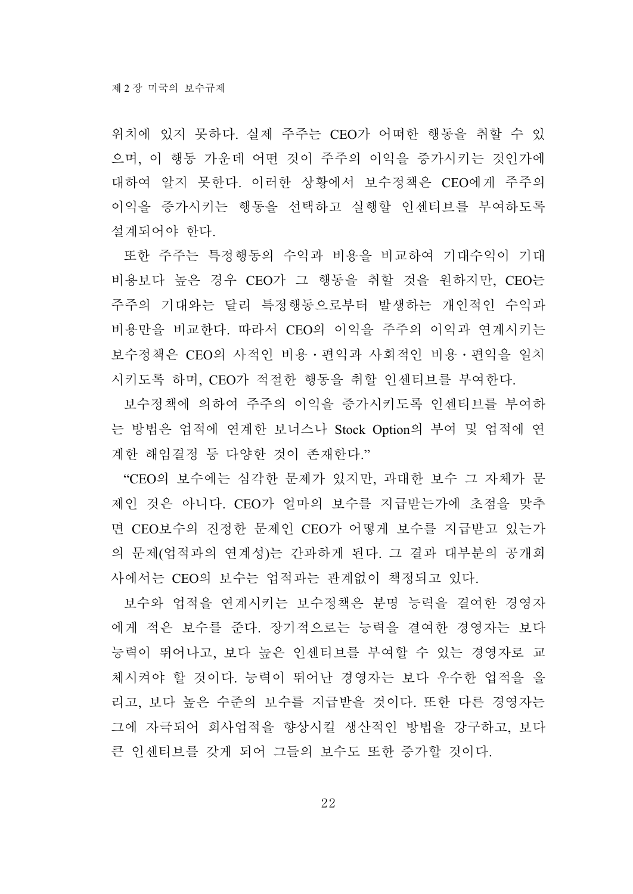위치에 있지 못하다. 실제 주주는 CEO가 어떠한 행동을 취할 수 있으며, 이 행동 가운데 어떤 것이 주주의 이익을 증가시키는 것인가에 대하여 알지 못한다. 이러한 상황에서 보수정책은 CEO에게 주주의 이익을 증가시키는 행동을 선택하고 실행할 인센티브를 부여하도록 설계되어야 한다.

또한 주주는 특정행동의 수익과 비용을 비교하여 기대수익이 기대비용보다 높은 경우 CEO가 그 행동을 취할 것을 원하지만, CEO는 주주의 기대와는 달리 특정행동으로부터 발생하는 개인적인 수익과 비용만을 비교한다. 따라서 CEO의 이익을 주주의 이익과 연계시키는 보수정책은 CEO의 사적인 비용・편익과 사회적인 비용・편익을 일치시키도록 하며, CEO가 적절한 행동을 취할 인센티브를 부여한다.

보수정책에 의하여 주주의 이익을 증가시키도록 인센티브를 부여하는 방법은 업적에 연계한 보너스나 Stock Option의 부여 및 업적에 연계한 해임결정 등 다양한 것이 존재한다.”

“CEO의 보수에는 심각한 문제가 있지만, 과대한 보수 그 자체가 문제인 것은 아니다. CEO가 얼마의 보수를 지급받는가에 초점을 맞추면 CEO보수의 진정한 문제인 CEO가 어떻게 보수를 지급받고 있는가의 문제(업적과의 연계성)는 간과하게 된다. 그 결과 대부분의 공개회사에서는 CEO의 보수는 업적과는 관계없이 책정되고 있다.

보수와 업적을 연계시키는 보수정책은 분명 능력을 결여한 경영자에게 적은 보수를 준다. 장기적으로는 능력을 결여한 경영자는 보다 능력이 뛰어나고, 보다 높은 인센티브를 부여할 수 있는 경영자로 교체시켜야 할 것이다. 능력이 뛰어난 경영자는 보다 우수한 업적을 올리고, 보다 높은 수준의 보수를 지급받을 것이다. 또한 다른 경영자는 그에 자극되어 회사업적을 향상시킬 생산적인 방법을 강구하고, 보다 큰 인센티브를 갖게 되어 그들의 보수도 또한 증가할 것이다.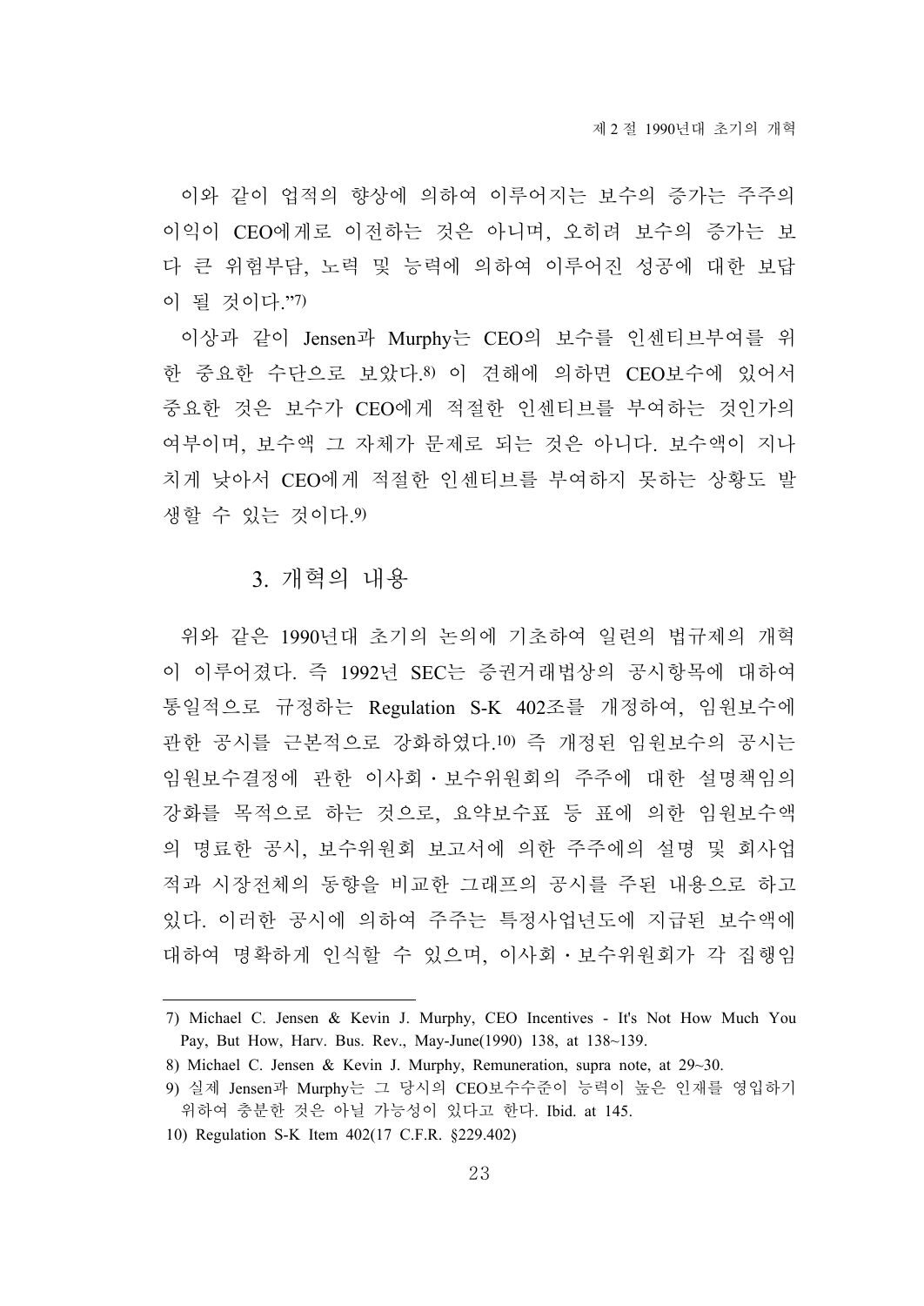이와 같이 업적의 향상에 의하여 이루어지는 보수의 증가는 주주의 이익이 CEO에게로 이전하는 것은 아니며, 오히려 보수의 증가는 보다 큰 위험부담, 노력 및 능력에 의하여 이루어진 성공에 대한 보답이 될 것이다."[7]

이상과 같이 Jensen과 Murphy는 CEO의 보수를 인센티브부여를 위한 중요한 수단으로 보았다.[8] 이 견해에 의하면 CEO보수에 있어서 중요한 것은 보수가 CEO에게 적절한 인센티브를 부여하는 것인가의 여부이며, 보수액 그 자체가 문제로 되는 것은 아니다. 보수액이 지나치게 낮아서 CEO에게 적절한 인센티브를 부여하지 못하는 상황도 발생할 수 있는 것이다.[9]

### 3. 개혁의 내용

위와 같은 1990년대 초기의 논의에 기초하여 일련의 법규제의 개혁이 이루어졌다. 즉 1992년 SEC는 증권거래법상의 공시항목에 대하여 통일적으로 규정하는 Regulation S-K 402조를 개정하여, 임원보수에 관한 공시를 근본적으로 강화하였다.[10] 즉 개정된 임원보수의 공시는 임원보수결정에 관한 이사회・보수위원회의 주주에 대한 설명책임의 강화를 목적으로 하는 것으로, 요약보수표 등 표에 의한 임원보수액의 명료한 공시, 보수위원회 보고서에 의한 주주에의 설명 및 회사업적과 시장전체의 동향을 비교한 그래프의 공시를 주된 내용으로 하고 있다. 이러한 공시에 의하여 주주는 특정사업년도에 지급된 보수액에 대하여 명확하게 인식할 수 있으며, 이사회・보수위원회가 각 집행임

---

7) Michael C. Jensen & Kevin J. Murphy, CEO Incentives - It's Not How Much You Pay, But How, Harv. Bus. Rev., May-June(1990) 138, at 138~139.

8) Michael C. Jensen & Kevin J. Murphy, Remuneration, supra note, at 29~30.

9) 실제 Jensen과 Murphy는 그 당시의 CEO보수수준이 능력이 높은 인재를 영입하기 위하여 충분한 것은 아닐 가능성이 있다고 한다. Ibid. at 145.

10) Regulation S-K Item 402(17 C.F.R. §229.402)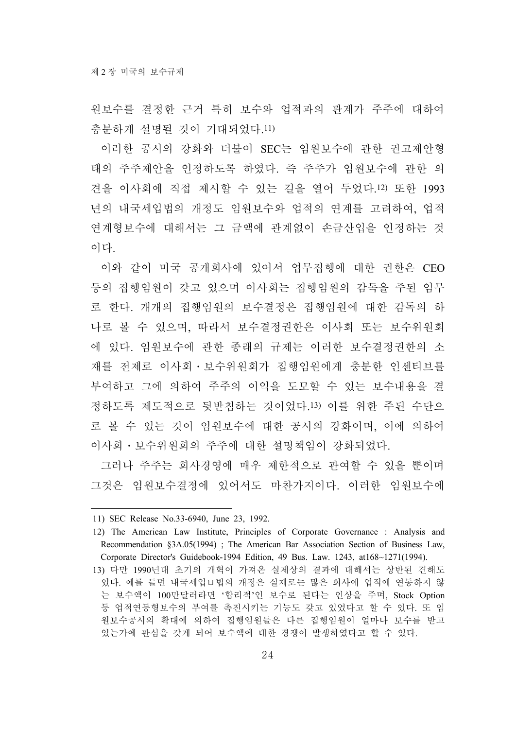원보수를 결정한 근거 특히 보수와 업적과의 관계가 주주에 대하여 충분하게 설명될 것이 기대되었다.[11)]

이러한 공시의 강화와 더불어 SEC는 임원보수에 관한 권고제안형태의 주주제안을 인정하도록 하였다. 즉 주주가 임원보수에 관한 의견을 이사회에 직접 제시할 수 있는 길을 열어 두었다.[12)] 또한 1993년의 내국세입법의 개정도 임원보수와 업적의 연계를 고려하여, 업적연계형보수에 대해서는 그 금액에 관계없이 손금산입을 인정하는 것이다.

이와 같이 미국 공개회사에 있어서 업무집행에 대한 권한은 CEO 등의 집행임원이 갖고 있으며 이사회는 집행임원의 감독을 주된 임무로 한다. 개개의 집행임원의 보수결정은 집행임원에 대한 감독의 하나로 볼 수 있으며, 따라서 보수결정권한은 이사회 또는 보수위원회에 있다. 임원보수에 관한 종래의 규제는 이러한 보수결정권한의 소재를 전제로 이사회・보수위원회가 집행임원에게 충분한 인센티브를 부여하고 그에 의하여 주주의 이익을 도모할 수 있는 보수내용을 결정하도록 제도적으로 뒷받침하는 것이었다.[13)] 이를 위한 주된 수단으로 볼 수 있는 것이 임원보수에 대한 공시의 강화이며, 이에 의하여 이사회・보수위원회의 주주에 대한 설명책임이 강화되었다.

그러나 주주는 회사경영에 매우 제한적으로 관여할 수 있을 뿐이며 그것은 임원보수결정에 있어서도 마찬가지이다. 이러한 임원보수에

---

11) SEC Release No.33-6940, June 23, 1992.

12) The American Law Institute, Principles of Corporate Governance : Analysis and Recommendation §3A.05(1994) ; The American Bar Association Section of Business Law, Corporate Director's Guidebook-1994 Edition, 49 Bus. Law. 1243, at168~1271(1994).

13) 다만 1990년대 초기의 개혁이 가져온 실제상의 결과에 대해서는 상반된 견해도 있다. 예를 들면 내국세입ㅂ법의 개정은 실제로는 많은 회사에 업적에 연동하지 않는 보수액이 100만달러라면 '합리적'인 보수로 된다는 인상을 주며, Stock Option 등 업적연동형보수의 부여를 촉진시키는 기능도 갖고 있었다고 할 수 있다. 또 임원보수공시의 확대에 의하여 집행임원들은 다른 집행임원이 얼마나 보수를 받고 있는가에 관심을 갖게 되어 보수액에 대한 경쟁이 발생하였다고 할 수 있다.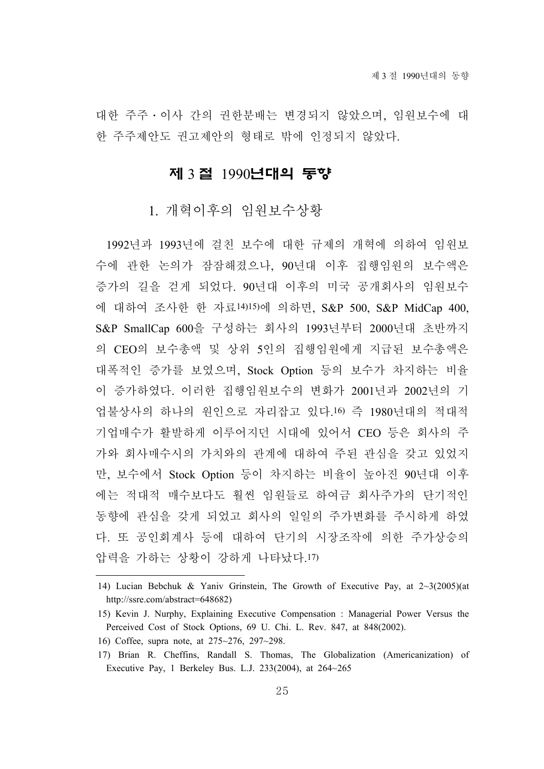대한 주주·이사 간의 권한분배는 변경되지 않았으며, 임원보수에 대한 주주제안도 권고제안의 형태로 밖에 인정되지 않았다.

## 제 3 절 1990년대의 동향

### 1. 개혁이후의 임원보수상황

1992년과 1993년에 걸친 보수에 대한 규제의 개혁에 의하여 임원보수에 관한 논의가 잠잠해졌으나, 90년대 이후 집행임원의 보수액은 증가의 길을 걷게 되었다. 90년대 이후의 미국 공개회사의 임원보수에 대하여 조사한 한 자료[14][15]에 의하면, S&P 500, S&P MidCap 400, S&P SmallCap 600을 구성하는 회사의 1993년부터 2000년대 초반까지의 CEO의 보수총액 및 상위 5인의 집행임원에게 지급된 보수총액은 대폭적인 증가를 보였으며, Stock Option 등의 보수가 차지하는 비율이 증가하였다. 이러한 집행임원보수의 변화가 2001년과 2002년의 기업불상사의 하나의 원인으로 자리잡고 있다.[16] 즉 1980년대의 적대적 기업매수가 활발하게 이루어지던 시대에 있어서 CEO 등은 회사의 주가와 회사매수시의 가치와의 관계에 대하여 주된 관심을 갖고 있었지만, 보수에서 Stock Option 등이 차지하는 비율이 높아진 90년대 이후에는 적대적 매수보다도 훨씬 임원들로 하여금 회사주가의 단기적인 동향에 관심을 갖게 되었고 회사의 일일의 주가변화를 주시하게 하였다. 또 공인회계사 등에 대하여 단기의 시장조작에 의한 주가상승의 압력을 가하는 상황이 강하게 나타났다.[17]

---

14) Lucian Bebchuk & Yaniv Grinstein, The Growth of Executive Pay, at 2~3(2005)(at http://ssre.com/abstract=648682)

15) Kevin J. Nurphy, Explaining Executive Compensation : Managerial Power Versus the Perceived Cost of Stock Options, 69 U. Chi. L. Rev. 847, at 848(2002).

16) Coffee, supra note, at 275~276, 297~298.

17) Brian R. Cheffins, Randall S. Thomas, The Globalization (Americanization) of Executive Pay, 1 Berkeley Bus. L.J. 233(2004), at 264~265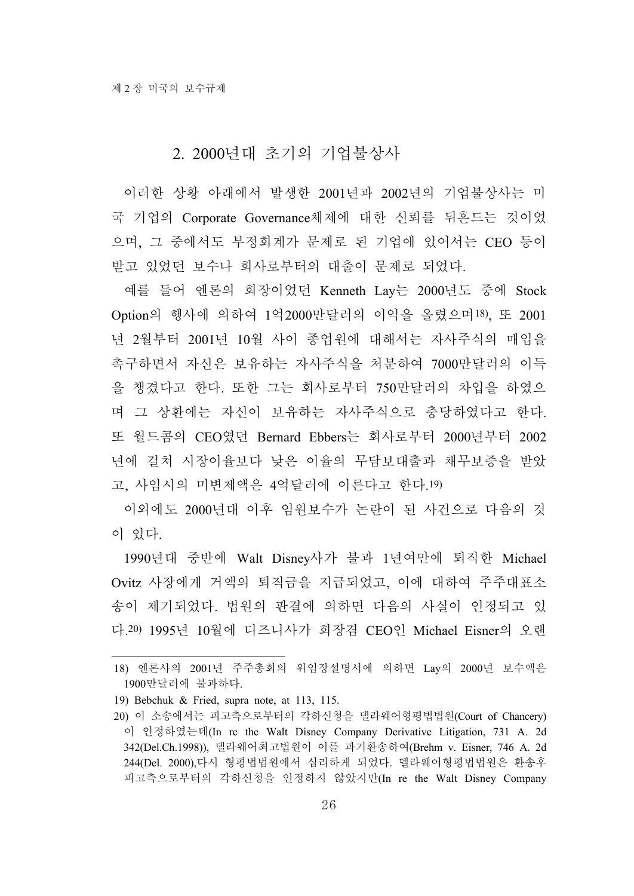## 2. 2000년대 초기의 기업불상사

이러한 상황 아래에서 발생한 2001년과 2002년의 기업불상사는 미국 기업의 Corporate Governance체제에 대한 신뢰를 뒤흔드는 것이었으며, 그 중에서도 부정회계가 문제로 된 기업에 있어서는 CEO 등이 받고 있었던 보수나 회사로부터의 대출이 문제로 되었다.

예를 들어 엔론의 회장이었던 Kenneth Lay는 2000년도 중에 Stock Option의 행사에 의하여 1억2000만달러의 이익을 올렸으며[18], 또 2001년 2월부터 2001년 10월 사이 종업원에 대해서는 자사주식의 매입을 촉구하면서 자신은 보유하는 자사주식을 처분하여 7000만달러의 이득을 챙겼다고 한다. 또한 그는 회사로부터 750만달러의 차입을 하였으며 그 상환에는 자신이 보유하는 자사주식으로 충당하였다고 한다. 또 월드콤의 CEO였던 Bernard Ebbers는 회사로부터 2000년부터 2002년에 걸쳐 시장이율보다 낮은 이율의 무담보대출과 채무보증을 받았고, 사임시의 미변제액은 4억달러에 이른다고 한다.[19]

이외에도 2000년대 이후 임원보수가 논란이 된 사건으로 다음의 것이 있다.

1990년대 중반에 Walt Disney사가 불과 1년여만에 퇴직한 Michael Ovitz 사장에게 거액의 퇴직금을 지급되었고, 이에 대하여 주주대표소송이 제기되었다. 법원의 판결에 의하면 다음의 사실이 인정되고 있다.[20] 1995년 10월에 디즈니사가 회장겸 CEO인 Michael Eisner의 오랜

---

18) 엔론사의 2001년 주주총회의 위임장설명서에 의하면 Lay의 2000년 보수액은 1900만달러에 불과하다.

19) Bebchuk & Fried, supra note, at 113, 115.

20) 이 소송에서는 피고측으로부터의 각하신청을 델라웨어형평법법원(Court of Chancery)이 인정하였는데(In re the Walt Disney Company Derivative Litigation, 731 A. 2d 342(Del.Ch.1998)), 델라웨어최고법원이 이를 파기환송하여(Brehm v. Eisner, 746 A. 2d 244(Del. 2000),다시 형평법법원에서 심리하게 되었다. 델라웨어형평법법원은 환송후 피고측으로부터의 각하신청을 인정하지 않았지만(In re the Walt Disney Company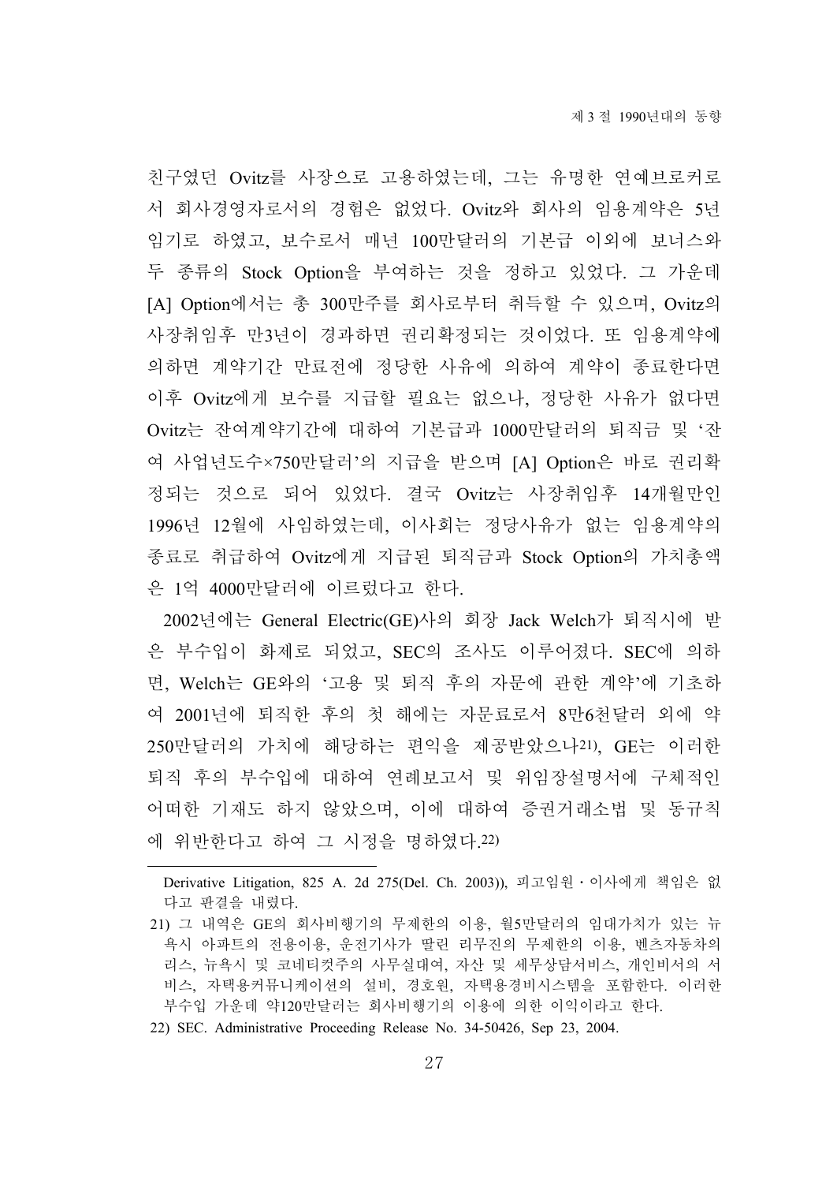친구였던 Ovitz를 사장으로 고용하였는데, 그는 유명한 연예브로커로서 회사경영자로서의 경험은 없었다. Ovitz와 회사의 임용계약은 5년 임기로 하였고, 보수로서 매년 100만달러의 기본급 이외에 보너스와 두 종류의 Stock Option을 부여하는 것을 정하고 있었다. 그 가운데 [A] Option에서는 총 300만주를 회사로부터 취득할 수 있으며, Ovitz의 사장취임후 만3년이 경과하면 권리확정되는 것이었다. 또 임용계약에 의하면 계약기간 만료전에 정당한 사유에 의하여 계약이 종료한다면 이후 Ovitz에게 보수를 지급할 필요는 없으나, 정당한 사유가 없다면 Ovitz는 잔여계약기간에 대하여 기본급과 1000만달러의 퇴직금 및 '잔여 사업년도수×750만달러'의 지급을 받으며 [A] Option은 바로 권리확정되는 것으로 되어 있었다. 결국 Ovitz는 사장취임후 14개월만인 1996년 12월에 사임하였는데, 이사회는 정당사유가 없는 임용계약의 종료로 취급하여 Ovitz에게 지급된 퇴직금과 Stock Option의 가치총액은 1억 4000만달러에 이르렀다고 한다.

2002년에는 General Electric(GE)사의 회장 Jack Welch가 퇴직시에 받은 부수입이 화제로 되었고, SEC의 조사도 이루어졌다. SEC에 의하면, Welch는 GE와의 '고용 및 퇴직 후의 자문에 관한 계약'에 기초하여 2001년에 퇴직한 후의 첫 해에는 자문료로서 8만6천달러 외에 약 250만달러의 가치에 해당하는 편익을 제공받았으나[21], GE는 이러한 퇴직 후의 부수입에 대하여 연례보고서 및 위임장설명서에 구체적인 어떠한 기재도 하지 않았으며, 이에 대하여 증권거래소법 및 동규칙에 위반한다고 하여 그 시정을 명하였다.[22]

---

Derivative Litigation, 825 A. 2d 275(Del. Ch. 2003)), 피고임원·이사에게 책임은 없다고 판결을 내렸다.

21) 그 내역은 GE의 회사비행기의 무제한의 이용, 월5만달러의 임대가치가 있는 뉴욕시 아파트의 전용이용, 운전기사가 딸린 리무진의 무제한의 이용, 벤츠자동차의 리스, 뉴욕시 및 코네티컷주의 사무실대여, 자산 및 세무상담서비스, 개인비서의 서비스, 자택용커뮤니케이션의 설비, 경호원, 자택용경비시스템을 포함한다. 이러한 부수입 가운데 약120만달러는 회사비행기의 이용에 의한 이익이라고 한다.

22) SEC. Administrative Proceeding Release No. 34-50426, Sep 23, 2004.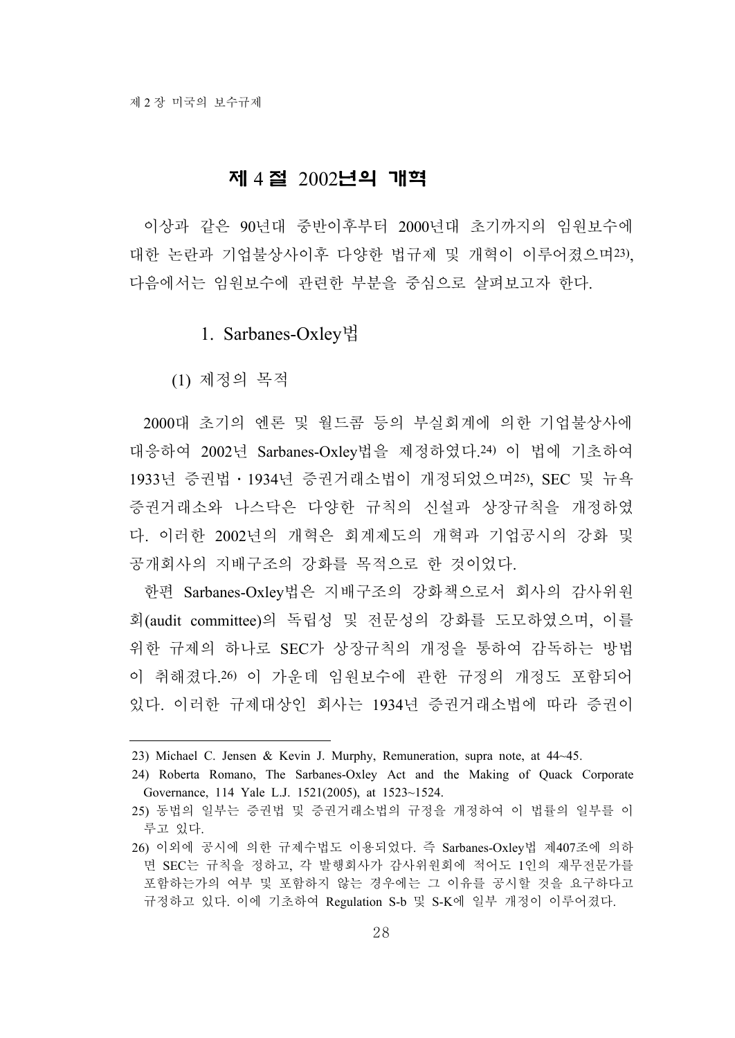## 제 4 절 2002년의 개혁

이상과 같은 90년대 중반이후부터 2000년대 초기까지의 임원보수에 대한 논란과 기업불상사이후 다양한 법규제 및 개혁이 이루어졌으며[23], 다음에서는 임원보수에 관련한 부분을 중심으로 살펴보고자 한다.

### 1. Sarbanes-Oxley법

#### (1) 제정의 목적

2000대 초기의 엔론 및 월드콤 등의 부실회계에 의한 기업불상사에 대응하여 2002년 Sarbanes-Oxley법을 제정하였다.[24] 이 법에 기초하여 1933년 증권법 · 1934년 증권거래소법이 개정되었으며[25], SEC 및 뉴욕증권거래소와 나스닥은 다양한 규칙의 신설과 상장규칙을 개정하였다. 이러한 2002년의 개혁은 회계제도의 개혁과 기업공시의 강화 및 공개회사의 지배구조의 강화를 목적으로 한 것이었다.

한편 Sarbanes-Oxley법은 지배구조의 강화책으로서 회사의 감사위원회(audit committee)의 독립성 및 전문성의 강화를 도모하였으며, 이를 위한 규제의 하나로 SEC가 상장규칙의 개정을 통하여 감독하는 방법이 취해졌다.[26] 이 가운데 임원보수에 관한 규정의 개정도 포함되어 있다. 이러한 규제대상인 회사는 1934년 증권거래소법에 따라 증권이

---

23) Michael C. Jensen & Kevin J. Murphy, Remuneration, supra note, at 44~45.

24) Roberta Romano, The Sarbanes-Oxley Act and the Making of Quack Corporate Governance, 114 Yale L.J. 1521(2005), at 1523~1524.

25) 동법의 일부는 증권법 및 증권거래소법의 규정을 개정하여 이 법률의 일부를 이루고 있다.

26) 이외에 공시에 의한 규제수법도 이용되었다. 즉 Sarbanes-Oxley법 제407조에 의하면 SEC는 규칙을 정하고, 각 발행회사가 감사위원회에 적어도 1인의 재무전문가를 포함하는가의 여부 및 포함하지 않는 경우에는 그 이유를 공시할 것을 요구하다고 규정하고 있다. 이에 기초하여 Regulation S-b 및 S-K에 일부 개정이 이루어졌다.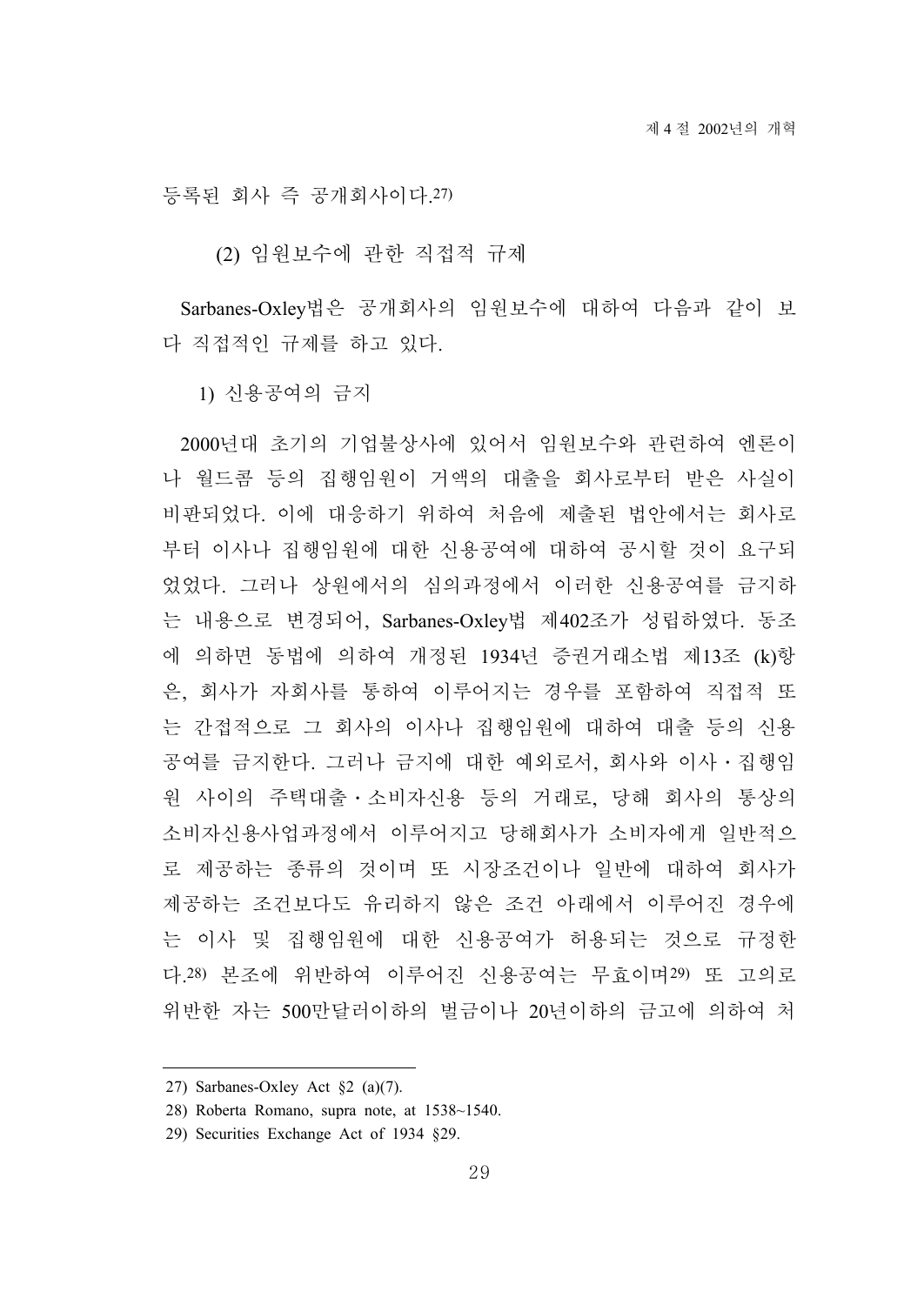등록된 회사 즉 공개회사이다.[27)]

(2) 임원보수에 관한 직접적 규제

Sarbanes-Oxley법은 공개회사의 임원보수에 대하여 다음과 같이 보다 직접적인 규제를 하고 있다.

1) 신용공여의 금지

2000년대 초기의 기업불상사에 있어서 임원보수와 관련하여 엔론이나 월드콤 등의 집행임원이 거액의 대출을 회사로부터 받은 사실이 비판되었다. 이에 대응하기 위하여 처음에 제출된 법안에서는 회사로부터 이사나 집행임원에 대한 신용공여에 대하여 공시할 것이 요구되었었다. 그러나 상원에서의 심의과정에서 이러한 신용공여를 금지하는 내용으로 변경되어, Sarbanes-Oxley법 제402조가 성립하였다. 동조에 의하면 동법에 의하여 개정된 1934년 증권거래소법 제13조 (k)항은, 회사가 자회사를 통하여 이루어지는 경우를 포함하여 직접적 또는 간접적으로 그 회사의 이사나 집행임원에 대하여 대출 등의 신용공여를 금지한다. 그러나 금지에 대한 예외로서, 회사와 이사・집행임원 사이의 주택대출・소비자신용 등의 거래로, 당해 회사의 통상의 소비자신용사업과정에서 이루어지고 당해회사가 소비자에게 일반적으로 제공하는 종류의 것이며 또 시장조건이나 일반에 대하여 회사가 제공하는 조건보다도 유리하지 않은 조건 아래에서 이루어진 경우에는 이사 및 집행임원에 대한 신용공여가 허용되는 것으로 규정한다.[28)] 본조에 위반하여 이루어진 신용공여는 무효이며[29)] 또 고의로 위반한 자는 500만달러이하의 벌금이나 20년이하의 금고에 의하여 처

---

27) Sarbanes-Oxley Act §2 (a)(7).

28) Roberta Romano, supra note, at 1538~1540.

29) Securities Exchange Act of 1934 §29.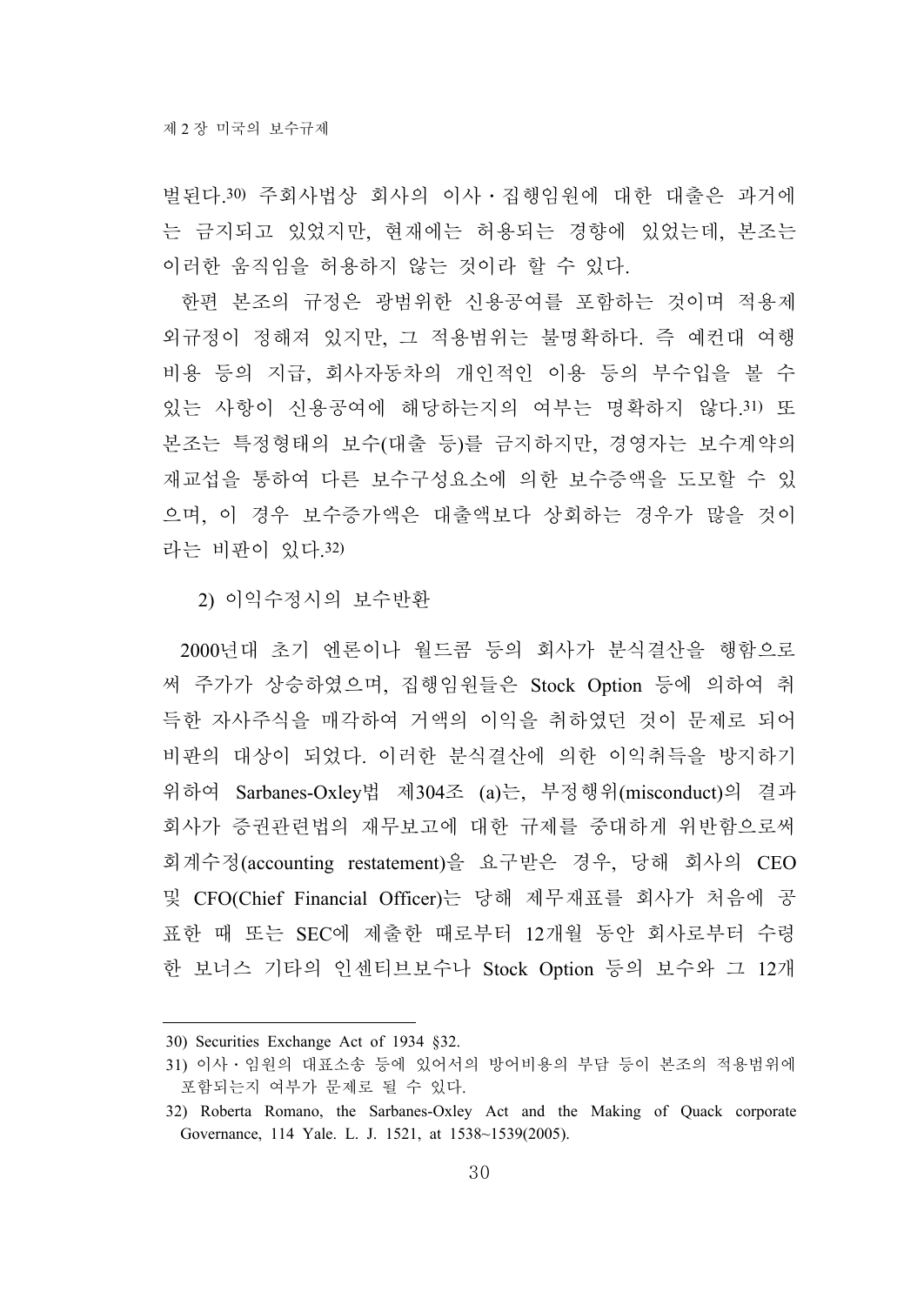벌된다.[30] 주회사법상 회사의 이사・집행임원에 대한 대출은 과거에는 금지되고 있었지만, 현재에는 허용되는 경향에 있었는데, 본조는 이러한 움직임을 허용하지 않는 것이라 할 수 있다.

한편 본조의 규정은 광범위한 신용공여를 포함하는 것이며 적용제외규정이 정해져 있지만, 그 적용범위는 불명확하다. 즉 예컨대 여행비용 등의 지급, 회사자동차의 개인적인 이용 등의 부수입을 볼 수 있는 사항이 신용공여에 해당하는지의 여부는 명확하지 않다.[31] 또 본조는 특정형태의 보수(대출 등)를 금지하지만, 경영자는 보수계약의 재교섭을 통하여 다른 보수구성요소에 의한 보수증액을 도모할 수 있으며, 이 경우 보수증가액은 대출액보다 상회하는 경우가 많을 것이라는 비판이 있다.[32]

#### 2) 이익수정시의 보수반환

2000년대 초기 엔론이나 월드콤 등의 회사가 분식결산을 행함으로써 주가가 상승하였으며, 집행임원들은 Stock Option 등에 의하여 취득한 자사주식을 매각하여 거액의 이익을 취하였던 것이 문제로 되어 비판의 대상이 되었다. 이러한 분식결산에 의한 이익취득을 방지하기 위하여 Sarbanes-Oxley법 제304조 (a)는, 부정행위(misconduct)의 결과 회사가 증권관련법의 재무보고에 대한 규제를 중대하게 위반함으로써 회계수정(accounting restatement)을 요구받은 경우, 당해 회사의 CEO 및 CFO(Chief Financial Officer)는 당해 재무재표를 회사가 처음에 공표한 때 또는 SEC에 제출한 때로부터 12개월 동안 회사로부터 수령한 보너스 기타의 인센티브보수나 Stock Option 등의 보수와 그 12개

---

30) Securities Exchange Act of 1934 §32.

31) 이사・임원의 대표소송 등에 있어서의 방어비용의 부담 등이 본조의 적용범위에 포함되는지 여부가 문제로 될 수 있다.

32) Roberta Romano, the Sarbanes-Oxley Act and the Making of Quack corporate Governance, 114 Yale. L. J. 1521, at 1538~1539(2005).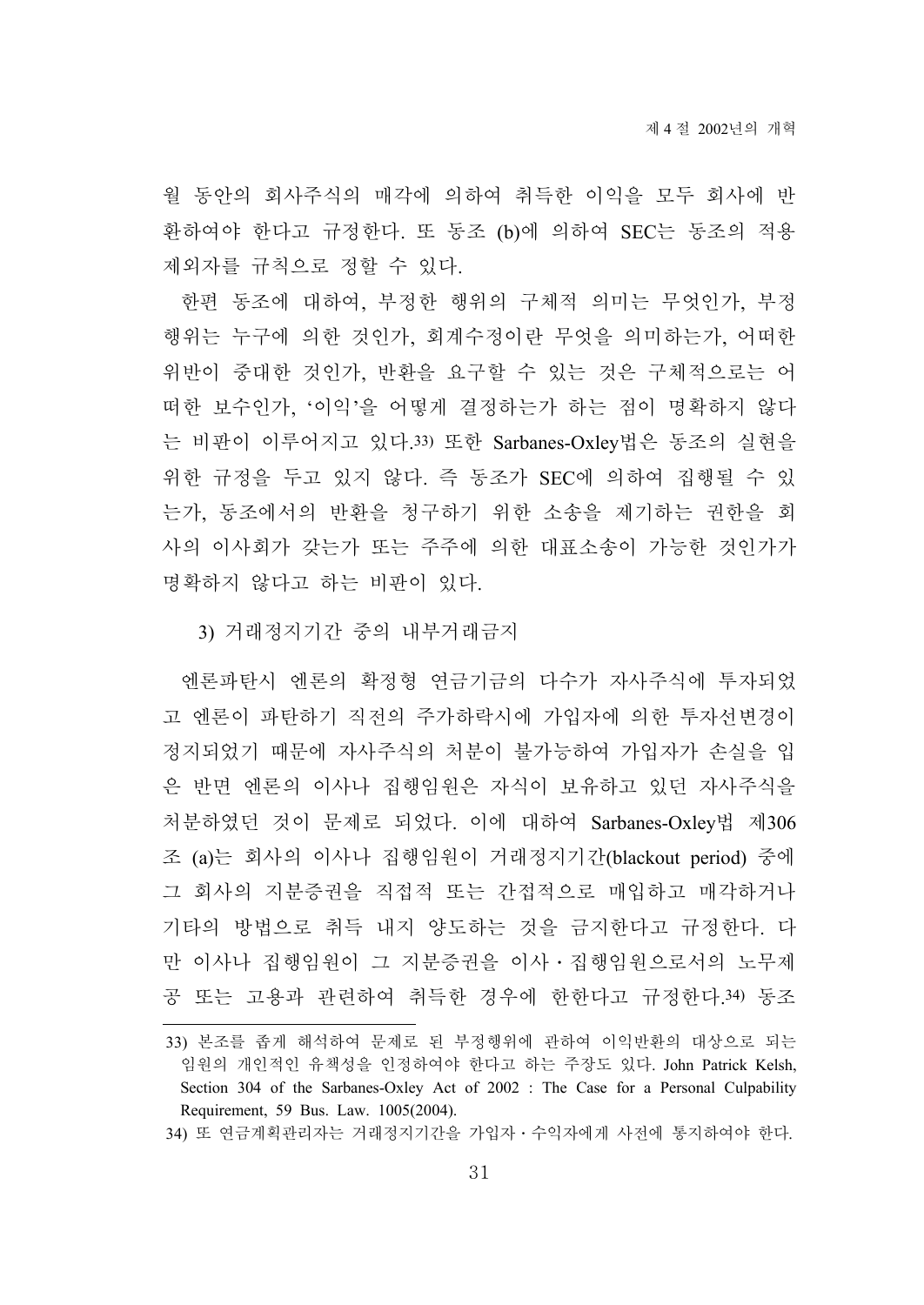월 동안의 회사주식의 매각에 의하여 취득한 이익을 모두 회사에 반환하여야 한다고 규정한다. 또 동조 (b)에 의하여 SEC는 동조의 적용제외자를 규칙으로 정할 수 있다.

한편 동조에 대하여, 부정한 행위의 구체적 의미는 무엇인가, 부정행위는 누구에 의한 것인가, 회계수정이란 무엇을 의미하는가, 어떠한 위반이 중대한 것인가, 반환을 요구할 수 있는 것은 구체적으로는 어떠한 보수인가, '이익'을 어떻게 결정하는가 하는 점이 명확하지 않다는 비판이 이루어지고 있다.[33] 또한 Sarbanes-Oxley법은 동조의 실현을 위한 규정을 두고 있지 않다. 즉 동조가 SEC에 의하여 집행될 수 있는가, 동조에서의 반환을 청구하기 위한 소송을 제기하는 권한을 회사의 이사회가 갖는가 또는 주주에 의한 대표소송이 가능한 것인가가 명확하지 않다고 하는 비판이 있다.

3) 거래정지기간 중의 내부거래금지

엔론파탄시 엔론의 확정형 연금기금의 다수가 자사주식에 투자되었고 엔론이 파탄하기 직전의 주가하락시에 가입자에 의한 투자선변경이 정지되었기 때문에 자사주식의 처분이 불가능하여 가입자가 손실을 입은 반면 엔론의 이사나 집행임원은 자식이 보유하고 있던 자사주식을 처분하였던 것이 문제로 되었다. 이에 대하여 Sarbanes-Oxley법 제306조 (a)는 회사의 이사나 집행임원이 거래정지기간(blackout period) 중에 그 회사의 지분증권을 직접적 또는 간접적으로 매입하고 매각하거나 기타의 방법으로 취득 내지 양도하는 것을 금지한다고 규정한다. 다만 이사나 집행임원이 그 지분증권을 이사・집행임원으로서의 노무제공 또는 고용과 관련하여 취득한 경우에 한한다고 규정한다.[34] 동조

---

33) 본조를 좁게 해석하여 문제로 된 부정행위에 관하여 이익반환의 대상으로 되는 임원의 개인적인 유책성을 인정하여야 한다고 하는 주장도 있다. John Patrick Kelsh, Section 304 of the Sarbanes-Oxley Act of 2002 : The Case for a Personal Culpability Requirement, 59 Bus. Law. 1005(2004).

34) 또 연금계획관리자는 거래정지기간을 가입자・수익자에게 사전에 통지하여야 한다.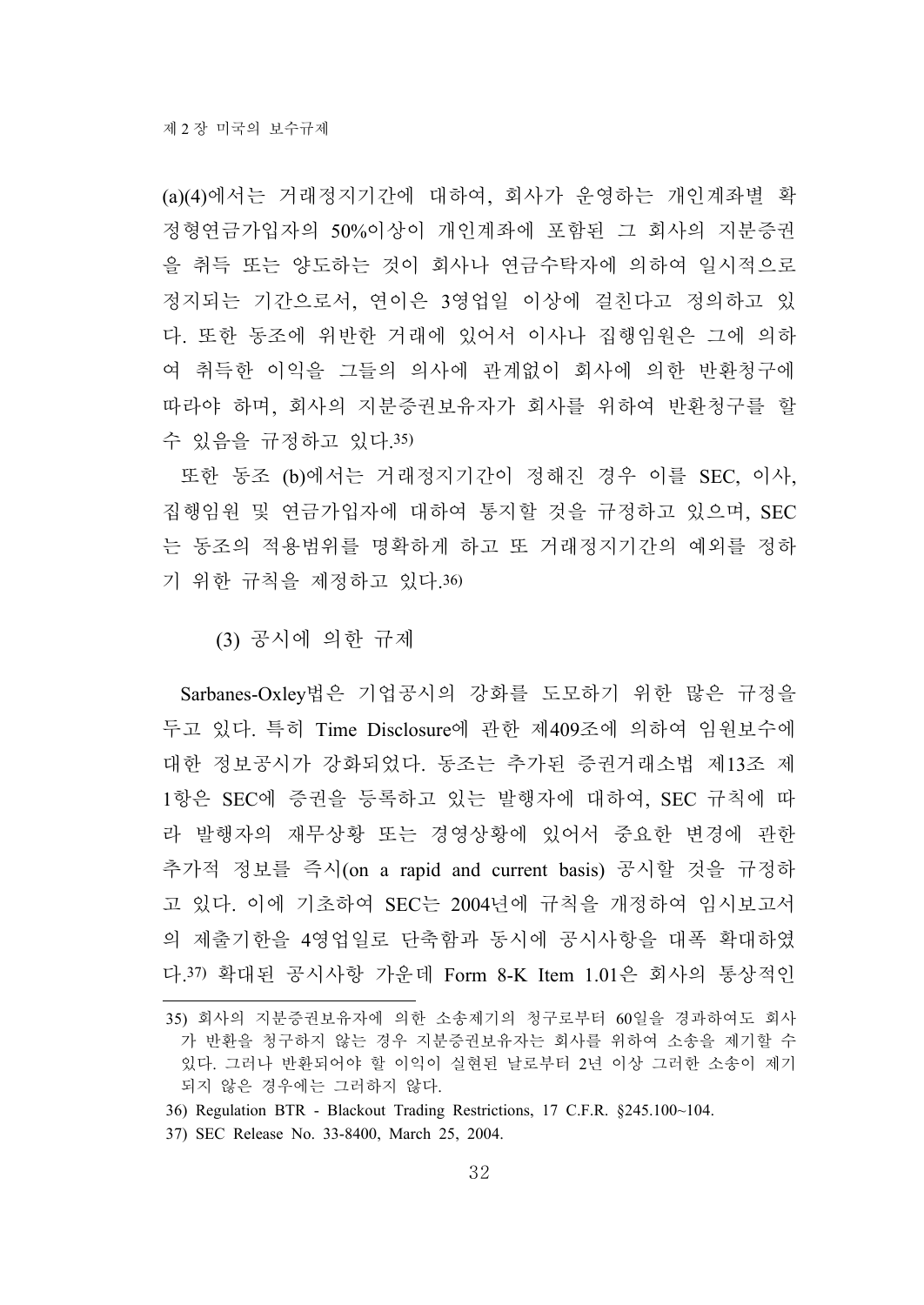(a)(4)에서는 거래정지기간에 대하여, 회사가 운영하는 개인계좌별 확정형연금가입자의 50%이상이 개인계좌에 포함된 그 회사의 지분증권을 취득 또는 양도하는 것이 회사나 연금수탁자에 의하여 일시적으로 정지되는 기간으로서, 연이은 3영업일 이상에 걸친다고 정의하고 있다. 또한 동조에 위반한 거래에 있어서 이사나 집행임원은 그에 의하여 취득한 이익을 그들의 의사에 관계없이 회사에 의한 반환청구에 따라야 하며, 회사의 지분증권보유자가 회사를 위하여 반환청구를 할 수 있음을 규정하고 있다.35)

또한 동조 (b)에서는 거래정지기간이 정해진 경우 이를 SEC, 이사, 집행임원 및 연금가입자에 대하여 통지할 것을 규정하고 있으며, SEC는 동조의 적용범위를 명확하게 하고 또 거래정지기간의 예외를 정하기 위한 규칙을 제정하고 있다.36)

### (3) 공시에 의한 규제

Sarbanes-Oxley법은 기업공시의 강화를 도모하기 위한 많은 규정을 두고 있다. 특히 Time Disclosure에 관한 제409조에 의하여 임원보수에 대한 정보공시가 강화되었다. 동조는 추가된 증권거래소법 제13조 제1항은 SEC에 증권을 등록하고 있는 발행자에 대하여, SEC 규칙에 따라 발행자의 재무상황 또는 경영상황에 있어서 중요한 변경에 관한 추가적 정보를 즉시(on a rapid and current basis) 공시할 것을 규정하고 있다. 이에 기초하여 SEC는 2004년에 규칙을 개정하여 임시보고서의 제출기한을 4영업일로 단축함과 동시에 공시사항을 대폭 확대하였다.37) 확대된 공시사항 가운데 Form 8-K Item 1.01은 회사의 통상적인

---

35) 회사의 지분증권보유자에 의한 소송제기의 청구로부터 60일을 경과하여도 회사가 반환을 청구하지 않는 경우 지분증권보유자는 회사를 위하여 소송을 제기할 수 있다. 그러나 반환되어야 할 이익이 실현된 날로부터 2년 이상 그러한 소송이 제기되지 않은 경우에는 그러하지 않다.

36) Regulation BTR - Blackout Trading Restrictions, 17 C.F.R. §245.100~104.

37) SEC Release No. 33-8400, March 25, 2004.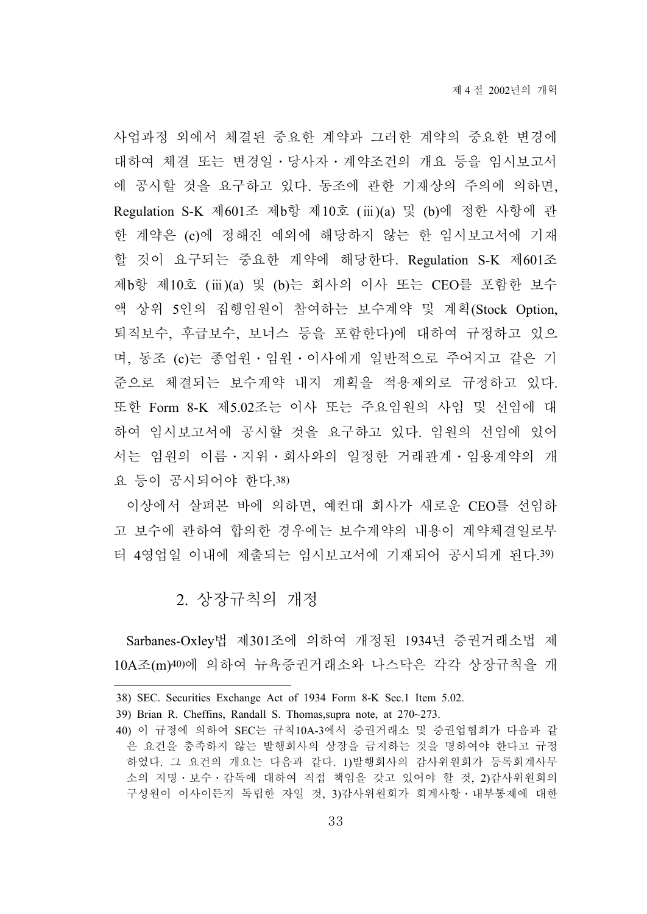사업과정 외에서 체결된 중요한 계약과 그러한 계약의 중요한 변경에 대하여 체결 또는 변경일・당사자・계약조건의 개요 등을 임시보고서에 공시할 것을 요구하고 있다. 동조에 관한 기재상의 주의에 의하면, Regulation S-K 제601조 제b항 제10호 (ⅲ)(a) 및 (b)에 정한 사항에 관한 계약은 (c)에 정해진 예외에 해당하지 않는 한 임시보고서에 기재할 것이 요구되는 중요한 계약에 해당한다. Regulation S-K 제601조 제b항 제10호 (ⅲ)(a) 및 (b)는 회사의 이사 또는 CEO를 포함한 보수액 상위 5인의 집행임원이 참여하는 보수계약 및 계획(Stock Option, 퇴직보수, 후급보수, 보너스 등을 포함한다)에 대하여 규정하고 있으며, 동조 (c)는 종업원・임원・이사에게 일반적으로 주어지고 같은 기준으로 체결되는 보수계약 내지 계획을 적용제외로 규정하고 있다. 또한 Form 8-K 제5.02조는 이사 또는 주요임원의 사임 및 선임에 대하여 임시보고서에 공시할 것을 요구하고 있다. 임원의 선임에 있어서는 임원의 이름・지위・회사와의 일정한 거래관계・임용계약의 개요 등이 공시되어야 한다.[38)]

이상에서 살펴본 바에 의하면, 예컨대 회사가 새로운 CEO를 선임하고 보수에 관하여 합의한 경우에는 보수계약의 내용이 계약체결일로부터 4영업일 이내에 제출되는 임시보고서에 기재되어 공시되게 된다.[39)]

## 2. 상장규칙의 개정

Sarbanes-Oxley법 제301조에 의하여 개정된 1934년 증권거래소법 제10A조(m)[40)]에 의하여 뉴욕증권거래소와 나스닥은 각각 상장규칙을 개

---

38) SEC. Securities Exchange Act of 1934 Form 8-K Sec.1 Item 5.02.

39) Brian R. Cheffins, Randall S. Thomas,supra note, at 270~273.

40) 이 규정에 의하여 SEC는 규칙10A-3에서 증권거래소 및 증권업협회가 다음과 같은 요건을 충족하지 않는 발행회사의 상장을 금지하는 것을 명하여야 한다고 규정하였다. 그 요건의 개요는 다음과 같다. 1)발행회사의 감사위원회가 등록회계사무소의 지명・보수・감독에 대하여 직접 책임을 갖고 있어야 할 것, 2)감사위원회의 구성원이 이사이든지 독립한 자일 것, 3)감사위원회가 회계사항・내부통제에 대한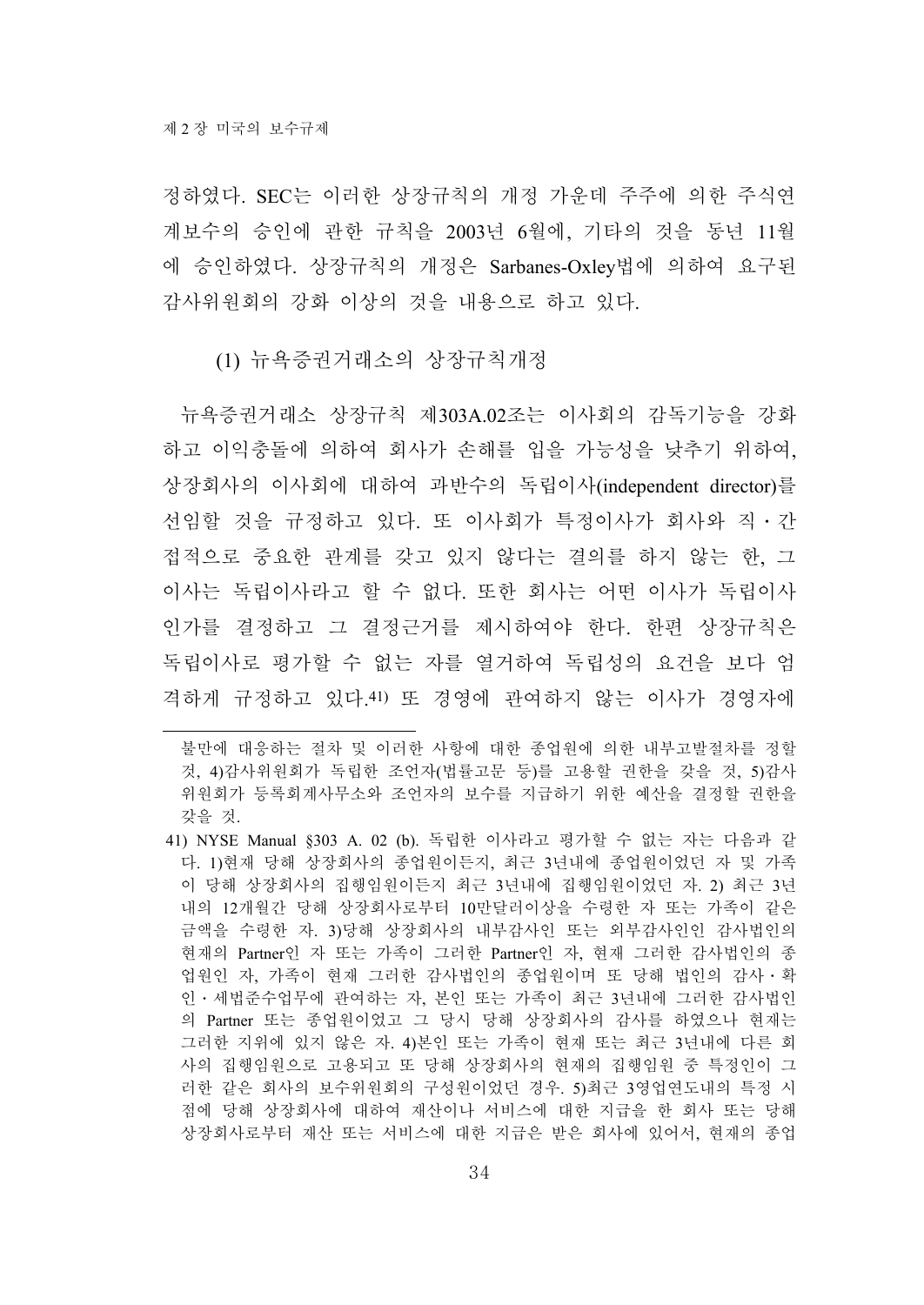정하였다. SEC는 이러한 상장규칙의 개정 가운데 주주에 의한 주식연계보수의 승인에 관한 규칙을 2003년 6월에, 기타의 것을 동년 11월에 승인하였다. 상장규칙의 개정은 Sarbanes-Oxley법에 의하여 요구된 감사위원회의 강화 이상의 것을 내용으로 하고 있다.

#### (1) 뉴욕증권거래소의 상장규칙개정

뉴욕증권거래소 상장규칙 제303A.02조는 이사회의 감독기능을 강화하고 이익충돌에 의하여 회사가 손해를 입을 가능성을 낮추기 위하여, 상장회사의 이사회에 대하여 과반수의 독립이사(independent director)를 선임할 것을 규정하고 있다. 또 이사회가 특정이사가 회사와 직・간접적으로 중요한 관계를 갖고 있지 않다는 결의를 하지 않는 한, 그 이사는 독립이사라고 할 수 없다. 또한 회사는 어떤 이사가 독립이사인가를 결정하고 그 결정근거를 제시하여야 한다. 한편 상장규칙은 독립이사로 평가할 수 없는 자를 열거하여 독립성의 요건을 보다 엄격하게 규정하고 있다.[41] 또 경영에 관여하지 않는 이사가 경영자에

---

불만에 대응하는 절차 및 이러한 사항에 대한 종업원에 의한 내부고발절차를 정할 것, 4)감사위원회가 독립한 조언자(법률고문 등)를 고용할 권한을 갖을 것, 5)감사위원회가 등록회계사무소와 조언자의 보수를 지급하기 위한 예산을 결정할 권한을 갖을 것.

41) NYSE Manual §303 A. 02 (b). 독립한 이사라고 평가할 수 없는 자는 다음과 같다. 1)현재 당해 상장회사의 종업원이든지, 최근 3년내에 종업원이었던 자 및 가족이 당해 상장회사의 집행임원이든지 최근 3년내에 집행임원이었던 자. 2) 최근 3년 내의 12개월간 당해 상장회사로부터 10만달러이상을 수령한 자 또는 가족이 같은 금액을 수령한 자. 3)당해 상장회사의 내부감사인 또는 외부감사인인 감사법인의 현재의 Partner인 자 또는 가족이 그러한 Partner인 자, 현재 그러한 감사법인의 종업원인 자, 가족이 현재 그러한 감사법인의 종업원이며 또 당해 법인의 감사・확인・세법준수업무에 관여하는 자, 본인 또는 가족이 최근 3년내에 그러한 감사법인의 Partner 또는 종업원이었고 그 당시 당해 상장회사의 감사를 하였으나 현재는 그러한 지위에 있지 않은 자. 4)본인 또는 가족이 현재 또는 최근 3년내에 다른 회사의 집행임원으로 고용되고 또 당해 상장회사의 현재의 집행임원 중 특정인이 그러한 같은 회사의 보수위원회의 구성원이었던 경우. 5)최근 3영업연도내의 특정 시점에 당해 상장회사에 대하여 재산이나 서비스에 대한 지급을 한 회사 또는 당해 상장회사로부터 재산 또는 서비스에 대한 지급은 받은 회사에 있어서, 현재의 종업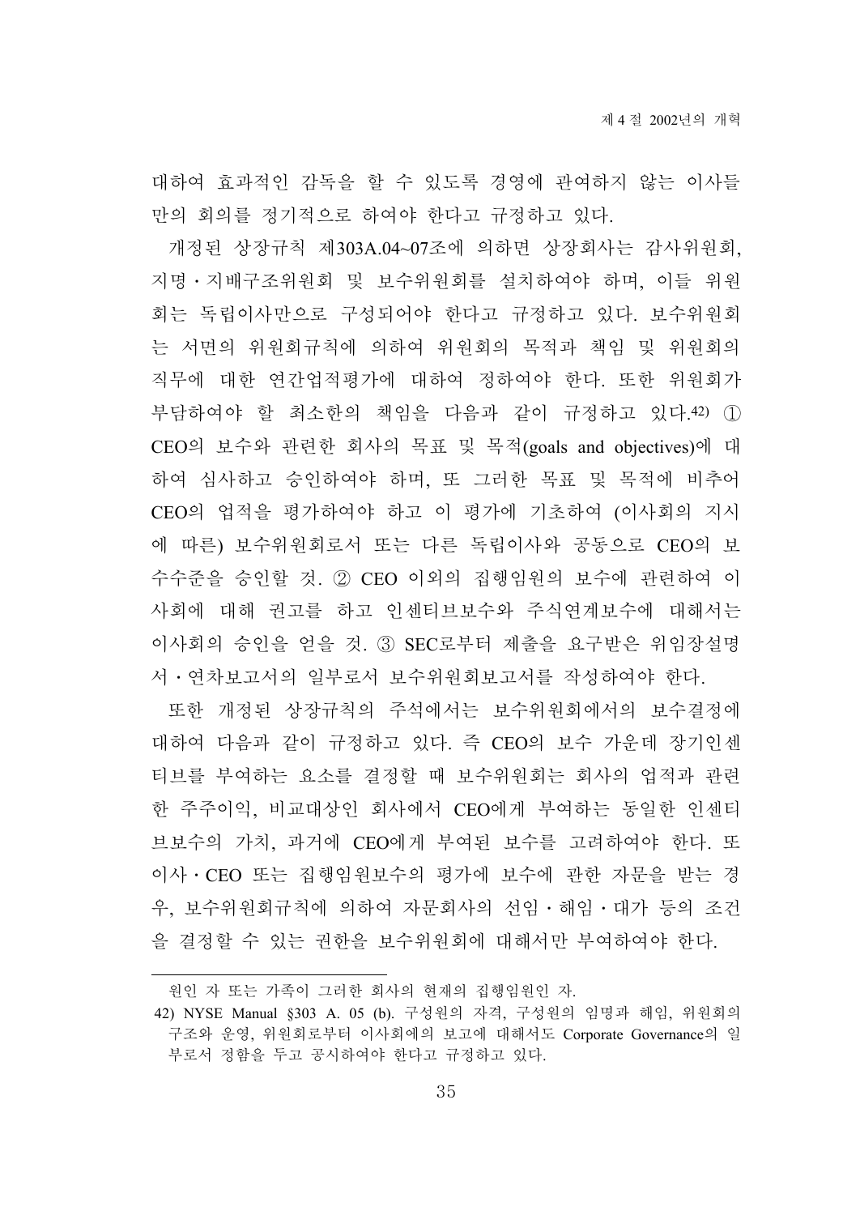대하여 효과적인 감독을 할 수 있도록 경영에 관여하지 않는 이사들만의 회의를 정기적으로 하여야 한다고 규정하고 있다.

개정된 상장규칙 제303A.04~07조에 의하면 상장회사는 감사위원회, 지명·지배구조위원회 및 보수위원회를 설치하여야 하며, 이들 위원회는 독립이사만으로 구성되어야 한다고 규정하고 있다. 보수위원회는 서면의 위원회규칙에 의하여 위원회의 목적과 책임 및 위원회의 직무에 대한 연간업적평가에 대하여 정하여야 한다. 또한 위원회가 부담하여야 할 최소한의 책임을 다음과 같이 규정하고 있다.[42] ① CEO의 보수와 관련한 회사의 목표 및 목적(goals and objectives)에 대하여 심사하고 승인하여야 하며, 또 그러한 목표 및 목적에 비추어 CEO의 업적을 평가하여야 하고 이 평가에 기초하여 (이사회의 지시에 따른) 보수위원회로서 또는 다른 독립이사와 공동으로 CEO의 보수수준을 승인할 것. ② CEO 이외의 집행임원의 보수에 관련하여 이사회에 대해 권고를 하고 인센티브보수와 주식연계보수에 대해서는 이사회의 승인을 얻을 것. ③ SEC로부터 제출을 요구받은 위임장설명서·연차보고서의 일부로서 보수위원회보고서를 작성하여야 한다.

또한 개정된 상장규칙의 주석에서는 보수위원회에서의 보수결정에 대하여 다음과 같이 규정하고 있다. 즉 CEO의 보수 가운데 장기인센티브를 부여하는 요소를 결정할 때 보수위원회는 회사의 업적과 관련한 주주이익, 비교대상인 회사에서 CEO에게 부여하는 동일한 인센티브보수의 가치, 과거에 CEO에게 부여된 보수를 고려하여야 한다. 또 이사·CEO 또는 집행임원보수의 평가에 보수에 관한 자문을 받는 경우, 보수위원회규칙에 의하여 자문회사의 선임·해임·대가 등의 조건을 결정할 수 있는 권한을 보수위원회에 대해서만 부여하여야 한다.

---

원인 자 또는 가족이 그러한 회사의 현재의 집행임원인 자.

42) NYSE Manual §303 A. 05 (b). 구성원의 자격, 구성원의 임명과 해임, 위원회의 구조와 운영, 위원회로부터 이사회에의 보고에 대해서도 Corporate Governance의 일부로서 정함을 두고 공시하여야 한다고 규정하고 있다.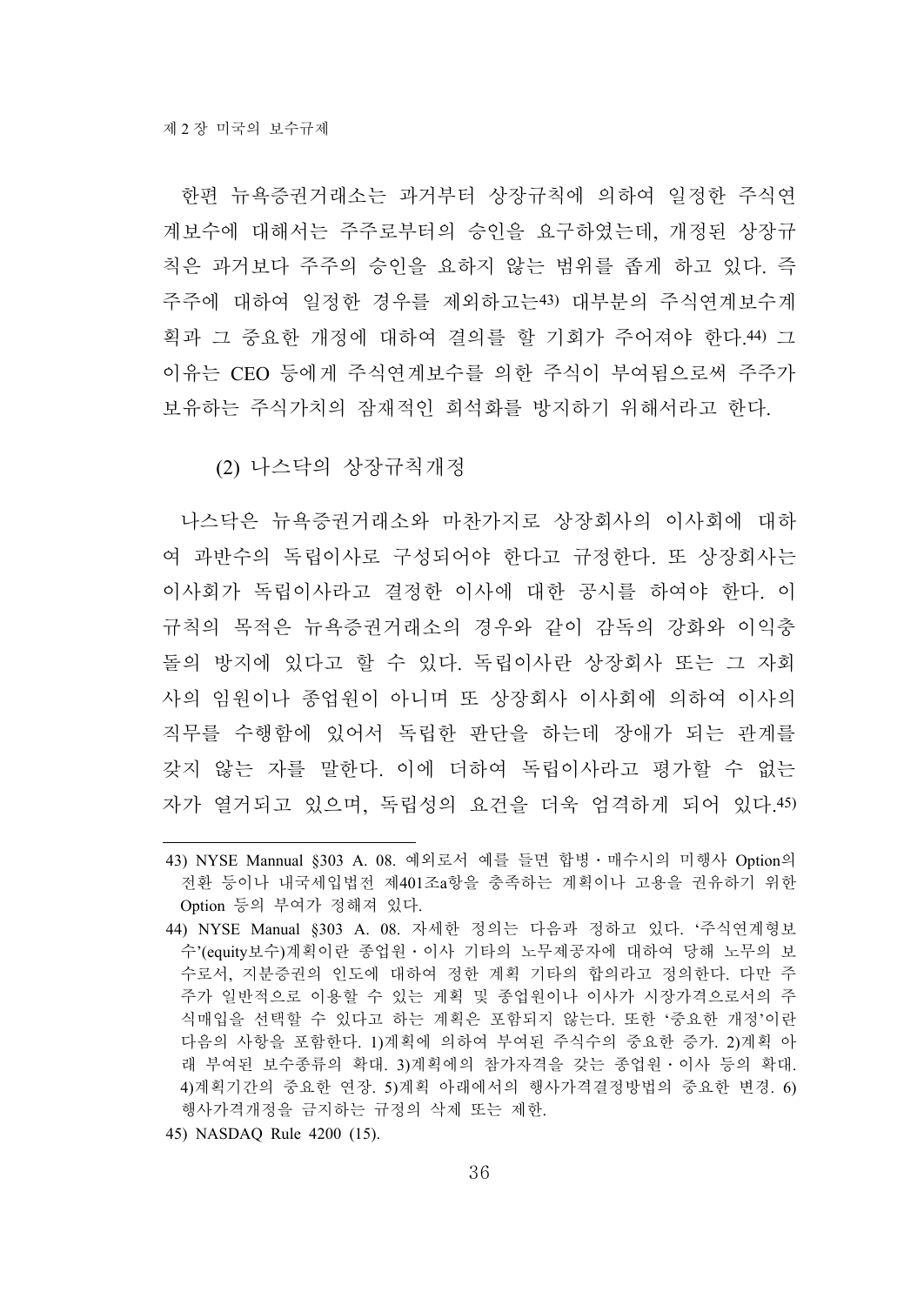한편 뉴욕증권거래소는 과거부터 상장규칙에 의하여 일정한 주식연계보수에 대해서는 주주로부터의 승인을 요구하였는데, 개정된 상장규칙은 과거보다 주주의 승인을 요하지 않는 범위를 좁게 하고 있다. 즉 주주에 대하여 일정한 경우를 제외하고는[43] 대부분의 주식연계보수계획과 그 중요한 개정에 대하여 결의를 할 기회가 주어져야 한다.[44] 그 이유는 CEO 등에게 주식연계보수를 의한 주식이 부여됨으로써 주주가 보유하는 주식가치의 잠재적인 희석화를 방지하기 위해서라고 한다.

### (2) 나스닥의 상장규칙개정

나스닥은 뉴욕증권거래소와 마찬가지로 상장회사의 이사회에 대하여 과반수의 독립이사로 구성되어야 한다고 규정한다. 또 상장회사는 이사회가 독립이사라고 결정한 이사에 대한 공시를 하여야 한다. 이 규칙의 목적은 뉴욕증권거래소의 경우와 같이 감독의 강화와 이익충돌의 방지에 있다고 할 수 있다. 독립이사란 상장회사 또는 그 자회사의 임원이나 종업원이 아니며 또 상장회사 이사회에 의하여 이사의 직무를 수행함에 있어서 독립한 판단을 하는데 장애가 되는 관계를 갖지 않는 자를 말한다. 이에 더하여 독립이사라고 평가할 수 없는 자가 열거되고 있으며, 독립성의 요건을 더욱 엄격하게 되어 있다.[45]

---

43) NYSE Mannual §303 A. 08. 예외로서 예를 들면 합병・매수시의 미행사 Option의 전환 등이나 내국세입법전 제401조a항을 충족하는 계획이나 고용을 권유하기 위한 Option 등의 부여가 정해져 있다.

44) NYSE Manual §303 A. 08. 자세한 정의는 다음과 정하고 있다. '주식연계형보수'(equity보수)계획이란 종업원・이사 기타의 노무제공자에 대하여 당해 노무의 보수로서, 지분증권의 인도에 대하여 정한 계획 기타의 합의라고 정의한다. 다만 주주가 일반적으로 이용할 수 있는 계획 및 종업원이나 이사가 시장가격으로서의 주식매입을 선택할 수 있다고 하는 계획은 포함되지 않는다. 또한 '중요한 개정'이란 다음의 사항을 포함한다. 1)계획에 의하여 부여된 주식수의 중요한 증가. 2)계획 아래 부여된 보수종류의 확대. 3)계획에의 참가자격을 갖는 종업원・이사 등의 확대. 4)계획기간의 중요한 연장. 5)계획 아래에서의 행사가격결정방법의 중요한 변경. 6)행사가격개정을 금지하는 규정의 삭제 또는 제한.

45) NASDAQ Rule 4200 (15).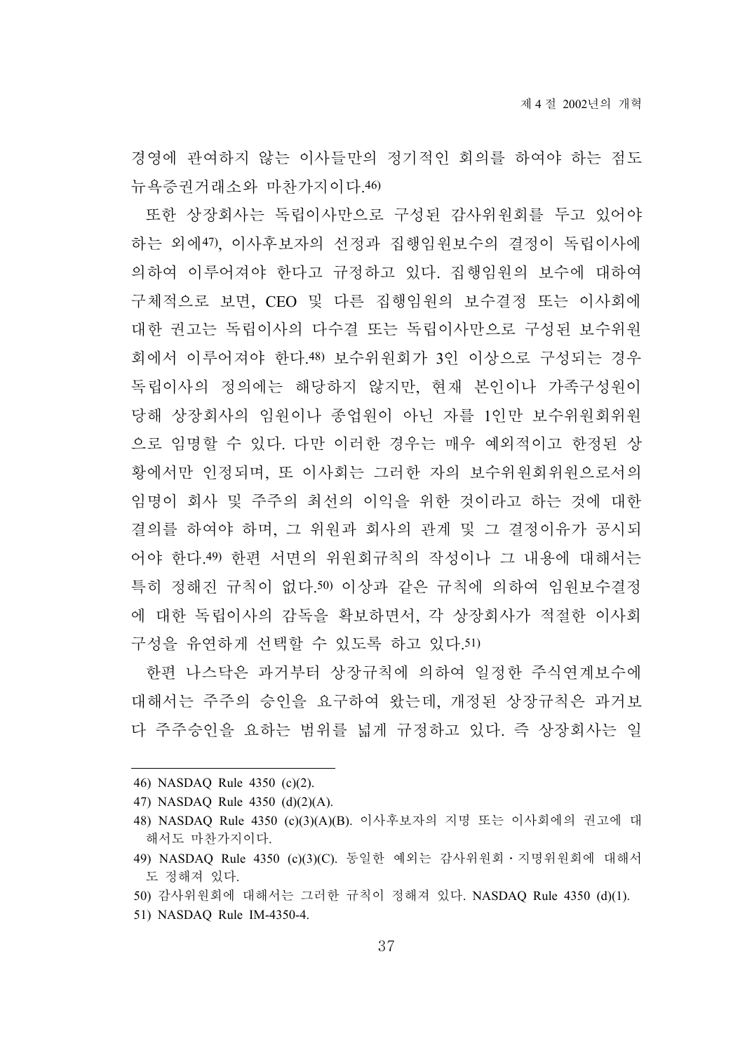경영에 관여하지 않는 이사들만의 정기적인 회의를 하여야 하는 점도 뉴욕증권거래소와 마찬가지이다.[46]

또한 상장회사는 독립이사만으로 구성된 감사위원회를 두고 있어야 하는 외에[47], 이사후보자의 선정과 집행임원보수의 결정이 독립이사에 의하여 이루어져야 한다고 규정하고 있다. 집행임원의 보수에 대하여 구체적으로 보면, CEO 및 다른 집행임원의 보수결정 또는 이사회에 대한 권고는 독립이사의 다수결 또는 독립이사만으로 구성된 보수위원회에서 이루어져야 한다.[48] 보수위원회가 3인 이상으로 구성되는 경우 독립이사의 정의에는 해당하지 않지만, 현재 본인이나 가족구성원이 당해 상장회사의 임원이나 종업원이 아닌 자를 1인만 보수위원회위원으로 임명할 수 있다. 다만 이러한 경우는 매우 예외적이고 한정된 상황에서만 인정되며, 또 이사회는 그러한 자의 보수위원회위원으로서의 임명이 회사 및 주주의 최선의 이익을 위한 것이라고 하는 것에 대한 결의를 하여야 하며, 그 위원과 회사의 관계 및 그 결정이유가 공시되어야 한다.[49] 한편 서면의 위원회규칙의 작성이나 그 내용에 대해서는 특히 정해진 규칙이 없다.[50] 이상과 같은 규칙에 의하여 임원보수결정에 대한 독립이사의 감독을 확보하면서, 각 상장회사가 적절한 이사회 구성을 유연하게 선택할 수 있도록 하고 있다.[51]

한편 나스닥은 과거부터 상장규칙에 의하여 일정한 주식연계보수에 대해서는 주주의 승인을 요구하여 왔는데, 개정된 상장규칙은 과거보다 주주승인을 요하는 범위를 넓게 규정하고 있다. 즉 상장회사는 일

---

46) NASDAQ Rule 4350 (c)(2).

47) NASDAQ Rule 4350 (d)(2)(A).

48) NASDAQ Rule 4350 (c)(3)(A)(B). 이사후보자의 지명 또는 이사회에의 권고에 대해서도 마찬가지이다.

49) NASDAQ Rule 4350 (c)(3)(C). 동일한 예외는 감사위원회 · 지명위원회에 대해서도 정해져 있다.

50) 감사위원회에 대해서는 그러한 규칙이 정해져 있다. NASDAQ Rule 4350 (d)(1).

51) NASDAQ Rule IM-4350-4.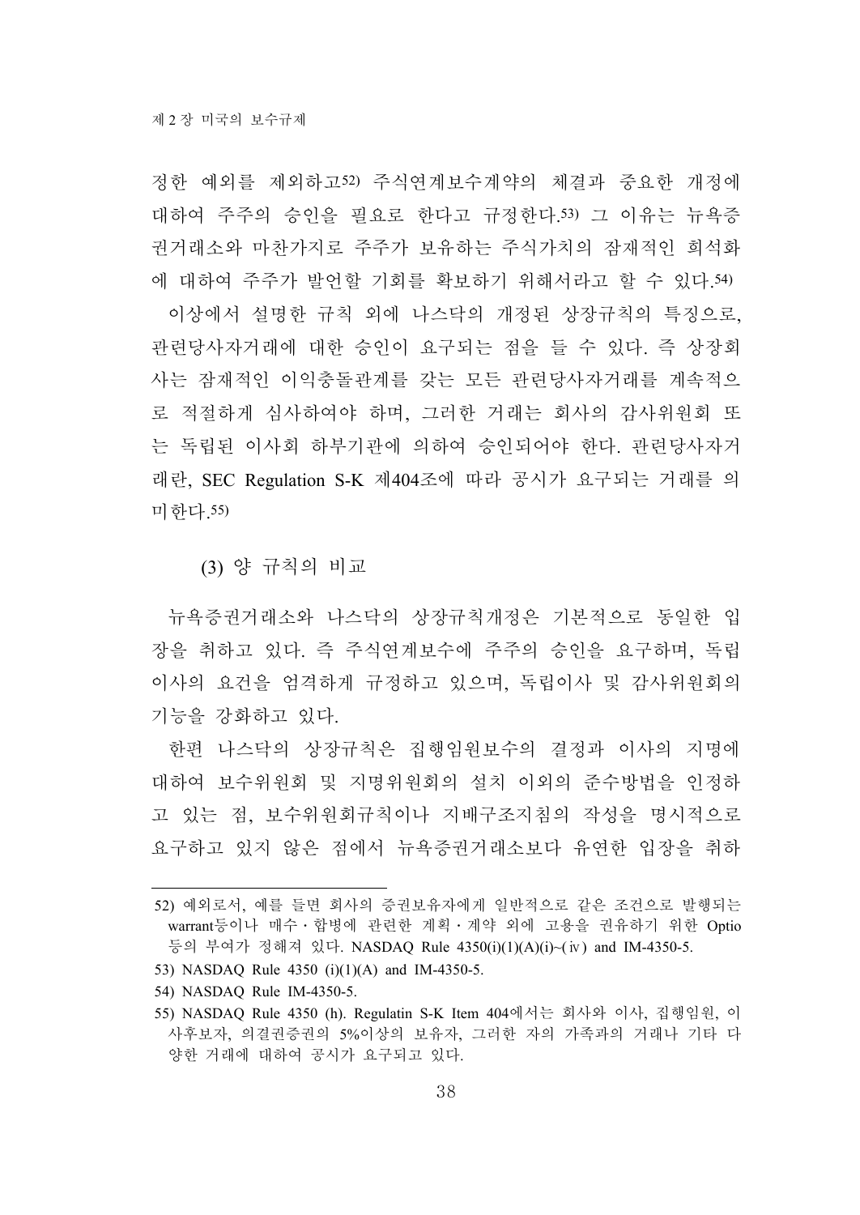정한 예외를 제외하고[52] 주식연계보수계약의 체결과 중요한 개정에 대하여 주주의 승인을 필요로 한다고 규정한다.[53] 그 이유는 뉴욕증권거래소와 마찬가지로 주주가 보유하는 주식가치의 잠재적인 희석화에 대하여 주주가 발언할 기회를 확보하기 위해서라고 할 수 있다.[54]

이상에서 설명한 규칙 외에 나스닥의 개정된 상장규칙의 특징으로, 관련당사자거래에 대한 승인이 요구되는 점을 들 수 있다. 즉 상장회사는 잠재적인 이익충돌관계를 갖는 모든 관련당사자거래를 계속적으로 적절하게 심사하여야 하며, 그러한 거래는 회사의 감사위원회 또는 독립된 이사회 하부기관에 의하여 승인되어야 한다. 관련당사자거래란, SEC Regulation S-K 제404조에 따라 공시가 요구되는 거래를 의미한다.[55]

### (3) 양 규칙의 비교

뉴욕증권거래소와 나스닥의 상장규칙개정은 기본적으로 동일한 입장을 취하고 있다. 즉 주식연계보수에 주주의 승인을 요구하며, 독립이사의 요건을 엄격하게 규정하고 있으며, 독립이사 및 감사위원회의 기능을 강화하고 있다.

한편 나스닥의 상장규칙은 집행임원보수의 결정과 이사의 지명에 대하여 보수위원회 및 지명위원회의 설치 이외의 준수방법을 인정하고 있는 점, 보수위원회규칙이나 지배구조지침의 작성을 명시적으로 요구하고 있지 않은 점에서 뉴욕증권거래소보다 유연한 입장을 취하

---

52) 예외로서, 예를 들면 회사의 증권보유자에게 일반적으로 같은 조건으로 발행되는 warrant등이나 매수·합병에 관련한 계획·계약 외에 고용을 권유하기 위한 Optio 등의 부여가 정해져 있다. NASDAQ Rule 4350(i)(1)(A)(i)~(ⅳ) and IM-4350-5.

53) NASDAQ Rule 4350 (i)(1)(A) and IM-4350-5.

54) NASDAQ Rule IM-4350-5.

55) NASDAQ Rule 4350 (h). Regulatin S-K Item 404에서는 회사와 이사, 집행임원, 이사후보자, 의결권증권의 5%이상의 보유자, 그러한 자의 가족과의 거래나 기타 다양한 거래에 대하여 공시가 요구되고 있다.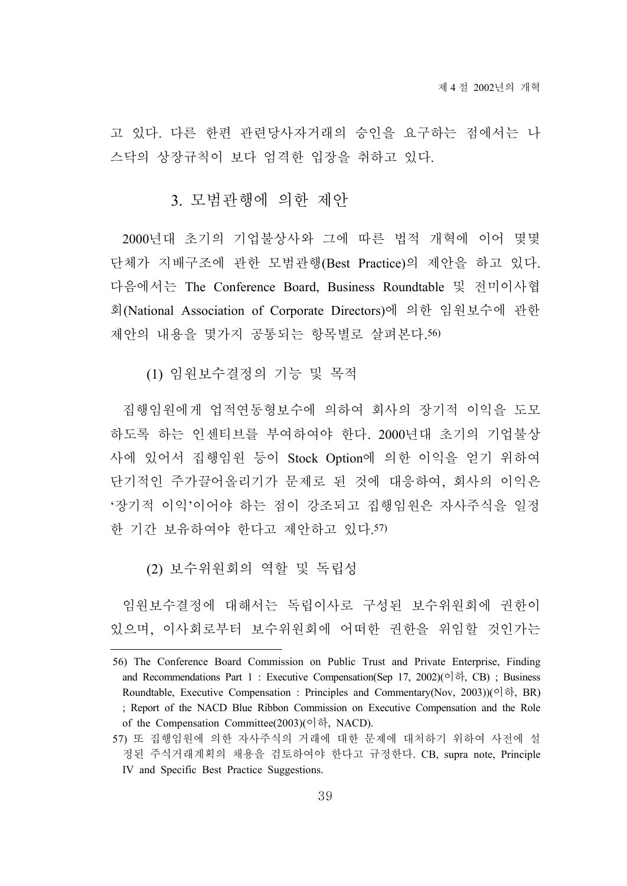고 있다. 다른 한편 관련당사자거래의 승인을 요구하는 점에서는 나스닥의 상장규칙이 보다 엄격한 입장을 취하고 있다.

### 3. 모범관행에 의한 제안

2000년대 초기의 기업불상사와 그에 따른 법적 개혁에 이어 몇몇 단체가 지배구조에 관한 모범관행(Best Practice)의 제안을 하고 있다. 다음에서는 The Conference Board, Business Roundtable 및 전미이사협회(National Association of Corporate Directors)에 의한 임원보수에 관한 제안의 내용을 몇가지 공통되는 항목별로 살펴본다.[56)]

#### (1) 임원보수결정의 기능 및 목적

집행임원에게 업적연동형보수에 의하여 회사의 장기적 이익을 도모하도록 하는 인센티브를 부여하여야 한다. 2000년대 초기의 기업불상사에 있어서 집행임원 등이 Stock Option에 의한 이익을 얻기 위하여 단기적인 주가끌어올리기가 문제로 된 것에 대응하여, 회사의 이익은 '장기적 이익'이어야 하는 점이 강조되고 집행임원은 자사주식을 일정한 기간 보유하여야 한다고 제안하고 있다.[57)]

#### (2) 보수위원회의 역할 및 독립성

임원보수결정에 대해서는 독립이사로 구성된 보수위원회에 권한이 있으며, 이사회로부터 보수위원회에 어떠한 권한을 위임할 것인가는

---

56) The Conference Board Commission on Public Trust and Private Enterprise, Finding and Recommendations Part 1 : Executive Compensation(Sep 17, 2002)(이하, CB) ; Business Roundtable, Executive Compensation : Principles and Commentary(Nov, 2003))(이하, BR) ; Report of the NACD Blue Ribbon Commission on Executive Compensation and the Role of the Compensation Committee(2003)(이하, NACD).

57) 또 집행임원에 의한 자사주식의 거래에 대한 문제에 대처하기 위하여 사전에 설정된 주식거래계획의 채용을 검토하여야 한다고 규정한다. CB, supra note, Principle IV and Specific Best Practice Suggestions.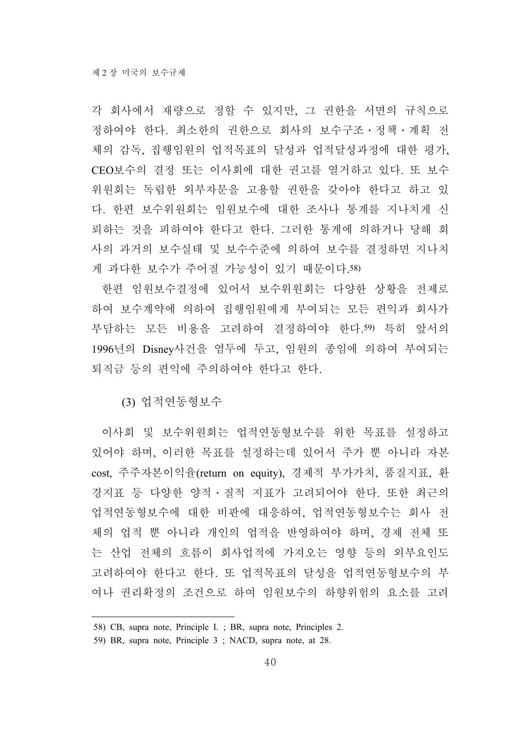각 회사에서 재량으로 정할 수 있지만, 그 권한을 서면의 규칙으로 정하여야 한다. 최소한의 권한으로 회사의 보수구조·정책·계획 전체의 감독, 집행임원의 업적목표의 달성과 업적달성과정에 대한 평가, CEO보수의 결정 또는 이사회에 대한 권고를 열거하고 있다. 또 보수위원회는 독립한 외부자문을 고용할 권한을 갖아야 한다고 하고 있다. 한편 보수위원회는 임원보수에 대한 조사나 통계를 지나치게 신뢰하는 것을 피하여야 한다고 한다. 그러한 통계에 의하거나 당해 회사의 과거의 보수실태 및 보수수준에 의하여 보수를 결정하면 지나치게 과다한 보수가 주어질 가능성이 있기 때문이다.[58]

한편 임원보수결정에 있어서 보수위원회는 다양한 상황을 전제로 하여 보수계약에 의하여 집행임원에게 부여되는 모든 편익과 회사가 부담하는 모든 비용을 고려하여 결정하여야 한다.[59] 특히 앞서의 1996년의 Disney사건을 염두에 두고, 임원의 종임에 의하여 부여되는 퇴직금 등의 편익에 주의하여야 한다고 한다.

### (3) 업적연동형보수

이사회 및 보수위원회는 업적연동형보수를 위한 목표를 설정하고 있어야 하며, 이러한 목표를 설정하는데 있어서 주가 뿐 아니라 자본 cost, 주주자본이익율(return on equity), 경제적 부가가치, 품질지표, 환경지표 등 다양한 양적·질적 지표가 고려되어야 한다. 또한 최근의 업적연동형보수에 대한 비판에 대응하여, 업적연동형보수는 회사 전체의 업적 뿐 아니라 개인의 업적을 반영하여야 하며, 경제 전체 또는 산업 전체의 흐름이 회사업적에 가져오는 영향 등의 외부요인도 고려하여야 한다고 한다. 또 업적목표의 달성을 업적연동형보수의 부여나 권리확정의 조건으로 하여 임원보수의 하향위험의 요소를 고려

---

58) CB, supra note, Principle I. ; BR, supra note, Principles 2.

59) BR, supra note, Principle 3 ; NACD, supra note, at 28.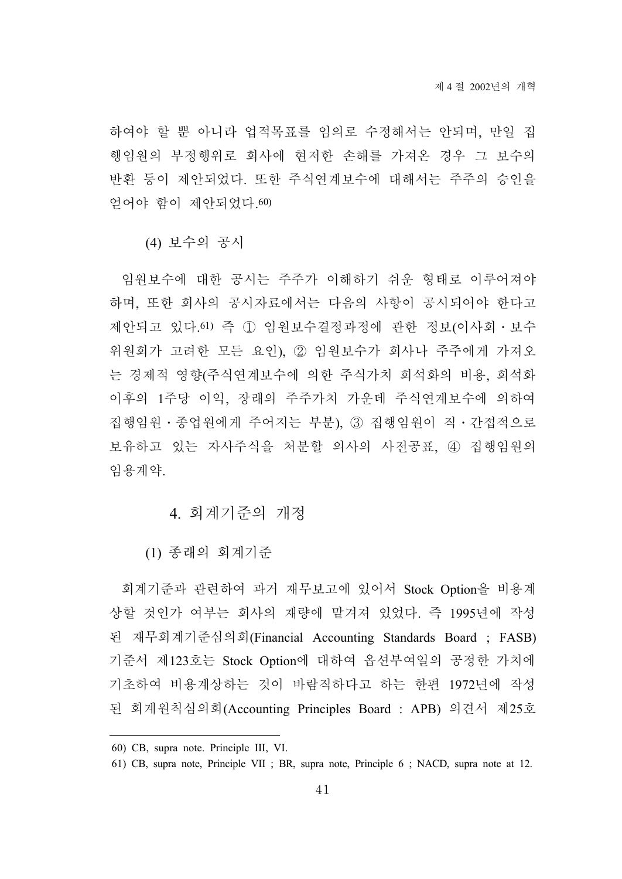하여야 할 뿐 아니라 업적목표를 임의로 수정해서는 안되며, 만일 집행임원의 부정행위로 회사에 현저한 손해를 가져온 경우 그 보수의 반환 등이 제안되었다. 또한 주식연계보수에 대해서는 주주의 승인을 얻어야 함이 제안되었다.[60]

#### (4) 보수의 공시

임원보수에 대한 공시는 주주가 이해하기 쉬운 형태로 이루어져야 하며, 또한 회사의 공시자료에서는 다음의 사항이 공시되어야 한다고 제안되고 있다.[61] 즉 ① 임원보수결정과정에 관한 정보(이사회・보수위원회가 고려한 모든 요인), ② 임원보수가 회사나 주주에게 가져오는 경제적 영향(주식연계보수에 의한 주식가치 희석화의 비용, 희석화 이후의 1주당 이익, 장래의 주주가치 가운데 주식연계보수에 의하여 집행임원・종업원에게 주어지는 부분), ③ 집행임원이 직・간접적으로 보유하고 있는 자사주식을 처분할 의사의 사전공표, ④ 집행임원의 임용계약.

### 4. 회계기준의 개정

#### (1) 종래의 회계기준

회계기준과 관련하여 과거 재무보고에 있어서 Stock Option을 비용계상할 것인가 여부는 회사의 재량에 맡겨져 있었다. 즉 1995년에 작성된 재무회계기준심의회(Financial Accounting Standards Board ; FASB) 기준서 제123호는 Stock Option에 대하여 옵션부여일의 공정한 가치에 기초하여 비용계상하는 것이 바람직하다고 하는 한편 1972년에 작성된 회계원칙심의회(Accounting Principles Board : APB) 의견서 제25호

---

60) CB, supra note. Principle III, VI.

61) CB, supra note, Principle VII ; BR, supra note, Principle 6 ; NACD, supra note at 12.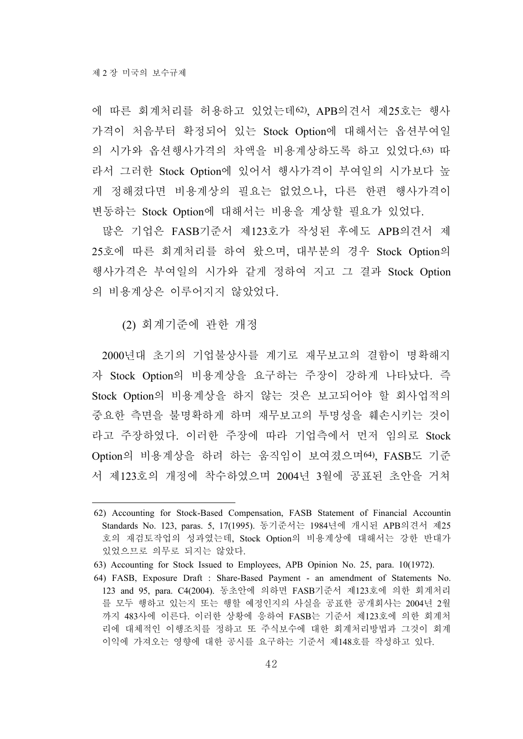에 따른 회계처리를 허용하고 있었는데[62], APB의견서 제25호는 행사가격이 처음부터 확정되어 있는 Stock Option에 대해서는 옵션부여일의 시가와 옵션행사가격의 차액을 비용계상하도록 하고 있었다.[63] 따라서 그러한 Stock Option에 있어서 행사가격이 부여일의 시가보다 높게 정해졌다면 비용계상의 필요는 없었으나, 다른 한편 행사가격이 변동하는 Stock Option에 대해서는 비용을 계상할 필요가 있었다.

많은 기업은 FASB기준서 제123호가 작성된 후에도 APB의견서 제25호에 따른 회계처리를 하여 왔으며, 대부분의 경우 Stock Option의 행사가격은 부여일의 시가와 같게 정하여 지고 그 결과 Stock Option의 비용계상은 이루어지지 않았었다.

### (2) 회계기준에 관한 개정

2000년대 초기의 기업불상사를 계기로 재무보고의 결함이 명확해지자 Stock Option의 비용계상을 요구하는 주장이 강하게 나타났다. 즉 Stock Option의 비용계상을 하지 않는 것은 보고되어야 할 회사업적의 중요한 측면을 불명확하게 하며 재무보고의 투명성을 훼손시키는 것이라고 주장하였다. 이러한 주장에 따라 기업측에서 먼저 임의로 Stock Option의 비용계상을 하려 하는 움직임이 보여졌으며[64], FASB도 기준서 제123호의 개정에 착수하였으며 2004년 3월에 공표된 초안을 거쳐

---

62) Accounting for Stock-Based Compensation, FASB Statement of Financial Accountin Standards No. 123, paras. 5, 17(1995). 동기준서는 1984년에 개시된 APB의견서 제25호의 재검토작업의 성과였는데, Stock Option의 비용계상에 대해서는 강한 반대가 있었으므로 의무로 되지는 않았다.

63) Accounting for Stock Issued to Employees, APB Opinion No. 25, para. 10(1972).

64) FASB, Exposure Draft : Share-Based Payment - an amendment of Statements No. 123 and 95, para. C4(2004). 동초안에 의하면 FASB기준서 제123호에 의한 회계처리를 모두 행하고 있는지 또는 행할 예정인지의 사실을 공표한 공개회사는 2004년 2월까지 483사에 이른다. 이러한 상황에 응하여 FASB는 기준서 제123호에 의한 회계처리에 대체적인 이행조치를 정하고 또 주식보수에 대한 회계처리방법과 그것이 회계이익에 가져오는 영향에 대한 공시를 요구하는 기준서 제148호를 작성하고 있다.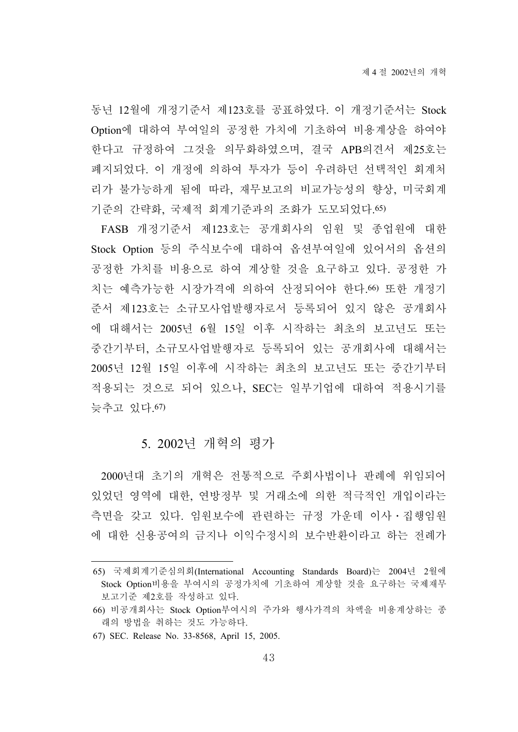동년 12월에 개정기준서 제123호를 공표하였다. 이 개정기준서는 Stock Option에 대하여 부여일의 공정한 가치에 기초하여 비용계상을 하여야 한다고 규정하여 그것을 의무화하였으며, 결국 APB의견서 제25호는 폐지되었다. 이 개정에 의하여 투자가 등이 우려하던 선택적인 회계처리가 불가능하게 됨에 따라, 재무보고의 비교가능성의 향상, 미국회계기준의 간략화, 국제적 회계기준과의 조화가 도모되었다.[65]

FASB 개정기준서 제123호는 공개회사의 임원 및 종업원에 대한 Stock Option 등의 주식보수에 대하여 옵션부여일에 있어서의 옵션의 공정한 가치를 비용으로 하여 계상할 것을 요구하고 있다. 공정한 가치는 예측가능한 시장가격에 의하여 산정되어야 한다.[66] 또한 개정기준서 제123호는 소규모사업발행자로서 등록되어 있지 않은 공개회사에 대해서는 2005년 6월 15일 이후 시작하는 최초의 보고년도 또는 중간기부터, 소규모사업발행자로 등록되어 있는 공개회사에 대해서는 2005년 12월 15일 이후에 시작하는 최초의 보고년도 또는 중간기부터 적용되는 것으로 되어 있으나, SEC는 일부기업에 대하여 적용시기를 늦추고 있다.[67]

## 5. 2002년 개혁의 평가

2000년대 초기의 개혁은 전통적으로 주회사법이나 판례에 위임되어 있었던 영역에 대한, 연방정부 및 거래소에 의한 적극적인 개입이라는 측면을 갖고 있다. 임원보수에 관련하는 규정 가운데 이사・집행임원에 대한 신용공여의 금지나 이익수정시의 보수반환이라고 하는 전례가

---

65) 국제회계기준심의회(International Accounting Standards Board)는 2004년 2월에 Stock Option비용을 부여시의 공정가치에 기초하여 계상할 것을 요구하는 국제재무보고기준 제2호를 작성하고 있다.

66) 비공개회사는 Stock Option부여시의 주가와 행사가격의 차액을 비용계상하는 종래의 방법을 취하는 것도 가능하다.

67) SEC. Release No. 33-8568, April 15, 2005.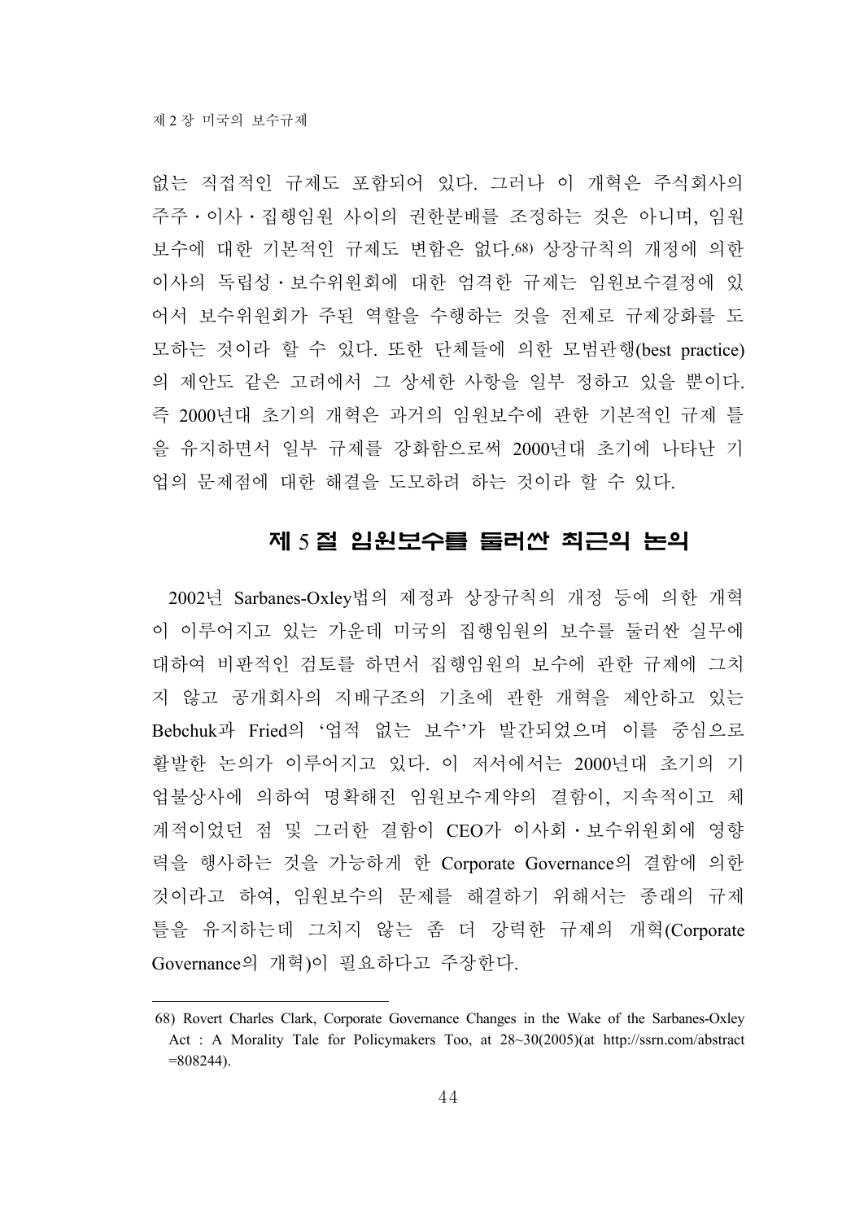없는 직접적인 규제도 포함되어 있다. 그러나 이 개혁은 주식회사의 주주 · 이사 · 집행임원 사이의 권한분배를 조정하는 것은 아니며, 임원보수에 대한 기본적인 규제도 변함은 없다.[68] 상장규칙의 개정에 의한 이사의 독립성 · 보수위원회에 대한 엄격한 규제는 임원보수결정에 있어서 보수위원회가 주된 역할을 수행하는 것을 전제로 규제강화를 도모하는 것이라 할 수 있다. 또한 단체들에 의한 모범관행(best practice)의 제안도 같은 고려에서 그 상세한 사항을 일부 정하고 있을 뿐이다. 즉 2000년대 초기의 개혁은 과거의 임원보수에 관한 기본적인 규제 틀을 유지하면서 일부 규제를 강화함으로써 2000년대 초기에 나타난 기업의 문제점에 대한 해결을 도모하려 하는 것이라 할 수 있다.

## 제 5 절 임원보수를 둘러싼 최근의 논의

2002년 Sarbanes-Oxley법의 제정과 상장규칙의 개정 등에 의한 개혁이 이루어지고 있는 가운데 미국의 집행임원의 보수를 둘러싼 실무에 대하여 비판적인 검토를 하면서 집행임원의 보수에 관한 규제에 그치지 않고 공개회사의 지배구조의 기초에 관한 개혁을 제안하고 있는 Bebchuk과 Fried의 '업적 없는 보수'가 발간되었으며 이를 중심으로 활발한 논의가 이루어지고 있다. 이 저서에서는 2000년대 초기의 기업불상사에 의하여 명확해진 임원보수계약의 결함이, 지속적이고 체계적이었던 점 및 그러한 결함이 CEO가 이사회 · 보수위원회에 영향력을 행사하는 것을 가능하게 한 Corporate Governance의 결함에 의한 것이라고 하여, 임원보수의 문제를 해결하기 위해서는 종래의 규제 틀을 유지하는데 그치지 않는 좀 더 강력한 규제의 개혁(Corporate Governance의 개혁)이 필요하다고 주장한다.

---

68) Rovert Charles Clark, Corporate Governance Changes in the Wake of the Sarbanes-Oxley Act : A Morality Tale for Policymakers Too, at 28~30(2005)(at http://ssrn.com/abstract=808244).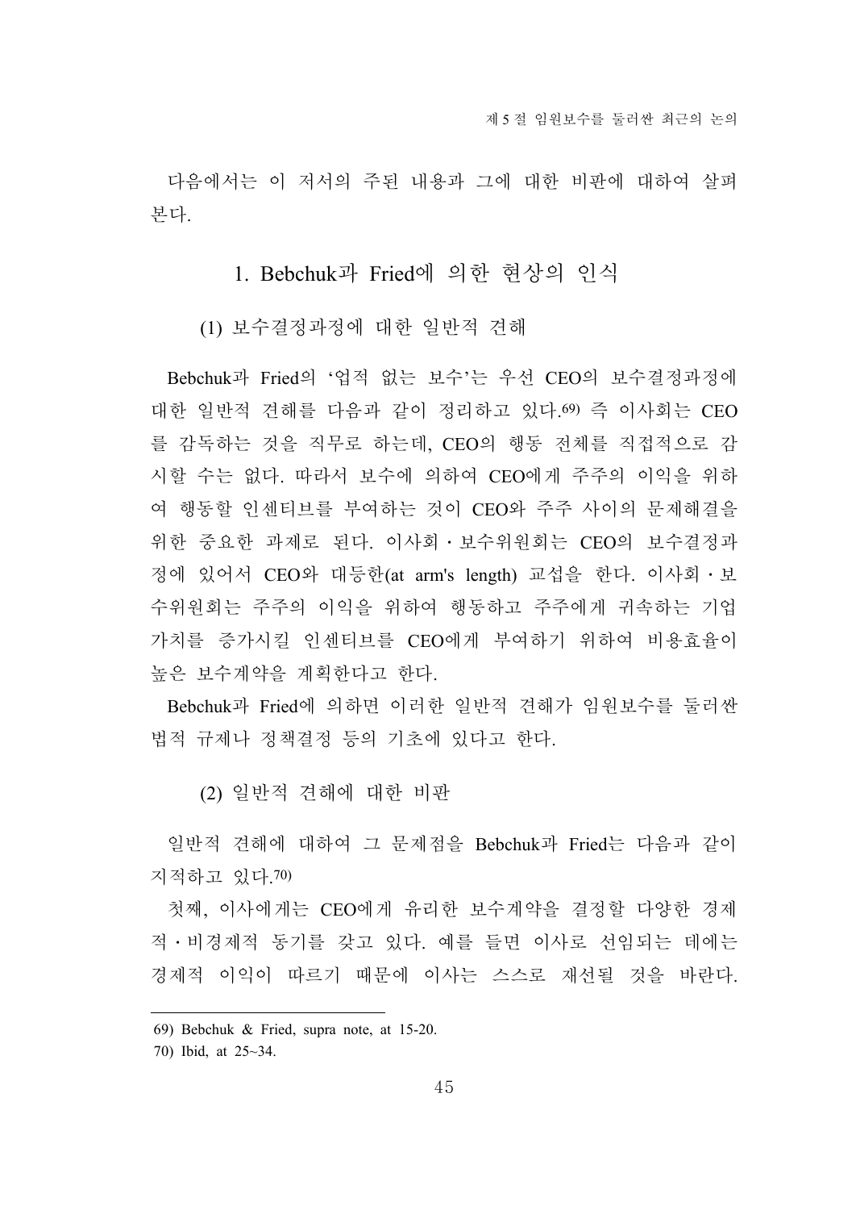다음에서는 이 저서의 주된 내용과 그에 대한 비판에 대하여 살펴본다.

## 1. Bebchuk과 Fried에 의한 현상의 인식

### (1) 보수결정과정에 대한 일반적 견해

Bebchuk과 Fried의 '업적 없는 보수'는 우선 CEO의 보수결정과정에 대한 일반적 견해를 다음과 같이 정리하고 있다.[69] 즉 이사회는 CEO를 감독하는 것을 직무로 하는데, CEO의 행동 전체를 직접적으로 감시할 수는 없다. 따라서 보수에 의하여 CEO에게 주주의 이익을 위하여 행동할 인센티브를 부여하는 것이 CEO와 주주 사이의 문제해결을 위한 중요한 과제로 된다. 이사회・보수위원회는 CEO의 보수결정과정에 있어서 CEO와 대등한(at arm's length) 교섭을 한다. 이사회・보수위원회는 주주의 이익을 위하여 행동하고 주주에게 귀속하는 기업가치를 증가시킬 인센티브를 CEO에게 부여하기 위하여 비용효율이 높은 보수계약을 계획한다고 한다.

Bebchuk과 Fried에 의하면 이러한 일반적 견해가 임원보수를 둘러싼 법적 규제나 정책결정 등의 기초에 있다고 한다.

### (2) 일반적 견해에 대한 비판

일반적 견해에 대하여 그 문제점을 Bebchuk과 Fried는 다음과 같이 지적하고 있다.[70]

첫째, 이사에게는 CEO에게 유리한 보수계약을 결정할 다양한 경제적・비경제적 동기를 갖고 있다. 예를 들면 이사로 선임되는 데에는 경제적 이익이 따르기 때문에 이사는 스스로 재선될 것을 바란다.

---

69) Bebchuk & Fried, supra note, at 15-20.

70) Ibid, at 25~34.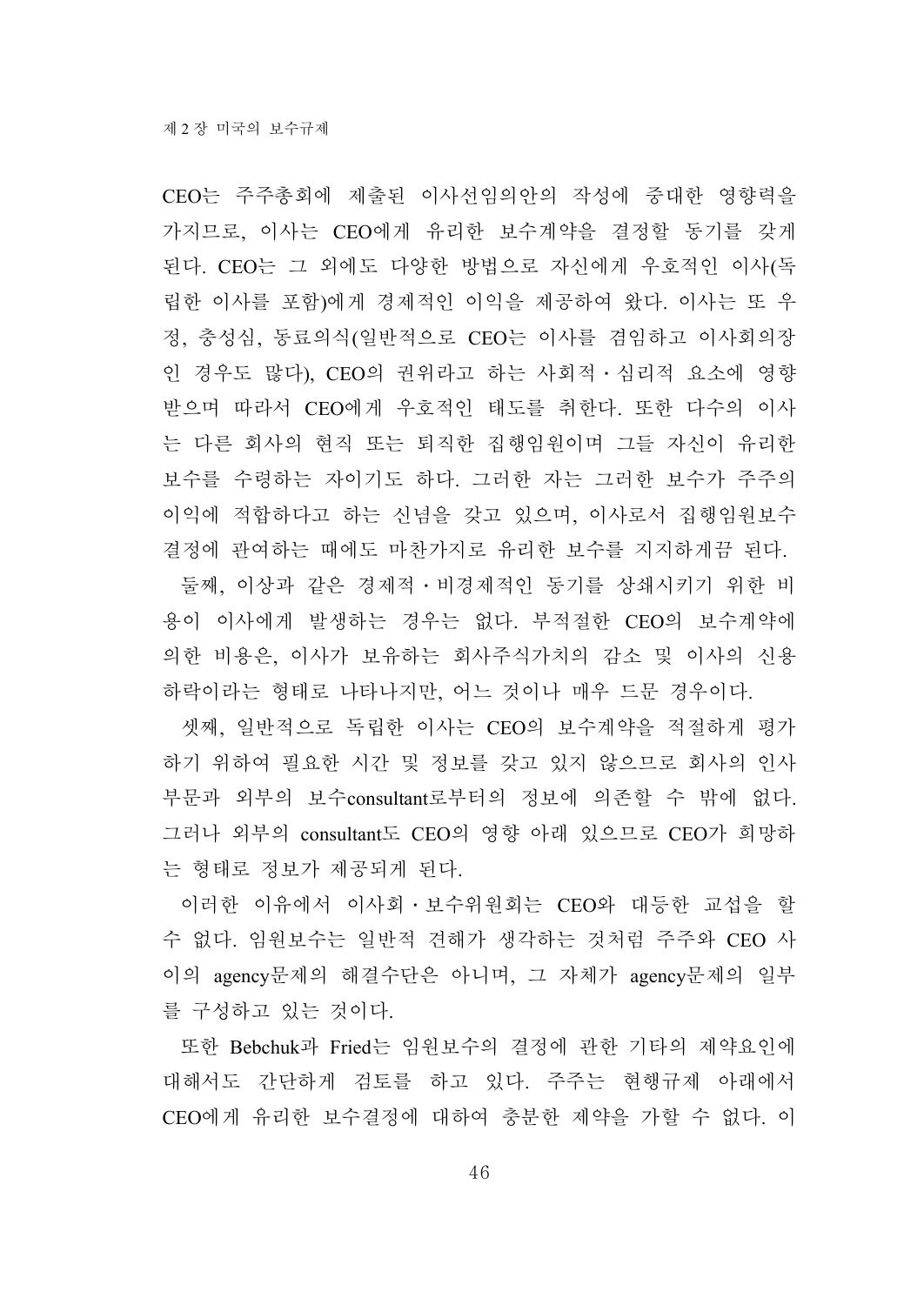CEO는 주주총회에 제출된 이사선임의안의 작성에 중대한 영향력을 가지므로, 이사는 CEO에게 유리한 보수계약을 결정할 동기를 갖게 된다. CEO는 그 외에도 다양한 방법으로 자신에게 우호적인 이사(독립한 이사를 포함)에게 경제적인 이익을 제공하여 왔다. 이사는 또 우정, 충성심, 동료의식(일반적으로 CEO는 이사를 겸임하고 이사회의장인 경우도 많다), CEO의 권위라고 하는 사회적·심리적 요소에 영향받으며 따라서 CEO에게 우호적인 태도를 취한다. 또한 다수의 이사는 다른 회사의 현직 또는 퇴직한 집행임원이며 그들 자신이 유리한 보수를 수령하는 자이기도 하다. 그러한 자는 그러한 보수가 주주의 이익에 적합하다고 하는 신념을 갖고 있으며, 이사로서 집행임원보수 결정에 관여하는 때에도 마찬가지로 유리한 보수를 지지하게끔 된다.

둘째, 이상과 같은 경제적·비경제적인 동기를 상쇄시키기 위한 비용이 이사에게 발생하는 경우는 없다. 부적절한 CEO의 보수계약에 의한 비용은, 이사가 보유하는 회사주식가치의 감소 및 이사의 신용하락이라는 형태로 나타나지만, 어느 것이나 매우 드문 경우이다.

셋째, 일반적으로 독립한 이사는 CEO의 보수계약을 적절하게 평가하기 위하여 필요한 시간 및 정보를 갖고 있지 않으므로 회사의 인사부문과 외부의 보수consultant로부터의 정보에 의존할 수 밖에 없다. 그러나 외부의 consultant도 CEO의 영향 아래 있으므로 CEO가 희망하는 형태로 정보가 제공되게 된다.

이러한 이유에서 이사회·보수위원회는 CEO와 대등한 교섭을 할 수 없다. 임원보수는 일반적 견해가 생각하는 것처럼 주주와 CEO 사이의 agency문제의 해결수단은 아니며, 그 자체가 agency문제의 일부를 구성하고 있는 것이다.

또한 Bebchuk과 Fried는 임원보수의 결정에 관한 기타의 제약요인에 대해서도 간단하게 검토를 하고 있다. 주주는 현행규제 아래에서 CEO에게 유리한 보수결정에 대하여 충분한 제약을 가할 수 없다. 이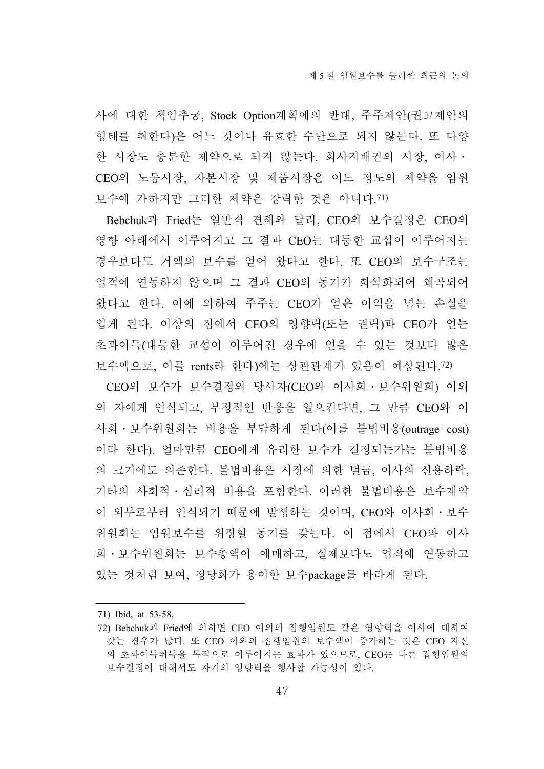사에 대한 책임추궁, Stock Option계획에의 반대, 주주제안(권고제안의 형태를 취한다)은 어느 것이나 유효한 수단으로 되지 않는다. 또 다양한 시장도 충분한 제약으로 되지 않는다. 회사지배권의 시장, 이사・CEO의 노동시장, 자본시장 및 제품시장은 어느 정도의 제약을 임원보수에 가하지만 그러한 제약은 강력한 것은 아니다.[71]

Bebchuk과 Fried는 일반적 견해와 달리, CEO의 보수결정은 CEO의 영향 아래에서 이루어지고 그 결과 CEO는 대등한 교섭이 이루어지는 경우보다도 거액의 보수를 얻어 왔다고 한다. 또 CEO의 보수구조는 업적에 연동하지 않으며 그 결과 CEO의 동기가 희석화되어 왜곡되어 왔다고 한다. 이에 의하여 주주는 CEO가 얻은 이익을 넘는 손실을 입게 된다. 이상의 점에서 CEO의 영향력(또는 권력)과 CEO가 얻는 초과이득(대등한 교섭이 이루어진 경우에 얻을 수 있는 것보다 많은 보수액으로, 이를 rents라 한다)에는 상관관계가 있음이 예상된다.[72]

CEO의 보수가 보수결정의 당사자(CEO와 이사회・보수위원회) 이외의 자에게 인식되고, 부정적인 반응을 일으킨다면, 그 만큼 CEO와 이사회・보수위원회는 비용을 부담하게 된다(이를 불법비용(outrage cost)이라 한다). 얼마만큼 CEO에게 유리한 보수가 결정되는가는 불법비용의 크기에도 의존한다. 불법비용은 시장에 의한 벌금, 이사의 신용하락, 기타의 사회적・심리적 비용을 포함한다. 이러한 불법비용은 보수계약이 외부로부터 인식되기 때문에 발생하는 것이며, CEO와 이사회・보수위원회는 임원보수를 위장할 동기를 갖는다. 이 점에서 CEO와 이사회・보수위원회는 보수총액이 애매하고, 실제보다도 업적에 연동하고 있는 것처럼 보여, 정당화가 용이한 보수package를 바라게 된다.

---

71) Ibid, at 53-58.

72) Bebchuk과 Fried에 의하면 CEO 이외의 집행임원도 같은 영향력을 이사에 대하여 갖는 경우가 많다. 또 CEO 이외의 집행임원의 보수액이 증가하는 것은 CEO 자신의 초과이득취득을 목적으로 이루어지는 효과가 있으므로, CEO는 다른 집행임원의 보수결정에 대해서도 자기의 영향력을 행사할 가능성이 있다.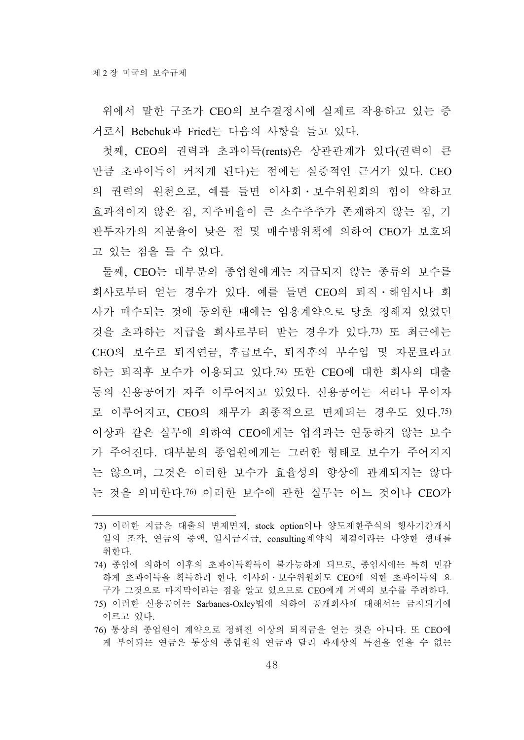위에서 말한 구조가 CEO의 보수결정시에 실제로 작용하고 있는 증거로서 Bebchuk과 Fried는 다음의 사항을 들고 있다.

첫째, CEO의 권력과 초과이득(rents)은 상관관계가 있다(권력이 큰 만큼 초과이득이 커지게 된다)는 점에는 실증적인 근거가 있다. CEO의 권력의 원천으로, 예를 들면 이사회·보수위원회의 힘이 약하고 효과적이지 않은 점, 지주비율이 큰 소수주주가 존재하지 않는 점, 기관투자가의 지분율이 낮은 점 및 매수방위책에 의하여 CEO가 보호되고 있는 점을 들 수 있다.

둘째, CEO는 대부분의 종업원에게는 지급되지 않는 종류의 보수를 회사로부터 얻는 경우가 있다. 예를 들면 CEO의 퇴직·해임시나 회사가 매수되는 것에 동의한 때에는 임용계약으로 당초 정해져 있었던 것을 초과하는 지급을 회사로부터 받는 경우가 있다.[73] 또 최근에는 CEO의 보수로 퇴직연금, 후급보수, 퇴직후의 부수입 및 자문료라고 하는 퇴직후 보수가 이용되고 있다.[74] 또한 CEO에 대한 회사의 대출 등의 신용공여가 자주 이루어지고 있었다. 신용공여는 저리나 무이자로 이루어지고, CEO의 채무가 최종적으로 면제되는 경우도 있다.[75] 이상과 같은 실무에 의하여 CEO에게는 업적과는 연동하지 않는 보수가 주어진다. 대부분의 종업원에게는 그러한 형태로 보수가 주어지지는 않으며, 그것은 이러한 보수가 효율성의 향상에 관계되지는 않다는 것을 의미한다.[76] 이러한 보수에 관한 실무는 어느 것이나 CEO가

---

73) 이러한 지급은 대출의 변제면제, stock option이나 양도제한주식의 행사기간개시일의 조작, 연금의 증액, 일시급지급, consulting계약의 체결이라는 다양한 형태를 취한다.

74) 종임에 의하여 이후의 초과이득획득이 불가능하게 되므로, 종임시에는 특히 민감하게 초과이득을 획득하려 한다. 이사회·보수위원회도 CEO에 의한 초과이득의 요구가 그것으로 마지막이라는 점을 알고 있으므로 CEO에게 거액의 보수를 주려하다.

75) 이러한 신용공여는 Sarbanes-Oxley법에 의하여 공개회사에 대해서는 금지되기에 이르고 있다.

76) 통상의 종업원이 계약으로 정해진 이상의 퇴직금을 얻는 것은 아니다. 또 CEO에게 부여되는 연금은 통상의 종업원의 연금과 달리 과세상의 특전을 얻을 수 없는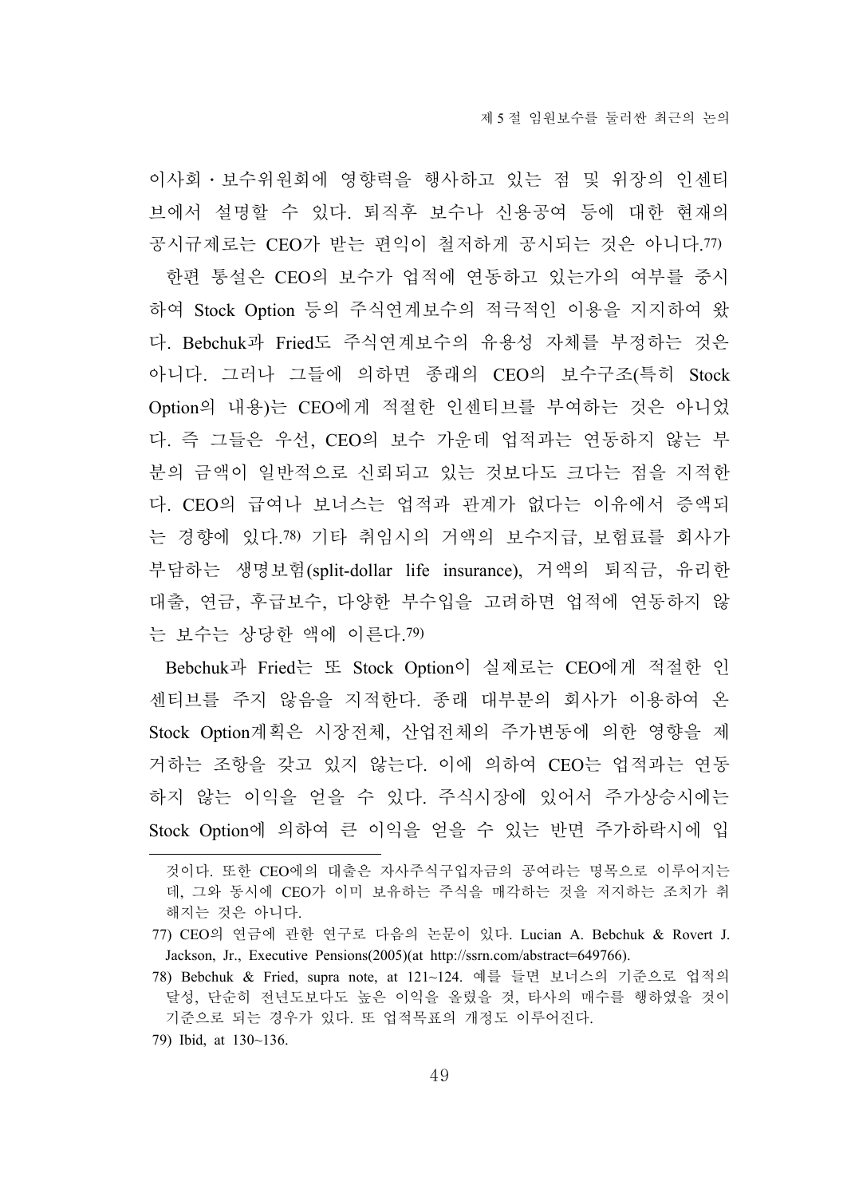이사회・보수위원회에 영향력을 행사하고 있는 점 및 위장의 인센티브에서 설명할 수 있다. 퇴직후 보수나 신용공여 등에 대한 현재의 공시규제로는 CEO가 받는 편익이 철저하게 공시되는 것은 아니다.[77]

한편 통설은 CEO의 보수가 업적에 연동하고 있는가의 여부를 중시하여 Stock Option 등의 주식연계보수의 적극적인 이용을 지지하여 왔다. Bebchuk과 Fried도 주식연계보수의 유용성 자체를 부정하는 것은 아니다. 그러나 그들에 의하면 종래의 CEO의 보수구조(특히 Stock Option의 내용)는 CEO에게 적절한 인센티브를 부여하는 것은 아니었다. 즉 그들은 우선, CEO의 보수 가운데 업적과는 연동하지 않는 부분의 금액이 일반적으로 신뢰되고 있는 것보다도 크다는 점을 지적한다. CEO의 급여나 보너스는 업적과 관계가 없다는 이유에서 증액되는 경향에 있다.[78] 기타 취임시의 거액의 보수지급, 보험료를 회사가 부담하는 생명보험(split-dollar life insurance), 거액의 퇴직금, 유리한 대출, 연금, 후급보수, 다양한 부수입을 고려하면 업적에 연동하지 않는 보수는 상당한 액에 이른다.[79]

Bebchuk과 Fried는 또 Stock Option이 실제로는 CEO에게 적절한 인센티브를 주지 않음을 지적한다. 종래 대부분의 회사가 이용하여 온 Stock Option계획은 시장전체, 산업전체의 주가변동에 의한 영향을 제거하는 조항을 갖고 있지 않는다. 이에 의하여 CEO는 업적과는 연동하지 않는 이익을 얻을 수 있다. 주식시장에 있어서 주가상승시에는 Stock Option에 의하여 큰 이익을 얻을 수 있는 반면 주가하락시에 입

---

것이다. 또한 CEO에의 대출은 자사주식구입자금의 공여라는 명목으로 이루어지는데, 그와 동시에 CEO가 이미 보유하는 주식을 매각하는 것을 저지하는 조치가 취해지는 것은 아니다.

77) CEO의 연금에 관한 연구로 다음의 논문이 있다. Lucian A. Bebchuk & Rovert J. Jackson, Jr., Executive Pensions(2005)(at http://ssrn.com/abstract=649766).

78) Bebchuk & Fried, supra note, at 121~124. 예를 들면 보너스의 기준으로 업적의 달성, 단순히 전년도보다도 높은 이익을 올렸을 것, 타사의 매수를 행하였을 것이 기준으로 되는 경우가 있다. 또 업적목표의 개정도 이루어진다.

79) Ibid, at 130~136.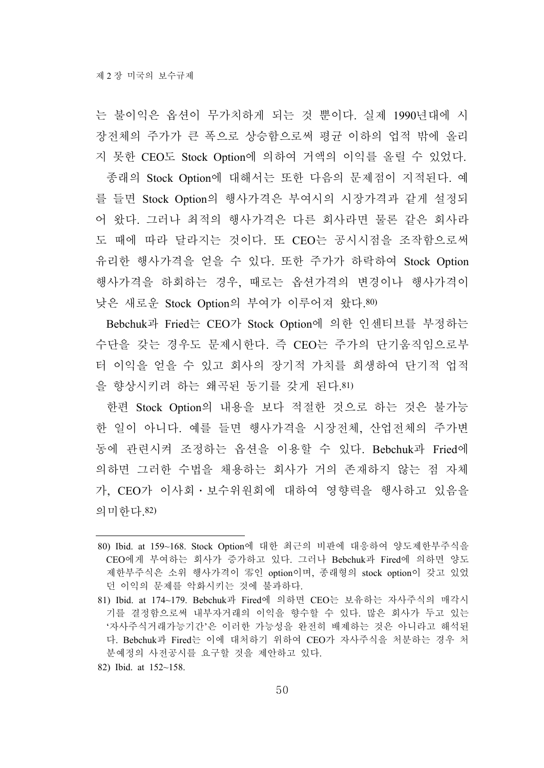는 불이익은 옵션이 무가치하게 되는 것 뿐이다. 실제 1990년대에 시장전체의 주가가 큰 폭으로 상승함으로써 평균 이하의 업적 밖에 올리지 못한 CEO도 Stock Option에 의하여 거액의 이익를 올릴 수 있었다.

종래의 Stock Option에 대해서는 또한 다음의 문제점이 지적된다. 예를 들면 Stock Option의 행사가격은 부여시의 시장가격과 같게 설정되어 왔다. 그러나 최적의 행사가격은 다른 회사라면 물론 같은 회사라도 때에 따라 달라지는 것이다. 또 CEO는 공시시점을 조작함으로써 유리한 행사가격을 얻을 수 있다. 또한 주가가 하락하여 Stock Option 행사가격을 하회하는 경우, 때로는 옵션가격의 변경이나 행사가격이 낮은 새로운 Stock Option의 부여가 이루어져 왔다.[80)]

Bebchuk과 Fried는 CEO가 Stock Option에 의한 인센티브를 부정하는 수단을 갖는 경우도 문제시한다. 즉 CEO는 주가의 단기움직임으로부터 이익을 얻을 수 있고 회사의 장기적 가치를 희생하여 단기적 업적을 향상시키려 하는 왜곡된 동기를 갖게 된다.[81)]

한편 Stock Option의 내용을 보다 적절한 것으로 하는 것은 불가능한 일이 아니다. 예를 들면 행사가격을 시장전체, 산업전체의 주가변동에 관련시켜 조정하는 옵션을 이용할 수 있다. Bebchuk과 Fried에 의하면 그러한 수법을 채용하는 회사가 거의 존재하지 않는 점 자체가, CEO가 이사회・보수위원회에 대하여 영향력을 행사하고 있음을 의미한다.[82)]

---

80) Ibid. at 159~168. Stock Option에 대한 최근의 비판에 대응하여 양도제한부주식을 CEO에게 부여하는 회사가 증가하고 있다. 그러나 Bebchuk과 Fired에 의하면 양도제한부주식은 소위 행사가격이 零인 option이며, 종래형의 stock option이 갖고 있었던 이익의 문제를 악화시키는 것에 불과하다.

81) Ibid. at 174~179. Bebchuk과 Fired에 의하면 CEO는 보유하는 자사주식의 매각시기를 결정함으로써 내부자거래의 이익을 향수할 수 있다. 많은 회사가 두고 있는 '자사주식거래가능기간'은 이러한 가능성을 완전히 배제하는 것은 아니라고 해석된다. Bebchuk과 Fired는 이에 대처하기 위하여 CEO가 자사주식을 처분하는 경우 처분예정의 사전공시를 요구할 것을 제안하고 있다.

82) Ibid. at 152~158.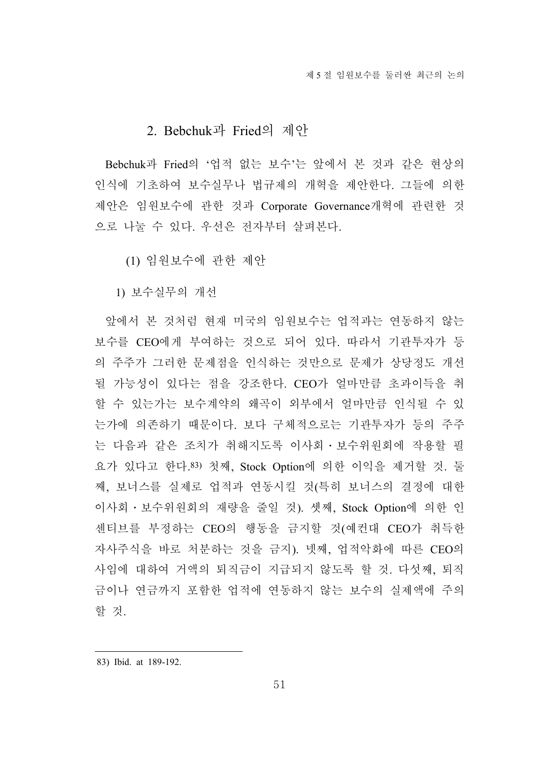## 2. Bebchuk과 Fried의 제안

Bebchuk과 Fried의 '업적 없는 보수'는 앞에서 본 것과 같은 현상의 인식에 기초하여 보수실무나 법규제의 개혁을 제안한다. 그들에 의한 제안은 임원보수에 관한 것과 Corporate Governance개혁에 관련한 것으로 나눌 수 있다. 우선은 전자부터 살펴본다.

### (1) 임원보수에 관한 제안

#### 1) 보수실무의 개선

앞에서 본 것처럼 현재 미국의 임원보수는 업적과는 연동하지 않는 보수를 CEO에게 부여하는 것으로 되어 있다. 따라서 기관투자가 등의 주주가 그러한 문제점을 인식하는 것만으로 문제가 상당정도 개선될 가능성이 있다는 점을 강조한다. CEO가 얼마만큼 초과이득을 취할 수 있는가는 보수계약의 왜곡이 외부에서 얼마만큼 인식될 수 있는가에 의존하기 때문이다. 보다 구체적으로는 기관투자가 등의 주주는 다음과 같은 조치가 취해지도록 이사회・보수위원회에 작용할 필요가 있다고 한다.[83] 첫째, Stock Option에 의한 이익을 제거할 것. 둘째, 보너스를 실제로 업적과 연동시킬 것(특히 보너스의 결정에 대한 이사회・보수위원회의 재량을 줄일 것). 셋째, Stock Option에 의한 인센티브를 부정하는 CEO의 행동을 금지할 것(예컨대 CEO가 취득한 자사주식을 바로 처분하는 것을 금지). 넷째, 업적악화에 따른 CEO의 사임에 대하여 거액의 퇴직금이 지급되지 않도록 할 것. 다섯째, 퇴직금이나 연금까지 포함한 업적에 연동하지 않는 보수의 실제액에 주의할 것.

---

83) Ibid. at 189-192.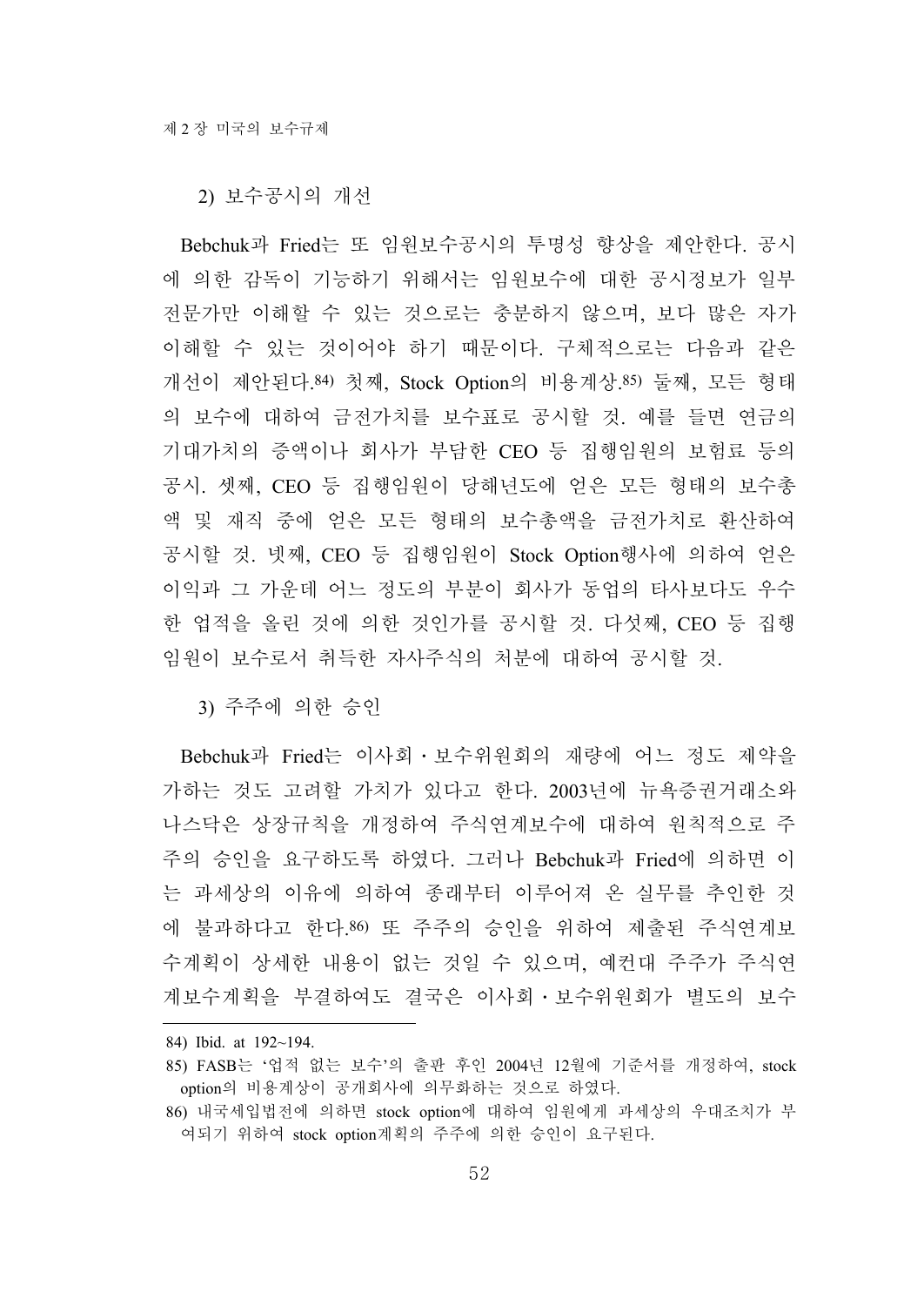### 2) 보수공시의 개선

Bebchuk과 Fried는 또 임원보수공시의 투명성 향상을 제안한다. 공시에 의한 감독이 기능하기 위해서는 임원보수에 대한 공시정보가 일부 전문가만 이해할 수 있는 것으로는 충분하지 않으며, 보다 많은 자가 이해할 수 있는 것이어야 하기 때문이다. 구체적으로는 다음과 같은 개선이 제안된다.[84] 첫째, Stock Option의 비용계상.[85] 둘째, 모든 형태의 보수에 대하여 금전가치를 보수표로 공시할 것. 예를 들면 연금의 기대가치의 증액이나 회사가 부담한 CEO 등 집행임원의 보험료 등의 공시. 셋째, CEO 등 집행임원이 당해년도에 얻은 모든 형태의 보수총액 및 재직 중에 얻은 모든 형태의 보수총액을 금전가치로 환산하여 공시할 것. 넷째, CEO 등 집행임원이 Stock Option행사에 의하여 얻은 이익과 그 가운데 어느 정도의 부분이 회사가 동업의 타사보다도 우수한 업적을 올린 것에 의한 것인가를 공시할 것. 다섯째, CEO 등 집행임원이 보수로서 취득한 자사주식의 처분에 대하여 공시할 것.

### 3) 주주에 의한 승인

Bebchuk과 Fried는 이사회·보수위원회의 재량에 어느 정도 제약을 가하는 것도 고려할 가치가 있다고 한다. 2003년에 뉴욕증권거래소와 나스닥은 상장규칙을 개정하여 주식연계보수에 대하여 원칙적으로 주주의 승인을 요구하도록 하였다. 그러나 Bebchuk과 Fried에 의하면 이는 과세상의 이유에 의하여 종래부터 이루어져 온 실무를 추인한 것에 불과하다고 한다.[86] 또 주주의 승인을 위하여 제출된 주식연계보수계획이 상세한 내용이 없는 것일 수 있으며, 예컨대 주주가 주식연계보수계획을 부결하여도 결국은 이사회·보수위원회가 별도의 보수

---

84) Ibid. at 192~194.

85) FASB는 '업적 없는 보수'의 출판 후인 2004년 12월에 기준서를 개정하여, stock option의 비용계상이 공개회사에 의무화하는 것으로 하였다.

86) 내국세입법전에 의하면 stock option에 대하여 임원에게 과세상의 우대조치가 부여되기 위하여 stock option계획의 주주에 의한 승인이 요구된다.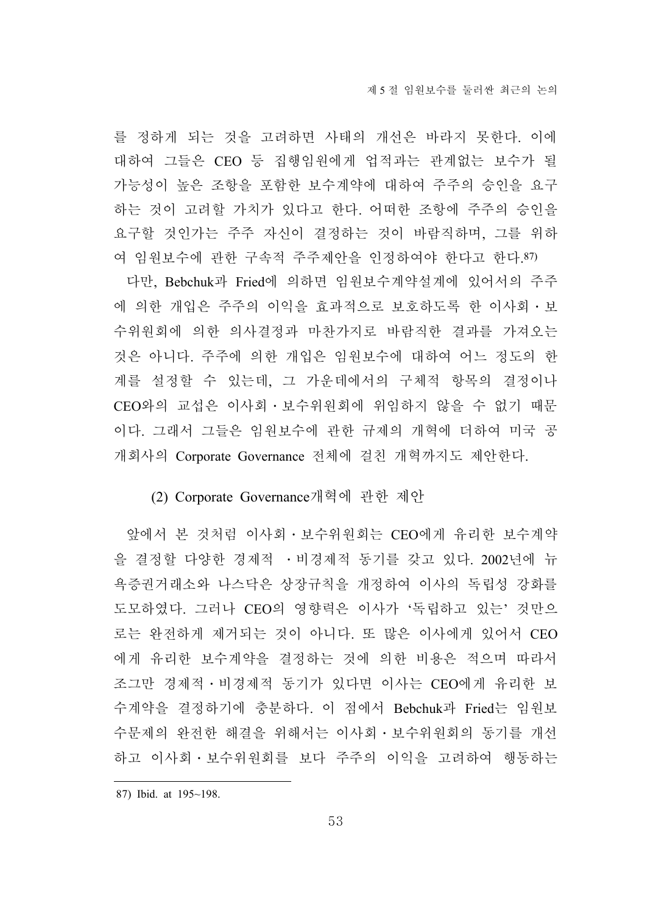를 정하게 되는 것을 고려하면 사태의 개선은 바라지 못한다. 이에 대하여 그들은 CEO 등 집행임원에게 업적과는 관계없는 보수가 될 가능성이 높은 조항을 포함한 보수계약에 대하여 주주의 승인을 요구하는 것이 고려할 가치가 있다고 한다. 어떠한 조항에 주주의 승인을 요구할 것인가는 주주 자신이 결정하는 것이 바람직하며, 그를 위하여 임원보수에 관한 구속적 주주제안을 인정하여야 한다고 한다.[87]

다만, Bebchuk과 Fried에 의하면 임원보수계약설계에 있어서의 주주에 의한 개입은 주주의 이익을 효과적으로 보호하도록 한 이사회・보수위원회에 의한 의사결정과 마찬가지로 바람직한 결과를 가져오는 것은 아니다. 주주에 의한 개입은 임원보수에 대하여 어느 정도의 한계를 설정할 수 있는데, 그 가운데에서의 구체적 항목의 결정이나 CEO와의 교섭은 이사회・보수위원회에 위임하지 않을 수 없기 때문이다. 그래서 그들은 임원보수에 관한 규제의 개혁에 더하여 미국 공개회사의 Corporate Governance 전체에 걸친 개혁까지도 제안한다.

(2) Corporate Governance개혁에 관한 제안

앞에서 본 것처럼 이사회・보수위원회는 CEO에게 유리한 보수계약을 결정할 다양한 경제적 ・비경제적 동기를 갖고 있다. 2002년에 뉴욕증권거래소와 나스닥은 상장규칙을 개정하여 이사의 독립성 강화를 도모하였다. 그러나 CEO의 영향력은 이사가 '독립하고 있는' 것만으로는 완전하게 제거되는 것이 아니다. 또 많은 이사에게 있어서 CEO에게 유리한 보수계약을 결정하는 것에 의한 비용은 적으며 따라서 조그만 경제적・비경제적 동기가 있다면 이사는 CEO에게 유리한 보수계약을 결정하기에 충분하다. 이 점에서 Bebchuk과 Fried는 임원보수문제의 완전한 해결을 위해서는 이사회・보수위원회의 동기를 개선하고 이사회・보수위원회를 보다 주주의 이익을 고려하여 행동하는

---

87) Ibid. at 195~198.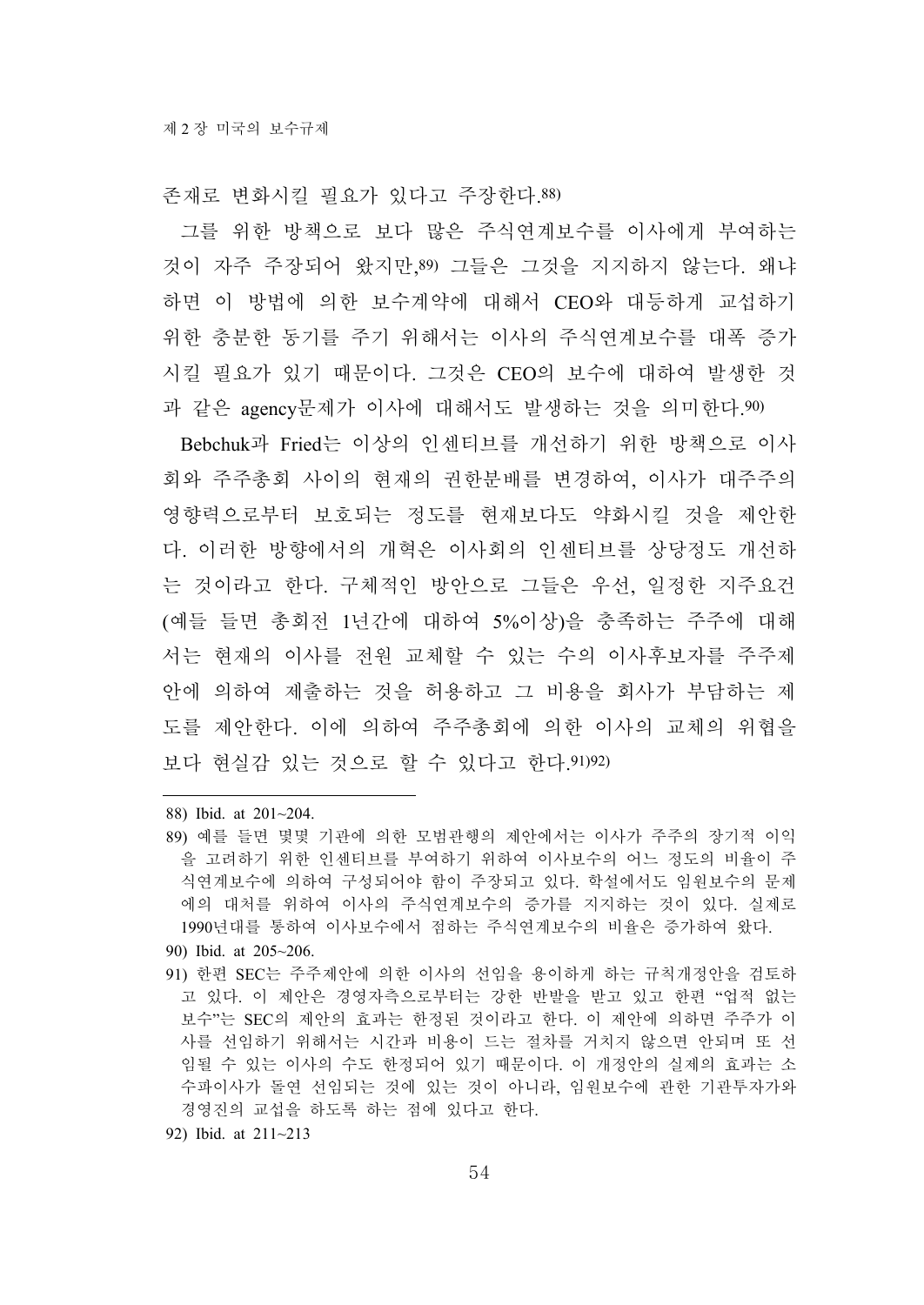존재로 변화시킬 필요가 있다고 주장한다.[88]

그를 위한 방책으로 보다 많은 주식연계보수를 이사에게 부여하는 것이 자주 주장되어 왔지만,[89] 그들은 그것을 지지하지 않는다. 왜냐하면 이 방법에 의한 보수계약에 대해서 CEO와 대등하게 교섭하기 위한 충분한 동기를 주기 위해서는 이사의 주식연계보수를 대폭 증가시킬 필요가 있기 때문이다. 그것은 CEO의 보수에 대하여 발생한 것과 같은 agency문제가 이사에 대해서도 발생하는 것을 의미한다.[90]

Bebchuk과 Fried는 이상의 인센티브를 개선하기 위한 방책으로 이사회와 주주총회 사이의 현재의 권한분배를 변경하여, 이사가 대주주의 영향력으로부터 보호되는 정도를 현재보다도 약화시킬 것을 제안한다. 이러한 방향에서의 개혁은 이사회의 인센티브를 상당정도 개선하는 것이라고 한다. 구체적인 방안으로 그들은 우선, 일정한 지주요건(예들 들면 총회전 1년간에 대하여 5%이상)을 충족하는 주주에 대해서는 현재의 이사를 전원 교체할 수 있는 수의 이사후보자를 주주제안에 의하여 제출하는 것을 허용하고 그 비용을 회사가 부담하는 제도를 제안한다. 이에 의하여 주주총회에 의한 이사의 교체의 위협을 보다 현실감 있는 것으로 할 수 있다고 한다.[91][92]

---

88) Ibid. at 201~204.

89) 예를 들면 몇몇 기관에 의한 모범관행의 제안에서는 이사가 주주의 장기적 이익을 고려하기 위한 인센티브를 부여하기 위하여 이사보수의 어느 정도의 비율이 주식연계보수에 의하여 구성되어야 함이 주장되고 있다. 학설에서도 임원보수의 문제에의 대처를 위하여 이사의 주식연계보수의 증가를 지지하는 것이 있다. 실제로 1990년대를 통하여 이사보수에서 점하는 주식연계보수의 비율은 증가하여 왔다.

90) Ibid. at 205~206.

91) 한편 SEC는 주주제안에 의한 이사의 선임을 용이하게 하는 규칙개정안을 검토하고 있다. 이 제안은 경영자측으로부터는 강한 반발을 받고 있고 한편 "업적 없는 보수"는 SEC의 제안의 효과는 한정된 것이라고 한다. 이 제안에 의하면 주주가 이사를 선임하기 위해서는 시간과 비용이 드는 절차를 거치지 않으면 안되며 또 선임될 수 있는 이사의 수도 한정되어 있기 때문이다. 이 개정안의 실제의 효과는 소수파이사가 돌연 선임되는 것에 있는 것이 아니라, 임원보수에 관한 기관투자가와 경영진의 교섭을 하도록 하는 점에 있다고 한다.

92) Ibid. at 211~213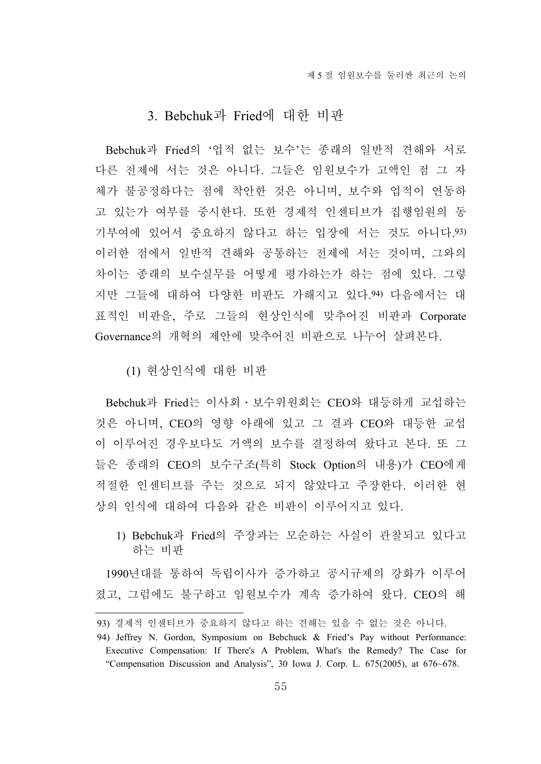## 3. Bebchuk과 Fried에 대한 비판

Bebchuk과 Fried의 '업적 없는 보수'는 종래의 일반적 견해와 서로 다른 전제에 서는 것은 아니다. 그들은 임원보수가 고액인 점 그 자체가 불공정하다는 점에 착안한 것은 아니며, 보수와 업적이 연동하고 있는가 여부를 중시한다. 또한 경제적 인센티브가 집행임원의 동기부여에 있어서 중요하지 않다고 하는 입장에 서는 것도 아니다.[93] 이러한 점에서 일반적 견해와 공통하는 전제에 서는 것이며, 그와의 차이는 종래의 보수실무를 어떻게 평가하는가 하는 점에 있다. 그렇지만 그들에 대하여 다양한 비판도 가해지고 있다.[94] 다음에서는 대표적인 비판을, 주로 그들의 현상인식에 맞추어진 비판과 Corporate Governance의 개혁의 제안에 맞추어진 비판으로 나누어 살펴본다.

### (1) 현상인식에 대한 비판

Bebchuk과 Fried는 이사회・보수위원회는 CEO와 대등하게 교섭하는 것은 아니며, CEO의 영향 아래에 있고 그 결과 CEO와 대등한 교섭이 이루어진 경우보다도 거액의 보수를 결정하여 왔다고 본다. 또 그들은 종래의 CEO의 보수구조(특히 Stock Option의 내용)가 CEO에게 적절한 인센티브를 주는 것으로 되지 않았다고 주장한다. 이러한 현상의 인식에 대하여 다음과 같은 비판이 이루어지고 있다.

#### 1) Bebchuk과 Fried의 주장과는 모순하는 사실이 관찰되고 있다고 하는 비판

1990년대를 통하여 독립이사가 증가하고 공시규제의 강화가 이루어졌고, 그럼에도 불구하고 임원보수가 계속 증가하여 왔다. CEO의 해

---

93) 경제적 인센티브가 중요하지 않다고 하는 견해는 있을 수 없는 것은 아니다.

94) Jeffrey N. Gordon, Symposium on Bebchuck & Fried's Pay without Performance: Executive Compensation: If There's A Problem, What's the Remedy? The Case for "Compensation Discussion and Analysis", 30 Iowa J. Corp. L. 675(2005), at 676~678.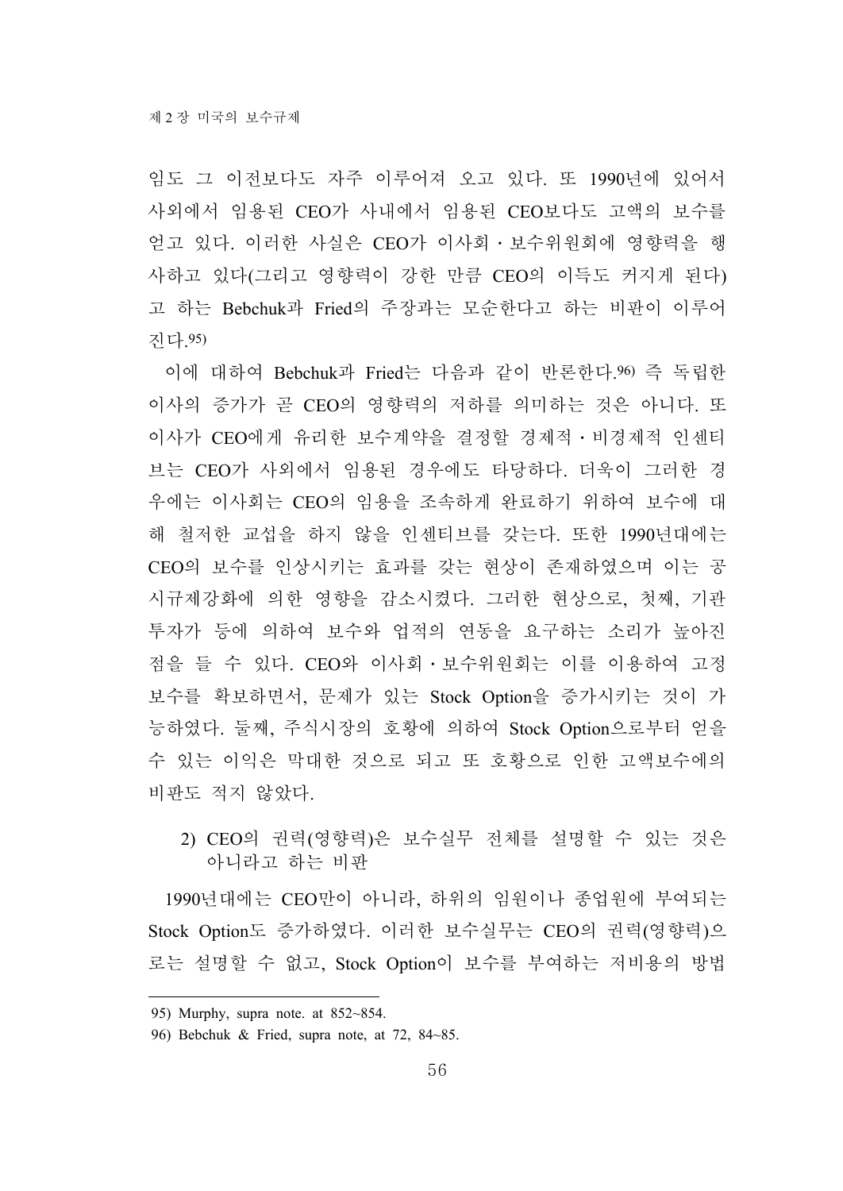임도 그 이전보다도 자주 이루어져 오고 있다. 또 1990년에 있어서 사외에서 임용된 CEO가 사내에서 임용된 CEO보다도 고액의 보수를 얻고 있다. 이러한 사실은 CEO가 이사회・보수위원회에 영향력을 행사하고 있다(그리고 영향력이 강한 만큼 CEO의 이득도 커지게 된다)고 하는 Bebchuk과 Fried의 주장과는 모순한다고 하는 비판이 이루어진다.[95]

이에 대하여 Bebchuk과 Fried는 다음과 같이 반론한다.[96] 즉 독립한 이사의 증가가 곧 CEO의 영향력의 저하를 의미하는 것은 아니다. 또 이사가 CEO에게 유리한 보수계약을 결정할 경제적・비경제적 인센티브는 CEO가 사외에서 임용된 경우에도 타당하다. 더욱이 그러한 경우에는 이사회는 CEO의 임용을 조속하게 완료하기 위하여 보수에 대해 철저한 교섭을 하지 않을 인센티브를 갖는다. 또한 1990년대에는 CEO의 보수를 인상시키는 효과를 갖는 현상이 존재하였으며 이는 공시규제강화에 의한 영향을 감소시켰다. 그러한 현상으로, 첫째, 기관투자가 등에 의하여 보수와 업적의 연동을 요구하는 소리가 높아진 점을 들 수 있다. CEO와 이사회・보수위원회는 이를 이용하여 고정보수를 확보하면서, 문제가 있는 Stock Option을 증가시키는 것이 가능하였다. 둘째, 주식시장의 호황에 의하여 Stock Option으로부터 얻을 수 있는 이익은 막대한 것으로 되고 또 호황으로 인한 고액보수에의 비판도 적지 않았다.

2) CEO의 권력(영향력)은 보수실무 전체를 설명할 수 있는 것은 아니라고 하는 비판

1990년대에는 CEO만이 아니라, 하위의 임원이나 종업원에 부여되는 Stock Option도 증가하였다. 이러한 보수실무는 CEO의 권력(영향력)으로는 설명할 수 없고, Stock Option이 보수를 부여하는 저비용의 방법

---

95) Murphy, supra note. at 852~854.

96) Bebchuk & Fried, supra note, at 72, 84~85.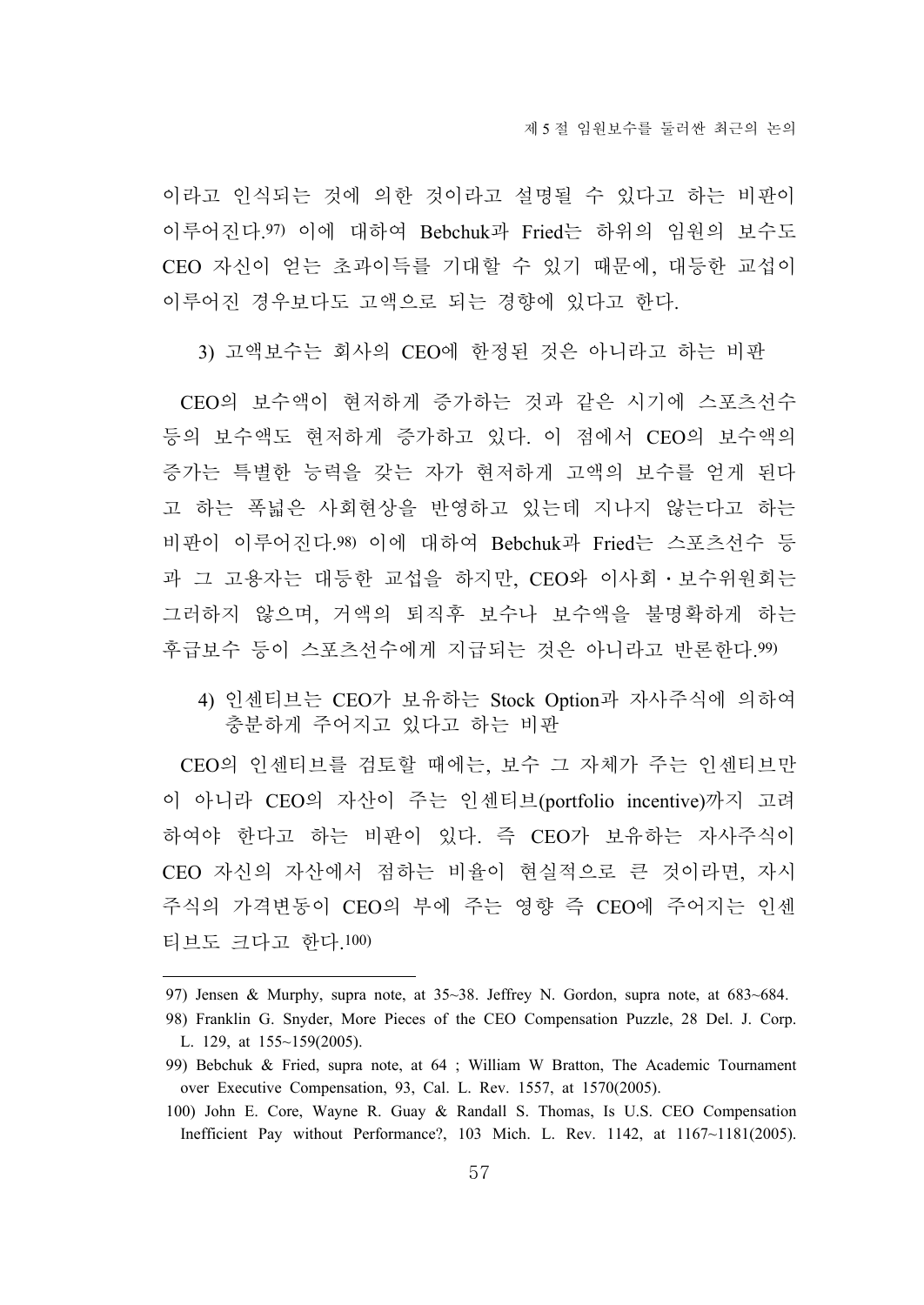이라고 인식되는 것에 의한 것이라고 설명될 수 있다고 하는 비판이 이루어진다.[97] 이에 대하여 Bebchuk과 Fried는 하위의 임원의 보수도 CEO 자신이 얻는 초과이득를 기대할 수 있기 때문에, 대등한 교섭이 이루어진 경우보다도 고액으로 되는 경향에 있다고 한다.

3) 고액보수는 회사의 CEO에 한정된 것은 아니라고 하는 비판

CEO의 보수액이 현저하게 증가하는 것과 같은 시기에 스포츠선수 등의 보수액도 현저하게 증가하고 있다. 이 점에서 CEO의 보수액의 증가는 특별한 능력을 갖는 자가 현저하게 고액의 보수를 얻게 된다고 하는 폭넓은 사회현상을 반영하고 있는데 지나지 않는다고 하는 비판이 이루어진다.[98] 이에 대하여 Bebchuk과 Fried는 스포츠선수 등과 그 고용자는 대등한 교섭을 하지만, CEO와 이사회・보수위원회는 그러하지 않으며, 거액의 퇴직후 보수나 보수액을 불명확하게 하는 후급보수 등이 스포츠선수에게 지급되는 것은 아니라고 반론한다.[99]

4) 인센티브는 CEO가 보유하는 Stock Option과 자사주식에 의하여 충분하게 주어지고 있다고 하는 비판

CEO의 인센티브를 검토할 때에는, 보수 그 자체가 주는 인센티브만이 아니라 CEO의 자산이 주는 인센티브(portfolio incentive)까지 고려하여야 한다고 하는 비판이 있다. 즉 CEO가 보유하는 자사주식이 CEO 자신의 자산에서 점하는 비율이 현실적으로 큰 것이라면, 자사주식의 가격변동이 CEO의 부에 주는 영향 즉 CEO에 주어지는 인센티브도 크다고 한다.[100]

---

97) Jensen & Murphy, supra note, at 35~38. Jeffrey N. Gordon, supra note, at 683~684.

98) Franklin G. Snyder, More Pieces of the CEO Compensation Puzzle, 28 Del. J. Corp. L. 129, at 155~159(2005).

99) Bebchuk & Fried, supra note, at 64 ; William W Bratton, The Academic Tournament over Executive Compensation, 93, Cal. L. Rev. 1557, at 1570(2005).

100) John E. Core, Wayne R. Guay & Randall S. Thomas, Is U.S. CEO Compensation Inefficient Pay without Performance?, 103 Mich. L. Rev. 1142, at 1167~1181(2005).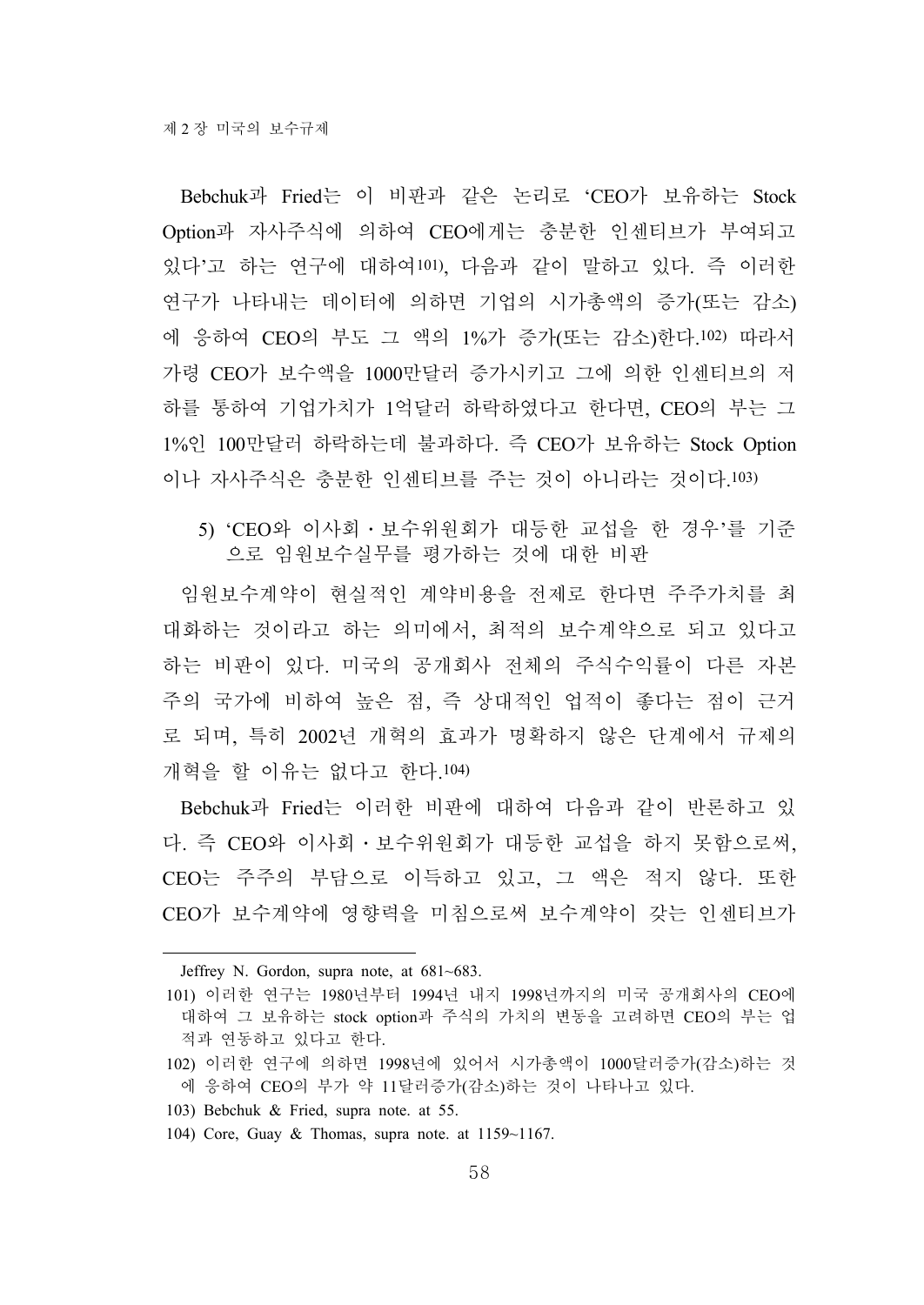Bebchuk과 Fried는 이 비판과 같은 논리로 'CEO가 보유하는 Stock Option과 자사주식에 의하여 CEO에게는 충분한 인센티브가 부여되고 있다'고 하는 연구에 대하여[101], 다음과 같이 말하고 있다. 즉 이러한 연구가 나타내는 데이터에 의하면 기업의 시가총액의 증가(또는 감소)에 응하여 CEO의 부도 그 액의 1%가 증가(또는 감소)한다.[102] 따라서 가령 CEO가 보수액을 1000만달러 증가시키고 그에 의한 인센티브의 저하를 통하여 기업가치가 1억달러 하락하였다고 한다면, CEO의 부는 그 1%인 100만달러 하락하는데 불과하다. 즉 CEO가 보유하는 Stock Option이나 자사주식은 충분한 인센티브를 주는 것이 아니라는 것이다.[103]

5) 'CEO와 이사회・보수위원회가 대등한 교섭을 한 경우'를 기준으로 임원보수실무를 평가하는 것에 대한 비판

임원보수계약이 현실적인 계약비용을 전제로 한다면 주주가치를 최대화하는 것이라고 하는 의미에서, 최적의 보수계약으로 되고 있다고 하는 비판이 있다. 미국의 공개회사 전체의 주식수익률이 다른 자본주의 국가에 비하여 높은 점, 즉 상대적인 업적이 좋다는 점이 근거로 되며, 특히 2002년 개혁의 효과가 명확하지 않은 단계에서 규제의 개혁을 할 이유는 없다고 한다.[104]

Bebchuk과 Fried는 이러한 비판에 대하여 다음과 같이 반론하고 있다. 즉 CEO와 이사회・보수위원회가 대등한 교섭을 하지 못함으로써, CEO는 주주의 부담으로 이득하고 있고, 그 액은 적지 않다. 또한 CEO가 보수계약에 영향력을 미침으로써 보수계약이 갖는 인센티브가

---

Jeffrey N. Gordon, supra note, at 681~683.

101) 이러한 연구는 1980년부터 1994년 내지 1998년까지의 미국 공개회사의 CEO에 대하여 그 보유하는 stock option과 주식의 가치의 변동을 고려하면 CEO의 부는 업적과 연동하고 있다고 한다.

102) 이러한 연구에 의하면 1998년에 있어서 시가총액이 1000달러증가(감소)하는 것에 응하여 CEO의 부가 약 11달러증가(감소)하는 것이 나타나고 있다.

103) Bebchuk & Fried, supra note. at 55.

104) Core, Guay & Thomas, supra note. at 1159~1167.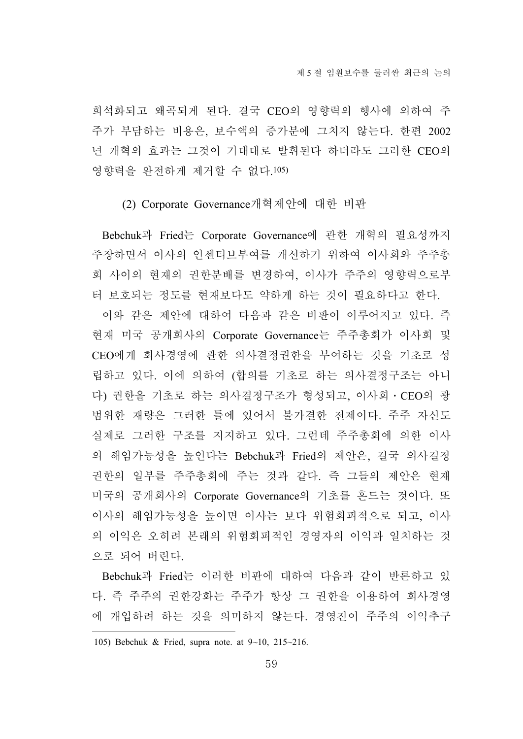희석화되고 왜곡되게 된다. 결국 CEO의 영향력의 행사에 의하여 주주가 부담하는 비용은, 보수액의 증가분에 그치지 않는다. 한편 2002년 개혁의 효과는 그것이 기대대로 발휘된다 하더라도 그러한 CEO의 영향력을 완전하게 제거할 수 없다.[105]

### (2) Corporate Governance개혁제안에 대한 비판

Bebchuk과 Fried는 Corporate Governance에 관한 개혁의 필요성까지 주장하면서 이사의 인센티브부여를 개선하기 위하여 이사회와 주주총회 사이의 현재의 권한분배를 변경하여, 이사가 주주의 영향력으로부터 보호되는 정도를 현재보다도 약하게 하는 것이 필요하다고 한다.

이와 같은 제안에 대하여 다음과 같은 비판이 이루어지고 있다. 즉 현재 미국 공개회사의 Corporate Governance는 주주총회가 이사회 및 CEO에게 회사경영에 관한 의사결정권한을 부여하는 것을 기초로 성립하고 있다. 이에 의하여 (합의를 기초로 하는 의사결정구조는 아니다) 권한을 기초로 하는 의사결정구조가 형성되고, 이사회・CEO의 광범위한 재량은 그러한 틀에 있어서 불가결한 전제이다. 주주 자신도 실제로 그러한 구조를 지지하고 있다. 그런데 주주총회에 의한 이사의 해임가능성을 높인다는 Bebchuk과 Fried의 제안은, 결국 의사결정권한의 일부를 주주총회에 주는 것과 같다. 즉 그들의 제안은 현재 미국의 공개회사의 Corporate Governance의 기초를 흔드는 것이다. 또 이사의 해임가능성을 높이면 이사는 보다 위험회피적으로 되고, 이사의 이익은 오히려 본래의 위험회피적인 경영자의 이익과 일치하는 것으로 되어 버린다.

Bebchuk과 Fried는 이러한 비판에 대하여 다음과 같이 반론하고 있다. 즉 주주의 권한강화는 주주가 항상 그 권한을 이용하여 회사경영에 개입하려 하는 것을 의미하지 않는다. 경영진이 주주의 이익추구

---

105) Bebchuk & Fried, supra note. at 9~10, 215~216.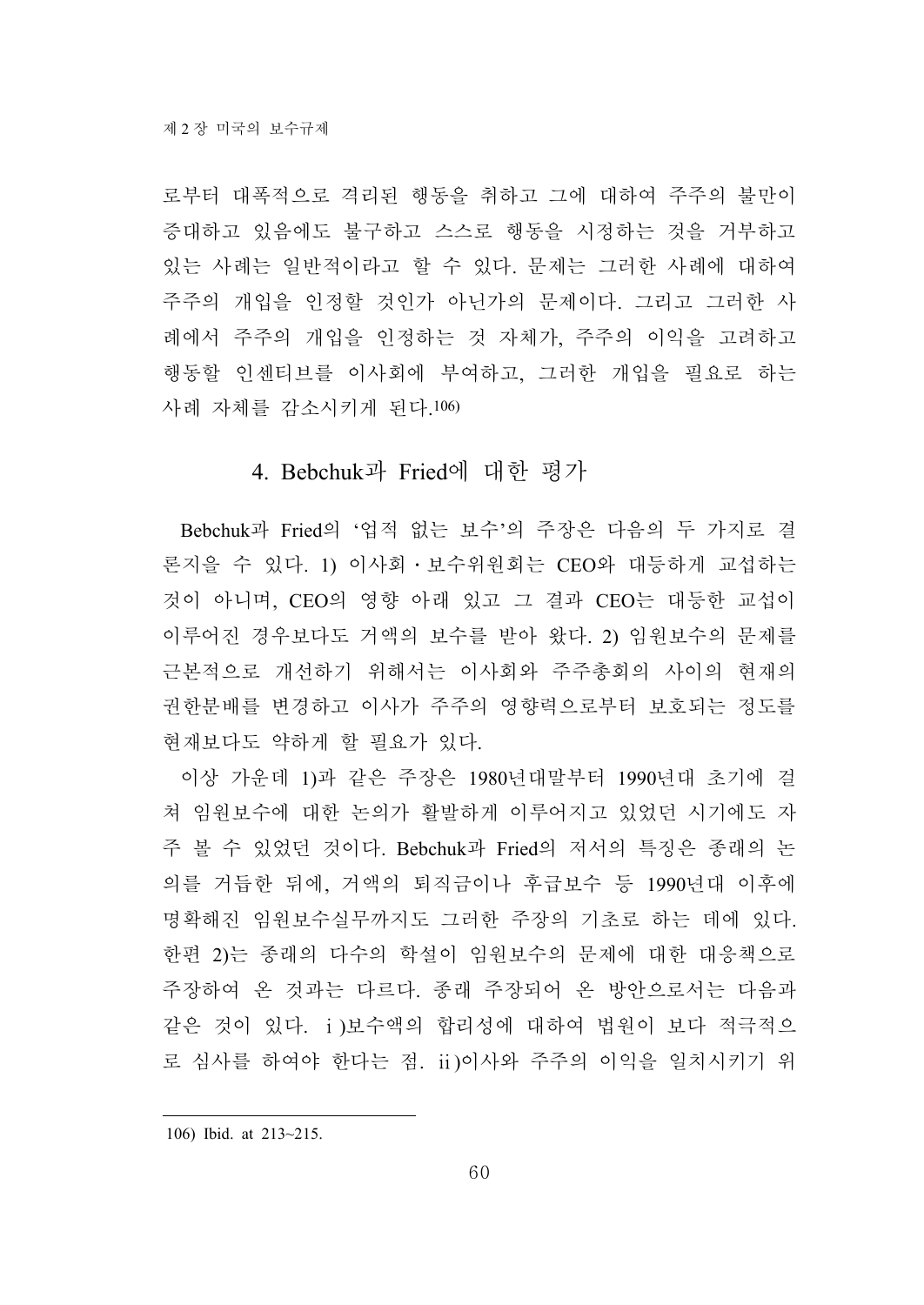로부터 대폭적으로 격리된 행동을 취하고 그에 대하여 주주의 불만이 증대하고 있음에도 불구하고 스스로 행동을 시정하는 것을 거부하고 있는 사례는 일반적이라고 할 수 있다. 문제는 그러한 사례에 대하여 주주의 개입을 인정할 것인가 아닌가의 문제이다. 그리고 그러한 사례에서 주주의 개입을 인정하는 것 자체가, 주주의 이익을 고려하고 행동할 인센티브를 이사회에 부여하고, 그러한 개입을 필요로 하는 사례 자체를 감소시키게 된다.[106]

## 4. Bebchuk과 Fried에 대한 평가

Bebchuk과 Fried의 '업적 없는 보수'의 주장은 다음의 두 가지로 결론지을 수 있다. 1) 이사회・보수위원회는 CEO와 대등하게 교섭하는 것이 아니며, CEO의 영향 아래 있고 그 결과 CEO는 대등한 교섭이 이루어진 경우보다도 거액의 보수를 받아 왔다. 2) 임원보수의 문제를 근본적으로 개선하기 위해서는 이사회와 주주총회의 사이의 현재의 권한분배를 변경하고 이사가 주주의 영향력으로부터 보호되는 정도를 현재보다도 약하게 할 필요가 있다.

이상 가운데 1)과 같은 주장은 1980년대말부터 1990년대 초기에 걸쳐 임원보수에 대한 논의가 활발하게 이루어지고 있었던 시기에도 자주 볼 수 있었던 것이다. Bebchuk과 Fried의 저서의 특징은 종래의 논의를 거듭한 뒤에, 거액의 퇴직금이나 후급보수 등 1990년대 이후에 명확해진 임원보수실무까지도 그러한 주장의 기초로 하는 데에 있다. 한편 2)는 종래의 다수의 학설이 임원보수의 문제에 대한 대응책으로 주장하여 온 것과는 다르다. 종래 주장되어 온 방안으로서는 다음과 같은 것이 있다. ⅰ)보수액의 합리성에 대하여 법원이 보다 적극적으로 심사를 하여야 한다는 점. ⅱ)이사와 주주의 이익을 일치시키기 위

---

106) Ibid. at 213~215.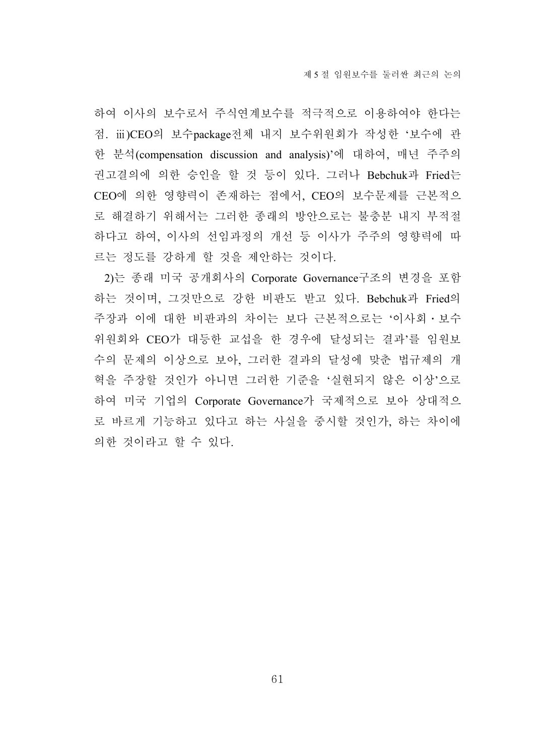하여 이사의 보수로서 주식연계보수를 적극적으로 이용하여야 한다는 점. ⅲ)CEO의 보수package전체 내지 보수위원회가 작성한 '보수에 관한 분석(compensation discussion and analysis)'에 대하여, 매년 주주의 권고결의에 의한 승인을 할 것 등이 있다. 그러나 Bebchuk과 Fried는 CEO에 의한 영향력이 존재하는 점에서, CEO의 보수문제를 근본적으로 해결하기 위해서는 그러한 종래의 방안으로는 불충분 내지 부적절하다고 하여, 이사의 선임과정의 개선 등 이사가 주주의 영향력에 따르는 정도를 강하게 할 것을 제안하는 것이다.

2)는 종래 미국 공개회사의 Corporate Governance구조의 변경을 포함하는 것이며, 그것만으로 강한 비판도 받고 있다. Bebchuk과 Fried의 주장과 이에 대한 비판과의 차이는 보다 근본적으로는 '이사회・보수위원회와 CEO가 대등한 교섭을 한 경우에 달성되는 결과'를 임원보수의 문제의 이상으로 보아, 그러한 결과의 달성에 맞춘 법규제의 개혁을 주장할 것인가 아니면 그러한 기준을 '실현되지 않은 이상'으로 하여 미국 기업의 Corporate Governance가 국제적으로 보아 상대적으로 바르게 기능하고 있다고 하는 사실을 중시할 것인가, 하는 차이에 의한 것이라고 할 수 있다.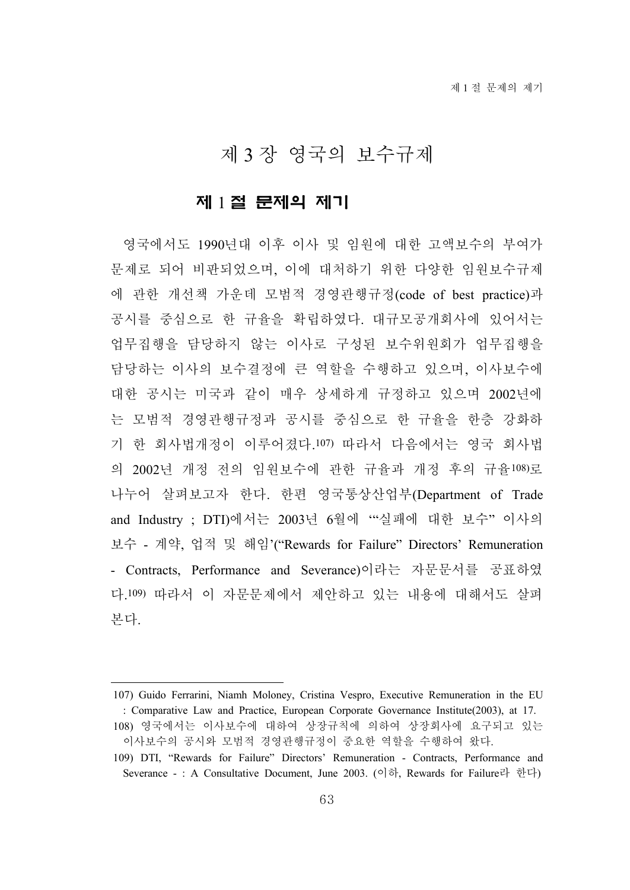# 제 3 장 영국의 보수규제

## 제 1 절 문제의 제기

영국에서도 1990년대 이후 이사 및 임원에 대한 고액보수의 부여가 문제로 되어 비판되었으며, 이에 대처하기 위한 다양한 임원보수규제에 관한 개선책 가운데 모범적 경영관행규정(code of best practice)과 공시를 중심으로 한 규율을 확립하였다. 대규모공개회사에 있어서는 업무집행을 담당하지 않는 이사로 구성된 보수위원회가 업무집행을 담당하는 이사의 보수결정에 큰 역할을 수행하고 있으며, 이사보수에 대한 공시는 미국과 같이 매우 상세하게 규정하고 있으며 2002년에는 모범적 경영관행규정과 공시를 중심으로 한 규율을 한층 강화하기 한 회사법개정이 이루어졌다.[107] 따라서 다음에서는 영국 회사법의 2002년 개정 전의 임원보수에 관한 규율과 개정 후의 규율[108]로 나누어 살펴보고자 한다. 한편 영국통상산업부(Department of Trade and Industry ; DTI)에서는 2003년 6월에 '"실패에 대한 보수" 이사의 보수 - 계약, 업적 및 해임'("Rewards for Failure" Directors' Remuneration - Contracts, Performance and Severance)이라는 자문문서를 공표하였다.[109] 따라서 이 자문문제에서 제안하고 있는 내용에 대해서도 살펴본다.

---

107) Guido Ferrarini, Niamh Moloney, Cristina Vespro, Executive Remuneration in the EU : Comparative Law and Practice, European Corporate Governance Institute(2003), at 17.

108) 영국에서는 이사보수에 대하여 상장규칙에 의하여 상장회사에 요구되고 있는 이사보수의 공시와 모범적 경영관행규정이 중요한 역할을 수행하여 왔다.

109) DTI, "Rewards for Failure" Directors' Remuneration - Contracts, Performance and Severance - : A Consultative Document, June 2003. (이하, Rewards for Failure라 한다)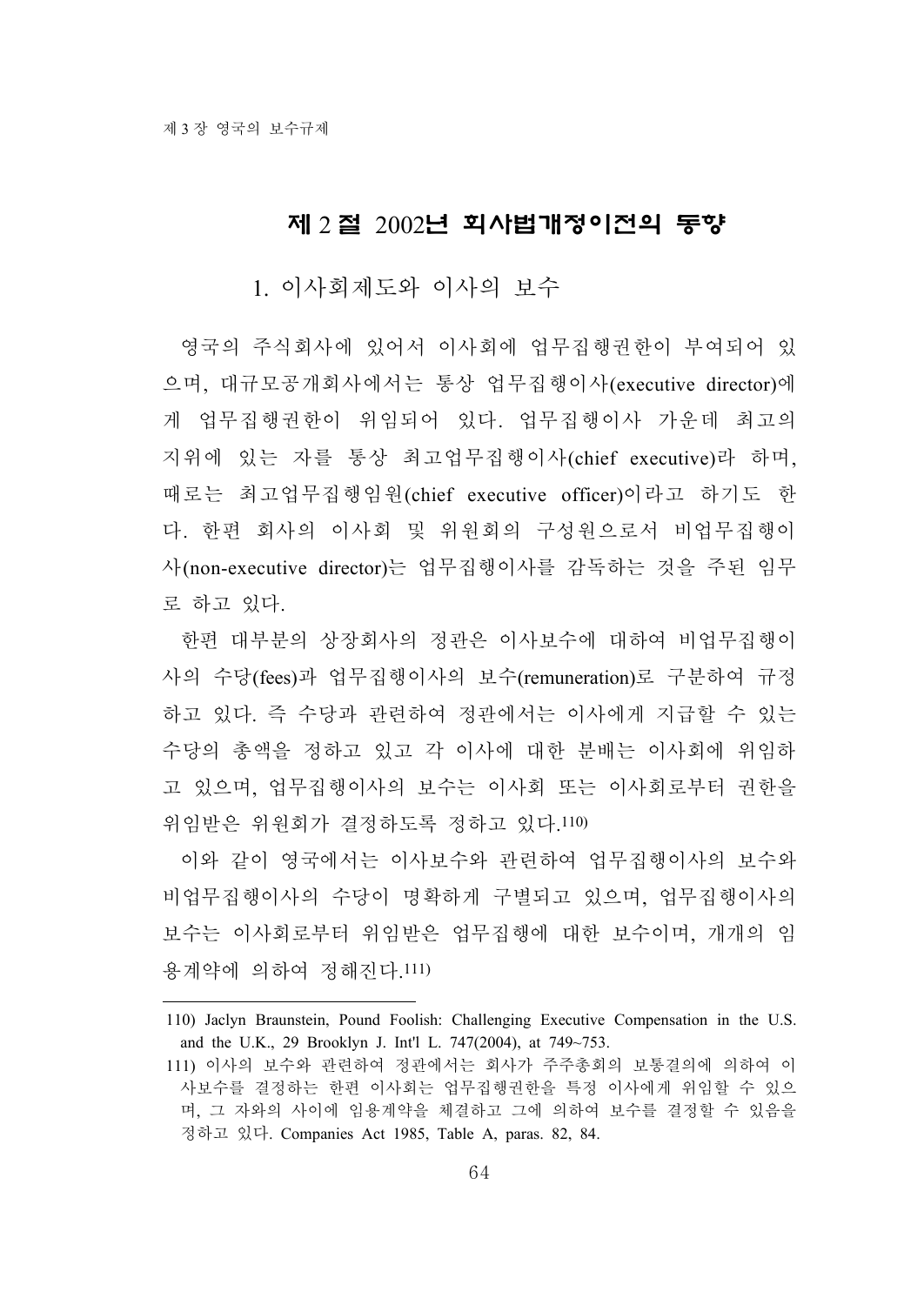## 제 2 절 2002년 회사법개정이전의 동향

### 1. 이사회제도와 이사의 보수

영국의 주식회사에 있어서 이사회에 업무집행권한이 부여되어 있으며, 대규모공개회사에서는 통상 업무집행이사(executive director)에게 업무집행권한이 위임되어 있다. 업무집행이사 가운데 최고의 지위에 있는 자를 통상 최고업무집행이사(chief executive)라 하며, 때로는 최고업무집행임원(chief executive officer)이라고 하기도 한다. 한편 회사의 이사회 및 위원회의 구성원으로서 비업무집행이사(non-executive director)는 업무집행이사를 감독하는 것을 주된 임무로 하고 있다.

한편 대부분의 상장회사의 정관은 이사보수에 대하여 비업무집행이사의 수당(fees)과 업무집행이사의 보수(remuneration)로 구분하여 규정하고 있다. 즉 수당과 관련하여 정관에서는 이사에게 지급할 수 있는 수당의 총액을 정하고 있고 각 이사에 대한 분배는 이사회에 위임하고 있으며, 업무집행이사의 보수는 이사회 또는 이사회로부터 권한을 위임받은 위원회가 결정하도록 정하고 있다.[110]

이와 같이 영국에서는 이사보수와 관련하여 업무집행이사의 보수와 비업무집행이사의 수당이 명확하게 구별되고 있으며, 업무집행이사의 보수는 이사회로부터 위임받은 업무집행에 대한 보수이며, 개개의 임용계약에 의하여 정해진다.[111]

---

110) Jaclyn Braunstein, Pound Foolish: Challenging Executive Compensation in the U.S. and the U.K., 29 Brooklyn J. Int'l L. 747(2004), at 749~753.

111) 이사의 보수와 관련하여 정관에서는 회사가 주주총회의 보통결의에 의하여 이사보수를 결정하는 한편 이사회는 업무집행권한을 특정 이사에게 위임할 수 있으며, 그 자와의 사이에 임용계약을 체결하고 그에 의하여 보수를 결정할 수 있음을 정하고 있다. Companies Act 1985, Table A, paras. 82, 84.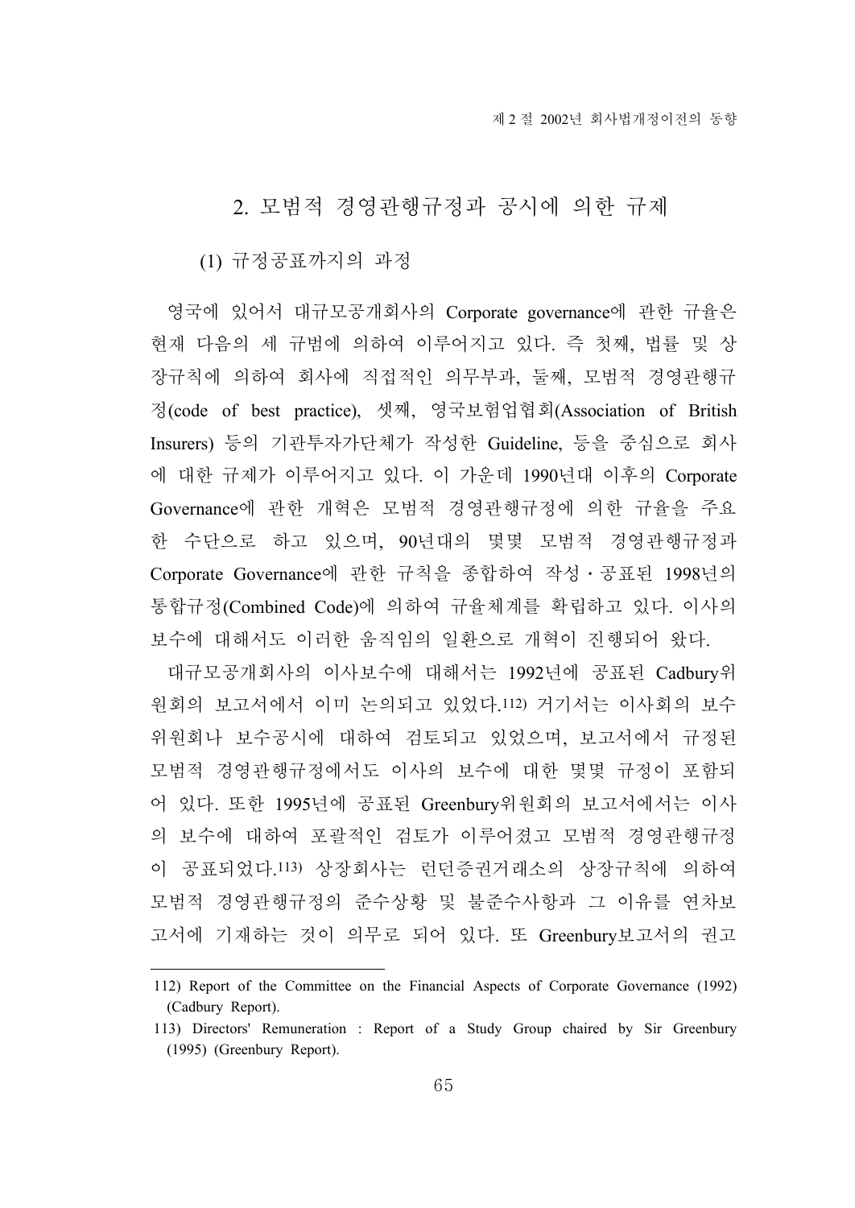## 2. 모범적 경영관행규정과 공시에 의한 규제

### (1) 규정공표까지의 과정

영국에 있어서 대규모공개회사의 Corporate governance에 관한 규율은 현재 다음의 세 규범에 의하여 이루어지고 있다. 즉 첫째, 법률 및 상장규칙에 의하여 회사에 직접적인 의무부과, 둘째, 모범적 경영관행규정(code of best practice), 셋째, 영국보험업협회(Association of British Insurers) 등의 기관투자가단체가 작성한 Guideline, 등을 중심으로 회사에 대한 규제가 이루어지고 있다. 이 가운데 1990년대 이후의 Corporate Governance에 관한 개혁은 모범적 경영관행규정에 의한 규율을 주요한 수단으로 하고 있으며, 90년대의 몇몇 모범적 경영관행규정과 Corporate Governance에 관한 규칙을 종합하여 작성·공표된 1998년의 통합규정(Combined Code)에 의하여 규율체계를 확립하고 있다. 이사의 보수에 대해서도 이러한 움직임의 일환으로 개혁이 진행되어 왔다.

대규모공개회사의 이사보수에 대해서는 1992년에 공표된 Cadbury위원회의 보고서에서 이미 논의되고 있었다.[112] 거기서는 이사회의 보수위원회나 보수공시에 대하여 검토되고 있었으며, 보고서에서 규정된 모범적 경영관행규정에서도 이사의 보수에 대한 몇몇 규정이 포함되어 있다. 또한 1995년에 공표된 Greenbury위원회의 보고서에서는 이사의 보수에 대하여 포괄적인 검토가 이루어졌고 모범적 경영관행규정이 공표되었다.[113] 상장회사는 런던증권거래소의 상장규칙에 의하여 모범적 경영관행규정의 준수상황 및 불준수사항과 그 이유를 연차보고서에 기재하는 것이 의무로 되어 있다. 또 Greenbury보고서의 권고

---

112) Report of the Committee on the Financial Aspects of Corporate Governance (1992) (Cadbury Report).

113) Directors' Remuneration : Report of a Study Group chaired by Sir Greenbury (1995) (Greenbury Report).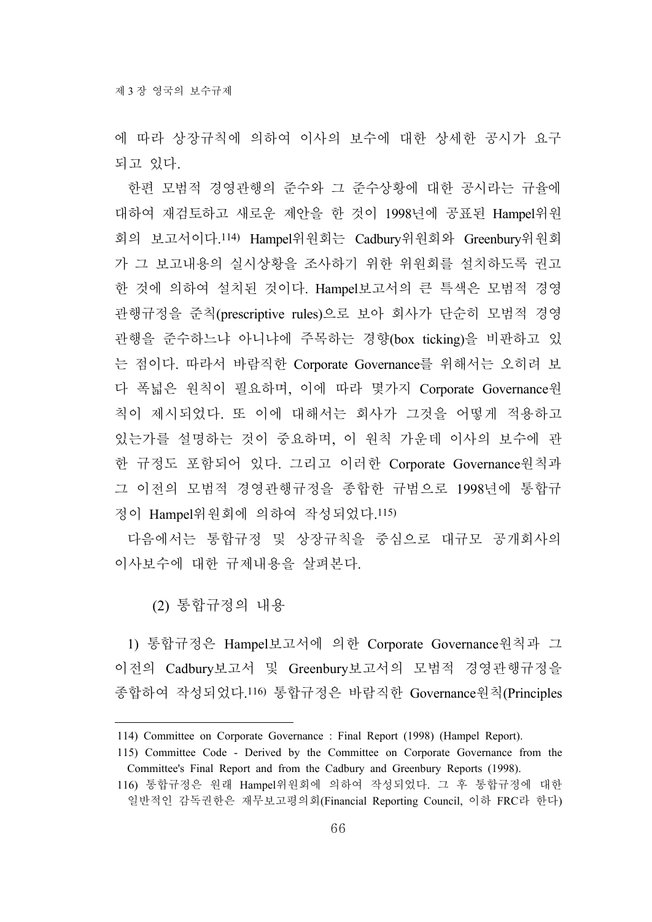에 따라 상장규칙에 의하여 이사의 보수에 대한 상세한 공시가 요구되고 있다.

한편 모범적 경영관행의 준수와 그 준수상황에 대한 공시라는 규율에 대하여 재검토하고 새로운 제안을 한 것이 1998년에 공표된 Hampel위원회의 보고서이다.[114] Hampel위원회는 Cadbury위원회와 Greenbury위원회가 그 보고내용의 실시상황을 조사하기 위한 위원회를 설치하도록 권고한 것에 의하여 설치된 것이다. Hampel보고서의 큰 특색은 모범적 경영관행규정을 준칙(prescriptive rules)으로 보아 회사가 단순히 모범적 경영관행을 준수하느냐 아니냐에 주목하는 경향(box ticking)을 비판하고 있는 점이다. 따라서 바람직한 Corporate Governance를 위해서는 오히려 보다 폭넓은 원칙이 필요하며, 이에 따라 몇가지 Corporate Governance원칙이 제시되었다. 또 이에 대해서는 회사가 그것을 어떻게 적용하고 있는가를 설명하는 것이 중요하며, 이 원칙 가운데 이사의 보수에 관한 규정도 포함되어 있다. 그리고 이러한 Corporate Governance원칙과 그 이전의 모범적 경영관행규정을 종합한 규범으로 1998년에 통합규정이 Hampel위원회에 의하여 작성되었다.[115]

다음에서는 통합규정 및 상장규칙을 중심으로 대규모 공개회사의 이사보수에 대한 규제내용을 살펴본다.

(2) 통합규정의 내용

1) 통합규정은 Hampel보고서에 의한 Corporate Governance원칙과 그 이전의 Cadbury보고서 및 Greenbury보고서의 모범적 경영관행규정을 종합하여 작성되었다.[116] 통합규정은 바람직한 Governance원칙(Principles

---

114) Committee on Corporate Governance : Final Report (1998) (Hampel Report).

115) Committee Code - Derived by the Committee on Corporate Governance from the Committee's Final Report and from the Cadbury and Greenbury Reports (1998).

116) 통합규정은 원래 Hampel위원회에 의하여 작성되었다. 그 후 통합규정에 대한 일반적인 감독권한은 재무보고평의회(Financial Reporting Council, 이하 FRC라 한다)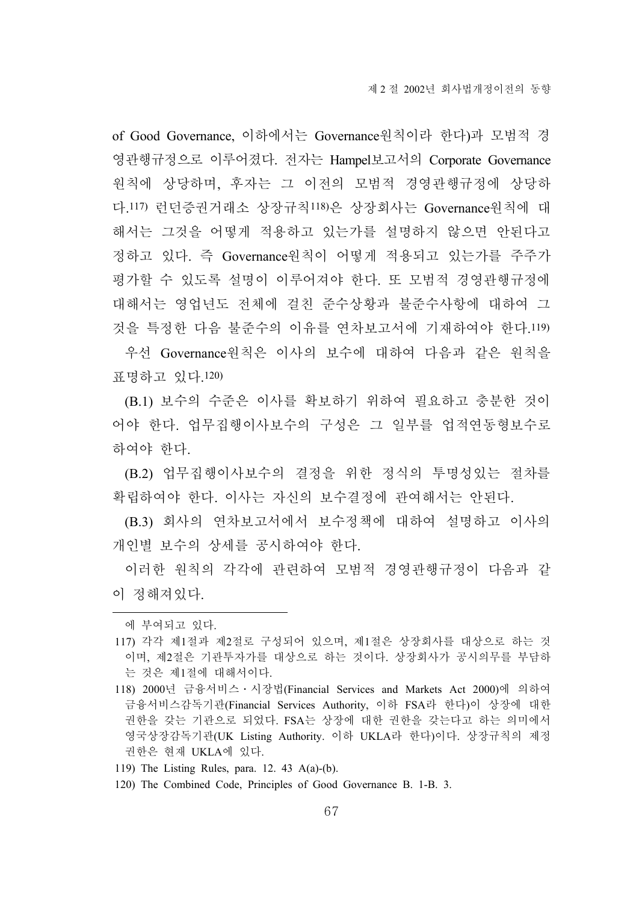of Good Governance, 이하에서는 Governance원칙이라 한다)과 모범적 경영관행규정으로 이루어졌다. 전자는 Hampel보고서의 Corporate Governance 원칙에 상당하며, 후자는 그 이전의 모범적 경영관행규정에 상당하다.[117] 런던증권거래소 상장규칙[118]은 상장회사는 Governance원칙에 대해서는 그것을 어떻게 적용하고 있는가를 설명하지 않으면 안된다고 정하고 있다. 즉 Governance원칙이 어떻게 적용되고 있는가를 주주가 평가할 수 있도록 설명이 이루어져야 한다. 또 모범적 경영관행규정에 대해서는 영업년도 전체에 걸친 준수상황과 불준수사항에 대하여 그것을 특정한 다음 불준수의 이유를 연차보고서에 기재하여야 한다.[119]

우선 Governance원칙은 이사의 보수에 대하여 다음과 같은 원칙을 표명하고 있다.[120]

(B.1) 보수의 수준은 이사를 확보하기 위하여 필요하고 충분한 것이어야 한다. 업무집행이사보수의 구성은 그 일부를 업적연동형보수로 하여야 한다.

(B.2) 업무집행이사보수의 결정을 위한 정식의 투명성있는 절차를 확립하여야 한다. 이사는 자신의 보수결정에 관여해서는 안된다.

(B.3) 회사의 연차보고서에서 보수정책에 대하여 설명하고 이사의 개인별 보수의 상세를 공시하여야 한다.

이러한 원칙의 각각에 관련하여 모범적 경영관행규정이 다음과 같이 정해져있다.

---

에 부여되고 있다.

117) 각각 제1절과 제2절로 구성되어 있으며, 제1절은 상장회사를 대상으로 하는 것이며, 제2절은 기관투자가를 대상으로 하는 것이다. 상장회사가 공시의무를 부담하는 것은 제1절에 대해서이다.

118) 2000년 금융서비스・시장법(Financial Services and Markets Act 2000)에 의하여 금융서비스감독기관(Financial Services Authority, 이하 FSA라 한다)이 상장에 대한 권한을 갖는 기관으로 되었다. FSA는 상장에 대한 권한을 갖는다고 하는 의미에서 영국상장감독기관(UK Listing Authority. 이하 UKLA라 한다)이다. 상장규칙의 제정 권한은 현재 UKLA에 있다.

119) The Listing Rules, para. 12. 43 A(a)-(b).

120) The Combined Code, Principles of Good Governance B. 1-B. 3.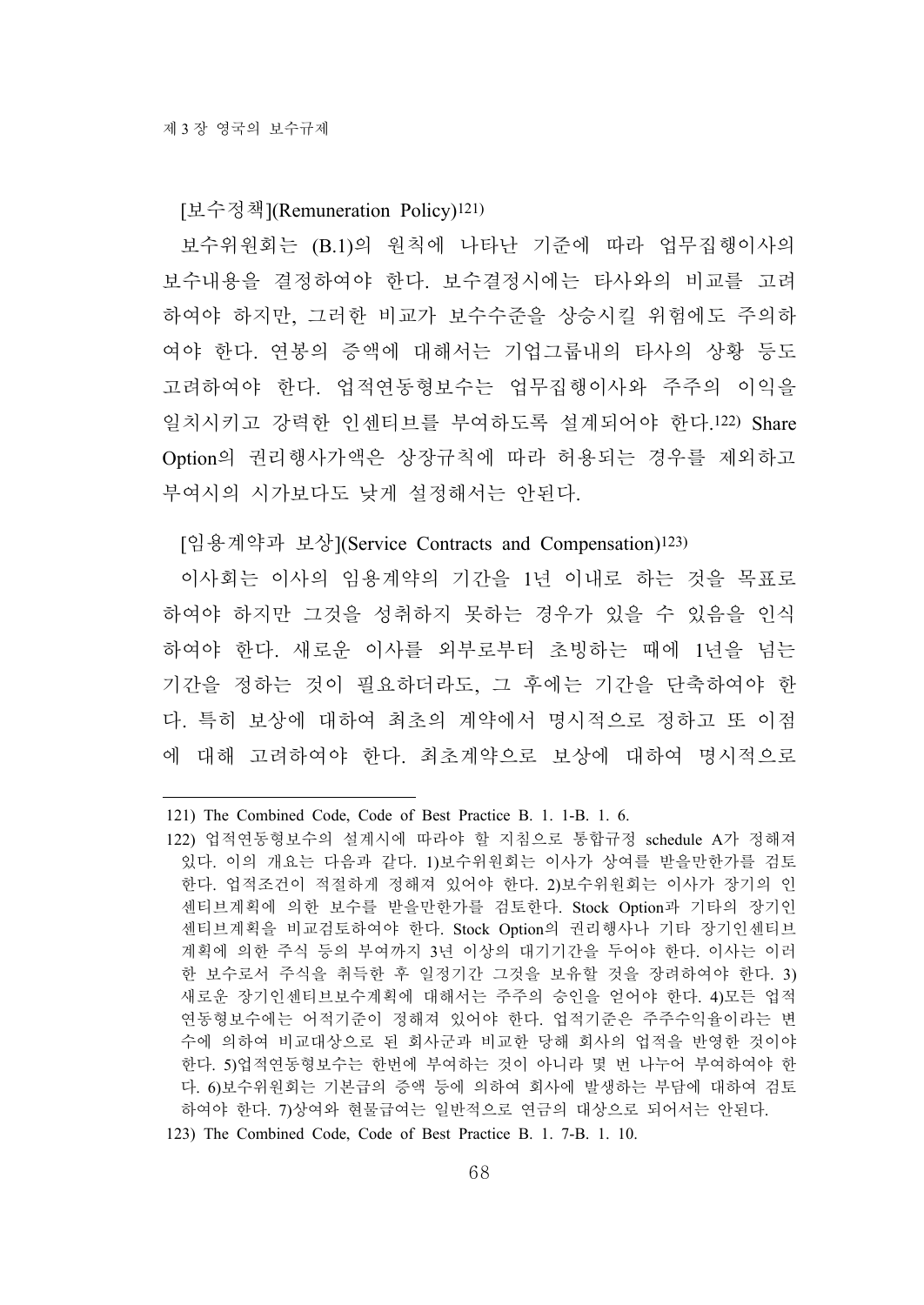[보수정책](Remuneration Policy)[121]

보수위원회는 (B.1)의 원칙에 나타난 기준에 따라 업무집행이사의 보수내용을 결정하여야 한다. 보수결정시에는 타사와의 비교를 고려하여야 하지만, 그러한 비교가 보수수준을 상승시킬 위험에도 주의하여야 한다. 연봉의 증액에 대해서는 기업그룹내의 타사의 상황 등도 고려하여야 한다. 업적연동형보수는 업무집행이사와 주주의 이익을 일치시키고 강력한 인센티브를 부여하도록 설계되어야 한다.[122] Share Option의 권리행사가액은 상장규칙에 따라 허용되는 경우를 제외하고 부여시의 시가보다도 낮게 설정해서는 안된다.

[임용계약과 보상](Service Contracts and Compensation)[123]

이사회는 이사의 임용계약의 기간을 1년 이내로 하는 것을 목표로 하여야 하지만 그것을 성취하지 못하는 경우가 있을 수 있음을 인식하여야 한다. 새로운 이사를 외부로부터 초빙하는 때에 1년을 넘는 기간을 정하는 것이 필요하더라도, 그 후에는 기간을 단축하여야 한다. 특히 보상에 대하여 최초의 계약에서 명시적으로 정하고 또 이점에 대해 고려하여야 한다. 최초계약으로 보상에 대하여 명시적으로

---

121) The Combined Code, Code of Best Practice B. 1. 1-B. 1. 6.

122) 업적연동형보수의 설계시에 따라야 할 지침으로 통합규정 schedule A가 정해져 있다. 이의 개요는 다음과 같다. 1)보수위원회는 이사가 상여를 받을만한가를 검토한다. 업적조건이 적절하게 정해져 있어야 한다. 2)보수위원회는 이사가 장기의 인센티브계획에 의한 보수를 받을만한가를 검토한다. Stock Option과 기타의 장기인센티브계획을 비교검토하여야 한다. Stock Option의 권리행사나 기타 장기인센티브계획에 의한 주식 등의 부여까지 3년 이상의 대기기간을 두어야 한다. 이사는 이러한 보수로서 주식을 취득한 후 일정기간 그것을 보유할 것을 장려하여야 한다. 3)새로운 장기인센티브보수계획에 대해서는 주주의 승인을 얻어야 한다. 4)모든 업적연동형보수에는 어적기준이 정해져 있어야 한다. 업적기준은 주주수익율이라는 변수에 의하여 비교대상으로 된 회사군과 비교한 당해 회사의 업적을 반영한 것이야 한다. 5)업적연동형보수는 한번에 부여하는 것이 아니라 몇 번 나누어 부여하여야 한다. 6)보수위원회는 기본급의 증액 등에 의하여 회사에 발생하는 부담에 대하여 검토하여야 한다. 7)상여와 현물급여는 일반적으로 연금의 대상으로 되어서는 안된다.

123) The Combined Code, Code of Best Practice B. 1. 7-B. 1. 10.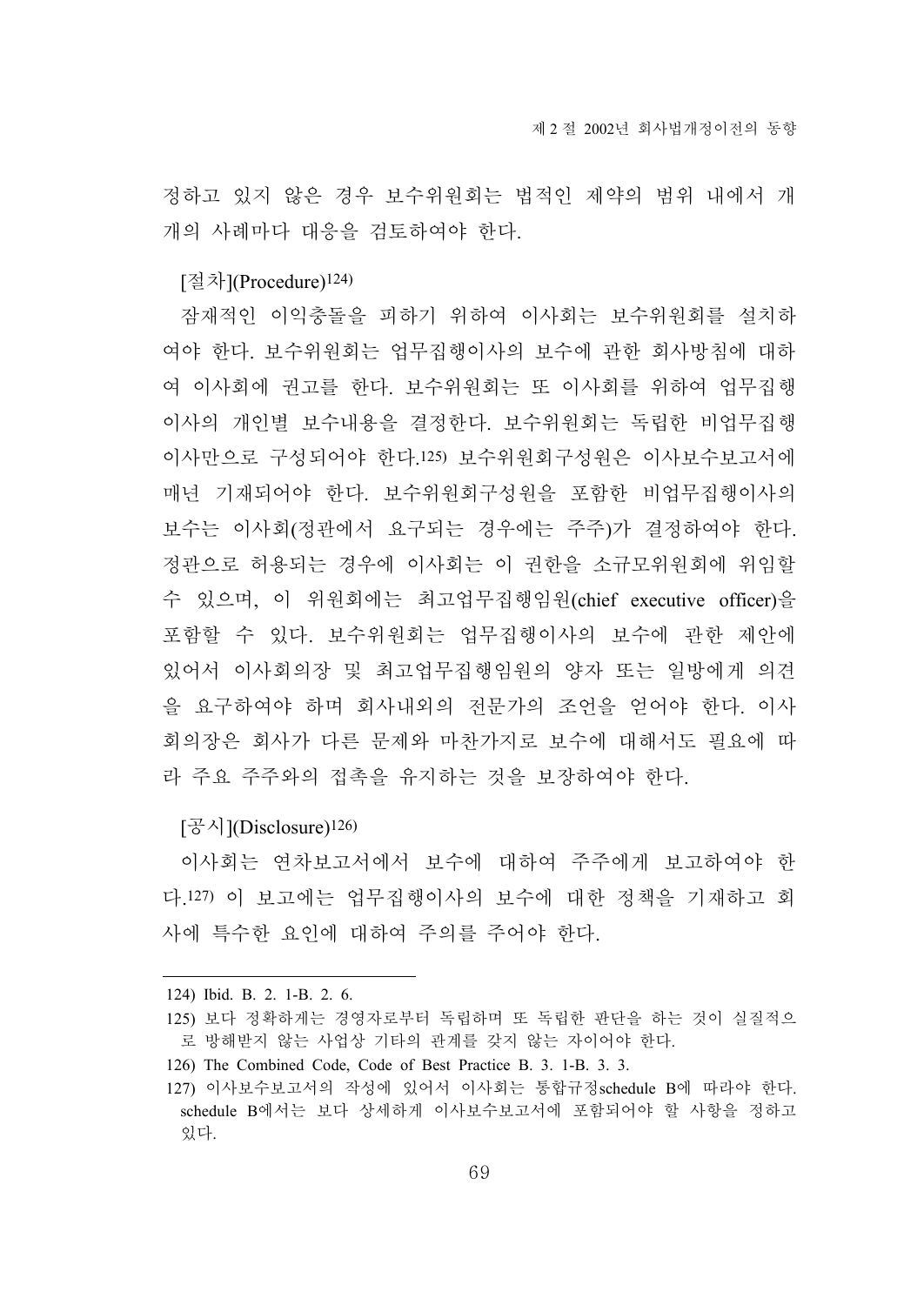정하고 있지 않은 경우 보수위원회는 법적인 제약의 범위 내에서 개개의 사례마다 대응을 검토하여야 한다.

[절차](Procedure)[124]

잠재적인 이익충돌을 피하기 위하여 이사회는 보수위원회를 설치하여야 한다. 보수위원회는 업무집행이사의 보수에 관한 회사방침에 대하여 이사회에 권고를 한다. 보수위원회는 또 이사회를 위하여 업무집행이사의 개인별 보수내용을 결정한다. 보수위원회는 독립한 비업무집행이사만으로 구성되어야 한다.[125] 보수위원회구성원은 이사보수보고서에 매년 기재되어야 한다. 보수위원회구성원을 포함한 비업무집행이사의 보수는 이사회(정관에서 요구되는 경우에는 주주)가 결정하여야 한다. 정관으로 허용되는 경우에 이사회는 이 권한을 소규모위원회에 위임할 수 있으며, 이 위원회에는 최고업무집행임원(chief executive officer)을 포함할 수 있다. 보수위원회는 업무집행이사의 보수에 관한 제안에 있어서 이사회의장 및 최고업무집행임원의 양자 또는 일방에게 의견을 구하여야 하며 회사내외의 전문가의 조언을 얻어야 한다. 이사회의장은 회사가 다른 문제와 마찬가지로 보수에 대해서도 필요에 따라 주요 주주와의 접촉을 유지하는 것을 보장하여야 한다.

[공시](Disclosure)[126]

이사회는 연차보고서에서 보수에 대하여 주주에게 보고하여야 한다.[127] 이 보고에는 업무집행이사의 보수에 대한 정책을 기재하고 회사에 특수한 요인에 대하여 주의를 주어야 한다.

---

124) Ibid. B. 2. 1-B. 2. 6.

125) 보다 정확하게는 경영자로부터 독립하며 또 독립한 판단을 하는 것이 실질적으로 방해받지 않는 사업상 기타의 관계를 갖지 않는 자이어야 한다.

126) The Combined Code, Code of Best Practice B. 3. 1-B. 3. 3.

127) 이사보수보고서의 작성에 있어서 이사회는 통합규정schedule B에 따라야 한다. schedule B에서는 보다 상세하게 이사보수보고서에 포함되어야 할 사항을 정하고 있다.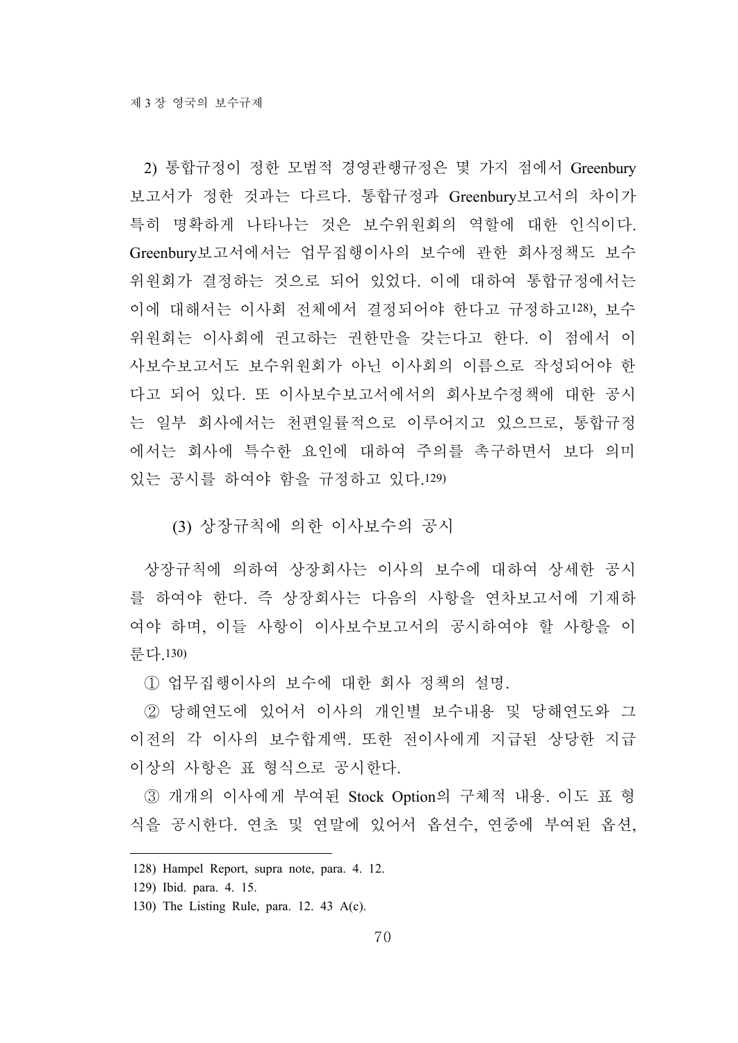2) 통합규정이 정한 모범적 경영관행규정은 몇 가지 점에서 Greenbury 보고서가 정한 것과는 다르다. 통합규정과 Greenbury보고서의 차이가 특히 명확하게 나타나는 것은 보수위원회의 역할에 대한 인식이다. Greenbury보고서에서는 업무집행이사의 보수에 관한 회사정책도 보수위원회가 결정하는 것으로 되어 있었다. 이에 대하여 통합규정에서는 이에 대해서는 이사회 전체에서 결정되어야 한다고 규정하고[128], 보수위원회는 이사회에 권고하는 권한만을 갖는다고 한다. 이 점에서 이사보수보고서도 보수위원회가 아닌 이사회의 이름으로 작성되어야 한다고 되어 있다. 또 이사보수보고서에서의 회사보수정책에 대한 공시는 일부 회사에서는 천편일률적으로 이루어지고 있으므로, 통합규정에서는 회사에 특수한 요인에 대하여 주의를 촉구하면서 보다 의미 있는 공시를 하여야 함을 규정하고 있다.[129]

### (3) 상장규칙에 의한 이사보수의 공시

상장규칙에 의하여 상장회사는 이사의 보수에 대하여 상세한 공시를 하여야 한다. 즉 상장회사는 다음의 사항을 연차보고서에 기재하여야 하며, 이들 사항이 이사보수보고서의 공시하여야 할 사항을 이룬다.[130]

① 업무집행이사의 보수에 대한 회사 정책의 설명.

② 당해연도에 있어서 이사의 개인별 보수내용 및 당해연도와 그 이전의 각 이사의 보수합계액. 또한 전이사에게 지급된 상당한 지급 이상의 사항은 표 형식으로 공시한다.

③ 개개의 이사에게 부여된 Stock Option의 구체적 내용. 이도 표 형식을 공시한다. 연초 및 연말에 있어서 옵션수, 연중에 부여된 옵션,

---

128) Hampel Report, supra note, para. 4. 12.

129) Ibid. para. 4. 15.

130) The Listing Rule, para. 12. 43 A(c).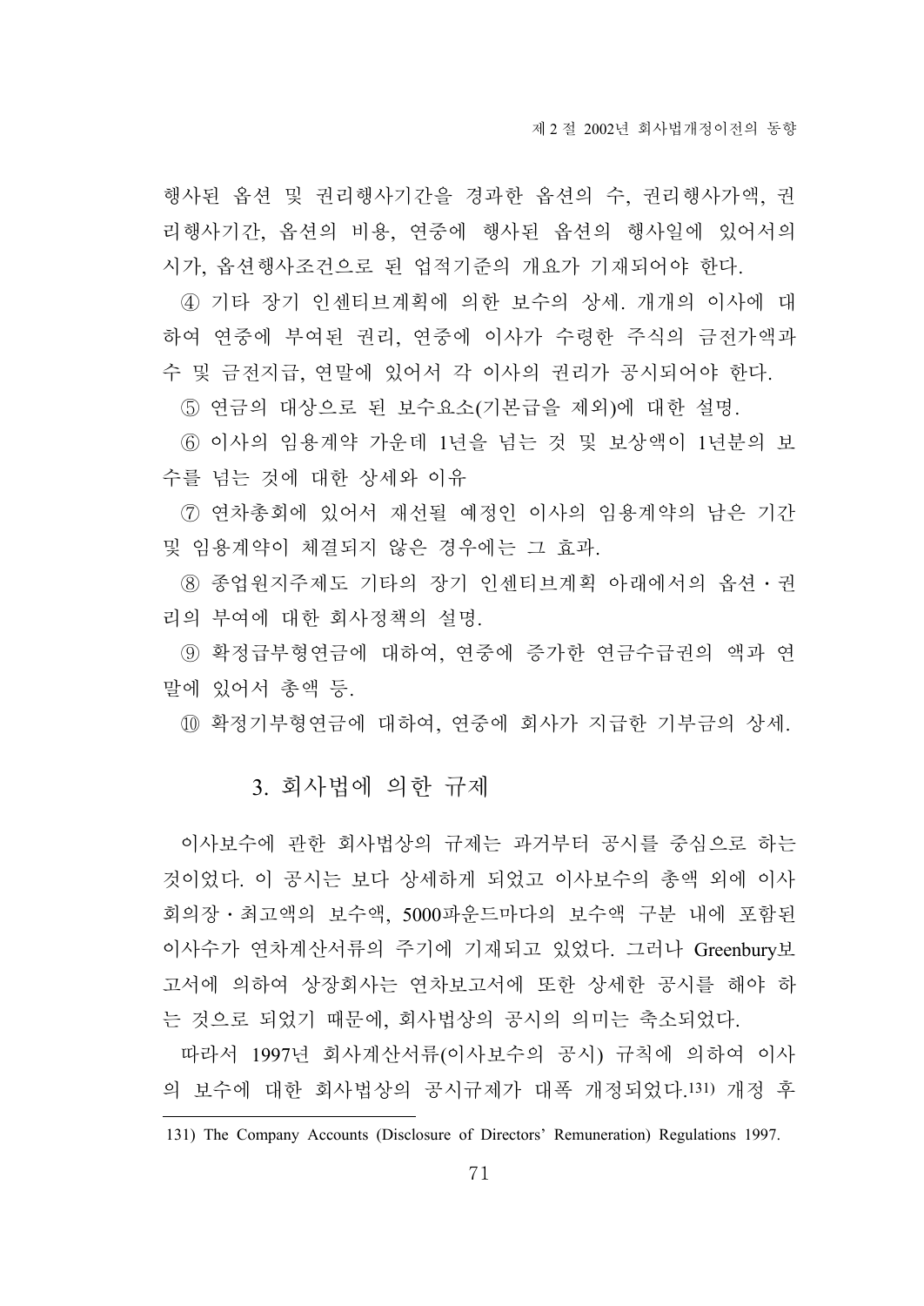행사된 옵션 및 권리행사기간을 경과한 옵션의 수, 권리행사가액, 권리행사기간, 옵션의 비용, 연중에 행사된 옵션의 행사일에 있어서의 시가, 옵션행사조건으로 된 업적기준의 개요가 기재되어야 한다.

④ 기타 장기 인센티브계획에 의한 보수의 상세. 개개의 이사에 대하여 연중에 부여된 권리, 연중에 이사가 수령한 주식의 금전가액과 수 및 금전지급, 연말에 있어서 각 이사의 권리가 공시되어야 한다.

⑤ 연금의 대상으로 된 보수요소(기본급을 제외)에 대한 설명.

⑥ 이사의 임용계약 가운데 1년을 넘는 것 및 보상액이 1년분의 보수를 넘는 것에 대한 상세와 이유

⑦ 연차총회에 있어서 재선될 예정인 이사의 임용계약의 남은 기간 및 임용계약이 체결되지 않은 경우에는 그 효과.

⑧ 종업원지주제도 기타의 장기 인센티브계획 아래에서의 옵션・권리의 부여에 대한 회사정책의 설명.

⑨ 확정급부형연금에 대하여, 연중에 증가한 연금수급권의 액과 연말에 있어서 총액 등.

⑩ 확정기부형연금에 대하여, 연중에 회사가 지급한 기부금의 상세.

### 3. 회사법에 의한 규제

이사보수에 관한 회사법상의 규제는 과거부터 공시를 중심으로 하는 것이었다. 이 공시는 보다 상세하게 되었고 이사보수의 총액 외에 이사회의장・최고액의 보수액, 5000파운드마다의 보수액 구분 내에 포함된 이사수가 연차계산서류의 주기에 기재되고 있었다. 그러나 Greenbury보고서에 의하여 상장회사는 연차보고서에 또한 상세한 공시를 해야 하는 것으로 되었기 때문에, 회사법상의 공시의 의미는 축소되었다.

따라서 1997년 회사계산서류(이사보수의 공시) 규칙에 의하여 이사의 보수에 대한 회사법상의 공시규제가 대폭 개정되었다.[131] 개정 후

---

131) The Company Accounts (Disclosure of Directors' Remuneration) Regulations 1997.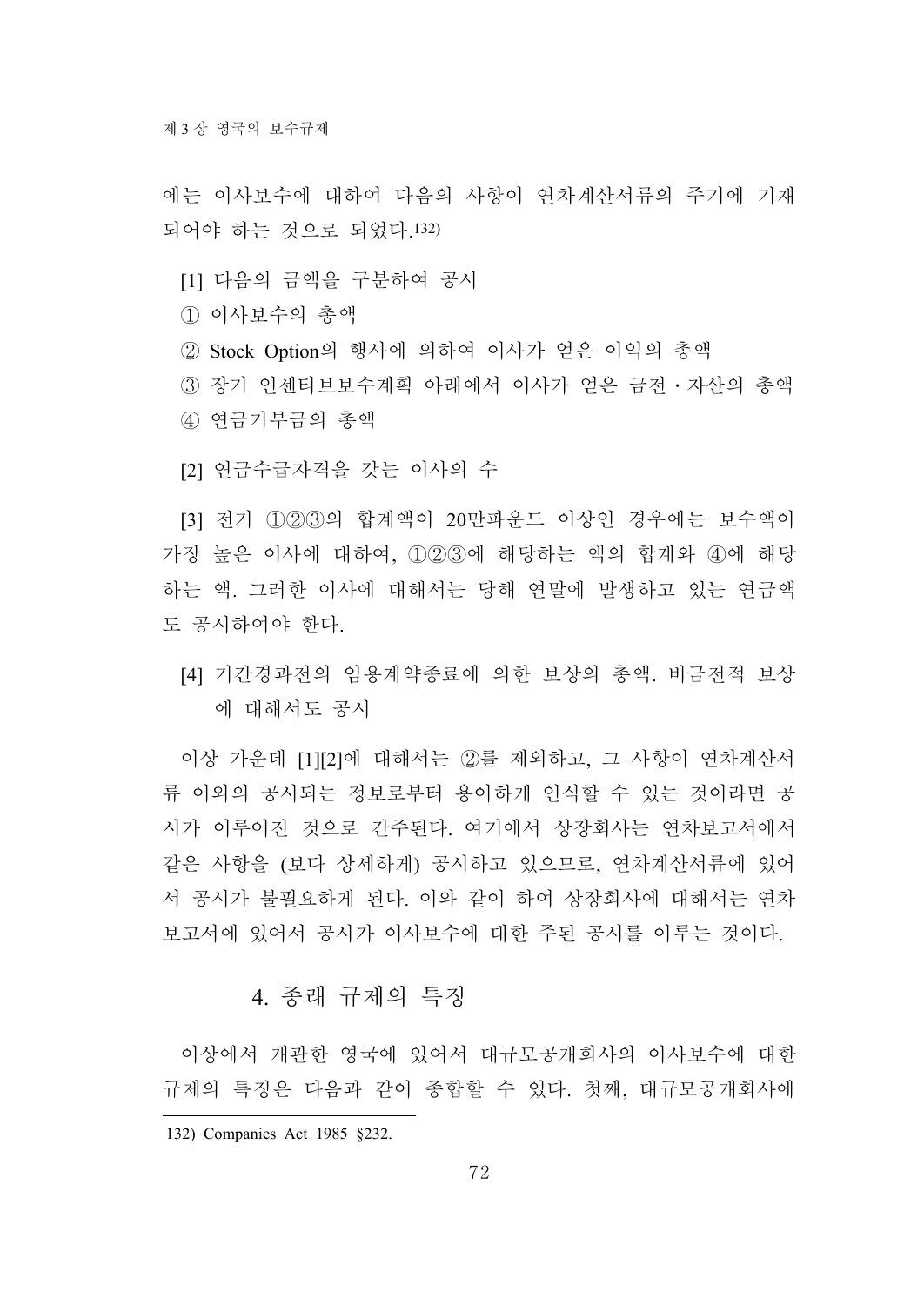에는 이사보수에 대하여 다음의 사항이 연차계산서류의 주기에 기재되어야 하는 것으로 되었다.[132)]

[1] 다음의 금액을 구분하여 공시

① 이사보수의 총액

② Stock Option의 행사에 의하여 이사가 얻은 이익의 총액

③ 장기 인센티브보수계획 아래에서 이사가 얻은 금전·자산의 총액

④ 연금기부금의 총액

[2] 연금수급자격을 갖는 이사의 수

[3] 전기 ①②③의 합계액이 20만파운드 이상인 경우에는 보수액이 가장 높은 이사에 대하여, ①②③에 해당하는 액의 합계와 ④에 해당하는 액. 그러한 이사에 대해서는 당해 연말에 발생하고 있는 연금액도 공시하여야 한다.

[4] 기간경과전의 임용계약종료에 의한 보상의 총액. 비금전적 보상에 대해서도 공시

이상 가운데 [1][2]에 대해서는 ②를 제외하고, 그 사항이 연차계산서류 이외의 공시되는 정보로부터 용이하게 인식할 수 있는 것이라면 공시가 이루어진 것으로 간주된다. 여기에서 상장회사는 연차보고서에서 같은 사항을 (보다 상세하게) 공시하고 있으므로, 연차계산서류에 있어서 공시가 불필요하게 된다. 이와 같이 하여 상장회사에 대해서는 연차보고서에 있어서 공시가 이사보수에 대한 주된 공시를 이루는 것이다.

## 4. 종래 규제의 특징

이상에서 개관한 영국에 있어서 대규모공개회사의 이사보수에 대한 규제의 특징은 다음과 같이 종합할 수 있다. 첫째, 대규모공개회사에

---

132) Companies Act 1985 §232.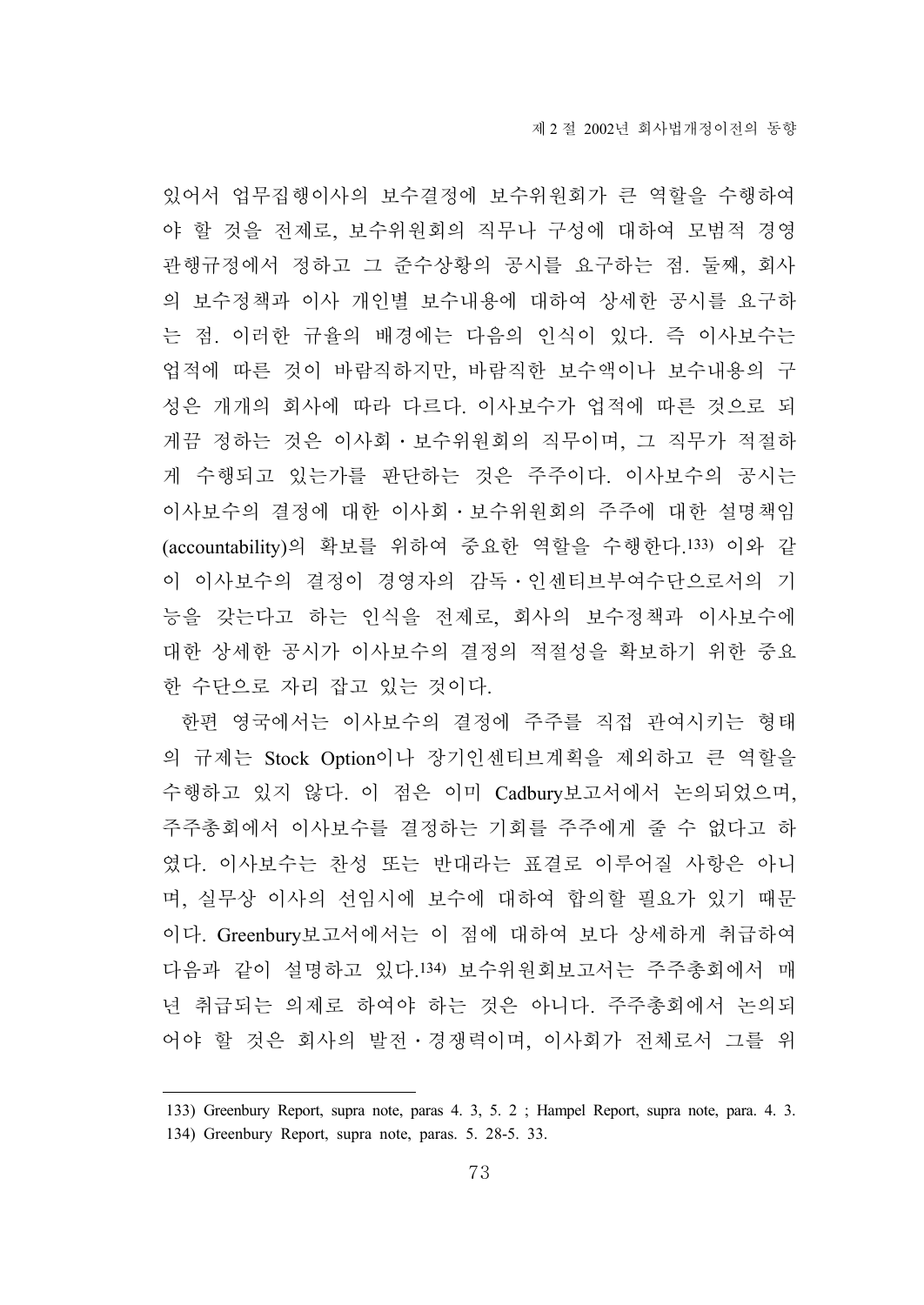있어서 업무집행이사의 보수결정에 보수위원회가 큰 역할을 수행하여야 할 것을 전제로, 보수위원회의 직무나 구성에 대하여 모범적 경영관행규정에서 정하고 그 준수상황의 공시를 요구하는 점. 둘째, 회사의 보수정책과 이사 개인별 보수내용에 대하여 상세한 공시를 요구하는 점. 이러한 규율의 배경에는 다음의 인식이 있다. 즉 이사보수는 업적에 따른 것이 바람직하지만, 바람직한 보수액이나 보수내용의 구성은 개개의 회사에 따라 다르다. 이사보수가 업적에 따른 것으로 되게끔 정하는 것은 이사회・보수위원회의 직무이며, 그 직무가 적절하게 수행되고 있는가를 판단하는 것은 주주이다. 이사보수의 공시는 이사보수의 결정에 대한 이사회・보수위원회의 주주에 대한 설명책임(accountability)의 확보를 위하여 중요한 역할을 수행한다.[133] 이와 같이 이사보수의 결정이 경영자의 감독・인센티브부여수단으로서의 기능을 갖는다고 하는 인식을 전제로, 회사의 보수정책과 이사보수에 대한 상세한 공시가 이사보수의 결정의 적절성을 확보하기 위한 중요한 수단으로 자리 잡고 있는 것이다.

한편 영국에서는 이사보수의 결정에 주주를 직접 관여시키는 형태의 규제는 Stock Option이나 장기인센티브계획을 제외하고 큰 역할을 수행하고 있지 않다. 이 점은 이미 Cadbury보고서에서 논의되었으며, 주주총회에서 이사보수를 결정하는 기회를 주주에게 줄 수 없다고 하였다. 이사보수는 찬성 또는 반대라는 표결로 이루어질 사항은 아니며, 실무상 이사의 선임시에 보수에 대하여 합의할 필요가 있기 때문이다. Greenbury보고서에서는 이 점에 대하여 보다 상세하게 취급하여 다음과 같이 설명하고 있다.[134] 보수위원회보고서는 주주총회에서 매년 취급되는 의제로 하여야 하는 것은 아니다. 주주총회에서 논의되어야 할 것은 회사의 발전・경쟁력이며, 이사회가 전체로서 그를 위

---

133) Greenbury Report, supra note, paras 4. 3, 5. 2 ; Hampel Report, supra note, para. 4. 3.

134) Greenbury Report, supra note, paras. 5. 28-5. 33.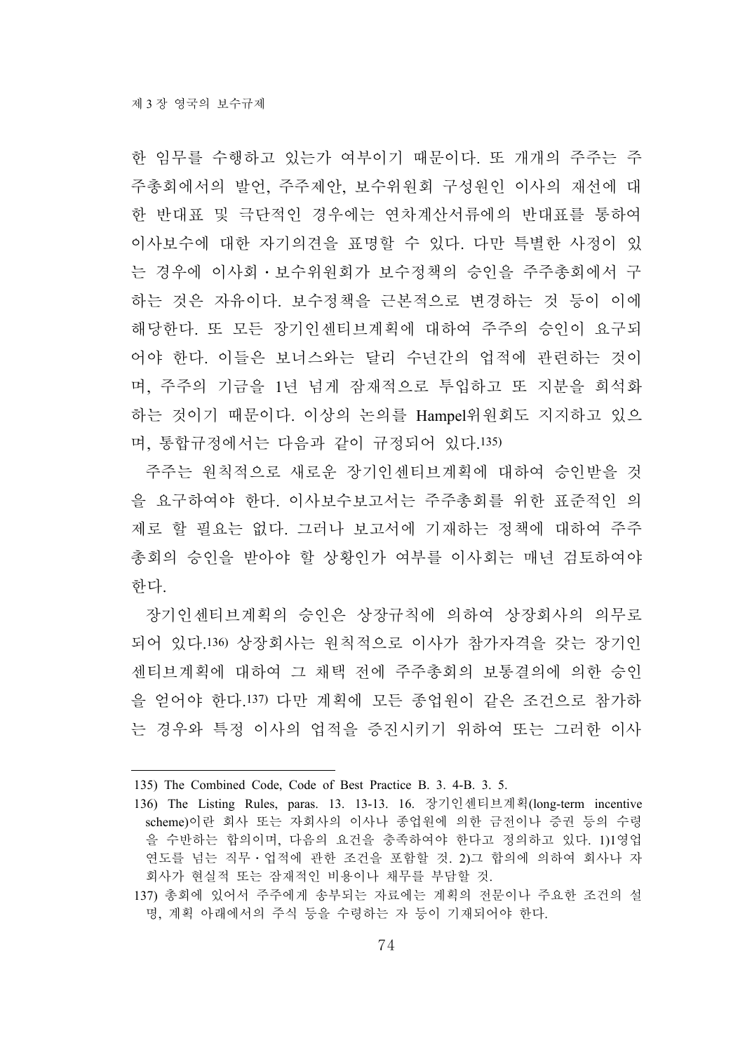한 임무를 수행하고 있는가 여부이기 때문이다. 또 개개의 주주는 주주총회에서의 발언, 주주제안, 보수위원회 구성원인 이사의 재선에 대한 반대표 및 극단적인 경우에는 연차계산서류에의 반대표를 통하여 이사보수에 대한 자기의견을 표명할 수 있다. 다만 특별한 사정이 있는 경우에 이사회・보수위원회가 보수정책의 승인을 주주총회에서 구하는 것은 자유이다. 보수정책을 근본적으로 변경하는 것 등이 이에 해당한다. 또 모든 장기인센티브계획에 대하여 주주의 승인이 요구되어야 한다. 이들은 보너스와는 달리 수년간의 업적에 관련하는 것이며, 주주의 기금을 1년 넘게 잠재적으로 투입하고 또 지분을 희석화하는 것이기 때문이다. 이상의 논의를 Hampel위원회도 지지하고 있으며, 통합규정에서는 다음과 같이 규정되어 있다.[135]

주주는 원칙적으로 새로운 장기인센티브계획에 대하여 승인받을 것을 요구하여야 한다. 이사보수보고서는 주주총회를 위한 표준적인 의제로 할 필요는 없다. 그러나 보고서에 기재하는 정책에 대하여 주주총회의 승인을 받아야 할 상황인가 여부를 이사회는 매년 검토하여야 한다.

장기인센티브계획의 승인은 상장규칙에 의하여 상장회사의 의무로 되어 있다.[136] 상장회사는 원칙적으로 이사가 참가자격을 갖는 장기인센티브계획에 대하여 그 채택 전에 주주총회의 보통결의에 의한 승인을 얻어야 한다.[137] 다만 계획에 모든 종업원이 같은 조건으로 참가하는 경우와 특정 이사의 업적을 증진시키기 위하여 또는 그러한 이사

---

135) The Combined Code, Code of Best Practice B. 3. 4-B. 3. 5.

136) The Listing Rules, paras. 13. 13-13. 16. 장기인센티브계획(long-term incentive scheme)이란 회사 또는 자회사의 이사나 종업원에 의한 금전이나 증권 등의 수령을 수반하는 합의이며, 다음의 요건을 충족하여야 한다고 정의하고 있다. 1)1영업연도를 넘는 직무・업적에 관한 조건을 포함할 것. 2)그 합의에 의하여 회사나 자회사가 현실적 또는 잠재적인 비용이나 채무를 부담할 것.

137) 총회에 있어서 주주에게 송부되는 자료에는 계획의 전문이나 주요한 조건의 설명, 계획 아래에서의 주식 등을 수령하는 자 등이 기재되어야 한다.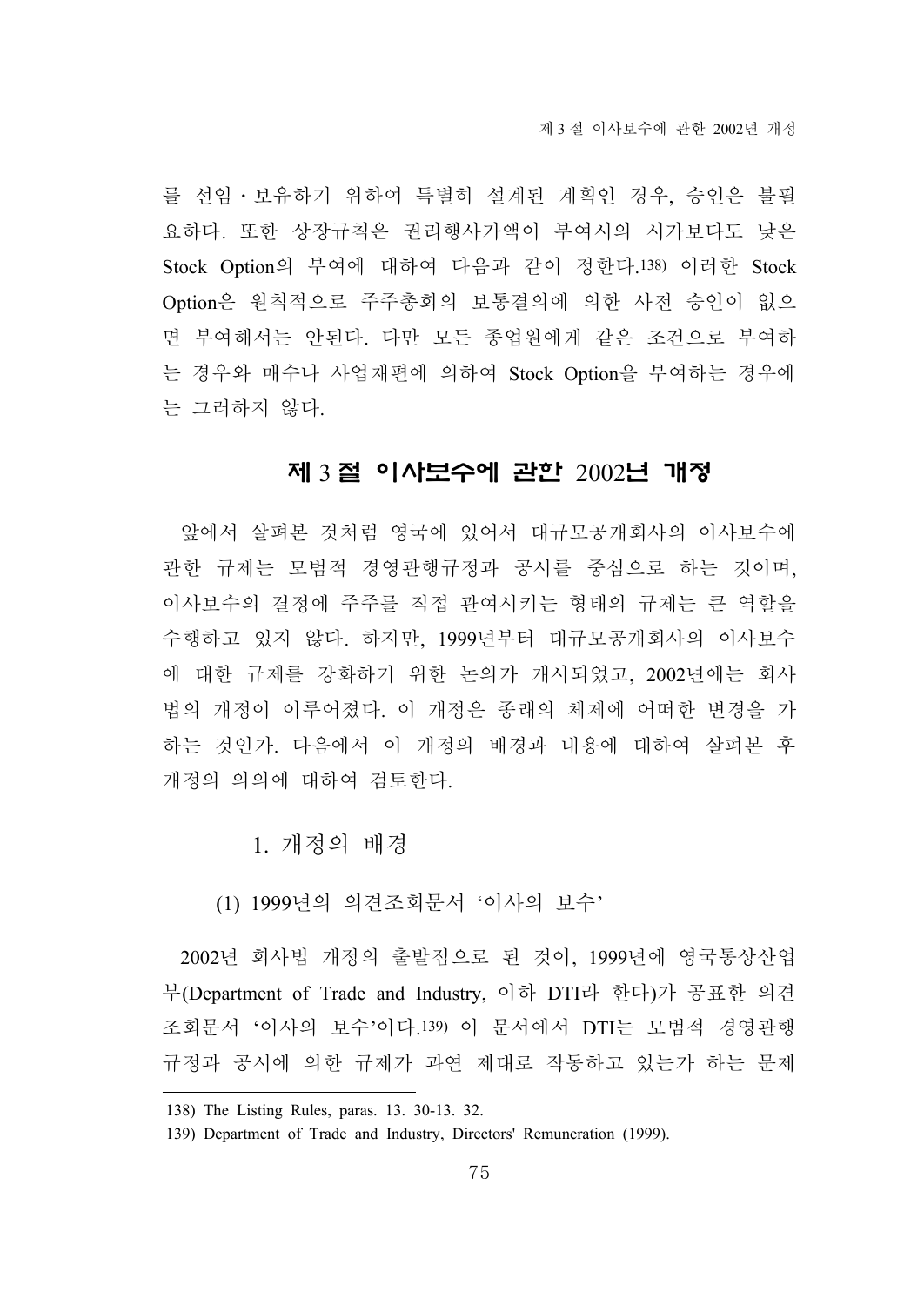를 선임・보유하기 위하여 특별히 설계된 계획인 경우, 승인은 불필요하다. 또한 상장규칙은 권리행사가액이 부여시의 시가보다도 낮은 Stock Option의 부여에 대하여 다음과 같이 정한다.[138] 이러한 Stock Option은 원칙적으로 주주총회의 보통결의에 의한 사전 승인이 없으면 부여해서는 안된다. 다만 모든 종업원에게 같은 조건으로 부여하는 경우와 매수나 사업재편에 의하여 Stock Option을 부여하는 경우에는 그러하지 않다.

## 제 3 절 이사보수에 관한 2002년 개정

앞에서 살펴본 것처럼 영국에 있어서 대규모공개회사의 이사보수에 관한 규제는 모범적 경영관행규정과 공시를 중심으로 하는 것이며, 이사보수의 결정에 주주를 직접 관여시키는 형태의 규제는 큰 역할을 수행하고 있지 않다. 하지만, 1999년부터 대규모공개회사의 이사보수에 대한 규제를 강화하기 위한 논의가 개시되었고, 2002년에는 회사법의 개정이 이루어졌다. 이 개정은 종래의 체제에 어떠한 변경을 가하는 것인가. 다음에서 이 개정의 배경과 내용에 대하여 살펴본 후 개정의 의의에 대하여 검토한다.

### 1. 개정의 배경

#### (1) 1999년의 의견조회문서 '이사의 보수'

2002년 회사법 개정의 출발점으로 된 것이, 1999년에 영국통상산업부(Department of Trade and Industry, 이하 DTI라 한다)가 공표한 의견조회문서 '이사의 보수'이다.[139] 이 문서에서 DTI는 모범적 경영관행규정과 공시에 의한 규제가 과연 제대로 작동하고 있는가 하는 문제

---

138) The Listing Rules, paras. 13. 30-13. 32.

139) Department of Trade and Industry, Directors' Remuneration (1999).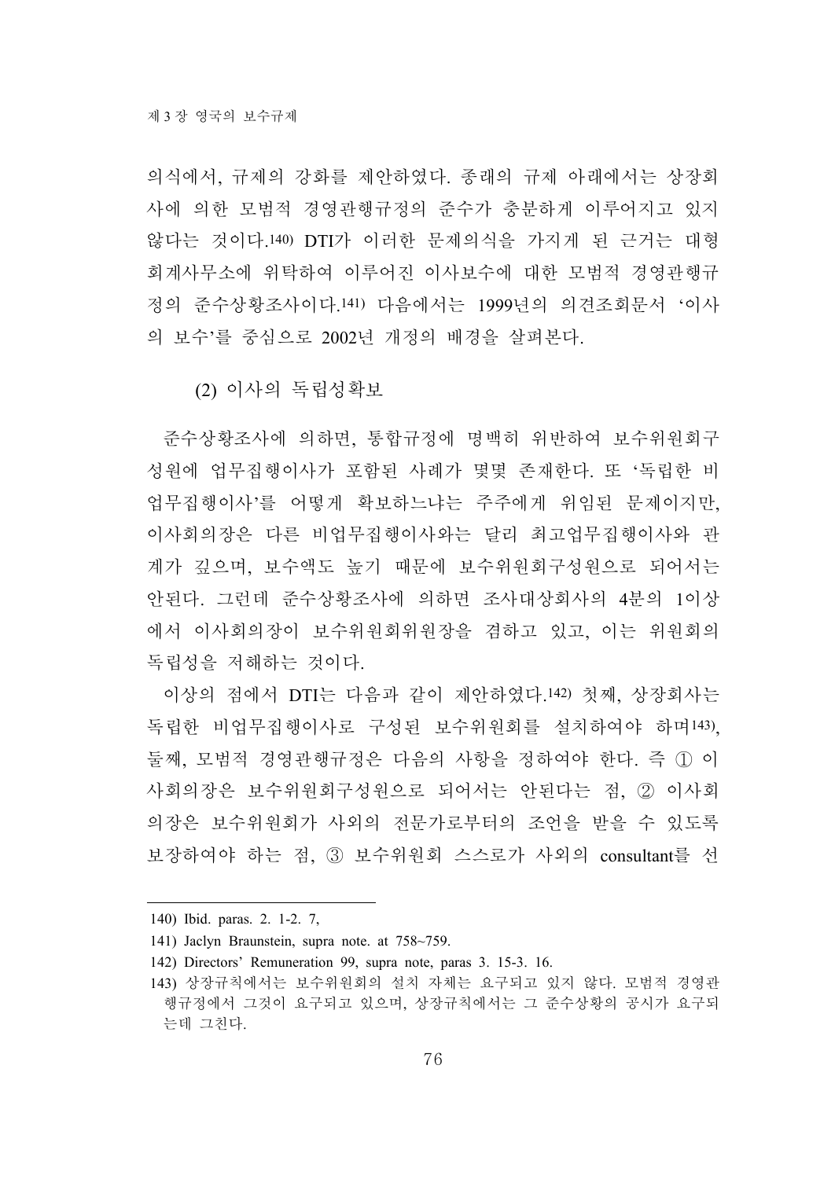의식에서, 규제의 강화를 제안하였다. 종래의 규제 아래에서는 상장회사에 의한 모범적 경영관행규정의 준수가 충분하게 이루어지고 있지 않다는 것이다.[140] DTI가 이러한 문제의식을 가지게 된 근거는 대형회계사무소에 위탁하여 이루어진 이사보수에 대한 모범적 경영관행규정의 준수상황조사이다.[141] 다음에서는 1999년의 의견조회문서 '이사의 보수'를 중심으로 2002년 개정의 배경을 살펴본다.

### (2) 이사의 독립성확보

준수상황조사에 의하면, 통합규정에 명백히 위반하여 보수위원회구성원에 업무집행이사가 포함된 사례가 몇몇 존재한다. 또 '독립한 비업무집행이사'를 어떻게 확보하느냐는 주주에게 위임된 문제이지만, 이사회의장은 다른 비업무집행이사와는 달리 최고업무집행이사와 관계가 깊으며, 보수액도 높기 때문에 보수위원회구성원으로 되어서는 안된다. 그런데 준수상황조사에 의하면 조사대상회사의 4분의 1이상에서 이사회의장이 보수위원회위원장을 겸하고 있고, 이는 위원회의 독립성을 저해하는 것이다.

이상의 점에서 DTI는 다음과 같이 제안하였다.[142] 첫째, 상장회사는 독립한 비업무집행이사로 구성된 보수위원회를 설치하여야 하며[143], 둘째, 모범적 경영관행규정은 다음의 사항을 정하여야 한다. 즉 ① 이사회의장은 보수위원회구성원으로 되어서는 안된다는 점, ② 이사회의장은 보수위원회가 사외의 전문가로부터의 조언을 받을 수 있도록 보장하여야 하는 점, ③ 보수위원회 스스로가 사외의 consultant를 선

---

140) Ibid. paras. 2. 1-2. 7,

141) Jaclyn Braunstein, supra note. at 758~759.

142) Directors' Remuneration 99, supra note, paras 3. 15-3. 16.

143) 상장규칙에서는 보수위원회의 설치 자체는 요구되고 있지 않다. 모범적 경영관행규정에서 그것이 요구되고 있으며, 상장규칙에서는 그 준수상황의 공시가 요구되는데 그친다.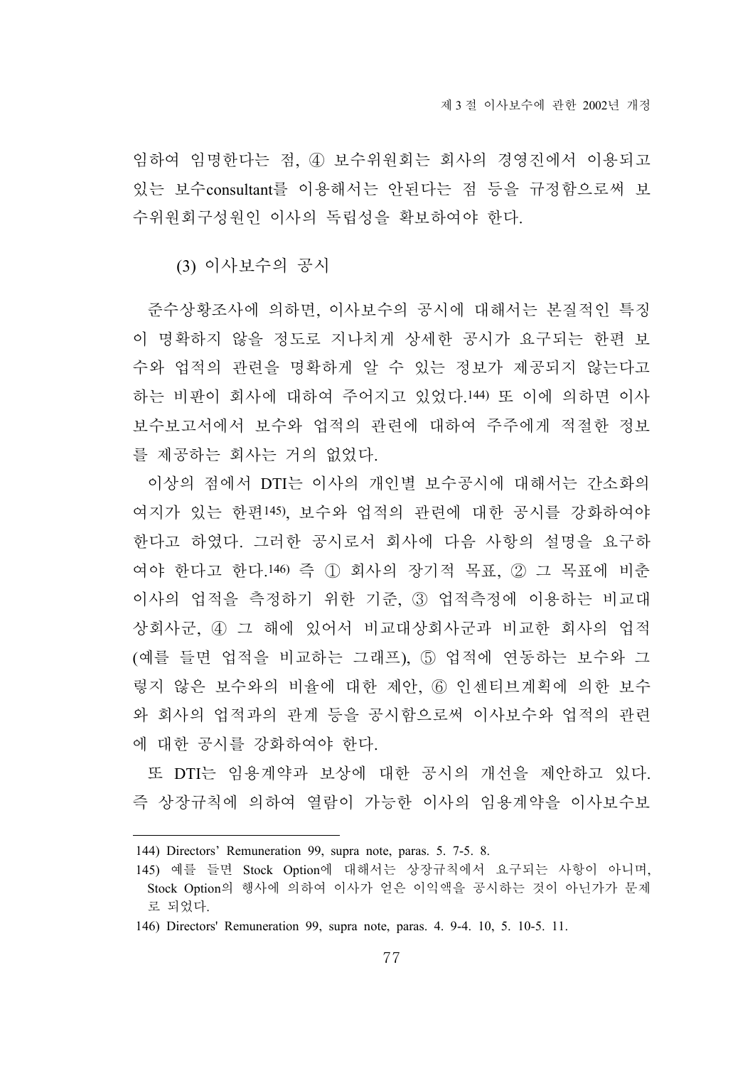임하여 임명한다는 점, ④ 보수위원회는 회사의 경영진에서 이용되고 있는 보수consultant를 이용해서는 안된다는 점 등을 규정함으로써 보수위원회구성원인 이사의 독립성을 확보하여야 한다.

#### (3) 이사보수의 공시

준수상황조사에 의하면, 이사보수의 공시에 대해서는 본질적인 특징이 명확하지 않을 정도로 지나치게 상세한 공시가 요구되는 한편 보수와 업적의 관련을 명확하게 알 수 있는 정보가 제공되지 않는다고 하는 비판이 회사에 대하여 주어지고 있었다.[144] 또 이에 의하면 이사보수보고서에서 보수와 업적의 관련에 대하여 주주에게 적절한 정보를 제공하는 회사는 거의 없었다.

이상의 점에서 DTI는 이사의 개인별 보수공시에 대해서는 간소화의 여지가 있는 한편[145], 보수와 업적의 관련에 대한 공시를 강화하여야 한다고 하였다. 그러한 공시로서 회사에 다음 사항의 설명을 요구하여야 한다고 한다.[146] 즉 ① 회사의 장기적 목표, ② 그 목표에 비춘 이사의 업적을 측정하기 위한 기준, ③ 업적측정에 이용하는 비교대상회사군, ④ 그 해에 있어서 비교대상회사군과 비교한 회사의 업적(예를 들면 업적을 비교하는 그래프), ⑤ 업적에 연동하는 보수와 그렇지 않은 보수와의 비율에 대한 제안, ⑥ 인센티브계획에 의한 보수와 회사의 업적과의 관계 등을 공시함으로써 이사보수와 업적의 관련에 대한 공시를 강화하여야 한다.

또 DTI는 임용계약과 보상에 대한 공시의 개선을 제안하고 있다. 즉 상장규칙에 의하여 열람이 가능한 이사의 임용계약을 이사보수보

---

144) Directors' Remuneration 99, supra note, paras. 5. 7-5. 8.

145) 예를 들면 Stock Option에 대해서는 상장규칙에서 요구되는 사항이 아니며, Stock Option의 행사에 의하여 이사가 얻은 이익액을 공시하는 것이 아닌가가 문제로 되었다.

146) Directors' Remuneration 99, supra note, paras. 4. 9-4. 10, 5. 10-5. 11.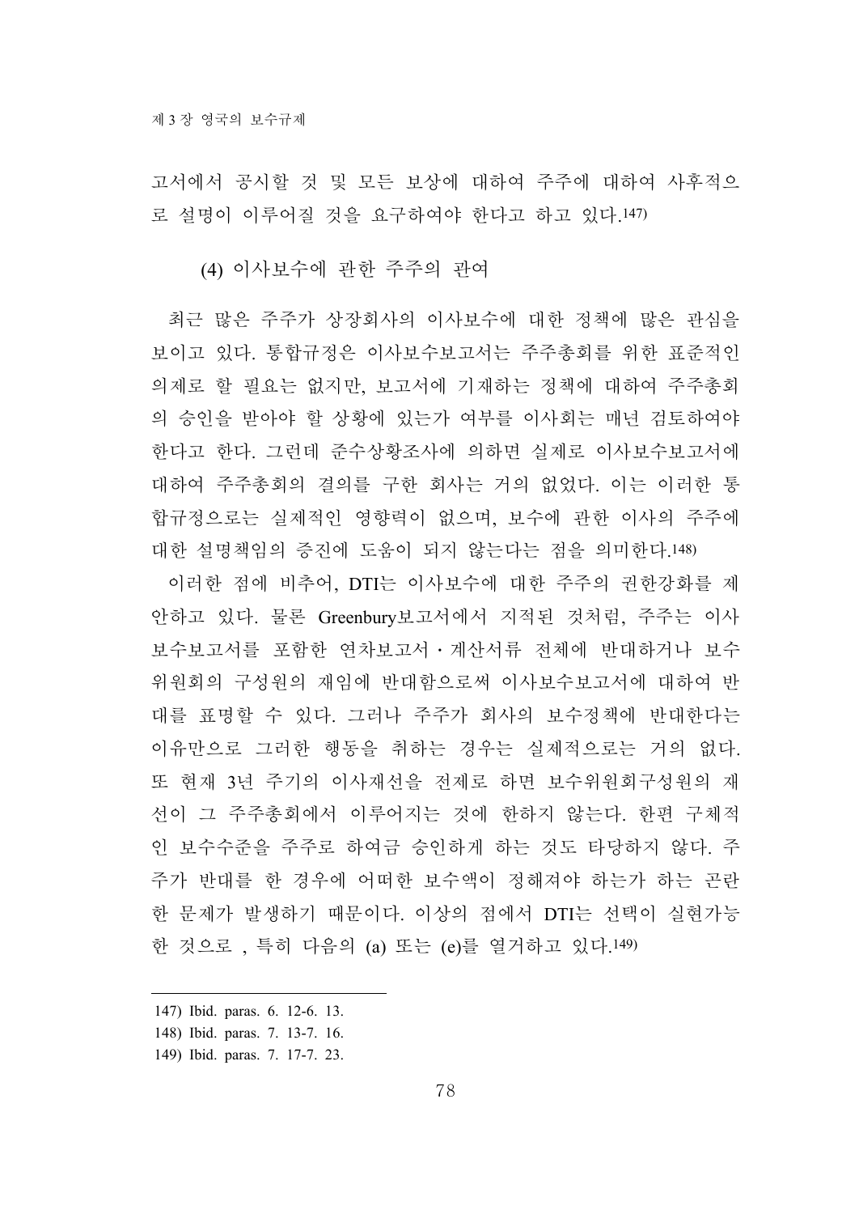고서에서 공시할 것 및 모든 보상에 대하여 주주에 대하여 사후적으로 설명이 이루어질 것을 요구하여야 한다고 하고 있다.[147]

(4) 이사보수에 관한 주주의 관여

최근 많은 주주가 상장회사의 이사보수에 대한 정책에 많은 관심을 보이고 있다. 통합규정은 이사보수보고서는 주주총회를 위한 표준적인 의제로 할 필요는 없지만, 보고서에 기재하는 정책에 대하여 주주총회의 승인을 받아야 할 상황에 있는가 여부를 이사회는 매년 검토하여야 한다고 한다. 그런데 준수상황조사에 의하면 실제로 이사보수보고서에 대하여 주주총회의 결의를 구한 회사는 거의 없었다. 이는 이러한 통합규정으로는 실제적인 영향력이 없으며, 보수에 관한 이사의 주주에 대한 설명책임의 증진에 도움이 되지 않는다는 점을 의미한다.[148]

이러한 점에 비추어, DTI는 이사보수에 대한 주주의 권한강화를 제안하고 있다. 물론 Greenbury보고서에서 지적된 것처럼, 주주는 이사보수보고서를 포함한 연차보고서・계산서류 전체에 반대하거나 보수위원회의 구성원의 재임에 반대함으로써 이사보수보고서에 대하여 반대를 표명할 수 있다. 그러나 주주가 회사의 보수정책에 반대한다는 이유만으로 그러한 행동을 취하는 경우는 실제적으로는 거의 없다. 또 현재 3년 주기의 이사재선을 전제로 하면 보수위원회구성원의 재선이 그 주주총회에서 이루어지는 것에 한하지 않는다. 한편 구체적인 보수수준을 주주로 하여금 승인하게 하는 것도 타당하지 않다. 주주가 반대를 한 경우에 어떠한 보수액이 정해져야 하는가 하는 곤란한 문제가 발생하기 때문이다. 이상의 점에서 DTI는 선택이 실현가능한 것으로 , 특히 다음의 (a) 또는 (e)를 열거하고 있다.[149]

---

147) Ibid. paras. 6. 12-6. 13.

148) Ibid. paras. 7. 13-7. 16.

149) Ibid. paras. 7. 17-7. 23.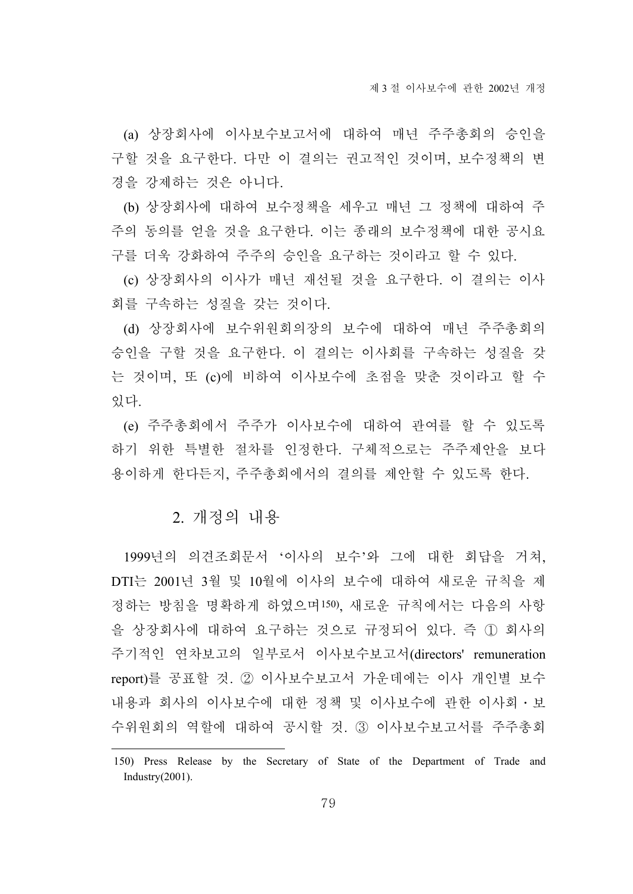(a) 상장회사에 이사보수보고서에 대하여 매년 주주총회의 승인을 구할 것을 요구한다. 다만 이 결의는 권고적인 것이며, 보수정책의 변경을 강제하는 것은 아니다.

(b) 상장회사에 대하여 보수정책을 세우고 매년 그 정책에 대하여 주주의 동의를 얻을 것을 요구한다. 이는 종래의 보수정책에 대한 공시요구를 더욱 강화하여 주주의 승인을 요구하는 것이라고 할 수 있다.

(c) 상장회사의 이사가 매년 재선될 것을 요구한다. 이 결의는 이사회를 구속하는 성질을 갖는 것이다.

(d) 상장회사에 보수위원회의장의 보수에 대하여 매년 주주총회의 승인을 구할 것을 요구한다. 이 결의는 이사회를 구속하는 성질을 갖는 것이며, 또 (c)에 비하여 이사보수에 초점을 맞춘 것이라고 할 수 있다.

(e) 주주총회에서 주주가 이사보수에 대하여 관여를 할 수 있도록 하기 위한 특별한 절차를 인정한다. 구체적으로는 주주제안을 보다 용이하게 한다든지, 주주총회에서의 결의를 제안할 수 있도록 한다.

## 2. 개정의 내용

1999년의 의견조회문서 '이사의 보수'와 그에 대한 회답을 거쳐, DTI는 2001년 3월 및 10월에 이사의 보수에 대하여 새로운 규칙을 제정하는 방침을 명확하게 하였으며[150], 새로운 규칙에서는 다음의 사항을 상장회사에 대하여 요구하는 것으로 규정되어 있다. 즉 ① 회사의 주기적인 연차보고의 일부로서 이사보수보고서(directors' remuneration report)를 공표할 것. ② 이사보수보고서 가운데에는 이사 개인별 보수내용과 회사의 이사보수에 대한 정책 및 이사보수에 관한 이사회・보수위원회의 역할에 대하여 공시할 것. ③ 이사보수보고서를 주주총회

---

150) Press Release by the Secretary of State of the Department of Trade and Industry(2001).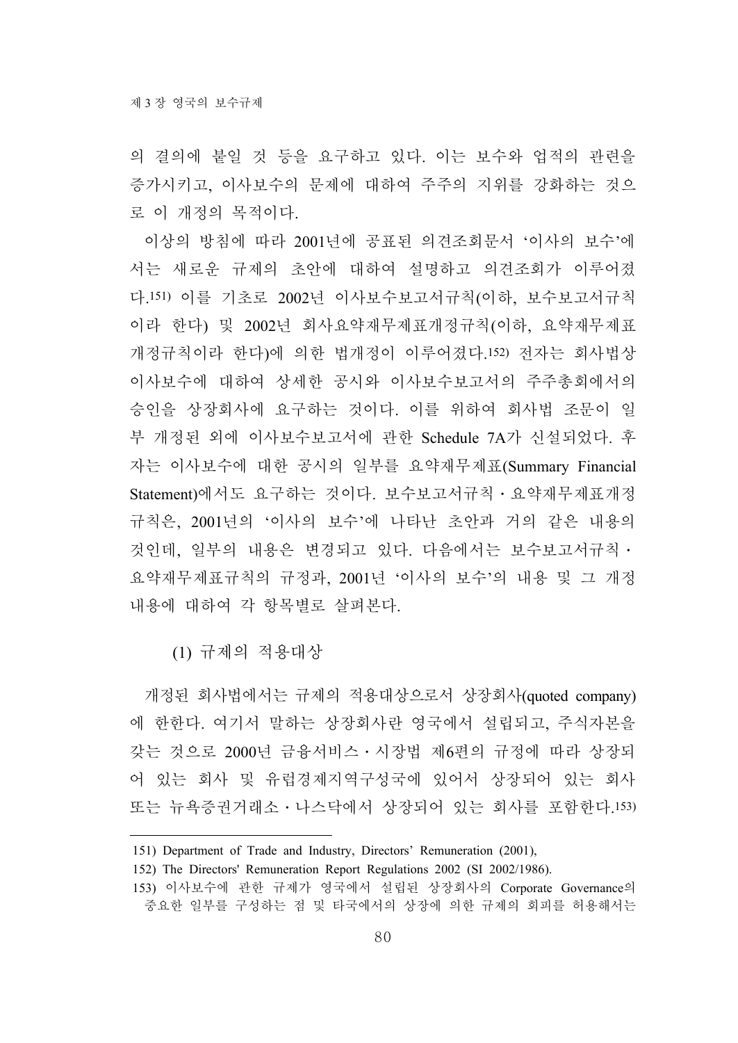의 결의에 붙일 것 등을 요구하고 있다. 이는 보수와 업적의 관련을 증가시키고, 이사보수의 문제에 대하여 주주의 지위를 강화하는 것으로 이 개정의 목적이다.

이상의 방침에 따라 2001년에 공표된 의견조회문서 '이사의 보수'에서는 새로운 규제의 초안에 대하여 설명하고 의견조회가 이루어졌다.[151] 이를 기초로 2002년 이사보수보고서규칙(이하, 보수보고서규칙이라 한다) 및 2002년 회사요약재무제표개정규칙(이하, 요약재무제표개정규칙이라 한다)에 의한 법개정이 이루어졌다.[152] 전자는 회사법상 이사보수에 대하여 상세한 공시와 이사보수보고서의 주주총회에서의 승인을 상장회사에 요구하는 것이다. 이를 위하여 회사법 조문이 일부 개정된 외에 이사보수보고서에 관한 Schedule 7A가 신설되었다. 후자는 이사보수에 대한 공시의 일부를 요약재무제표(Summary Financial Statement)에서도 요구하는 것이다. 보수보고서규칙・요약재무제표개정규칙은, 2001년의 '이사의 보수'에 나타난 초안과 거의 같은 내용의 것인데, 일부의 내용은 변경되고 있다. 다음에서는 보수보고서규칙・요약재무제표규칙의 규정과, 2001년 '이사의 보수'의 내용 및 그 개정 내용에 대하여 각 항목별로 살펴본다.

### (1) 규제의 적용대상

개정된 회사법에서는 규제의 적용대상으로서 상장회사(quoted company)에 한한다. 여기서 말하는 상장회사란 영국에서 설립되고, 주식자본을 갖는 것으로 2000년 금융서비스・시장법 제6편의 규정에 따라 상장되어 있는 회사 및 유럽경제지역구성국에 있어서 상장되어 있는 회사 또는 뉴욕증권거래소・나스닥에서 상장되어 있는 회사를 포함한다.[153]

---

151) Department of Trade and Industry, Directors' Remuneration (2001),

152) The Directors' Remuneration Report Regulations 2002 (SI 2002/1986).

153) 이사보수에 관한 규제가 영국에서 설립된 상장회사의 Corporate Governance의 중요한 일부를 구성하는 점 및 타국에서의 상장에 의한 규제의 회피를 허용해서는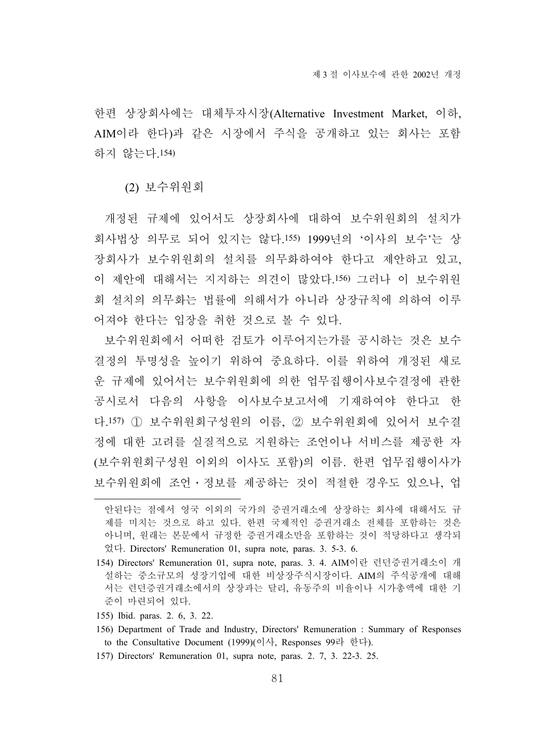한편 상장회사에는 대체투자시장(Alternative Investment Market, 이하, AIM이라 한다)과 같은 시장에서 주식을 공개하고 있는 회사는 포함하지 않는다.[154]

### (2) 보수위원회

개정된 규제에 있어서도 상장회사에 대하여 보수위원회의 설치가 회사법상 의무로 되어 있지는 않다.[155] 1999년의 '이사의 보수'는 상장회사가 보수위원회의 설치를 의무화하여야 한다고 제안하고 있고, 이 제안에 대해서는 지지하는 의견이 많았다.[156] 그러나 이 보수위원회 설치의 의무화는 법률에 의해서가 아니라 상장규칙에 의하여 이루어져야 한다는 입장을 취한 것으로 볼 수 있다.

보수위원회에서 어떠한 검토가 이루어지는가를 공시하는 것은 보수결정의 투명성을 높이기 위하여 중요하다. 이를 위하여 개정된 새로운 규제에 있어서는 보수위원회에 의한 업무집행이사보수결정에 관한 공시로서 다음의 사항을 이사보수보고서에 기재하여야 한다고 한다.[157] ① 보수위원회구성원의 이름, ② 보수위원회에 있어서 보수결정에 대한 고려를 실질적으로 지원하는 조언이나 서비스를 제공한 자(보수위원회구성원 이외의 이사도 포함)의 이름. 한편 업무집행이사가 보수위원회에 조언·정보를 제공하는 것이 적절한 경우도 있으나, 업

---

안된다는 점에서 영국 이외의 국가의 증권거래소에 상장하는 회사에 대해서도 규제를 미치는 것으로 하고 있다. 한편 국제적인 증권거래소 전체를 포함하는 것은 아니며, 원래는 본문에서 규정한 증권거래소만을 포함하는 것이 적당하다고 생각되었다. Directors' Remuneration 01, supra note, paras. 3. 5-3. 6.

154) Directors' Remuneration 01, supra note, paras. 3. 4. AIM이란 런던증권거래소이 개설하는 중소규모의 성장기업에 대한 비상장주식시장이다. AIM의 주식공개에 대해서는 런던증권거래소에서의 상장과는 달리, 유동주의 비율이나 시가총액에 대한 기준이 마련되어 있다.

155) Ibid. paras. 2. 6, 3. 22.

156) Department of Trade and Industry, Directors' Remuneration : Summary of Responses to the Consultative Document (1999)(이사, Responses 99라 한다).

157) Directors' Remuneration 01, supra note, paras. 2. 7, 3. 22-3. 25.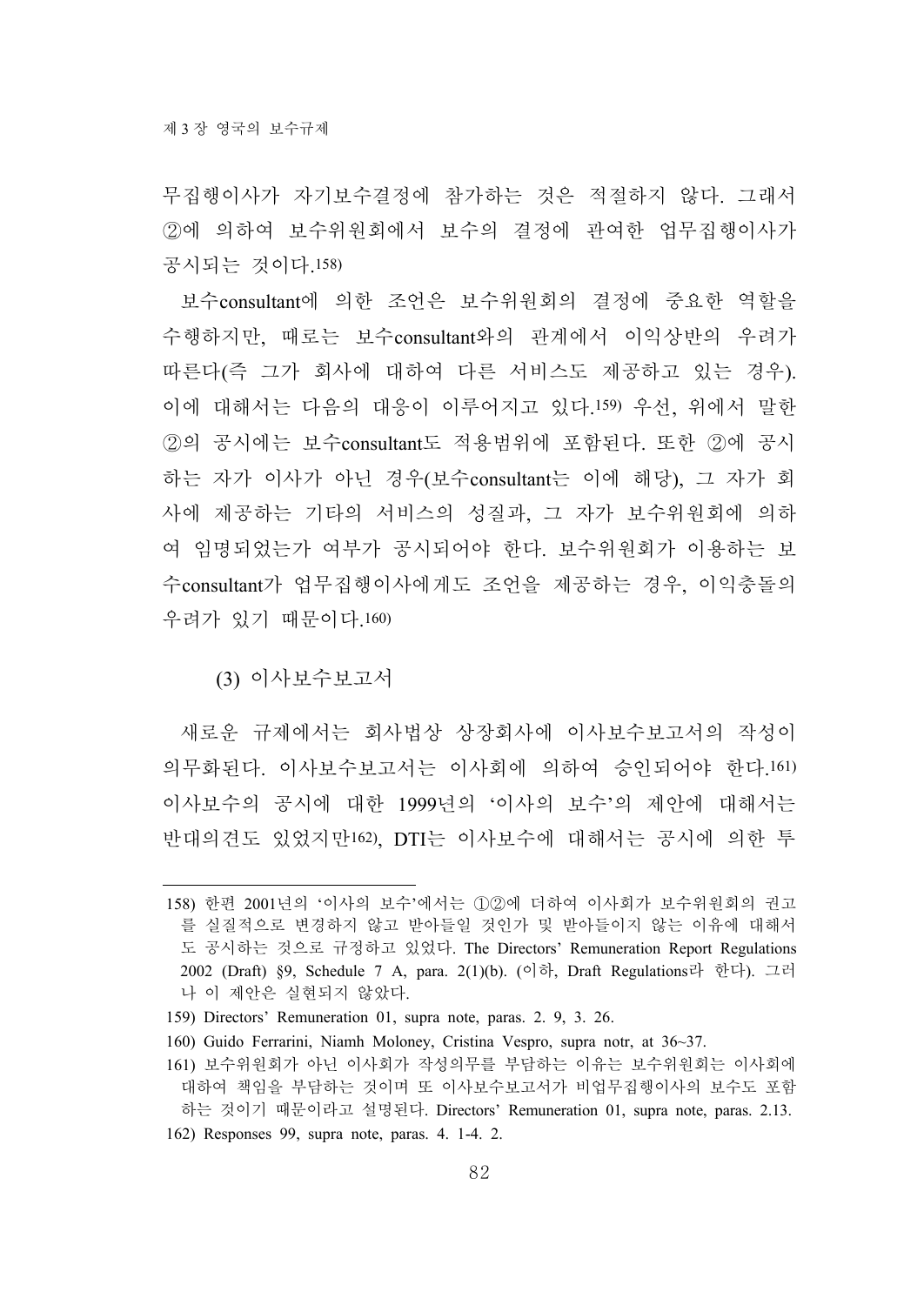무집행이사가 자기보수결정에 참가하는 것은 적절하지 않다. 그래서 ②에 의하여 보수위원회에서 보수의 결정에 관여한 업무집행이사가 공시되는 것이다.[158]

보수consultant에 의한 조언은 보수위원회의 결정에 중요한 역할을 수행하지만, 때로는 보수consultant와의 관계에서 이익상반의 우려가 따른다(즉 그가 회사에 대하여 다른 서비스도 제공하고 있는 경우). 이에 대해서는 다음의 대응이 이루어지고 있다.[159] 우선, 위에서 말한 ②의 공시에는 보수consultant도 적용범위에 포함된다. 또한 ②에 공시하는 자가 이사가 아닌 경우(보수consultant는 이에 해당), 그 자가 회사에 제공하는 기타의 서비스의 성질과, 그 자가 보수위원회에 의하여 임명되었는가 여부가 공시되어야 한다. 보수위원회가 이용하는 보수consultant가 업무집행이사에게도 조언을 제공하는 경우, 이익충돌의 우려가 있기 때문이다.[160]

### (3) 이사보수보고서

새로운 규제에서는 회사법상 상장회사에 이사보수보고서의 작성이 의무화된다. 이사보수보고서는 이사회에 의하여 승인되어야 한다.[161] 이사보수의 공시에 대한 1999년의 '이사의 보수'의 제안에 대해서는 반대의견도 있었지만[162], DTI는 이사보수에 대해서는 공시에 의한 투

---

158) 한편 2001년의 '이사의 보수'에서는 ①②에 더하여 이사회가 보수위원회의 권고를 실질적으로 변경하지 않고 받아들일 것인가 및 받아들이지 않는 이유에 대해서도 공시하는 것으로 규정하고 있었다. The Directors' Remuneration Report Regulations 2002 (Draft) §9, Schedule 7 A, para. 2(1)(b). (이하, Draft Regulations라 한다). 그러나 이 제안은 실현되지 않았다.

159) Directors' Remuneration 01, supra note, paras. 2. 9, 3. 26.

160) Guido Ferrarini, Niamh Moloney, Cristina Vespro, supra notr, at 36~37.

161) 보수위원회가 아닌 이사회가 작성의무를 부담하는 이유는 보수위원회는 이사회에 대하여 책임을 부담하는 것이며 또 이사보수보고서가 비업무집행이사의 보수도 포함하는 것이기 때문이라고 설명된다. Directors' Remuneration 01, supra note, paras. 2.13.

162) Responses 99, supra note, paras. 4. 1-4. 2.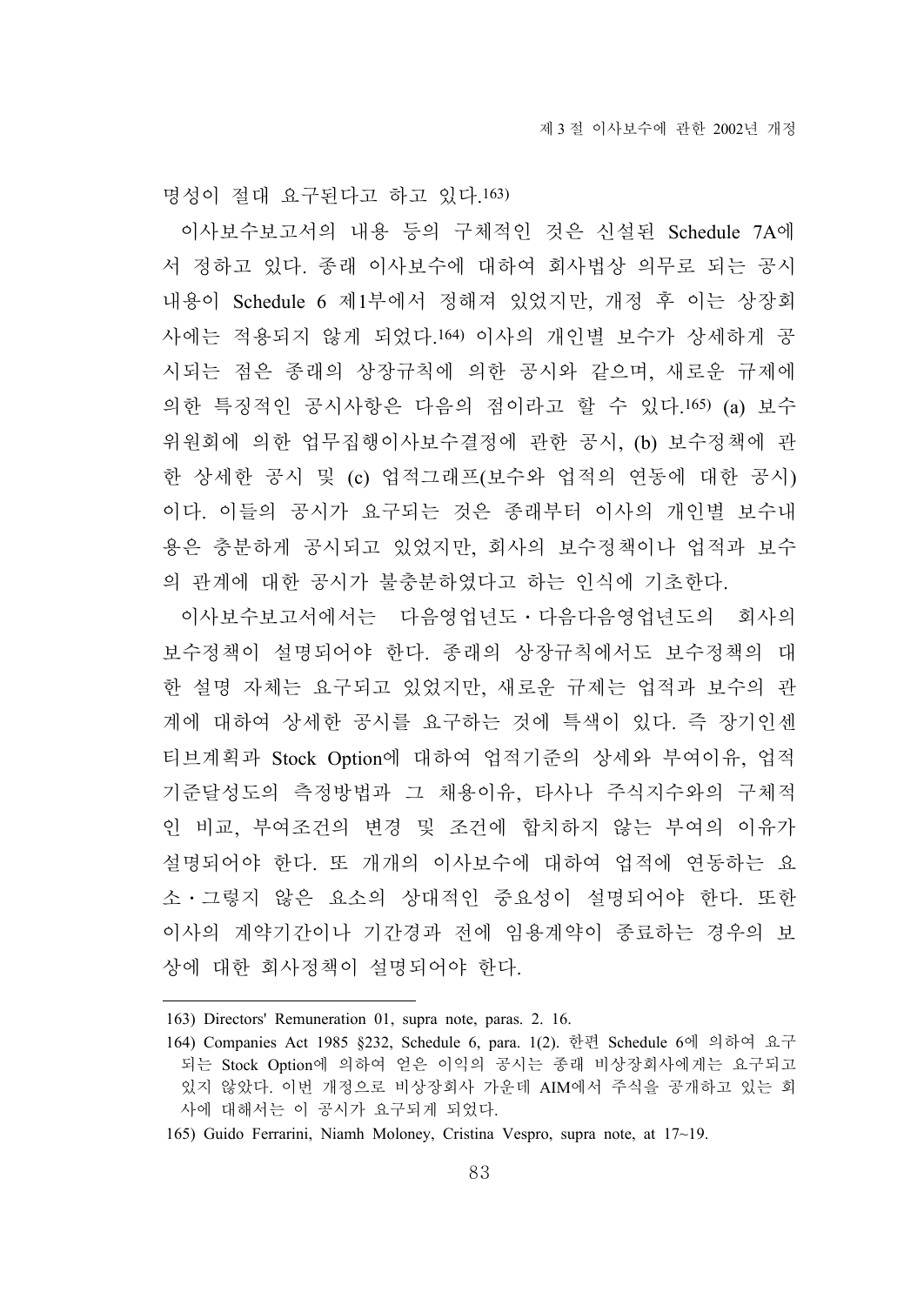명성이 절대 요구된다고 하고 있다.[163]

이사보수보고서의 내용 등의 구체적인 것은 신설된 Schedule 7A에서 정하고 있다. 종래 이사보수에 대하여 회사법상 의무로 되는 공시내용이 Schedule 6 제1부에서 정해져 있었지만, 개정 후 이는 상장회사에는 적용되지 않게 되었다.[164] 이사의 개인별 보수가 상세하게 공시되는 점은 종래의 상장규칙에 의한 공시와 같으며, 새로운 규제에 의한 특징적인 공시사항은 다음의 점이라고 할 수 있다.[165] (a) 보수위원회에 의한 업무집행이사보수결정에 관한 공시, (b) 보수정책에 관한 상세한 공시 및 (c) 업적그래프(보수와 업적의 연동에 대한 공시)이다. 이들의 공시가 요구되는 것은 종래부터 이사의 개인별 보수내용은 충분하게 공시되고 있었지만, 회사의 보수정책이나 업적과 보수의 관계에 대한 공시가 불충분하였다고 하는 인식에 기초한다.

이사보수보고서에서는 다음영업년도・다음다음영업년도의 회사의 보수정책이 설명되어야 한다. 종래의 상장규칙에서도 보수정책의 대한 설명 자체는 요구되고 있었지만, 새로운 규제는 업적과 보수의 관계에 대하여 상세한 공시를 요구하는 것에 특색이 있다. 즉 장기인센티브계획과 Stock Option에 대하여 업적기준의 상세와 부여이유, 업적기준달성도의 측정방법과 그 채용이유, 타사나 주식지수와의 구체적인 비교, 부여조건의 변경 및 조건에 합치하지 않는 부여의 이유가 설명되어야 한다. 또 개개의 이사보수에 대하여 업적에 연동하는 요소・그렇지 않은 요소의 상대적인 중요성이 설명되어야 한다. 또한 이사의 계약기간이나 기간경과 전에 임용계약이 종료하는 경우의 보상에 대한 회사정책이 설명되어야 한다.

---

163) Directors' Remuneration 01, supra note, paras. 2. 16.

164) Companies Act 1985 §232, Schedule 6, para. 1(2). 한편 Schedule 6에 의하여 요구되는 Stock Option에 의하여 얻은 이익의 공시는 종래 비상장회사에게는 요구되고 있지 않았다. 이번 개정으로 비상장회사 가운데 AIM에서 주식을 공개하고 있는 회사에 대해서는 이 공시가 요구되게 되었다.

165) Guido Ferrarini, Niamh Moloney, Cristina Vespro, supra note, at 17~19.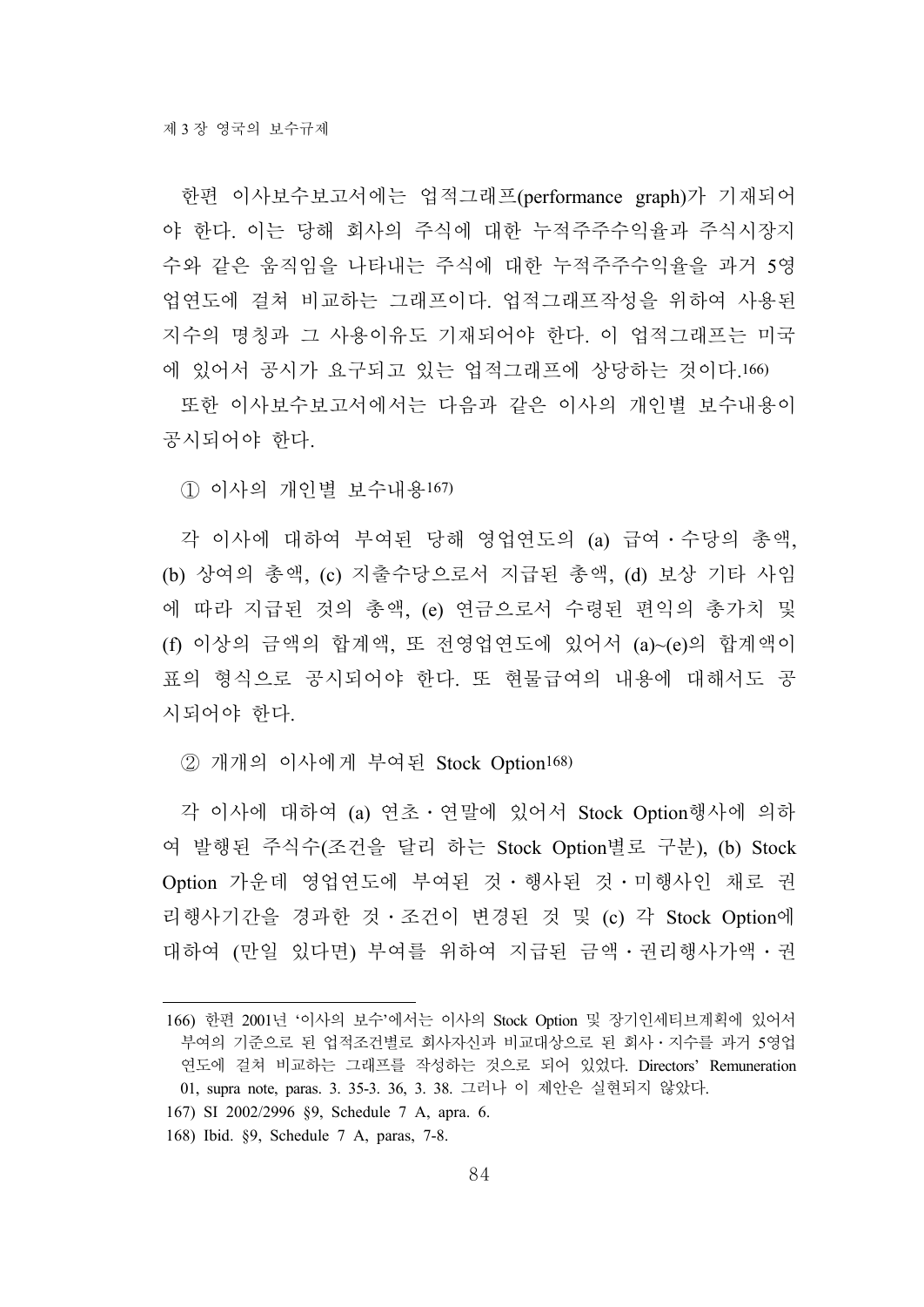한편 이사보수보고서에는 업적그래프(performance graph)가 기재되어야 한다. 이는 당해 회사의 주식에 대한 누적주주수익율과 주식시장지수와 같은 움직임을 나타내는 주식에 대한 누적주주수익율을 과거 5영업연도에 걸쳐 비교하는 그래프이다. 업적그래프작성을 위하여 사용된 지수의 명칭과 그 사용이유도 기재되어야 한다. 이 업적그래프는 미국에 있어서 공시가 요구되고 있는 업적그래프에 상당하는 것이다.[166)]

또한 이사보수보고서에서는 다음과 같은 이사의 개인별 보수내용이 공시되어야 한다.

① 이사의 개인별 보수내용[167)]

각 이사에 대하여 부여된 당해 영업연도의 (a) 급여・수당의 총액, (b) 상여의 총액, (c) 지출수당으로서 지급된 총액, (d) 보상 기타 사임에 따라 지급된 것의 총액, (e) 연금으로서 수령된 편익의 총가치 및 (f) 이상의 금액의 합계액, 또 전영업연도에 있어서 (a)~(e)의 합계액이 표의 형식으로 공시되어야 한다. 또 현물급여의 내용에 대해서도 공시되어야 한다.

② 개개의 이사에게 부여된 Stock Option[168)]

각 이사에 대하여 (a) 연초・연말에 있어서 Stock Option행사에 의하여 발행된 주식수(조건을 달리 하는 Stock Option별로 구분), (b) Stock Option 가운데 영업연도에 부여된 것・행사된 것・미행사인 채로 권리행사기간을 경과한 것・조건이 변경된 것 및 (c) 각 Stock Option에 대하여 (만일 있다면) 부여를 위하여 지급된 금액・권리행사가액・권

---

166) 한편 2001년 '이사의 보수'에서는 이사의 Stock Option 및 장기인센티브계획에 있어서 부여의 기준으로 된 업적조건별로 회사자신과 비교대상으로 된 회사・지수를 과거 5영업연도에 걸쳐 비교하는 그래프를 작성하는 것으로 되어 있었다. Directors' Remuneration 01, supra note, paras. 3. 35-3. 36, 3. 38. 그러나 이 제안은 실현되지 않았다.

167) SI 2002/2996 §9, Schedule 7 A, apra. 6.

168) Ibid. §9, Schedule 7 A, paras, 7-8.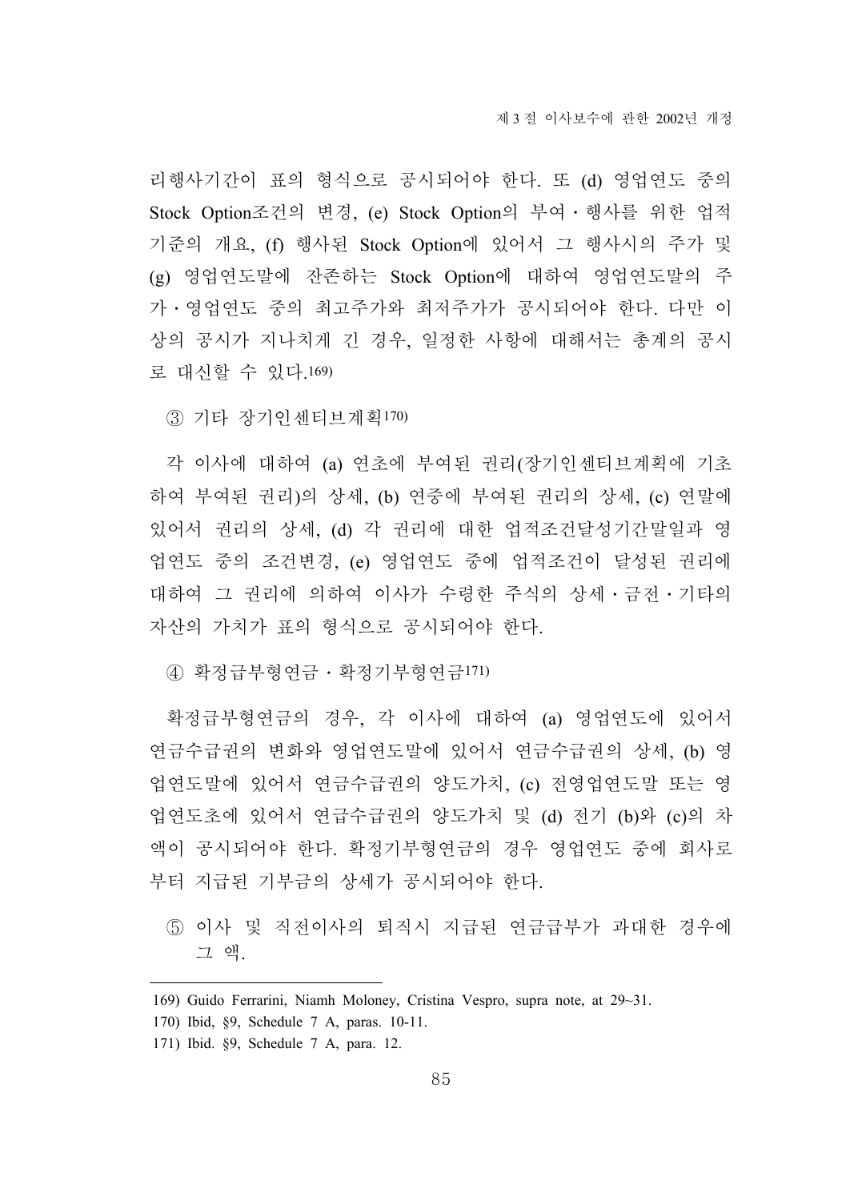리행사기간이 표의 형식으로 공시되어야 한다. 또 (d) 영업연도 중의 Stock Option조건의 변경, (e) Stock Option의 부여・행사를 위한 업적기준의 개요, (f) 행사된 Stock Option에 있어서 그 행사시의 주가 및 (g) 영업연도말에 잔존하는 Stock Option에 대하여 영업연도말의 주가・영업연도 중의 최고주가와 최저주가가 공시되어야 한다. 다만 이상의 공시가 지나치게 긴 경우, 일정한 사항에 대해서는 총계의 공시로 대신할 수 있다.[169]

③ 기타 장기인센티브계획[170]

각 이사에 대하여 (a) 연초에 부여된 권리(장기인센티브계획에 기초하여 부여된 권리)의 상세, (b) 연중에 부여된 권리의 상세, (c) 연말에 있어서 권리의 상세, (d) 각 권리에 대한 업적조건달성기간말일과 영업연도 중의 조건변경, (e) 영업연도 중에 업적조건이 달성된 권리에 대하여 그 권리에 의하여 이사가 수령한 주식의 상세・금전・기타의 자산의 가치가 표의 형식으로 공시되어야 한다.

④ 확정급부형연금・확정기부형연금[171]

확정급부형연금의 경우, 각 이사에 대하여 (a) 영업연도에 있어서 연금수급권의 변화와 영업연도말에 있어서 연금수급권의 상세, (b) 영업연도말에 있어서 연금수급권의 양도가치, (c) 전영업연도말 또는 영업연도초에 있어서 연급수급권의 양도가치 및 (d) 전기 (b)와 (c)의 차액이 공시되어야 한다. 확정기부형연금의 경우 영업연도 중에 회사로부터 지급된 기부금의 상세가 공시되어야 한다.

⑤ 이사 및 직전이사의 퇴직시 지급된 연금급부가 과대한 경우에 그 액.

---

169) Guido Ferrarini, Niamh Moloney, Cristina Vespro, supra note, at 29~31.

170) Ibid, §9, Schedule 7 A, paras. 10-11.

171) Ibid. §9, Schedule 7 A, para. 12.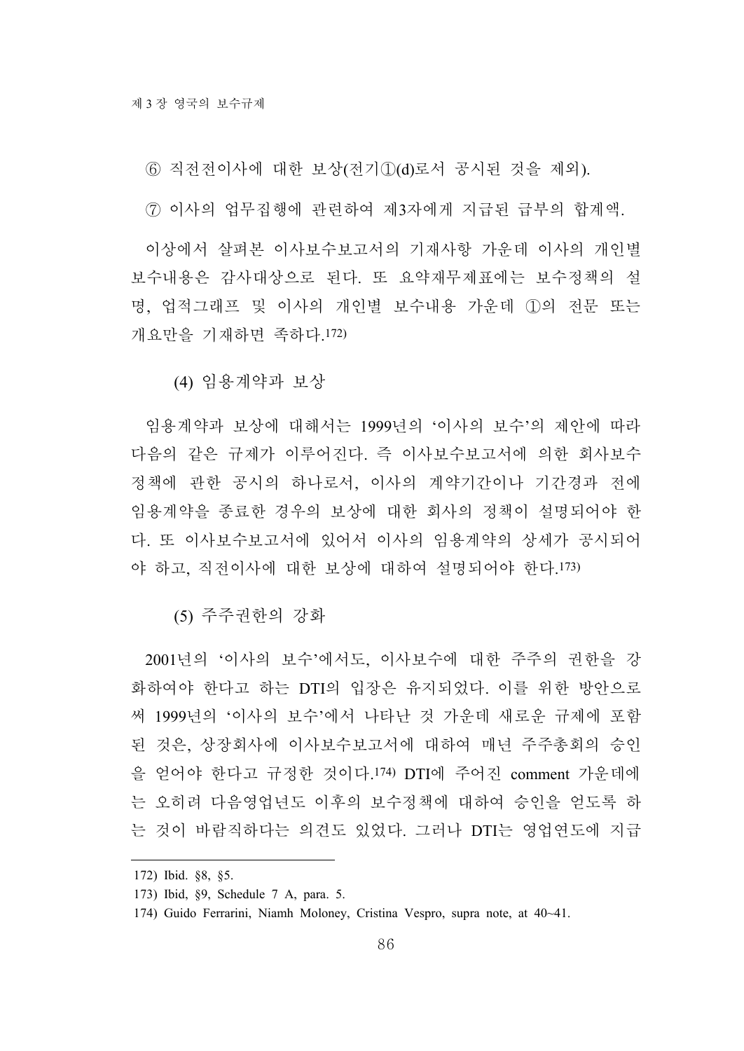⑥ 직전전이사에 대한 보상(전기①(d)로서 공시된 것을 제외).

⑦ 이사의 업무집행에 관련하여 제3자에게 지급된 급부의 합계액.

이상에서 살펴본 이사보수보고서의 기재사항 가운데 이사의 개인별 보수내용은 감사대상으로 된다. 또 요약재무제표에는 보수정책의 설명, 업적그래프 및 이사의 개인별 보수내용 가운데 ①의 전문 또는 개요만을 기재하면 족하다.[172]

### (4) 임용계약과 보상

임용계약과 보상에 대해서는 1999년의 '이사의 보수'의 제안에 따라 다음의 같은 규제가 이루어진다. 즉 이사보수보고서에 의한 회사보수정책에 관한 공시의 하나로서, 이사의 계약기간이나 기간경과 전에 임용계약을 종료한 경우의 보상에 대한 회사의 정책이 설명되어야 한다. 또 이사보수보고서에 있어서 이사의 임용계약의 상세가 공시되어야 하고, 직전이사에 대한 보상에 대하여 설명되어야 한다.[173]

### (5) 주주권한의 강화

2001년의 '이사의 보수'에서도, 이사보수에 대한 주주의 권한을 강화하여야 한다고 하는 DTI의 입장은 유지되었다. 이를 위한 방안으로써 1999년의 '이사의 보수'에서 나타난 것 가운데 새로운 규제에 포함된 것은, 상장회사에 이사보수보고서에 대하여 매년 주주총회의 승인을 얻어야 한다고 규정한 것이다.[174] DTI에 주어진 comment 가운데에는 오히려 다음영업년도 이후의 보수정책에 대하여 승인을 얻도록 하는 것이 바람직하다는 의견도 있었다. 그러나 DTI는 영업연도에 지급

---

172) Ibid. §8, §5.

173) Ibid, §9, Schedule 7 A, para. 5.

174) Guido Ferrarini, Niamh Moloney, Cristina Vespro, supra note, at 40~41.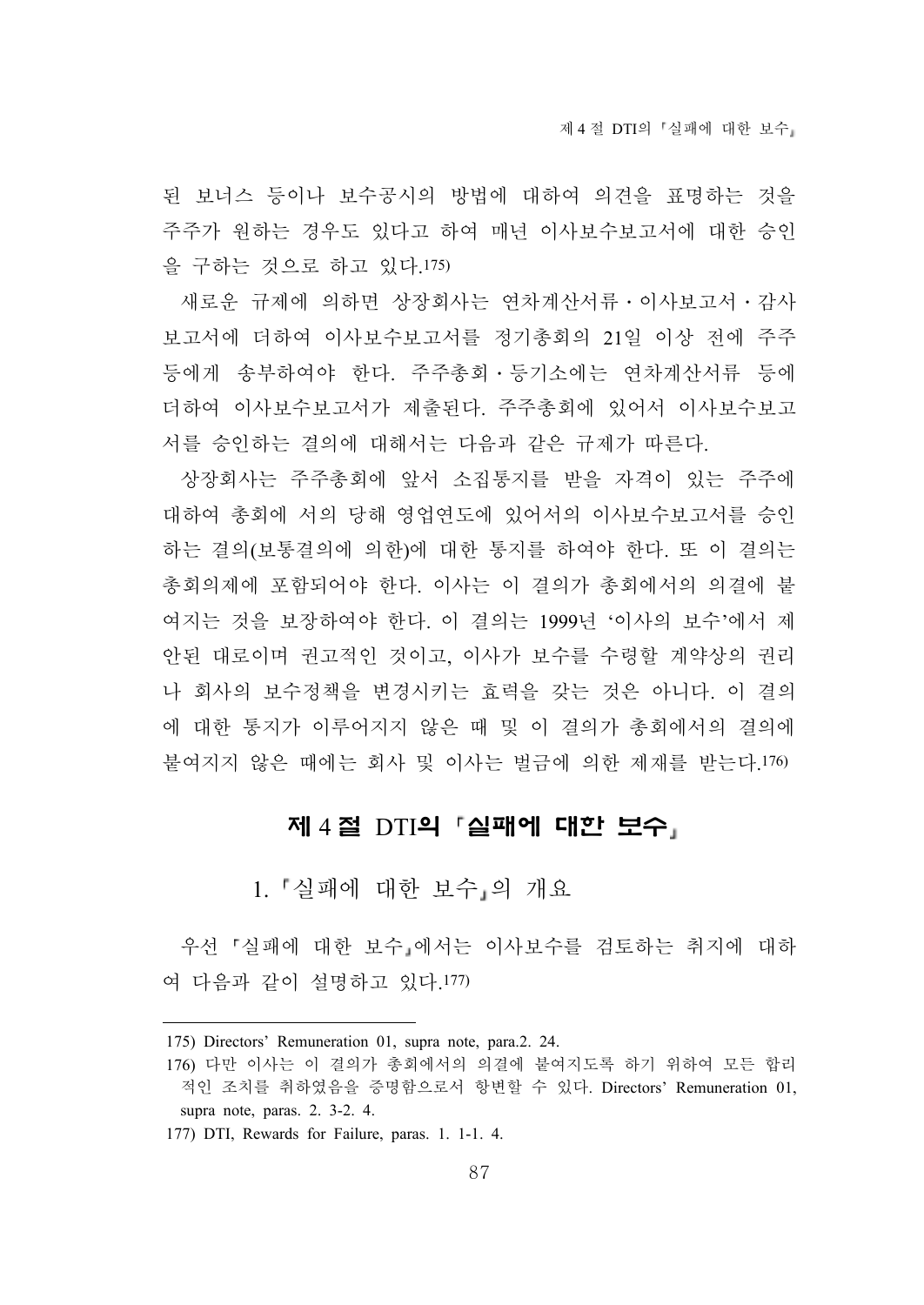된 보너스 등이나 보수공시의 방법에 대하여 의견을 표명하는 것을 주주가 원하는 경우도 있다고 하여 매년 이사보수보고서에 대한 승인을 구하는 것으로 하고 있다.[175]

새로운 규제에 의하면 상장회사는 연차계산서류 · 이사보고서 · 감사보고서에 더하여 이사보수보고서를 정기총회의 21일 이상 전에 주주 등에게 송부하여야 한다. 주주총회 · 등기소에는 연차계산서류 등에 더하여 이사보수보고서가 제출된다. 주주총회에 있어서 이사보수보고서를 승인하는 결의에 대해서는 다음과 같은 규제가 따른다.

상장회사는 주주총회에 앞서 소집통지를 받을 자격이 있는 주주에 대하여 총회에 서의 당해 영업연도에 있어서의 이사보수보고서를 승인하는 결의(보통결의에 의한)에 대한 통지를 하여야 한다. 또 이 결의는 총회의제에 포함되어야 한다. 이사는 이 결의가 총회에서의 의결에 붙여지는 것을 보장하여야 한다. 이 결의는 1999년 '이사의 보수'에서 제안된 대로이며 권고적인 것이고, 이사가 보수를 수령할 계약상의 권리나 회사의 보수정책을 변경시키는 효력을 갖는 것은 아니다. 이 결의에 대한 통지가 이루어지지 않은 때 및 이 결의가 총회에서의 결의에 붙여지지 않은 때에는 회사 및 이사는 벌금에 의한 제재를 받는다.[176]

## 제 4 절 DTI의 「실패에 대한 보수」

### 1. 「실패에 대한 보수」의 개요

우선 「실패에 대한 보수」에서는 이사보수를 검토하는 취지에 대하여 다음과 같이 설명하고 있다.[177]

---

175) Directors' Remuneration 01, supra note, para.2. 24.

176) 다만 이사는 이 결의가 총회에서의 의결에 붙여지도록 하기 위하여 모든 합리적인 조치를 취하였음을 증명함으로서 항변할 수 있다. Directors' Remuneration 01, supra note, paras. 2. 3-2. 4.

177) DTI, Rewards for Failure, paras. 1. 1-1. 4.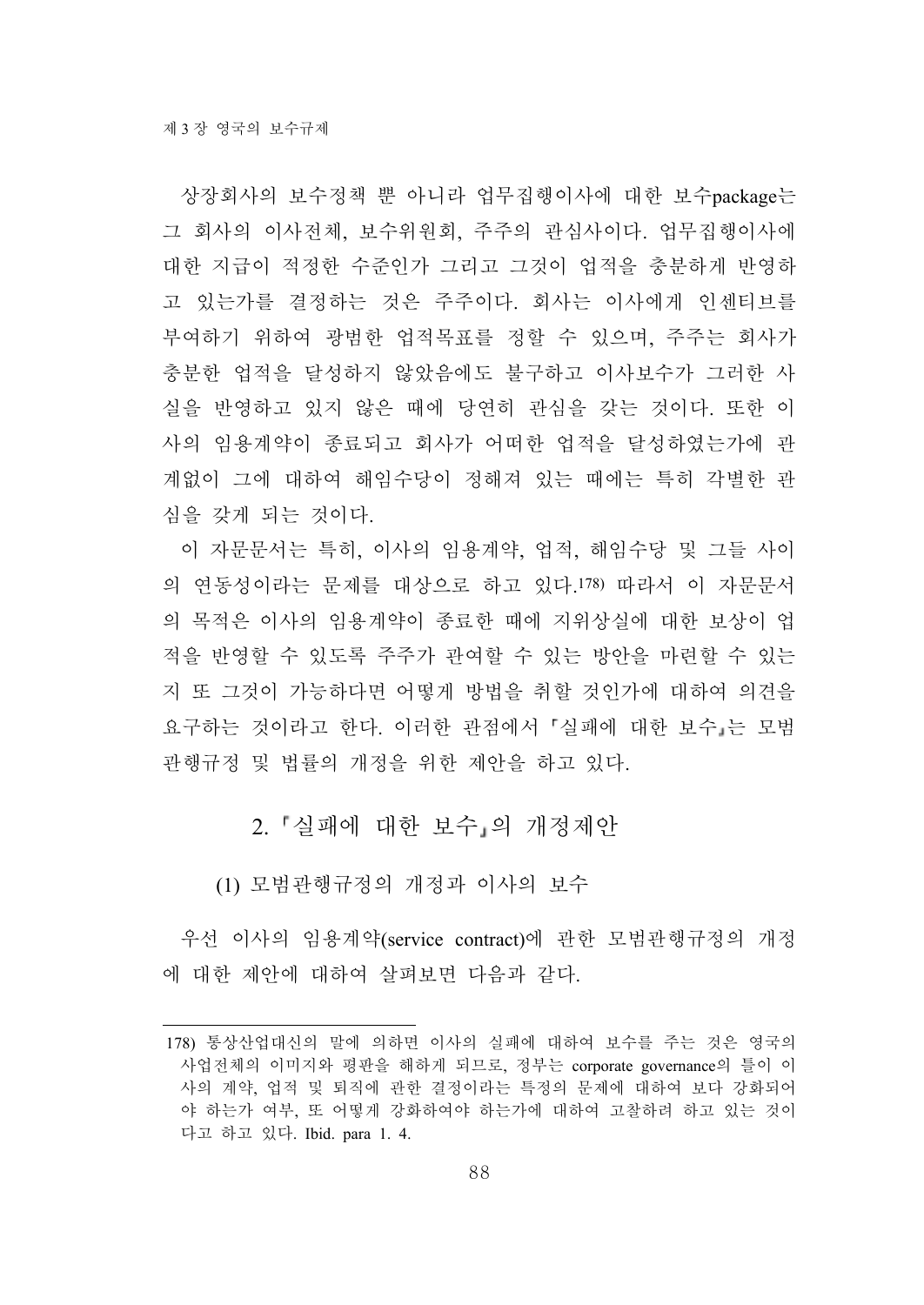상장회사의 보수정책 뿐 아니라 업무집행이사에 대한 보수package는 그 회사의 이사전체, 보수위원회, 주주의 관심사이다. 업무집행이사에 대한 지급이 적정한 수준인가 그리고 그것이 업적을 충분하게 반영하고 있는가를 결정하는 것은 주주이다. 회사는 이사에게 인센티브를 부여하기 위하여 광범한 업적목표를 정할 수 있으며, 주주는 회사가 충분한 업적을 달성하지 않았음에도 불구하고 이사보수가 그러한 사실을 반영하고 있지 않은 때에 당연히 관심을 갖는 것이다. 또한 이사의 임용계약이 종료되고 회사가 어떠한 업적을 달성하였는가에 관계없이 그에 대하여 해임수당이 정해져 있는 때에는 특히 각별한 관심을 갖게 되는 것이다.

이 자문문서는 특히, 이사의 임용계약, 업적, 해임수당 및 그들 사이의 연동성이라는 문제를 대상으로 하고 있다.[178] 따라서 이 자문문서의 목적은 이사의 임용계약이 종료한 때에 지위상실에 대한 보상이 업적을 반영할 수 있도록 주주가 관여할 수 있는 방안을 마련할 수 있는지 또 그것이 가능하다면 어떻게 방법을 취할 것인가에 대하여 의견을 요구하는 것이라고 한다. 이러한 관점에서 『실패에 대한 보수』는 모범관행규정 및 법률의 개정을 위한 제안을 하고 있다.

## 2. 『실패에 대한 보수』의 개정제안

### (1) 모범관행규정의 개정과 이사의 보수

우선 이사의 임용계약(service contract)에 관한 모범관행규정의 개정에 대한 제안에 대하여 살펴보면 다음과 같다.

---

178) 통상산업대신의 말에 의하면 이사의 실패에 대하여 보수를 주는 것은 영국의 사업전체의 이미지와 평판을 해하게 되므로, 정부는 corporate governance의 틀이 이사의 계약, 업적 및 퇴직에 관한 결정이라는 특정의 문제에 대하여 보다 강화되어야 하는가 여부, 또 어떻게 강화하여야 하는가에 대하여 고찰하려 하고 있는 것이다고 하고 있다. Ibid. para 1. 4.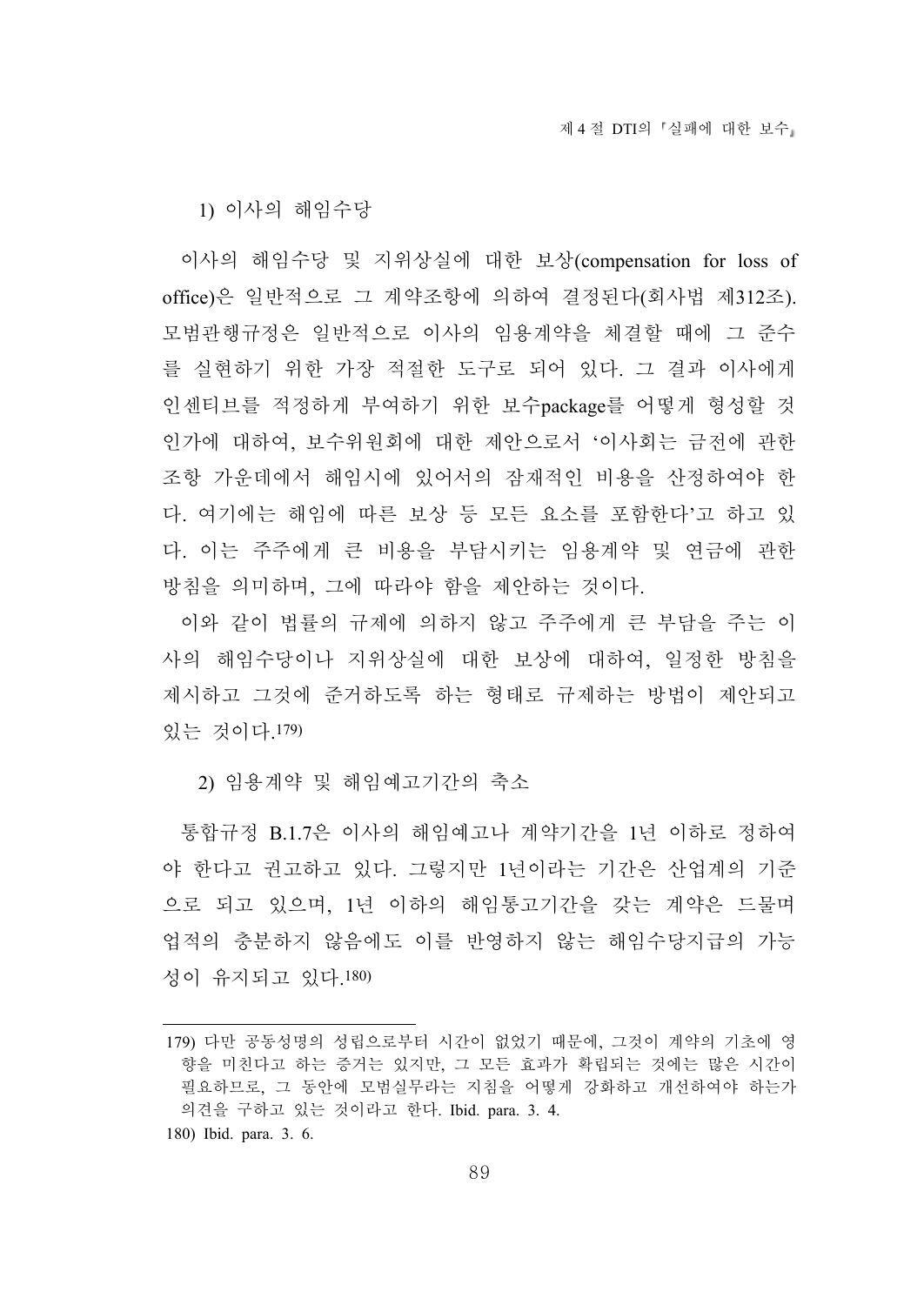### 1) 이사의 해임수당

이사의 해임수당 및 지위상실에 대한 보상(compensation for loss of office)은 일반적으로 그 계약조항에 의하여 결정된다(회사법 제312조). 모범관행규정은 일반적으로 이사의 임용계약을 체결할 때에 그 준수를 실현하기 위한 가장 적절한 도구로 되어 있다. 그 결과 이사에게 인센티브를 적정하게 부여하기 위한 보수package를 어떻게 형성할 것인가에 대하여, 보수위원회에 대한 제안으로서 '이사회는 금전에 관한 조항 가운데에서 해임시에 있어서의 잠재적인 비용을 산정하여야 한다. 여기에는 해임에 따른 보상 등 모든 요소를 포함한다'고 하고 있다. 이는 주주에게 큰 비용을 부담시키는 임용계약 및 연금에 관한 방침을 의미하며, 그에 따라야 함을 제안하는 것이다.

이와 같이 법률의 규제에 의하지 않고 주주에게 큰 부담을 주는 이사의 해임수당이나 지위상실에 대한 보상에 대하여, 일정한 방침을 제시하고 그것에 준거하도록 하는 형태로 규제하는 방법이 제안되고 있는 것이다.[179]

### 2) 임용계약 및 해임예고기간의 축소

통합규정 B.1.7은 이사의 해임예고나 계약기간을 1년 이하로 정하여야 한다고 권고하고 있다. 그렇지만 1년이라는 기간은 산업계의 기준으로 되고 있으며, 1년 이하의 해임통고기간을 갖는 계약은 드물며 업적의 충분하지 않음에도 이를 반영하지 않는 해임수당지급의 가능성이 유지되고 있다.[180]

---

179) 다만 공동성명의 성립으로부터 시간이 없었기 때문에, 그것이 계약의 기초에 영향을 미친다고 하는 증거는 있지만, 그 모든 효과가 확립되는 것에는 많은 시간이 필요하므로, 그 동안에 모범실무라는 지침을 어떻게 강화하고 개선하여야 하는가 의견을 구하고 있는 것이라고 한다. Ibid. para. 3. 4.

180) Ibid. para. 3. 6.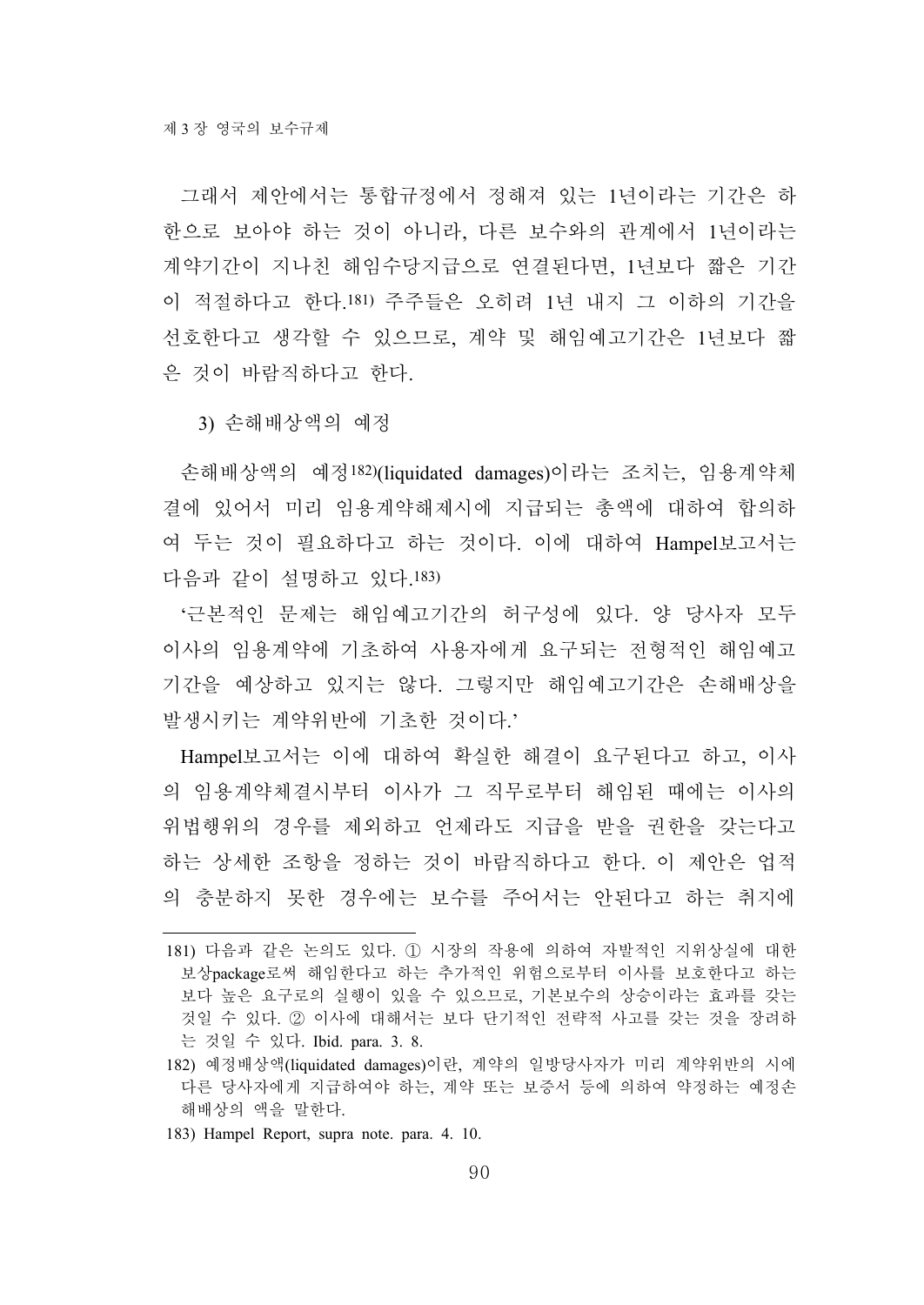그래서 제안에서는 통합규정에서 정해져 있는 1년이라는 기간은 하한으로 보아야 하는 것이 아니라, 다른 보수와의 관계에서 1년이라는 계약기간이 지나친 해임수당지급으로 연결된다면, 1년보다 짧은 기간이 적절하다고 한다.[181] 주주들은 오히려 1년 내지 그 이하의 기간을 선호한다고 생각할 수 있으므로, 계약 및 해임예고기간은 1년보다 짧은 것이 바람직하다고 한다.

3) 손해배상액의 예정

손해배상액의 예정[182](liquidated damages)이라는 조치는, 임용계약체결에 있어서 미리 임용계약해제시에 지급되는 총액에 대하여 합의하여 두는 것이 필요하다고 하는 것이다. 이에 대하여 Hampel보고서는 다음과 같이 설명하고 있다.[183]

'근본적인 문제는 해임예고기간의 허구성에 있다. 양 당사자 모두 이사의 임용계약에 기초하여 사용자에게 요구되는 전형적인 해임예고기간을 예상하고 있지는 않다. 그렇지만 해임예고기간은 손해배상을 발생시키는 계약위반에 기초한 것이다.'

Hampel보고서는 이에 대하여 확실한 해결이 요구된다고 하고, 이사의 임용계약체결시부터 이사가 그 직무로부터 해임된 때에는 이사의 위법행위의 경우를 제외하고 언제라도 지급을 받을 권한을 갖는다고 하는 상세한 조항을 정하는 것이 바람직하다고 한다. 이 제안은 업적의 충분하지 못한 경우에는 보수를 주어서는 안된다고 하는 취지에

---

181) 다음과 같은 논의도 있다. ① 시장의 작용에 의하여 자발적인 지위상실에 대한 보상package로써 해임한다고 하는 추가적인 위험으로부터 이사를 보호한다고 하는 보다 높은 요구로의 실행이 있을 수 있으므로, 기본보수의 상승이라는 효과를 갖는 것일 수 있다. ② 이사에 대해서는 보다 단기적인 전략적 사고를 갖는 것을 장려하는 것일 수 있다. Ibid. para. 3. 8.

182) 예정배상액(liquidated damages)이란, 계약의 일방당사자가 미리 계약위반의 시에 다른 당사자에게 지급하여야 하는, 계약 또는 보증서 등에 의하여 약정하는 예정손해배상의 액을 말한다.

183) Hampel Report, supra note. para. 4. 10.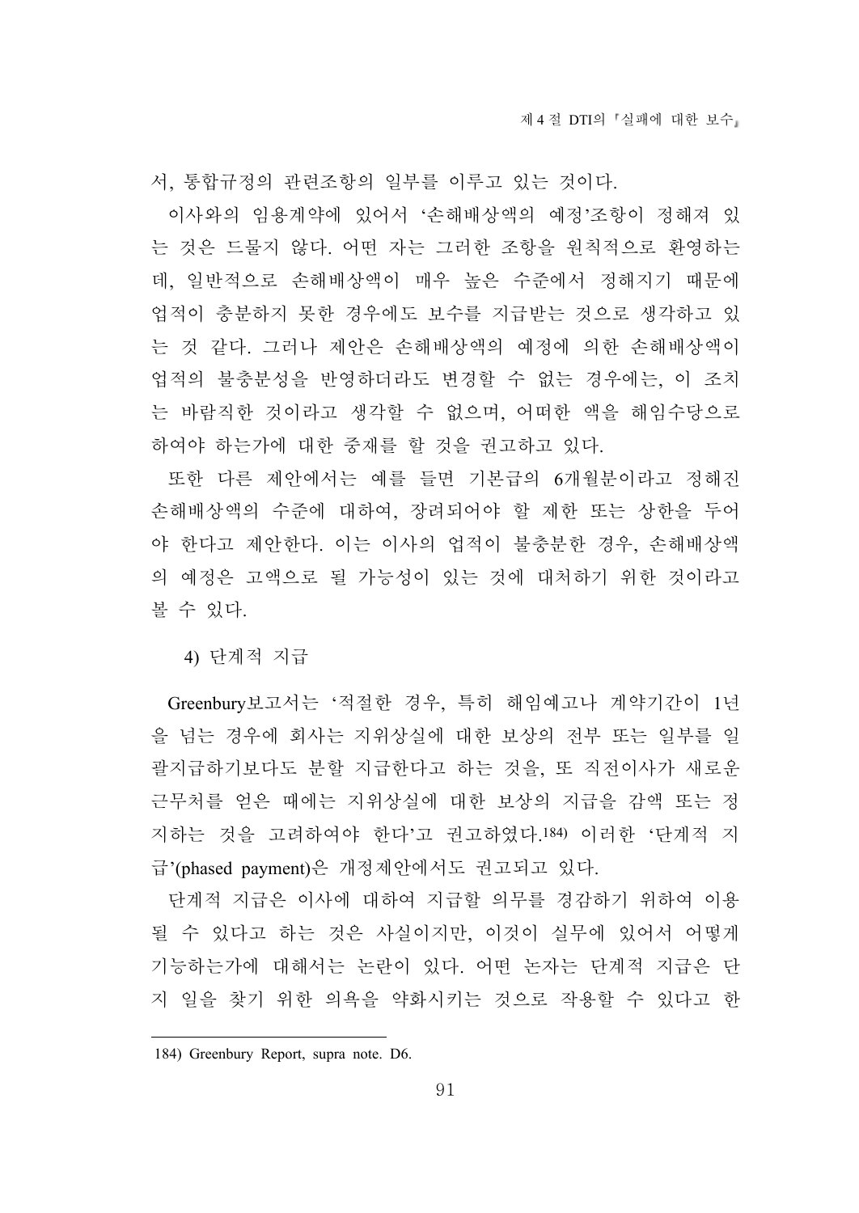서, 통합규정의 관련조항의 일부를 이루고 있는 것이다.

이사와의 임용계약에 있어서 '손해배상액의 예정'조항이 정해져 있는 것은 드물지 않다. 어떤 자는 그러한 조항을 원칙적으로 환영하는데, 일반적으로 손해배상액이 매우 높은 수준에서 정해지기 때문에 업적이 충분하지 못한 경우에도 보수를 지급받는 것으로 생각하고 있는 것 같다. 그러나 제안은 손해배상액의 예정에 의한 손해배상액이 업적의 불충분성을 반영하더라도 변경할 수 없는 경우에는, 이 조치는 바람직한 것이라고 생각할 수 없으며, 어떠한 액을 해임수당으로 하여야 하는가에 대한 중재를 할 것을 권고하고 있다.

또한 다른 제안에서는 예를 들면 기본급의 6개월분이라고 정해진 손해배상액의 수준에 대하여, 장려되어야 할 제한 또는 상한을 두어야 한다고 제안한다. 이는 이사의 업적이 불충분한 경우, 손해배상액의 예정은 고액으로 될 가능성이 있는 것에 대처하기 위한 것이라고 볼 수 있다.

### 4) 단계적 지급

Greenbury보고서는 '적절한 경우, 특히 해임예고나 계약기간이 1년을 넘는 경우에 회사는 지위상실에 대한 보상의 전부 또는 일부를 일괄지급하기보다도 분할 지급한다고 하는 것을, 또 직전이사가 새로운 근무처를 얻은 때에는 지위상실에 대한 보상의 지급을 감액 또는 정지하는 것을 고려하여야 한다'고 권고하였다.[184] 이러한 '단계적 지급'(phased payment)은 개정제안에서도 권고되고 있다.

단계적 지급은 이사에 대하여 지급할 의무를 경감하기 위하여 이용될 수 있다고 하는 것은 사실이지만, 이것이 실무에 있어서 어떻게 기능하는가에 대해서는 논란이 있다. 어떤 논자는 단계적 지급은 단지 일을 찾기 위한 의욕을 약화시키는 것으로 작용할 수 있다고 한

---

184) Greenbury Report, supra note. D6.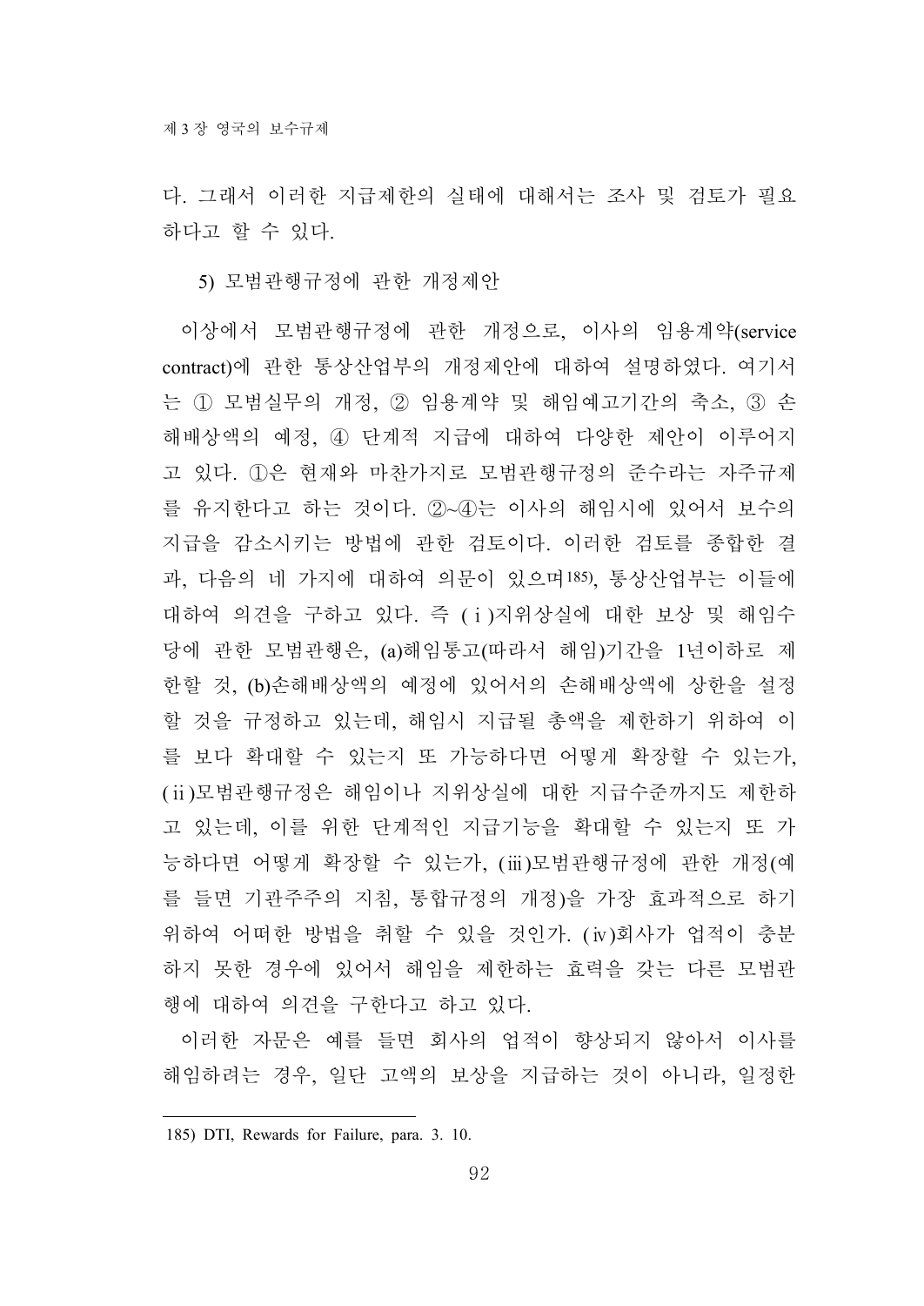다. 그래서 이러한 지급제한의 실태에 대해서는 조사 및 검토가 필요하다고 할 수 있다.

5) 모범관행규정에 관한 개정제안

이상에서 모범관행규정에 관한 개정으로, 이사의 임용계약(service contract)에 관한 통상산업부의 개정제안에 대하여 설명하였다. 여기서는 ① 모범실무의 개정, ② 임용계약 및 해임예고기간의 축소, ③ 손해배상액의 예정, ④ 단계적 지급에 대하여 다양한 제안이 이루어지고 있다. ①은 현재와 마찬가지로 모범관행규정의 준수라는 자주규제를 유지한다고 하는 것이다. ②~④는 이사의 해임시에 있어서 보수의 지급을 감소시키는 방법에 관한 검토이다. 이러한 검토를 종합한 결과, 다음의 네 가지에 대하여 의문이 있으며[185], 통상산업부는 이들에 대하여 의견을 구하고 있다. 즉 (ⅰ)지위상실에 대한 보상 및 해임수당에 관한 모범관행은, (a)해임통고(따라서 해임)기간을 1년이하로 제한할 것, (b)손해배상액의 예정에 있어서의 손해배상액에 상한을 설정할 것을 규정하고 있는데, 해임시 지급될 총액을 제한하기 위하여 이를 보다 확대할 수 있는지 또 가능하다면 어떻게 확장할 수 있는가, (ⅱ)모범관행규정은 해임이나 지위상실에 대한 지급수준까지도 제한하고 있는데, 이를 위한 단계적인 지급기능을 확대할 수 있는지 또 가능하다면 어떻게 확장할 수 있는가, (ⅲ)모범관행규정에 관한 개정(예를 들면 기관주주의 지침, 통합규정의 개정)을 가장 효과적으로 하기 위하여 어떠한 방법을 취할 수 있을 것인가. (ⅳ)회사가 업적이 충분하지 못한 경우에 있어서 해임을 제한하는 효력을 갖는 다른 모범관행에 대하여 의견을 구한다고 하고 있다.

이러한 자문은 예를 들면 회사의 업적이 향상되지 않아서 이사를 해임하려는 경우, 일단 고액의 보상을 지급하는 것이 아니라, 일정한

185) DTI, Rewards for Failure, para. 3. 10.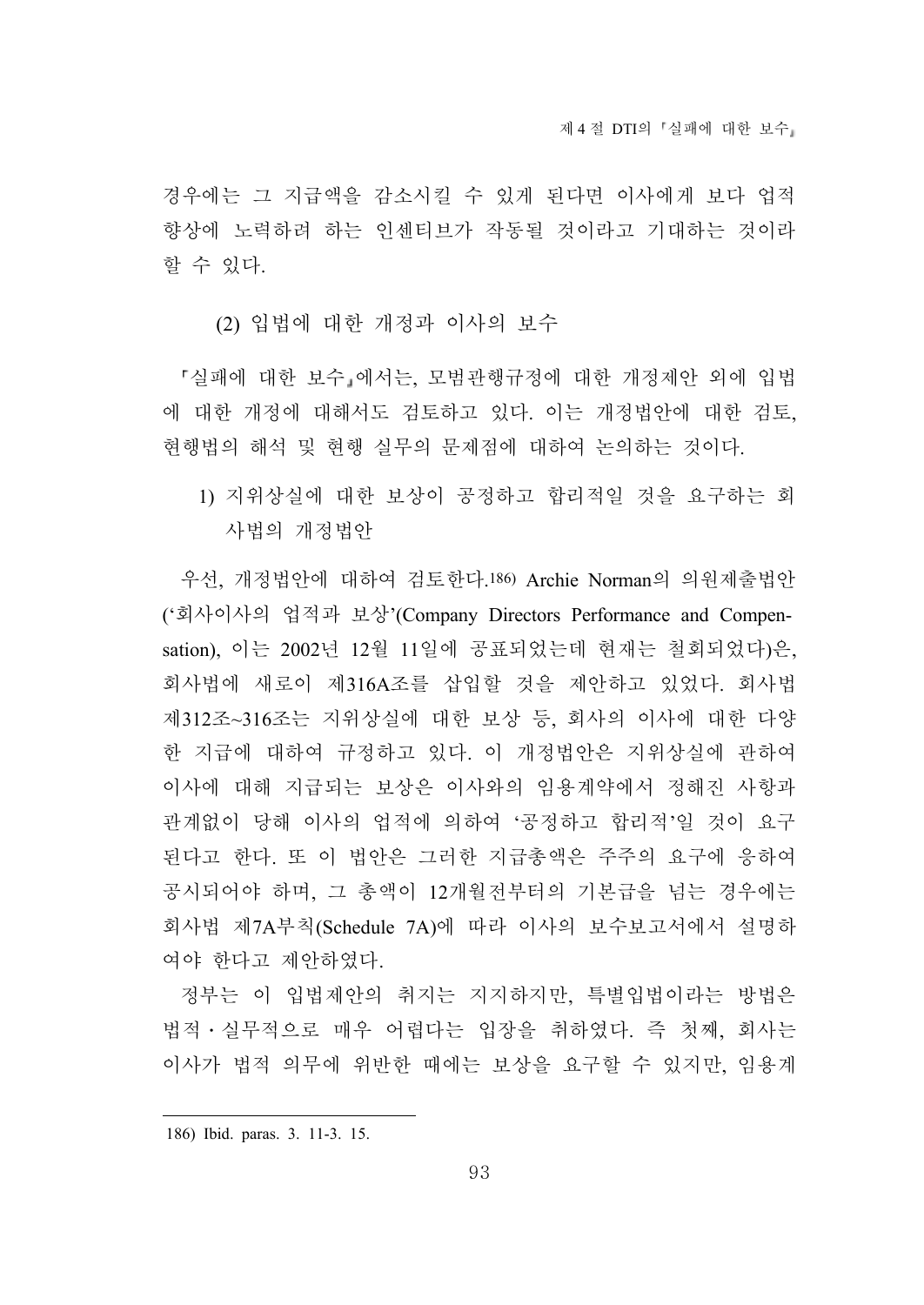경우에는 그 지급액을 감소시킬 수 있게 된다면 이사에게 보다 업적 향상에 노력하려 하는 인센티브가 작동될 것이라고 기대하는 것이라 할 수 있다.

#### (2) 입법에 대한 개정과 이사의 보수

「실패에 대한 보수」에서는, 모범관행규정에 대한 개정제안 외에 입법에 대한 개정에 대해서도 검토하고 있다. 이는 개정법안에 대한 검토, 현행법의 해석 및 현행 실무의 문제점에 대하여 논의하는 것이다.

##### 1) 지위상실에 대한 보상이 공정하고 합리적일 것을 요구하는 회사법의 개정법안

우선, 개정법안에 대하여 검토한다.[186] Archie Norman의 의원제출법안('회사이사의 업적과 보상'(Company Directors Performance and Compensation), 이는 2002년 12월 11일에 공표되었는데 현재는 철회되었다)은, 회사법에 새로이 제316A조를 삽입할 것을 제안하고 있었다. 회사법 제312조~316조는 지위상실에 대한 보상 등, 회사의 이사에 대한 다양한 지급에 대하여 규정하고 있다. 이 개정법안은 지위상실에 관하여 이사에 대해 지급되는 보상은 이사와의 임용계약에서 정해진 사항과 관계없이 당해 이사의 업적에 의하여 '공정하고 합리적'일 것이 요구된다고 한다. 또 이 법안은 그러한 지급총액은 주주의 요구에 응하여 공시되어야 하며, 그 총액이 12개월전부터의 기본급을 넘는 경우에는 회사법 제7A부칙(Schedule 7A)에 따라 이사의 보수보고서에서 설명하여야 한다고 제안하였다.

정부는 이 입법제안의 취지는 지지하지만, 특별입법이라는 방법은 법적·실무적으로 매우 어렵다는 입장을 취하였다. 즉 첫째, 회사는 이사가 법적 의무에 위반한 때에는 보상을 요구할 수 있지만, 임용계

---

186) Ibid. paras. 3. 11-3. 15.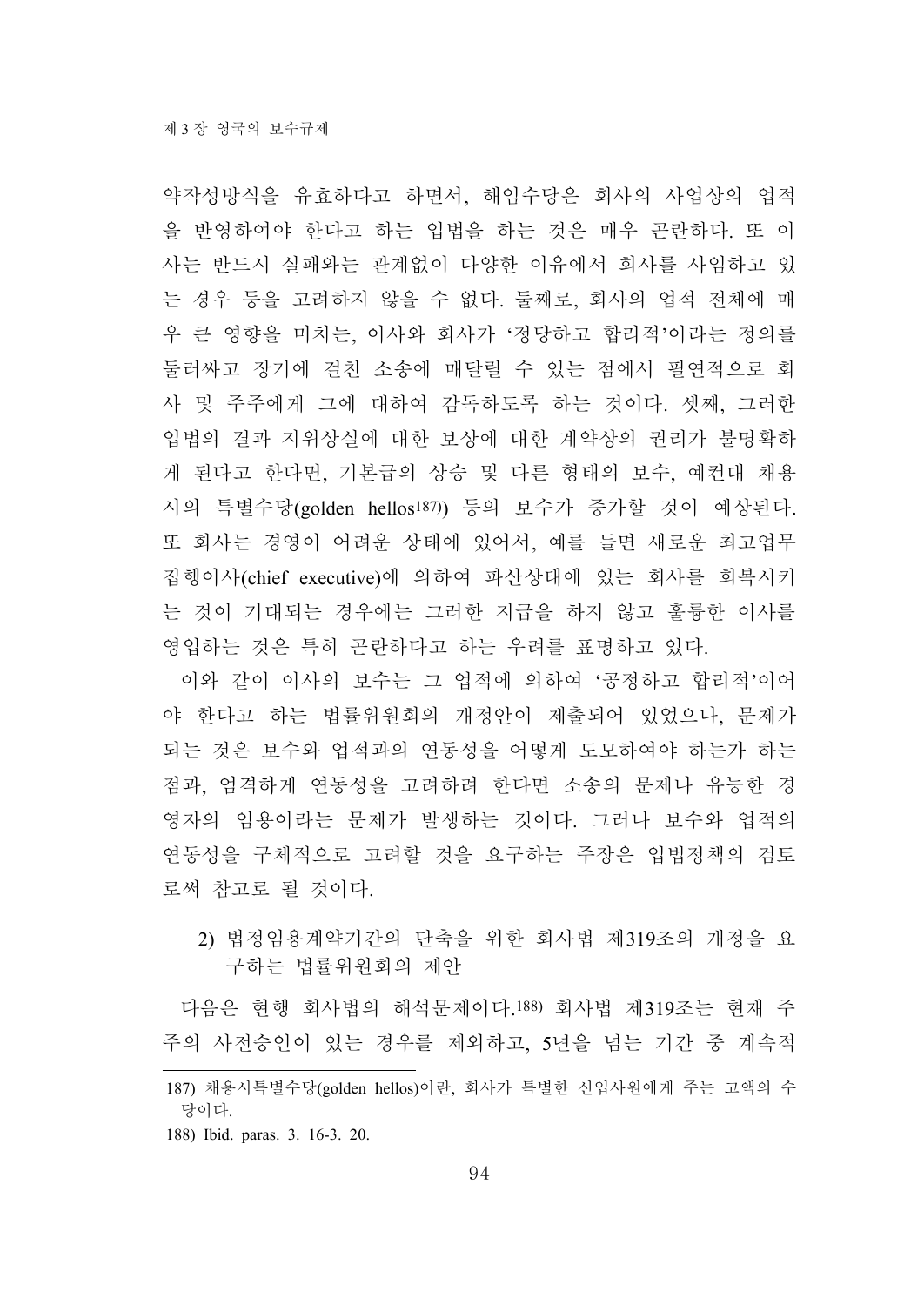약작성방식을 유효하다고 하면서, 해임수당은 회사의 사업상의 업적을 반영하여야 한다고 하는 입법을 하는 것은 매우 곤란하다. 또 이사는 반드시 실패와는 관계없이 다양한 이유에서 회사를 사임하고 있는 경우 등을 고려하지 않을 수 없다. 둘째로, 회사의 업적 전체에 매우 큰 영향을 미치는, 이사와 회사가 '정당하고 합리적'이라는 정의를 둘러싸고 장기에 걸친 소송에 매달릴 수 있는 점에서 필연적으로 회사 및 주주에게 그에 대하여 감독하도록 하는 것이다. 셋째, 그러한 입법의 결과 지위상실에 대한 보상에 대한 계약상의 권리가 불명확하게 된다고 한다면, 기본급의 상승 및 다른 형태의 보수, 예컨대 채용시의 특별수당(golden hellos[187]) 등의 보수가 증가할 것이 예상된다. 또 회사는 경영이 어려운 상태에 있어서, 예를 들면 새로운 최고업무집행이사(chief executive)에 의하여 파산상태에 있는 회사를 회복시키는 것이 기대되는 경우에는 그러한 지급을 하지 않고 훌륭한 이사를 영입하는 것은 특히 곤란하다고 하는 우려를 표명하고 있다.

이와 같이 이사의 보수는 그 업적에 의하여 '공정하고 합리적'이어야 한다고 하는 법률위원회의 개정안이 제출되어 있었으나, 문제가 되는 것은 보수와 업적과의 연동성을 어떻게 도모하여야 하는가 하는 점과, 엄격하게 연동성을 고려하려 한다면 소송의 문제나 유능한 경영자의 임용이라는 문제가 발생하는 것이다. 그러나 보수와 업적의 연동성을 구체적으로 고려할 것을 요구하는 주장은 입법정책의 검토로써 참고로 될 것이다.

2) 법정임용계약기간의 단축을 위한 회사법 제319조의 개정을 요구하는 법률위원회의 제안

다음은 현행 회사법의 해석문제이다.[188] 회사법 제319조는 현재 주주의 사전승인이 있는 경우를 제외하고, 5년을 넘는 기간 중 계속적

---

187) 채용시특별수당(golden hellos)이란, 회사가 특별한 신입사원에게 주는 고액의 수당이다.

188) Ibid. paras. 3. 16-3. 20.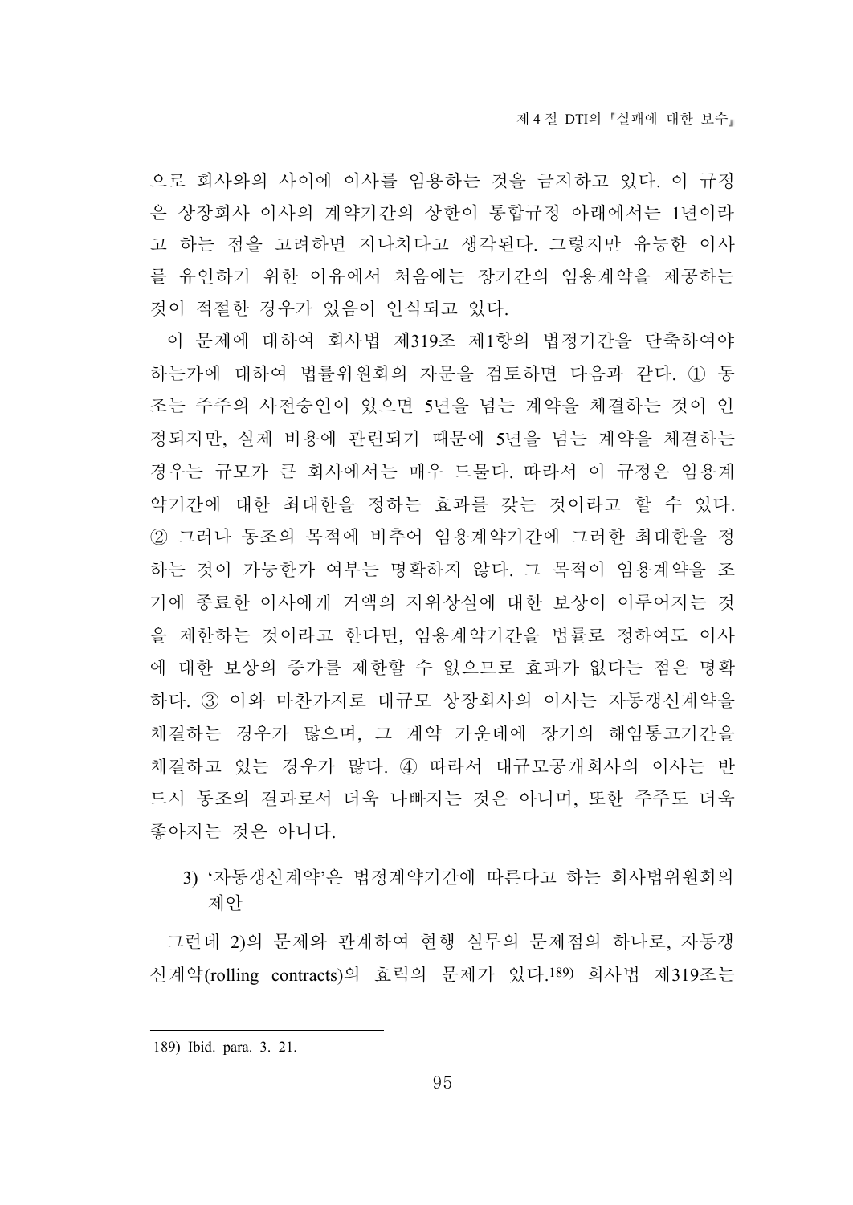으로 회사와의 사이에 이사를 임용하는 것을 금지하고 있다. 이 규정은 상장회사 이사의 계약기간의 상한이 통합규정 아래에서는 1년이라고 하는 점을 고려하면 지나치다고 생각된다. 그렇지만 유능한 이사를 유인하기 위한 이유에서 처음에는 장기간의 임용계약을 제공하는 것이 적절한 경우가 있음이 인식되고 있다.

이 문제에 대하여 회사법 제319조 제1항의 법정기간을 단축하여야 하는가에 대하여 법률위원회의 자문을 검토하면 다음과 같다. ① 동조는 주주의 사전승인이 있으면 5년을 넘는 계약을 체결하는 것이 인정되지만, 실제 비용에 관련되기 때문에 5년을 넘는 계약을 체결하는 경우는 규모가 큰 회사에서는 매우 드물다. 따라서 이 규정은 임용계약기간에 대한 최대한을 정하는 효과를 갖는 것이라고 할 수 있다. ② 그러나 동조의 목적에 비추어 임용계약기간에 그러한 최대한을 정하는 것이 가능한가 여부는 명확하지 않다. 그 목적이 임용계약을 조기에 종료한 이사에게 거액의 지위상실에 대한 보상이 이루어지는 것을 제한하는 것이라고 한다면, 임용계약기간을 법률로 정하여도 이사에 대한 보상의 증가를 제한할 수 없으므로 효과가 없다는 점은 명확하다. ③ 이와 마찬가지로 대규모 상장회사의 이사는 자동갱신계약을 체결하는 경우가 많으며, 그 계약 가운데에 장기의 해임통고기간을 체결하고 있는 경우가 많다. ④ 따라서 대규모공개회사의 이사는 반드시 동조의 결과로서 더욱 나빠지는 것은 아니며, 또한 주주도 더욱 좋아지는 것은 아니다.

3) '자동갱신계약'은 법정계약기간에 따른다고 하는 회사법위원회의 제안

그런데 2)의 문제와 관계하여 현행 실무의 문제점의 하나로, 자동갱신계약(rolling contracts)의 효력의 문제가 있다.[189] 회사법 제319조는

---

189) Ibid. para. 3. 21.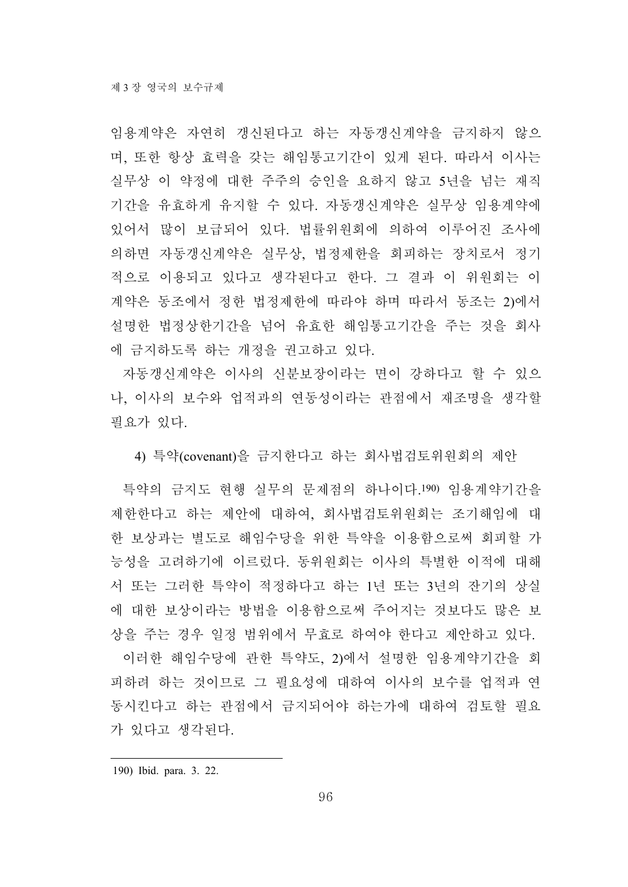임용계약은 자연히 갱신된다고 하는 자동갱신계약을 금지하지 않으며, 또한 항상 효력을 갖는 해임통고기간이 있게 된다. 따라서 이사는 실무상 이 약정에 대한 주주의 승인을 요하지 않고 5년을 넘는 재직기간을 유효하게 유지할 수 있다. 자동갱신계약은 실무상 임용계약에 있어서 많이 보급되어 있다. 법률위원회에 의하여 이루어진 조사에 의하면 자동갱신계약은 실무상, 법정제한을 회피하는 장치로서 정기적으로 이용되고 있다고 생각된다고 한다. 그 결과 이 위원회는 이 계약은 동조에서 정한 법정제한에 따라야 하며 따라서 동조는 2)에서 설명한 법정상한기간을 넘어 유효한 해임통고기간을 주는 것을 회사에 금지하도록 하는 개정을 권고하고 있다.

자동갱신계약은 이사의 신분보장이라는 면이 강하다고 할 수 있으나, 이사의 보수와 업적과의 연동성이라는 관점에서 재조명을 생각할 필요가 있다.

### 4) 특약(covenant)을 금지한다고 하는 회사법검토위원회의 제안

특약의 금지도 현행 실무의 문제점의 하나이다.[190] 임용계약기간을 제한한다고 하는 제안에 대하여, 회사법검토위원회는 조기해임에 대한 보상과는 별도로 해임수당을 위한 특약을 이용함으로써 회피할 가능성을 고려하기에 이르렀다. 동위원회는 이사의 특별한 이적에 대해서 또는 그러한 특약이 적정하다고 하는 1년 또는 3년의 잔기의 상실에 대한 보상이라는 방법을 이용함으로써 주어지는 것보다도 많은 보상을 주는 경우 일정 범위에서 무효로 하여야 한다고 제안하고 있다.

이러한 해임수당에 관한 특약도, 2)에서 설명한 임용계약기간을 회피하려 하는 것이므로 그 필요성에 대하여 이사의 보수를 업적과 연동시킨다고 하는 관점에서 금지되어야 하는가에 대하여 검토할 필요가 있다고 생각된다.

---

190) Ibid. para. 3. 22.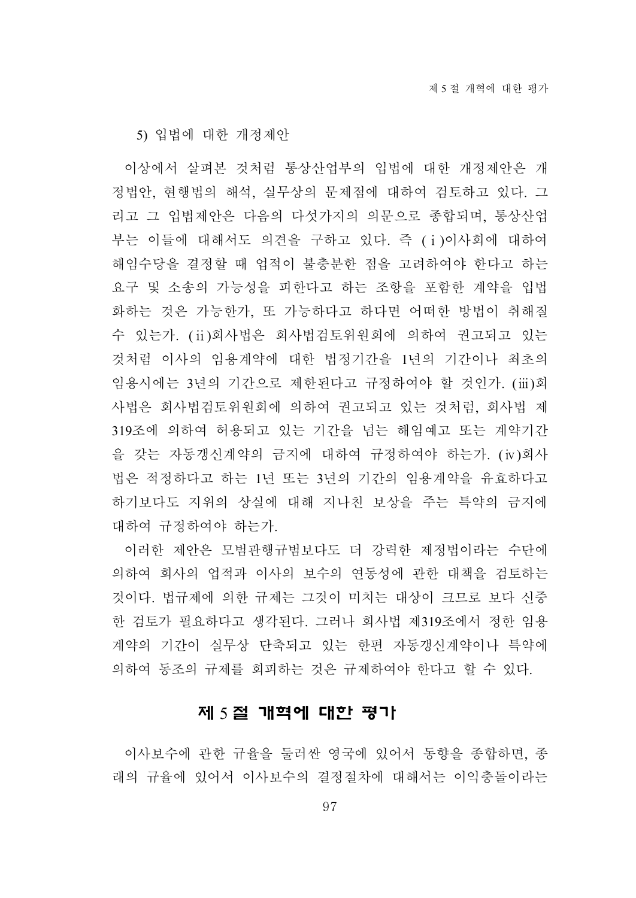5) 입법에 대한 개정제안

이상에서 살펴본 것처럼 통상산업부의 입법에 대한 개정제안은 개정법안, 현행법의 해석, 실무상의 문제점에 대하여 검토하고 있다. 그리고 그 입법제안은 다음의 다섯가지의 의문으로 종합되며, 통상산업부는 이들에 대해서도 의견을 구하고 있다. 즉 (ⅰ)이사회에 대하여 해임수당을 결정할 때 업적이 불충분한 점을 고려하여야 한다고 하는 요구 및 소송의 가능성을 피한다고 하는 조항을 포함한 계약을 입법화하는 것은 가능한가, 또 가능하다고 하다면 어떠한 방법이 취해질 수 있는가. (ⅱ)회사법은 회사법검토위원회에 의하여 권고되고 있는 것처럼 이사의 임용계약에 대한 법정기간을 1년의 기간이나 최초의 임용시에는 3년의 기간으로 제한된다고 규정하여야 할 것인가. (ⅲ)회사법은 회사법검토위원회에 의하여 권고되고 있는 것처럼, 회사법 제319조에 의하여 허용되고 있는 기간을 넘는 해임예고 또는 계약기간을 갖는 자동갱신계약의 금지에 대하여 규정하여야 하는가. (ⅳ)회사법은 적정하다고 하는 1년 또는 3년의 기간의 임용계약을 유효하다고 하기보다도 지위의 상실에 대해 지나친 보상을 주는 특약의 금지에 대하여 규정하여야 하는가.

이러한 제안은 모범관행규범보다도 더 강력한 제정법이라는 수단에 의하여 회사의 업적과 이사의 보수의 연동성에 관한 대책을 검토하는 것이다. 법규제에 의한 규제는 그것이 미치는 대상이 크므로 보다 신중한 검토가 필요하다고 생각된다. 그러나 회사법 제319조에서 정한 임용계약의 기간이 실무상 단축되고 있는 한편 자동갱신계약이나 특약에 의하여 동조의 규제를 회피하는 것은 규제하여야 한다고 할 수 있다.

## 제 5 절 개혁에 대한 평가

이사보수에 관한 규율을 둘러싼 영국에 있어서 동향을 종합하면, 종래의 규율에 있어서 이사보수의 결정절차에 대해서는 이익충돌이라는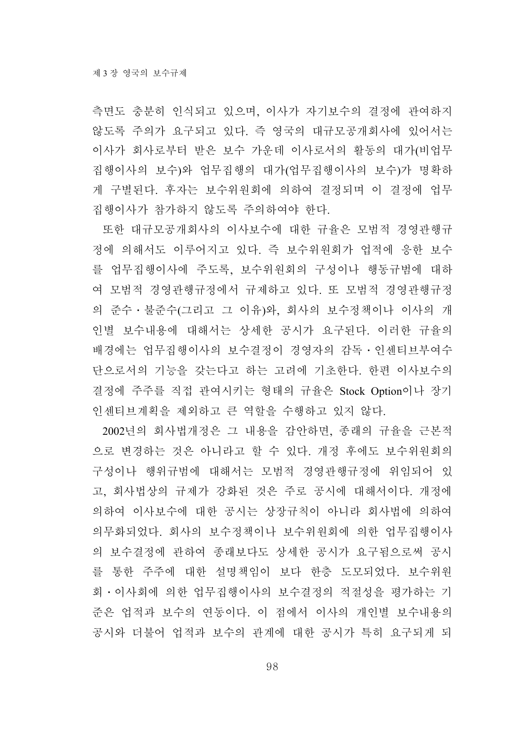측면도 충분히 인식되고 있으며, 이사가 자기보수의 결정에 관여하지 않도록 주의가 요구되고 있다. 즉 영국의 대규모공개회사에 있어서는 이사가 회사로부터 받은 보수 가운데 이사로서의 활동의 대가(비업무집행이사의 보수)와 업무집행의 대가(업무집행이사의 보수)가 명확하게 구별된다. 후자는 보수위원회에 의하여 결정되며 이 결정에 업무집행이사가 참가하지 않도록 주의하여야 한다.

또한 대규모공개회사의 이사보수에 대한 규율은 모범적 경영관행규정에 의해서도 이루어지고 있다. 즉 보수위원회가 업적에 응한 보수를 업무집행이사에 주도록, 보수위원회의 구성이나 행동규범에 대하여 모범적 경영관행규정에서 규제하고 있다. 또 모범적 경영관행규정의 준수・불준수(그리고 그 이유)와, 회사의 보수정책이나 이사의 개인별 보수내용에 대해서는 상세한 공시가 요구된다. 이러한 규율의 배경에는 업무집행이사의 보수결정이 경영자의 감독・인센티브부여수단으로서의 기능을 갖는다고 하는 고려에 기초한다. 한편 이사보수의 결정에 주주를 직접 관여시키는 형태의 규율은 Stock Option이나 장기 인센티브계획을 제외하고 큰 역할을 수행하고 있지 않다.

2002년의 회사법개정은 그 내용을 감안하면, 종래의 규율을 근본적으로 변경하는 것은 아니라고 할 수 있다. 개정 후에도 보수위원회의 구성이나 행위규범에 대해서는 모범적 경영관행규정에 위임되어 있고, 회사법상의 규제가 강화된 것은 주로 공시에 대해서이다. 개정에 의하여 이사보수에 대한 공시는 상장규칙이 아니라 회사법에 의하여 의무화되었다. 회사의 보수정책이나 보수위원회에 의한 업무집행이사의 보수결정에 관하여 종래보다도 상세한 공시가 요구됨으로써 공시를 통한 주주에 대한 설명책임이 보다 한층 도모되었다. 보수위원회・이사회에 의한 업무집행이사의 보수결정의 적절성을 평가하는 기준은 업적과 보수의 연동이다. 이 점에서 이사의 개인별 보수내용의 공시와 더불어 업적과 보수의 관계에 대한 공시가 특히 요구되게 되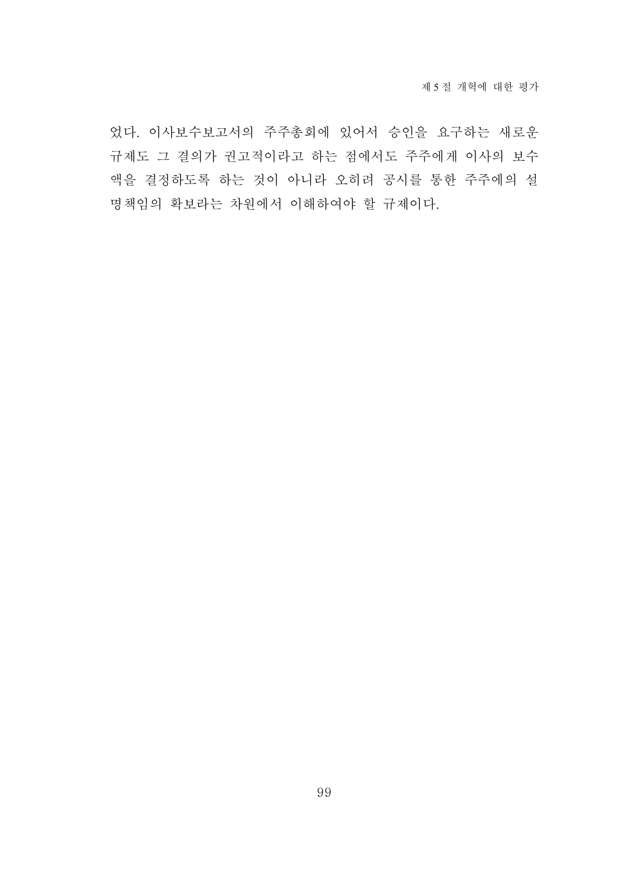었다. 이사보수보고서의 주주총회에 있어서 승인을 요구하는 새로운 규제도 그 결의가 권고적이라고 하는 점에서도 주주에게 이사의 보수액을 결정하도록 하는 것이 아니라 오히려 공시를 통한 주주에의 설명책임의 확보라는 차원에서 이해하여야 할 규제이다.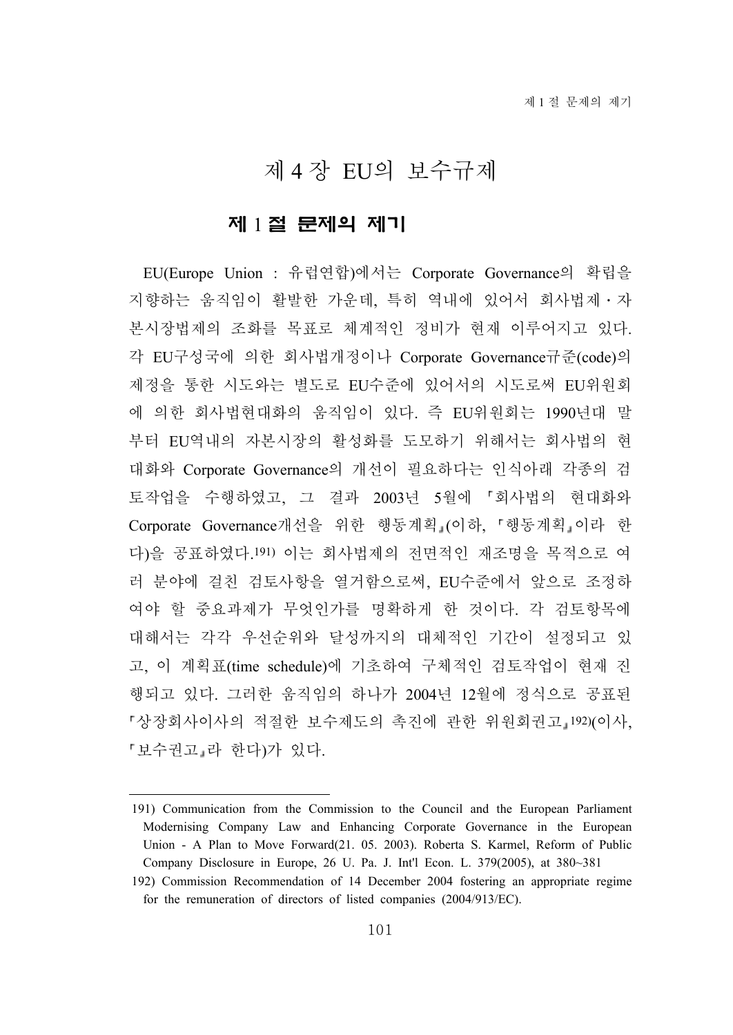# 제 4 장 EU의 보수규제

## 제 1 절 문제의 제기

EU(Europe Union : 유럽연합)에서는 Corporate Governance의 확립을 지향하는 움직임이 활발한 가운데, 특히 역내에 있어서 회사법제・자본시장법제의 조화를 목표로 체계적인 정비가 현재 이루어지고 있다. 각 EU구성국에 의한 회사법개정이나 Corporate Governance규준(code)의 제정을 통한 시도와는 별도로 EU수준에 있어서의 시도로써 EU위원회에 의한 회사법현대화의 움직임이 있다. 즉 EU위원회는 1990년대 말부터 EU역내의 자본시장의 활성화를 도모하기 위해서는 회사법의 현대화와 Corporate Governance의 개선이 필요하다는 인식아래 각종의 검토작업을 수행하였고, 그 결과 2003년 5월에 「회사법의 현대화와 Corporate Governance개선을 위한 행동계획」(이하, 「행동계획」이라 한다)을 공표하였다.[191] 이는 회사법제의 전면적인 재조명을 목적으로 여러 분야에 걸친 검토사항을 열거함으로써, EU수준에서 앞으로 조정하여야 할 중요과제가 무엇인가를 명확하게 한 것이다. 각 검토항목에 대해서는 각각 우선순위와 달성까지의 대체적인 기간이 설정되고 있고, 이 계획표(time schedule)에 기초하여 구체적인 검토작업이 현재 진행되고 있다. 그러한 움직임의 하나가 2004년 12월에 정식으로 공표된 「상장회사이사의 적절한 보수제도의 촉진에 관한 위원회권고」[192](이사, 「보수권고」라 한다)가 있다.

---

191) Communication from the Commission to the Council and the European Parliament Modernising Company Law and Enhancing Corporate Governance in the European Union - A Plan to Move Forward(21. 05. 2003). Roberta S. Karmel, Reform of Public Company Disclosure in Europe, 26 U. Pa. J. Int'l Econ. L. 379(2005), at 380~381

192) Commission Recommendation of 14 December 2004 fostering an appropriate regime for the remuneration of directors of listed companies (2004/913/EC).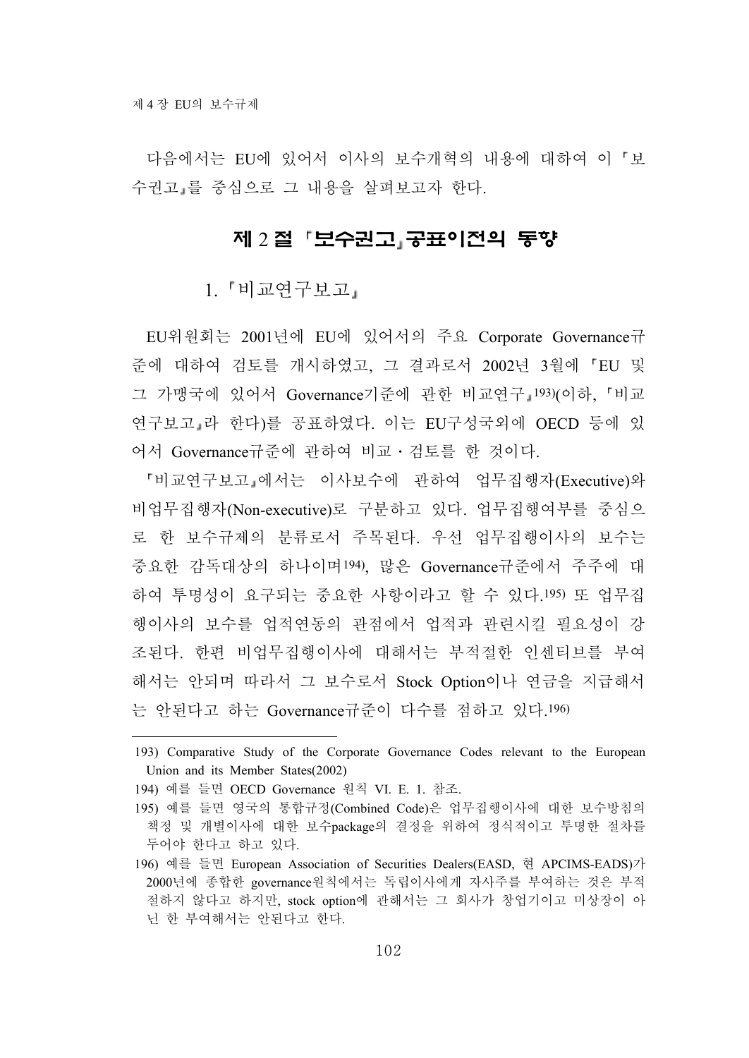다음에서는 EU에 있어서 이사의 보수개혁의 내용에 대하여 이 「보수권고」를 중심으로 그 내용을 살펴보고자 한다.

## 제 2 절 「보수권고」공표이전의 동향

### 1. 「비교연구보고」

EU위원회는 2001년에 EU에 있어서의 주요 Corporate Governance규준에 대하여 검토를 개시하였고, 그 결과로서 2002년 3월에 「EU 및 그 가맹국에 있어서 Governance기준에 관한 비교연구」[193](이하, 「비교연구보고」라 한다)를 공표하였다. 이는 EU구성국외에 OECD 등에 있어서 Governance규준에 관하여 비교・검토를 한 것이다.

「비교연구보고」에서는 이사보수에 관하여 업무집행자(Executive)와 비업무집행자(Non-executive)로 구분하고 있다. 업무집행여부를 중심으로 한 보수규제의 분류로서 주목된다. 우선 업무집행이사의 보수는 중요한 감독대상의 하나이며[194], 많은 Governance규준에서 주주에 대하여 투명성이 요구되는 중요한 사항이라고 할 수 있다.[195] 또 업무집행이사의 보수를 업적연동의 관점에서 업적과 관련시킬 필요성이 강조된다. 한편 비업무집행이사에 대해서는 부적절한 인센티브를 부여해서는 안되며 따라서 그 보수로서 Stock Option이나 연금을 지급해서는 안된다고 하는 Governance규준이 다수를 점하고 있다.[196]

---

193) Comparative Study of the Corporate Governance Codes relevant to the European Union and its Member States(2002)

194) 예를 들면 OECD Governance 원칙 VI. E. 1. 참조.

195) 예를 들면 영국의 통합규정(Combined Code)은 업무집행이사에 대한 보수방침의 책정 및 개별이사에 대한 보수package의 결정을 위하여 정식적이고 투명한 절차를 두어야 한다고 하고 있다.

196) 예를 들면 European Association of Securities Dealers(EASD, 현 APCIMS-EADS)가 2000년에 종합한 governance원칙에서는 독립이사에게 자사주를 부여하는 것은 부적절하지 않다고 하지만, stock option에 관해서는 그 회사가 창업기이고 미상장이 아닌 한 부여해서는 안된다고 한다.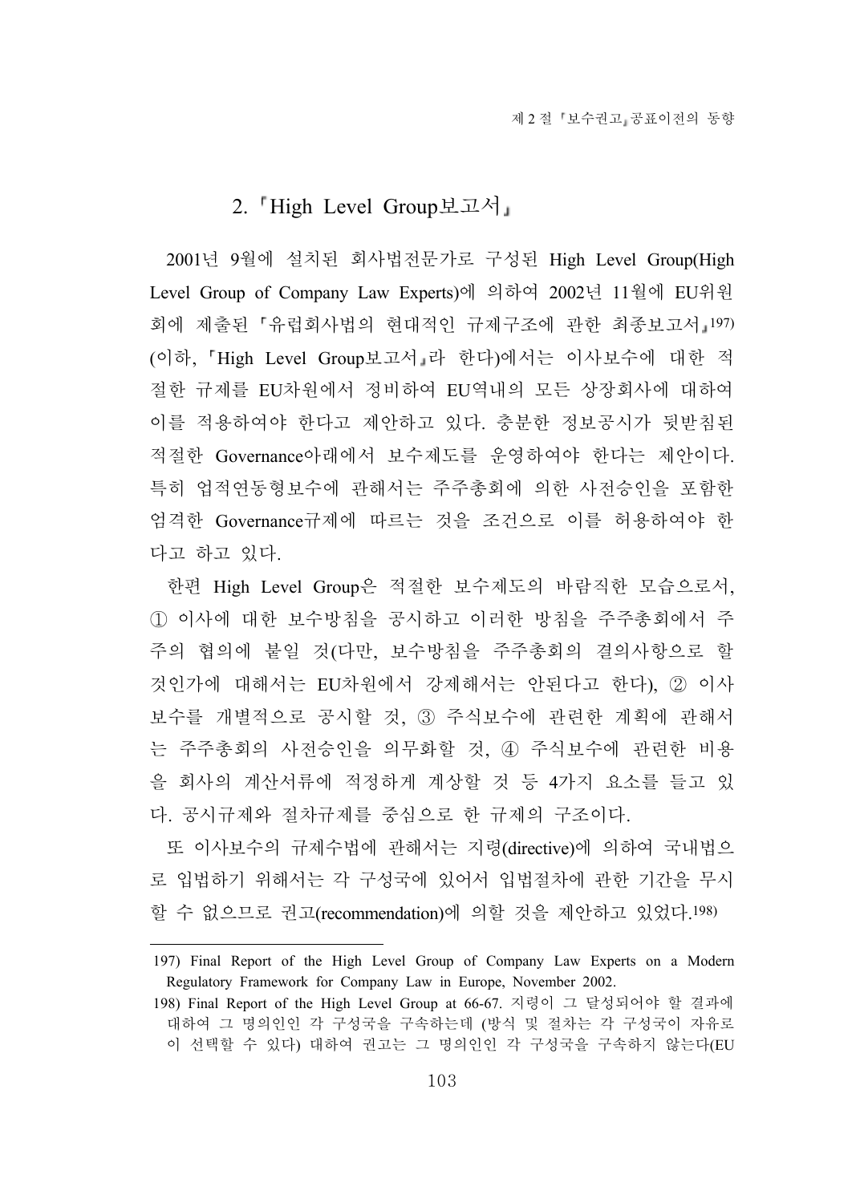## 2.「High Level Group보고서」

2001년 9월에 설치된 회사법전문가로 구성된 High Level Group(High Level Group of Company Law Experts)에 의하여 2002년 11월에 EU위원회에 제출된「유럽회사법의 현대적인 규제구조에 관한 최종보고서」[197] (이하,「High Level Group보고서」라 한다)에서는 이사보수에 대한 적절한 규제를 EU차원에서 정비하여 EU역내의 모든 상장회사에 대하여 이를 적용하여야 한다고 제안하고 있다. 충분한 정보공시가 뒷받침된 적절한 Governance아래에서 보수제도를 운영하여야 한다는 제안이다. 특히 업적연동형보수에 관해서는 주주총회에 의한 사전승인을 포함한 엄격한 Governance규제에 따르는 것을 조건으로 이를 허용하여야 한다고 하고 있다.

한편 High Level Group은 적절한 보수제도의 바람직한 모습으로서, ① 이사에 대한 보수방침을 공시하고 이러한 방침을 주주총회에서 주주의 협의에 붙일 것(다만, 보수방침을 주주총회의 결의사항으로 할 것인가에 대해서는 EU차원에서 강제해서는 안된다고 한다), ② 이사보수를 개별적으로 공시할 것, ③ 주식보수에 관련한 계획에 관해서는 주주총회의 사전승인을 의무화할 것, ④ 주식보수에 관련한 비용을 회사의 계산서류에 적정하게 계상할 것 등 4가지 요소를 들고 있다. 공시규제와 절차규제를 중심으로 한 규제의 구조이다.

또 이사보수의 규제수법에 관해서는 지령(directive)에 의하여 국내법으로 입법하기 위해서는 각 구성국에 있어서 입법절차에 관한 기간을 무시할 수 없으므로 권고(recommendation)에 의할 것을 제안하고 있었다.[198]

---

197) Final Report of the High Level Group of Company Law Experts on a Modern Regulatory Framework for Company Law in Europe, November 2002.

198) Final Report of the High Level Group at 66-67. 지령이 그 달성되어야 할 결과에 대하여 그 명의인인 각 구성국을 구속하는데 (방식 및 절차는 각 구성국이 자유로이 선택할 수 있다) 대하여 권고는 그 명의인인 각 구성국을 구속하지 않는다(EU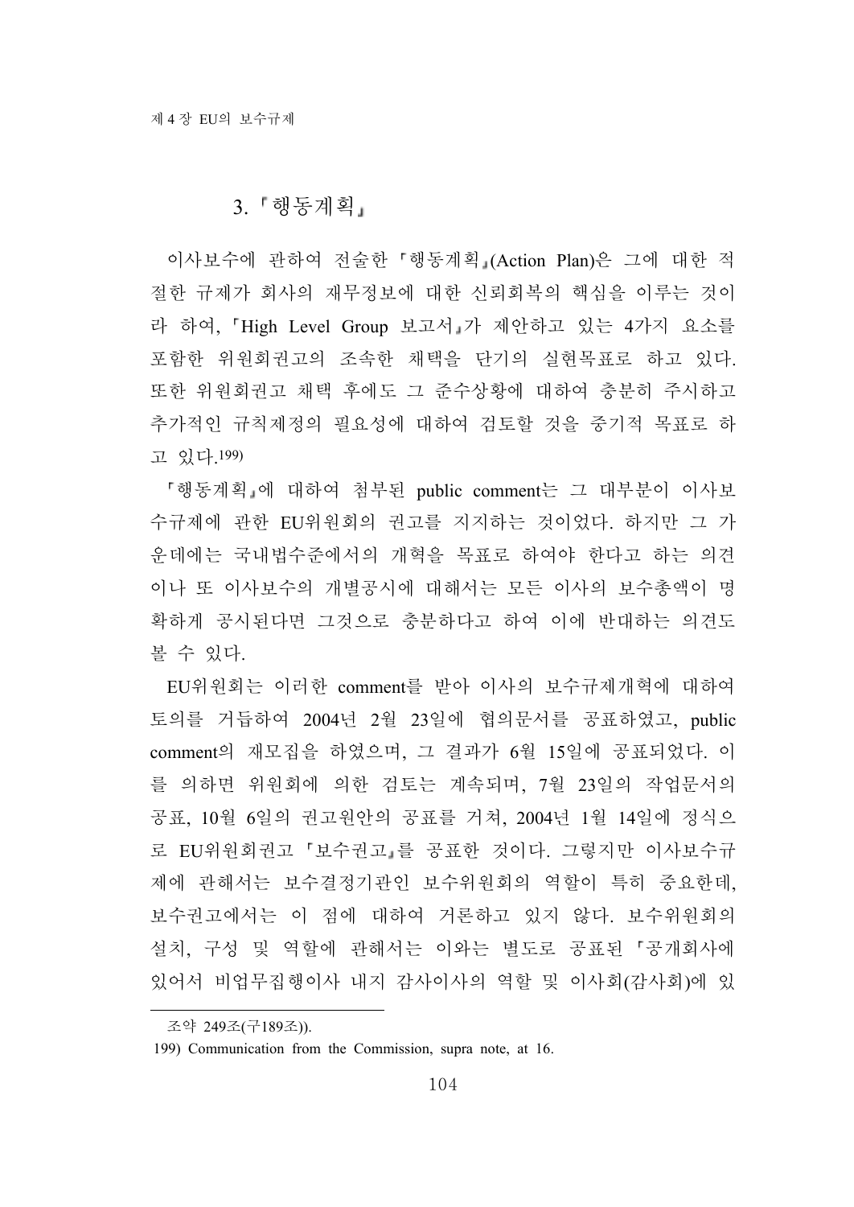### 3. 「행동계획」

이사보수에 관하여 전술한 「행동계획」(Action Plan)은 그에 대한 적절한 규제가 회사의 재무정보에 대한 신뢰회복의 핵심을 이루는 것이라 하여, 「High Level Group 보고서」가 제안하고 있는 4가지 요소를 포함한 위원회권고의 조속한 채택을 단기의 실현목표로 하고 있다. 또한 위원회권고 채택 후에도 그 준수상황에 대하여 충분히 주시하고 추가적인 규칙제정의 필요성에 대하여 검토할 것을 중기적 목표로 하고 있다.199)

「행동계획」에 대하여 첨부된 public comment는 그 대부분이 이사보수규제에 관한 EU위원회의 권고를 지지하는 것이었다. 하지만 그 가운데에는 국내법수준에서의 개혁을 목표로 하여야 한다고 하는 의견이나 또 이사보수의 개별공시에 대해서는 모든 이사의 보수총액이 명확하게 공시된다면 그것으로 충분하다고 하여 이에 반대하는 의견도 볼 수 있다.

EU위원회는 이러한 comment를 받아 이사의 보수규제개혁에 대하여 토의를 거듭하여 2004년 2월 23일에 협의문서를 공표하였고, public comment의 재모집을 하였으며, 그 결과가 6월 15일에 공표되었다. 이를 의하면 위원회에 의한 검토는 계속되며, 7월 23일의 작업문서의 공표, 10월 6일의 권고원안의 공표를 거쳐, 2004년 1월 14일에 정식으로 EU위원회권고 「보수권고」를 공표한 것이다. 그렇지만 이사보수규제에 관해서는 보수결정기관인 보수위원회의 역할이 특히 중요한데, 보수권고에서는 이 점에 대하여 거론하고 있지 않다. 보수위원회의 설치, 구성 및 역할에 관해서는 이와는 별도로 공표된 「공개회사에 있어서 비업무집행이사 내지 감사이사의 역할 및 이사회(감사회)에 있

---

조약 249조(구189조)).

199) Communication from the Commission, supra note, at 16.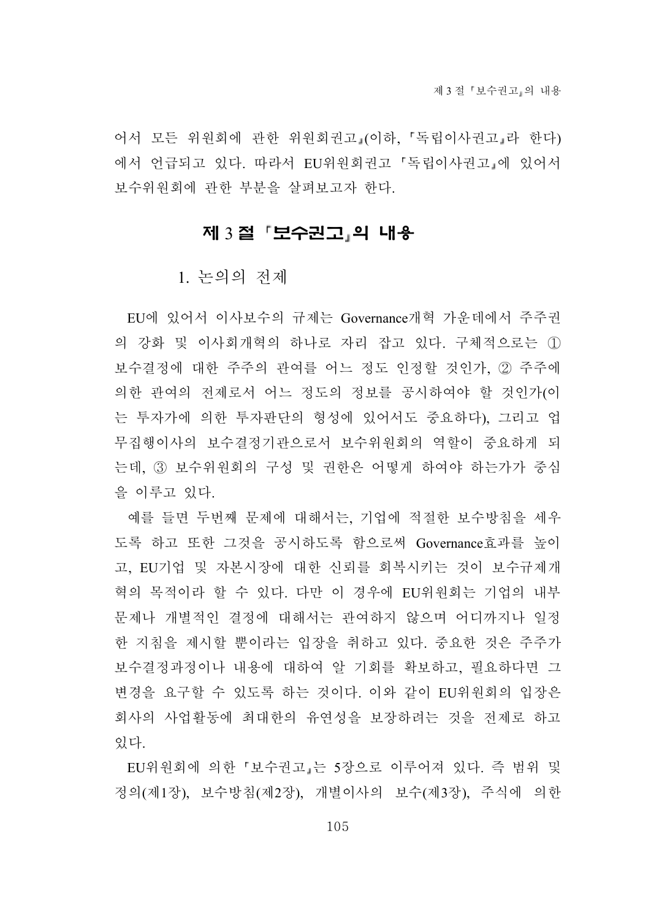어서 모든 위원회에 관한 위원회권고」(이하, 「독립이사권고」라 한다)에서 언급되고 있다. 따라서 EU위원회권고 「독립이사권고」에 있어서 보수위원회에 관한 부분을 살펴보고자 한다.

## 제 3 절 「보수권고」의 내용

### 1. 논의의 전제

EU에 있어서 이사보수의 규제는 Governance개혁 가운데에서 주주권의 강화 및 이사회개혁의 하나로 자리 잡고 있다. 구체적으로는 ① 보수결정에 대한 주주의 관여를 어느 정도 인정할 것인가, ② 주주에 의한 관여의 전제로서 어느 정도의 정보를 공시하여야 할 것인가(이는 투자가에 의한 투자판단의 형성에 있어서도 중요하다), 그리고 업무집행이사의 보수결정기관으로서 보수위원회의 역할이 중요하게 되는데, ③ 보수위원회의 구성 및 권한은 어떻게 하여야 하는가가 중심을 이루고 있다.

예를 들면 두번째 문제에 대해서는, 기업에 적절한 보수방침을 세우도록 하고 또한 그것을 공시하도록 함으로써 Governance효과를 높이고, EU기업 및 자본시장에 대한 신뢰를 회복시키는 것이 보수규제개혁의 목적이라 할 수 있다. 다만 이 경우에 EU위원회는 기업의 내부문제나 개별적인 결정에 대해서는 관여하지 않으며 어디까지나 일정한 지침을 제시할 뿐이라는 입장을 취하고 있다. 중요한 것은 주주가 보수결정과정이나 내용에 대하여 알 기회를 확보하고, 필요하다면 그 변경을 요구할 수 있도록 하는 것이다. 이와 같이 EU위원회의 입장은 회사의 사업활동에 최대한의 유연성을 보장하려는 것을 전제로 하고 있다.

EU위원회에 의한 「보수권고」는 5장으로 이루어져 있다. 즉 범위 및 정의(제1장), 보수방침(제2장), 개별이사의 보수(제3장), 주식에 의한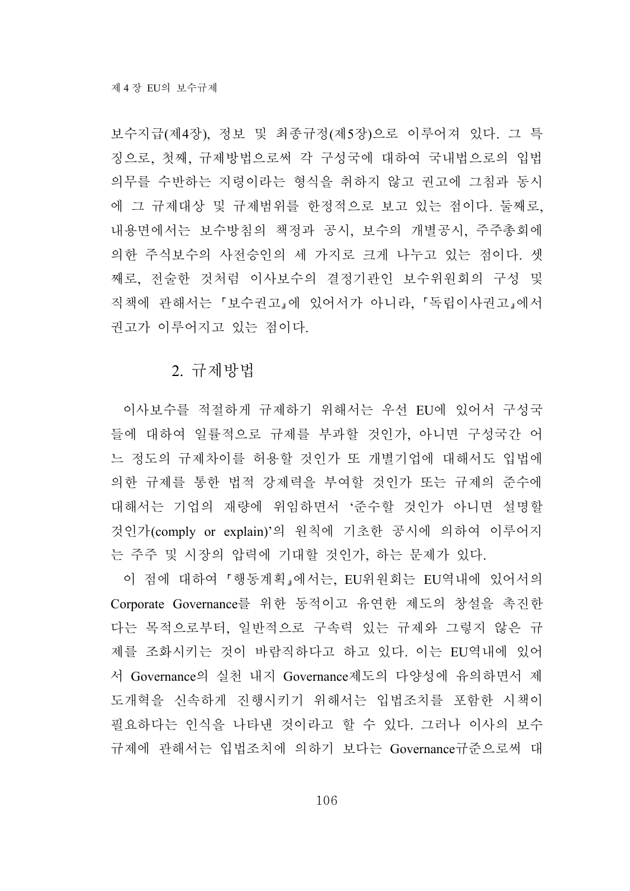보수지급(제4장), 정보 및 최종규정(제5장)으로 이루어져 있다. 그 특징으로, 첫째, 규제방법으로써 각 구성국에 대하여 국내법으로의 입법의무를 수반하는 지령이라는 형식을 취하지 않고 권고에 그침과 동시에 그 규제대상 및 규제범위를 한정적으로 보고 있는 점이다. 둘째로, 내용면에서는 보수방침의 책정과 공시, 보수의 개별공시, 주주총회에 의한 주식보수의 사전승인의 세 가지로 크게 나누고 있는 점이다. 셋째로, 전술한 것처럼 이사보수의 결정기관인 보수위원회의 구성 및 직책에 관해서는 「보수권고」에 있어서가 아니라, 「독립이사권고」에서 권고가 이루어지고 있는 점이다.

## 2. 규제방법

이사보수를 적절하게 규제하기 위해서는 우선 EU에 있어서 구성국들에 대하여 일률적으로 규제를 부과할 것인가, 아니면 구성국간 어느 정도의 규제차이를 허용할 것인가 또 개별기업에 대해서도 입법에 의한 규제를 통한 법적 강제력을 부여할 것인가 또는 규제의 준수에 대해서는 기업의 재량에 위임하면서 '준수할 것인가 아니면 설명할 것인가(comply or explain)'의 원칙에 기초한 공시에 의하여 이루어지는 주주 및 시장의 압력에 기대할 것인가, 하는 문제가 있다.

이 점에 대하여 「행동계획」에서는, EU위원회는 EU역내에 있어서의 Corporate Governance를 위한 동적이고 유연한 제도의 창설을 촉진한다는 목적으로부터, 일반적으로 구속력 있는 규제와 그렇지 않은 규제를 조화시키는 것이 바람직하다고 하고 있다. 이는 EU역내에 있어서 Governance의 실천 내지 Governance제도의 다양성에 유의하면서 제도개혁을 신속하게 진행시키기 위해서는 입법조치를 포함한 시책이 필요하다는 인식을 나타낸 것이라고 할 수 있다. 그러나 이사의 보수규제에 관해서는 입법조치에 의하기 보다는 Governance규준으로써 대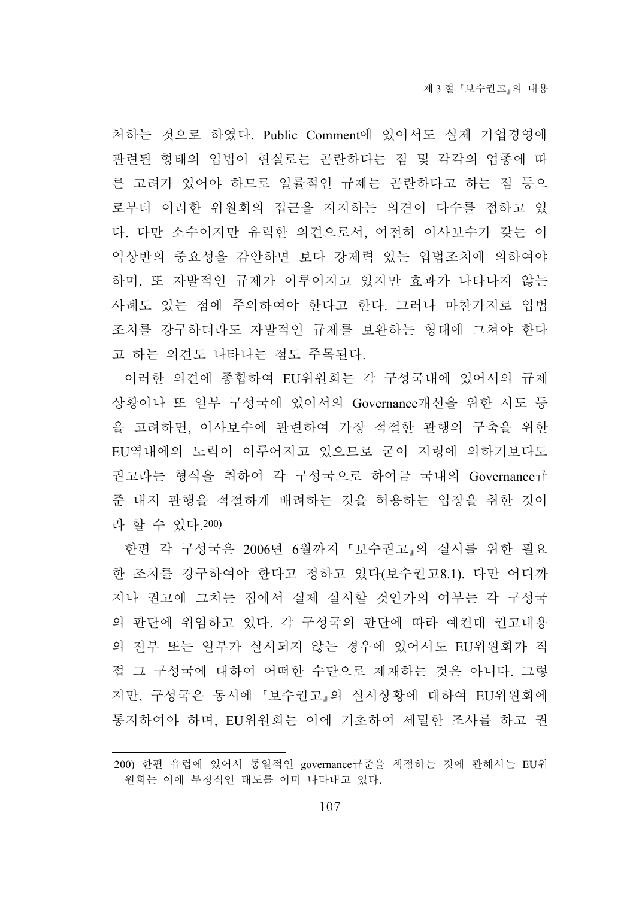처하는 것으로 하였다. Public Comment에 있어서도 실제 기업경영에 관련된 형태의 입법이 현실로는 곤란하다는 점 및 각각의 업종에 따른 고려가 있어야 하므로 일률적인 규제는 곤란하다고 하는 점 등으로부터 이러한 위원회의 접근을 지지하는 의견이 다수를 점하고 있다. 다만 소수이지만 유력한 의견으로서, 여전히 이사보수가 갖는 이익상반의 중요성을 감안하면 보다 강제력 있는 입법조치에 의하여야 하며, 또 자발적인 규제가 이루어지고 있지만 효과가 나타나지 않는 사례도 있는 점에 주의하여야 한다고 한다. 그러나 마찬가지로 입법조치를 강구하더라도 자발적인 규제를 보완하는 형태에 그쳐야 한다고 하는 의견도 나타나는 점도 주목된다.

이러한 의견에 종합하여 EU위원회는 각 구성국내에 있어서의 규제 상황이나 또 일부 구성국에 있어서의 Governance개선을 위한 시도 등을 고려하면, 이사보수에 관련하여 가장 적절한 관행의 구축을 위한 EU역내에의 노력이 이루어지고 있으므로 굳이 지령에 의하기보다도 권고라는 형식을 취하여 각 구성국으로 하여금 국내의 Governance규준 내지 관행을 적절하게 배려하는 것을 허용하는 입장을 취한 것이라 할 수 있다.[200)]

한편 각 구성국은 2006년 6월까지 『보수권고』의 실시를 위한 필요한 조치를 강구하여야 한다고 정하고 있다(보수권고8.1). 다만 어디까지나 권고에 그치는 점에서 실제 실시할 것인가의 여부는 각 구성국의 판단에 위임하고 있다. 각 구성국의 판단에 따라 예컨대 권고내용의 전부 또는 일부가 실시되지 않는 경우에 있어서도 EU위원회가 직접 그 구성국에 대하여 어떠한 수단으로 제재하는 것은 아니다. 그렇지만, 구성국은 동시에 『보수권고』의 실시상황에 대하여 EU위원회에 통지하여야 하며, EU위원회는 이에 기초하여 세밀한 조사를 하고 권

---

200) 한편 유럽에 있어서 통일적인 governance규준을 책정하는 것에 관해서는 EU위원회는 이에 부정적인 태도를 이미 나타내고 있다.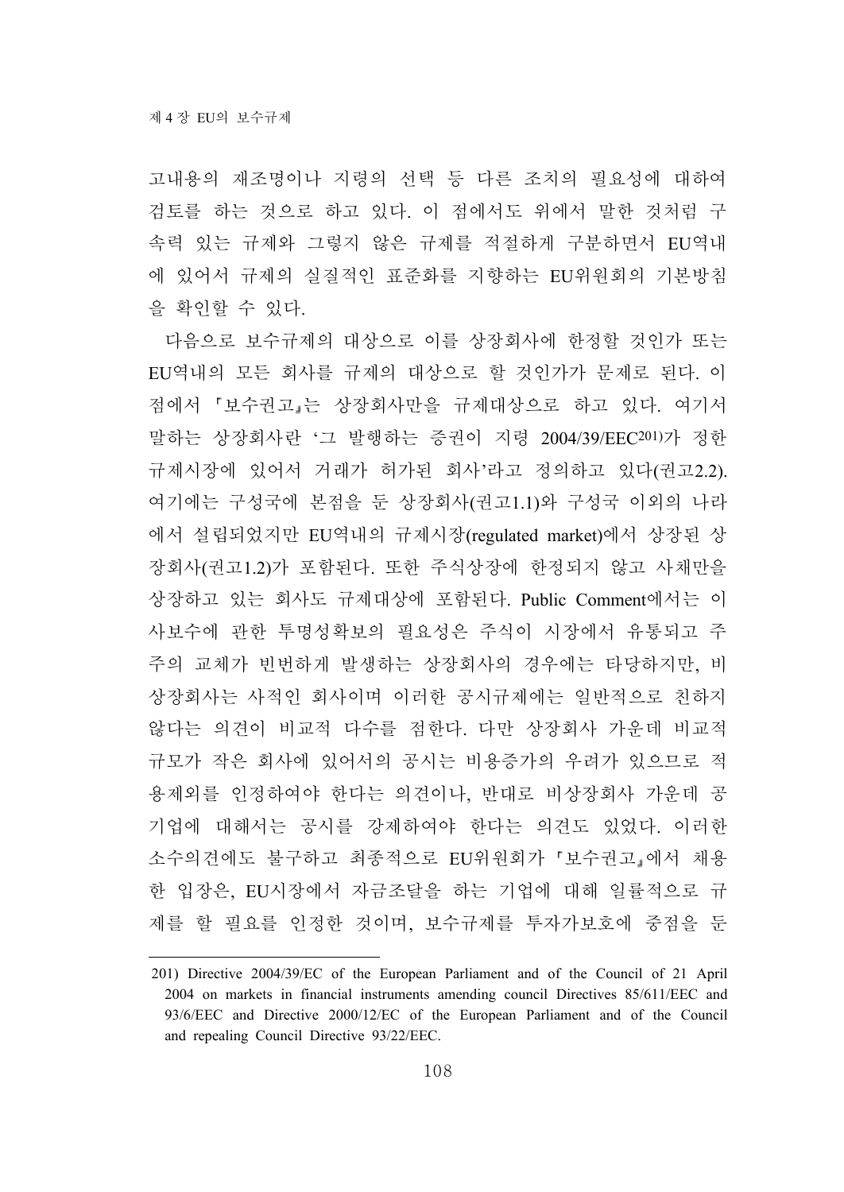고내용의 재조명이나 지령의 선택 등 다른 조치의 필요성에 대하여 검토를 하는 것으로 하고 있다. 이 점에서도 위에서 말한 것처럼 구속력 있는 규제와 그렇지 않은 규제를 적절하게 구분하면서 EU역내에 있어서 규제의 실질적인 표준화를 지향하는 EU위원회의 기본방침을 확인할 수 있다.

다음으로 보수규제의 대상으로 이를 상장회사에 한정할 것인가 또는 EU역내의 모든 회사를 규제의 대상으로 할 것인가가 문제로 된다. 이 점에서 「보수권고」는 상장회사만을 규제대상으로 하고 있다. 여기서 말하는 상장회사란 '그 발행하는 증권이 지령 2004/39/EEC[201]가 정한 규제시장에 있어서 거래가 허가된 회사'라고 정의하고 있다(권고2.2). 여기에는 구성국에 본점을 둔 상장회사(권고1.1)와 구성국 이외의 나라에서 설립되었지만 EU역내의 규제시장(regulated market)에서 상장된 상장회사(권고1.2)가 포함된다. 또한 주식상장에 한정되지 않고 사채만을 상장하고 있는 회사도 규제대상에 포함된다. Public Comment에서는 이사보수에 관한 투명성확보의 필요성은 주식이 시장에서 유통되고 주주의 교체가 빈번하게 발생하는 상장회사의 경우에는 타당하지만, 비상장회사는 사적인 회사이며 이러한 공시규제에는 일반적으로 친하지 않다는 의견이 비교적 다수를 점한다. 다만 상장회사 가운데 비교적 규모가 작은 회사에 있어서의 공시는 비용증가의 우려가 있으므로 적용제외를 인정하여야 한다는 의견이나, 반대로 비상장회사 가운데 공기업에 대해서는 공시를 강제하여야 한다는 의견도 있었다. 이러한 소수의견에도 불구하고 최종적으로 EU위원회가 「보수권고」에서 채용한 입장은, EU시장에서 자금조달을 하는 기업에 대해 일률적으로 규제를 할 필요를 인정한 것이며, 보수규제를 투자가보호에 중점을 둔

---

201) Directive 2004/39/EC of the European Parliament and of the Council of 21 April 2004 on markets in financial instruments amending council Directives 85/611/EEC and 93/6/EEC and Directive 2000/12/EC of the European Parliament and of the Council and repealing Council Directive 93/22/EEC.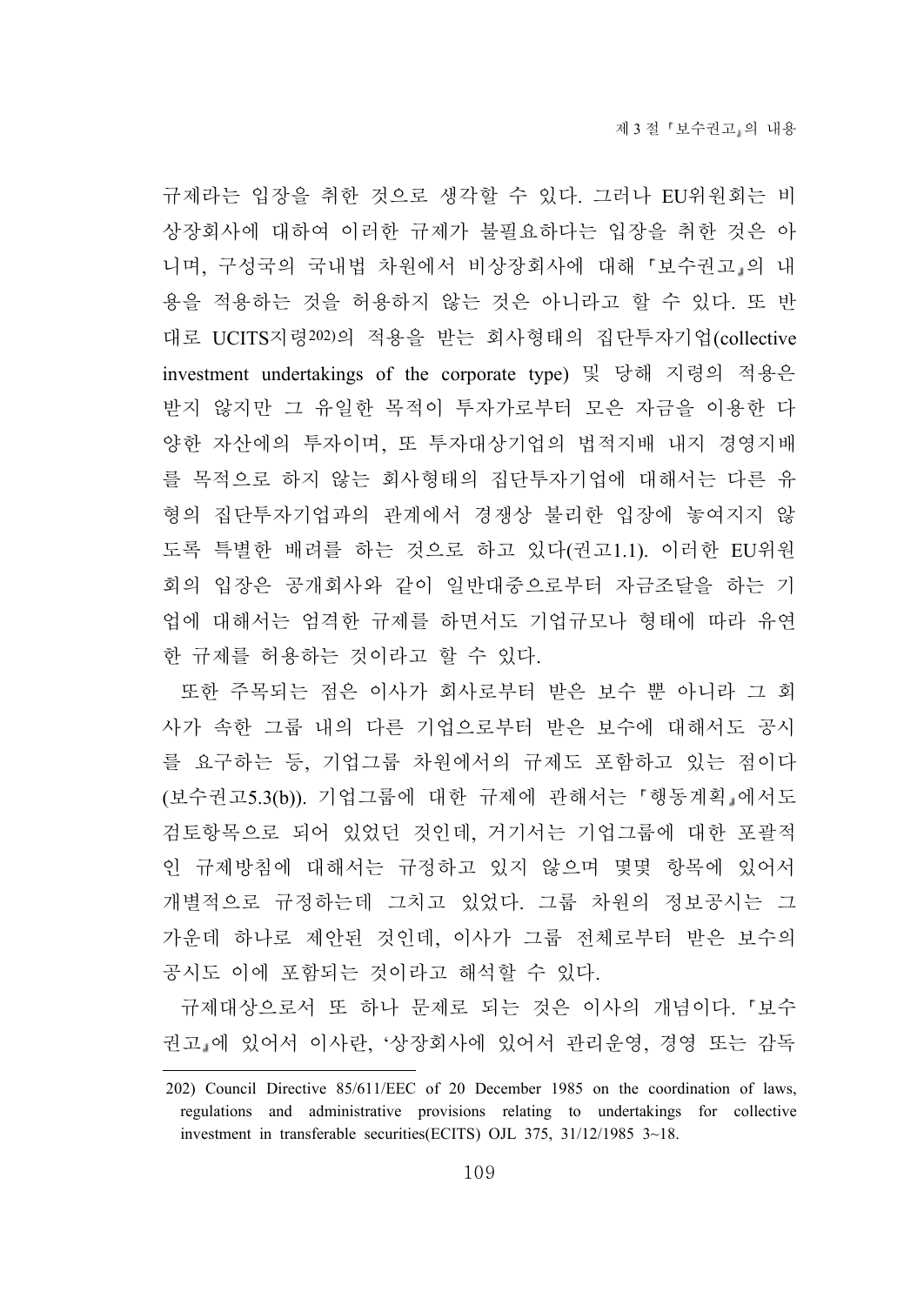규제라는 입장을 취한 것으로 생각할 수 있다. 그러나 EU위원회는 비상장회사에 대하여 이러한 규제가 불필요하다는 입장을 취한 것은 아니며, 구성국의 국내법 차원에서 비상장회사에 대해 『보수권고』의 내용을 적용하는 것을 허용하지 않는 것은 아니라고 할 수 있다. 또 반대로 UCITS지령[202]의 적용을 받는 회사형태의 집단투자기업(collective investment undertakings of the corporate type) 및 당해 지령의 적용은 받지 않지만 그 유일한 목적이 투자가로부터 모은 자금을 이용한 다양한 자산에의 투자이며, 또 투자대상기업의 법적지배 내지 경영지배를 목적으로 하지 않는 회사형태의 집단투자기업에 대해서는 다른 유형의 집단투자기업과의 관계에서 경쟁상 불리한 입장에 놓여지지 않도록 특별한 배려를 하는 것으로 하고 있다(권고1.1). 이러한 EU위원회의 입장은 공개회사와 같이 일반대중으로부터 자금조달을 하는 기업에 대해서는 엄격한 규제를 하면서도 기업규모나 형태에 따라 유연한 규제를 허용하는 것이라고 할 수 있다.

또한 주목되는 점은 이사가 회사로부터 받은 보수 뿐 아니라 그 회사가 속한 그룹 내의 다른 기업으로부터 받은 보수에 대해서도 공시를 요구하는 등, 기업그룹 차원에서의 규제도 포함하고 있는 점이다(보수권고5.3(b)). 기업그룹에 대한 규제에 관해서는 『행동계획』에서도 검토항목으로 되어 있었던 것인데, 거기서는 기업그룹에 대한 포괄적인 규제방침에 대해서는 규정하고 있지 않으며 몇몇 항목에 있어서 개별적으로 규정하는데 그치고 있었다. 그룹 차원의 정보공시는 그 가운데 하나로 제안된 것인데, 이사가 그룹 전체로부터 받은 보수의 공시도 이에 포함되는 것이라고 해석할 수 있다.

규제대상으로서 또 하나 문제로 되는 것은 이사의 개념이다. 『보수권고』에 있어서 이사란, '상장회사에 있어서 관리운영, 경영 또는 감독

---

202) Council Directive 85/611/EEC of 20 December 1985 on the coordination of laws, regulations and administrative provisions relating to undertakings for collective investment in transferable securities(ECITS) OJL 375, 31/12/1985 3~18.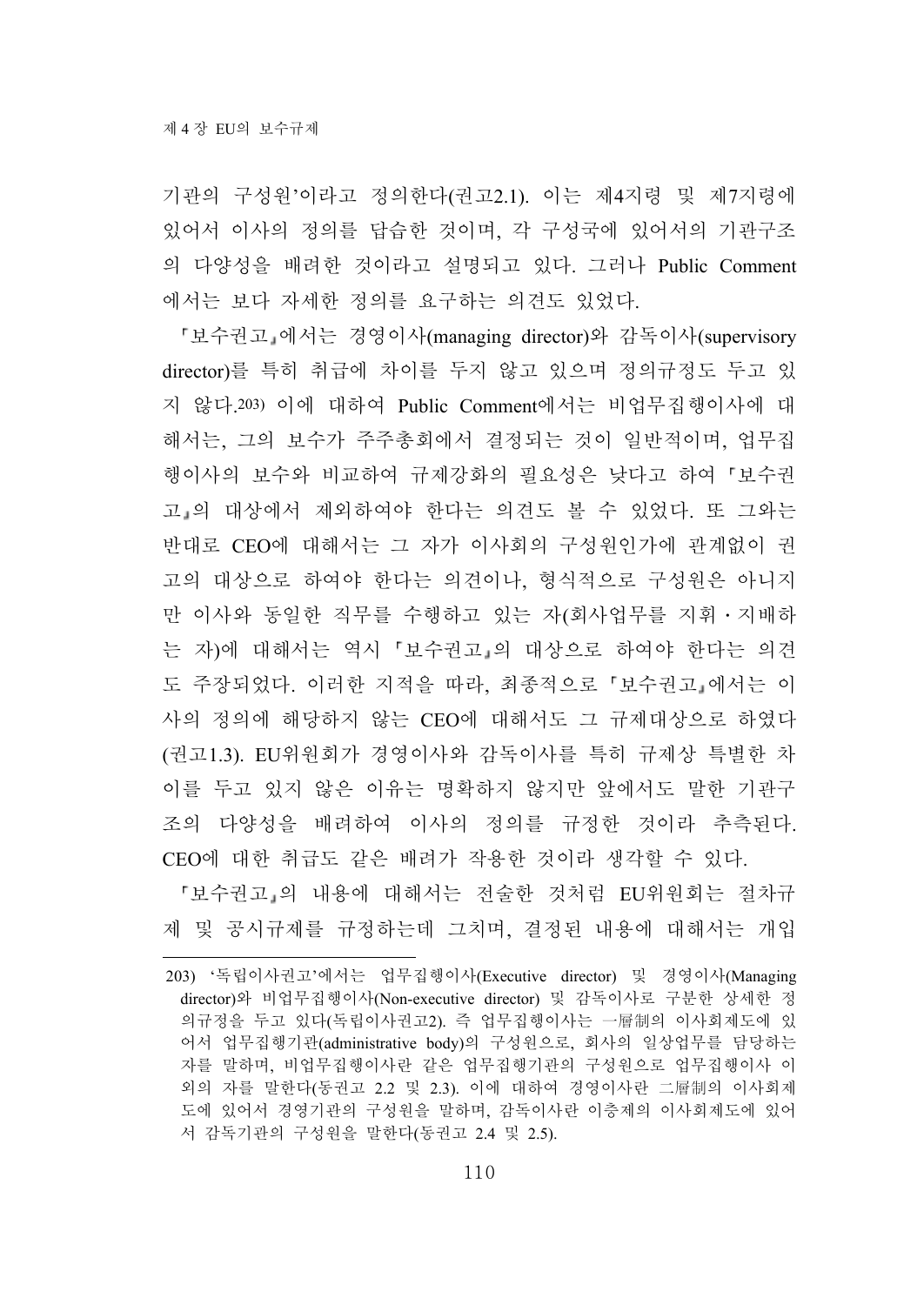기관의 구성원'이라고 정의한다(권고2.1). 이는 제4지령 및 제7지령에 있어서 이사의 정의를 답습한 것이며, 각 구성국에 있어서의 기관구조의 다양성을 배려한 것이라고 설명되고 있다. 그러나 Public Comment에서는 보다 자세한 정의를 요구하는 의견도 있었다.

「보수권고」에서는 경영이사(managing director)와 감독이사(supervisory director)를 특히 취급에 차이를 두지 않고 있으며 정의규정도 두고 있지 않다.[203] 이에 대하여 Public Comment에서는 비업무집행이사에 대해서는, 그의 보수가 주주총회에서 결정되는 것이 일반적이며, 업무집행이사의 보수와 비교하여 규제강화의 필요성은 낮다고 하여 「보수권고」의 대상에서 제외하여야 한다는 의견도 볼 수 있었다. 또 그와는 반대로 CEO에 대해서는 그 자가 이사회의 구성원인가에 관계없이 권고의 대상으로 하여야 한다는 의견이나, 형식적으로 구성원은 아니지만 이사와 동일한 직무를 수행하고 있는 자(회사업무를 지휘・지배하는 자)에 대해서는 역시 「보수권고」의 대상으로 하여야 한다는 의견도 주장되었다. 이러한 지적을 따라, 최종적으로 「보수권고」에서는 이사의 정의에 해당하지 않는 CEO에 대해서도 그 규제대상으로 하였다(권고1.3). EU위원회가 경영이사와 감독이사를 특히 규제상 특별한 차이를 두고 있지 않은 이유는 명확하지 않지만 앞에서도 말한 기관구조의 다양성을 배려하여 이사의 정의를 규정한 것이라 추측된다. CEO에 대한 취급도 같은 배려가 작용한 것이라 생각할 수 있다.

「보수권고」의 내용에 대해서는 전술한 것처럼 EU위원회는 절차규제 및 공시규제를 규정하는데 그치며, 결정된 내용에 대해서는 개입

---

203) '독립이사권고'에서는 업무집행이사(Executive director) 및 경영이사(Managing director)와 비업무집행이사(Non-executive director) 및 감독이사로 구분한 상세한 정의규정을 두고 있다(독립이사권고2). 즉 업무집행이사는 一層制의 이사회제도에 있어서 업무집행기관(administrative body)의 구성원으로, 회사의 일상업무를 담당하는 자를 말하며, 비업무집행이사란 같은 업무집행기관의 구성원으로 업무집행이사 이외의 자를 말한다(동권고 2.2 및 2.3). 이에 대하여 경영이사란 二層制의 이사회제도에 있어서 경영기관의 구성원을 말하며, 감독이사란 이층제의 이사회제도에 있어서 감독기관의 구성원을 말한다(동권고 2.4 및 2.5).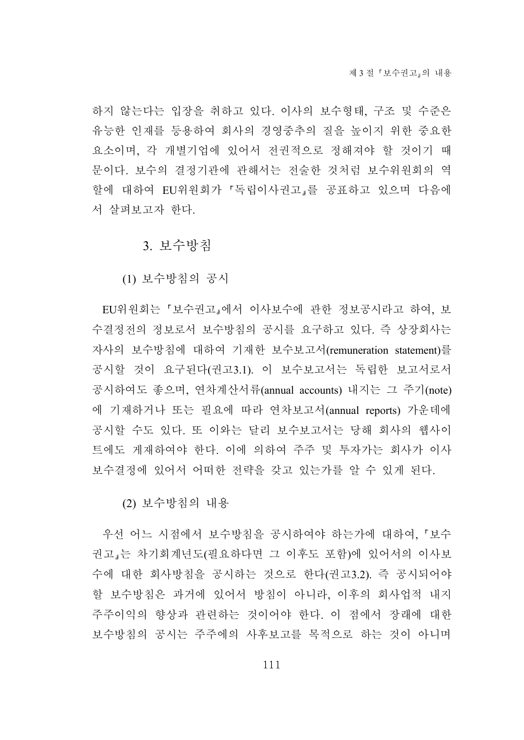하지 않는다는 입장을 취하고 있다. 이사의 보수형태, 구조 및 수준은 유능한 인재를 등용하여 회사의 경영중추의 질을 높이지 위한 중요한 요소이며, 각 개별기업에 있어서 전권적으로 정해져야 할 것이기 때문이다. 보수의 결정기관에 관해서는 전술한 것처럼 보수위원회의 역할에 대하여 EU위원회가 「독립이사권고」를 공표하고 있으며 다음에서 살펴보고자 한다.

### 3. 보수방침

#### (1) 보수방침의 공시

EU위원회는 「보수권고」에서 이사보수에 관한 정보공시라고 하여, 보수결정전의 정보로서 보수방침의 공시를 요구하고 있다. 즉 상장회사는 자사의 보수방침에 대하여 기재한 보수보고서(remuneration statement)를 공시할 것이 요구된다(권고3.1). 이 보수보고서는 독립한 보고서로서 공시하여도 좋으며, 연차계산서류(annual accounts) 내지는 그 주기(note)에 기재하거나 또는 필요에 따라 연차보고서(annual reports) 가운데에 공시할 수도 있다. 또 이와는 달리 보수보고서는 당해 회사의 웹사이트에도 게재하여야 한다. 이에 의하여 주주 및 투자가는 회사가 이사보수결정에 있어서 어떠한 전략을 갖고 있는가를 알 수 있게 된다.

#### (2) 보수방침의 내용

우선 어느 시점에서 보수방침을 공시하여야 하는가에 대하여, 「보수권고」는 차기회계년도(필요하다면 그 이후도 포함)에 있어서의 이사보수에 대한 회사방침을 공시하는 것으로 한다(권고3.2). 즉 공시되어야 할 보수방침은 과거에 있어서 방침이 아니라, 이후의 회사업적 내지 주주이익의 향상과 관련하는 것이어야 한다. 이 점에서 장래에 대한 보수방침의 공시는 주주에의 사후보고를 목적으로 하는 것이 아니며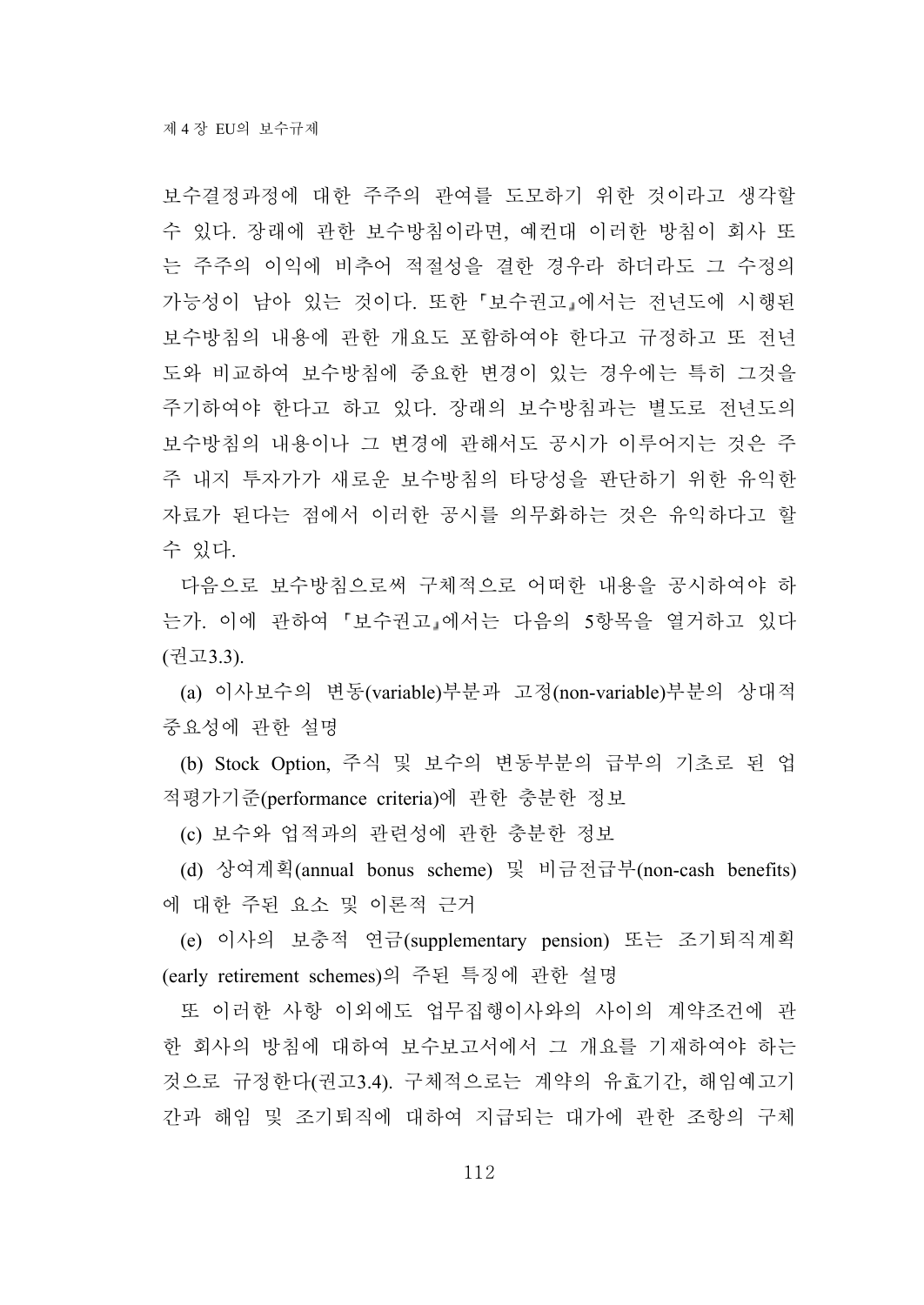보수결정과정에 대한 주주의 관여를 도모하기 위한 것이라고 생각할 수 있다. 장래에 관한 보수방침이라면, 예컨대 이러한 방침이 회사 또는 주주의 이익에 비추어 적절성을 결한 경우라 하더라도 그 수정의 가능성이 남아 있는 것이다. 또한 「보수권고」에서는 전년도에 시행된 보수방침의 내용에 관한 개요도 포함하여야 한다고 규정하고 또 전년도와 비교하여 보수방침에 중요한 변경이 있는 경우에는 특히 그것을 주기하여야 한다고 하고 있다. 장래의 보수방침과는 별도로 전년도의 보수방침의 내용이나 그 변경에 관해서도 공시가 이루어지는 것은 주주 내지 투자가가 새로운 보수방침의 타당성을 판단하기 위한 유익한 자료가 된다는 점에서 이러한 공시를 의무화하는 것은 유익하다고 할 수 있다.

다음으로 보수방침으로써 구체적으로 어떠한 내용을 공시하여야 하는가. 이에 관하여 「보수권고」에서는 다음의 5항목을 열거하고 있다(권고3.3).

(a) 이사보수의 변동(variable)부분과 고정(non-variable)부분의 상대적 중요성에 관한 설명

(b) Stock Option, 주식 및 보수의 변동부분의 급부의 기초로 된 업적평가기준(performance criteria)에 관한 충분한 정보

(c) 보수와 업적과의 관련성에 관한 충분한 정보

(d) 상여계획(annual bonus scheme) 및 비금전급부(non-cash benefits)에 대한 주된 요소 및 이론적 근거

(e) 이사의 보충적 연금(supplementary pension) 또는 조기퇴직계획(early retirement schemes)의 주된 특징에 관한 설명

또 이러한 사항 이외에도 업무집행이사와의 사이의 계약조건에 관한 회사의 방침에 대하여 보수보고서에서 그 개요를 기재하여야 하는 것으로 규정한다(권고3.4). 구체적으로는 계약의 유효기간, 해임예고기간과 해임 및 조기퇴직에 대하여 지급되는 대가에 관한 조항의 구체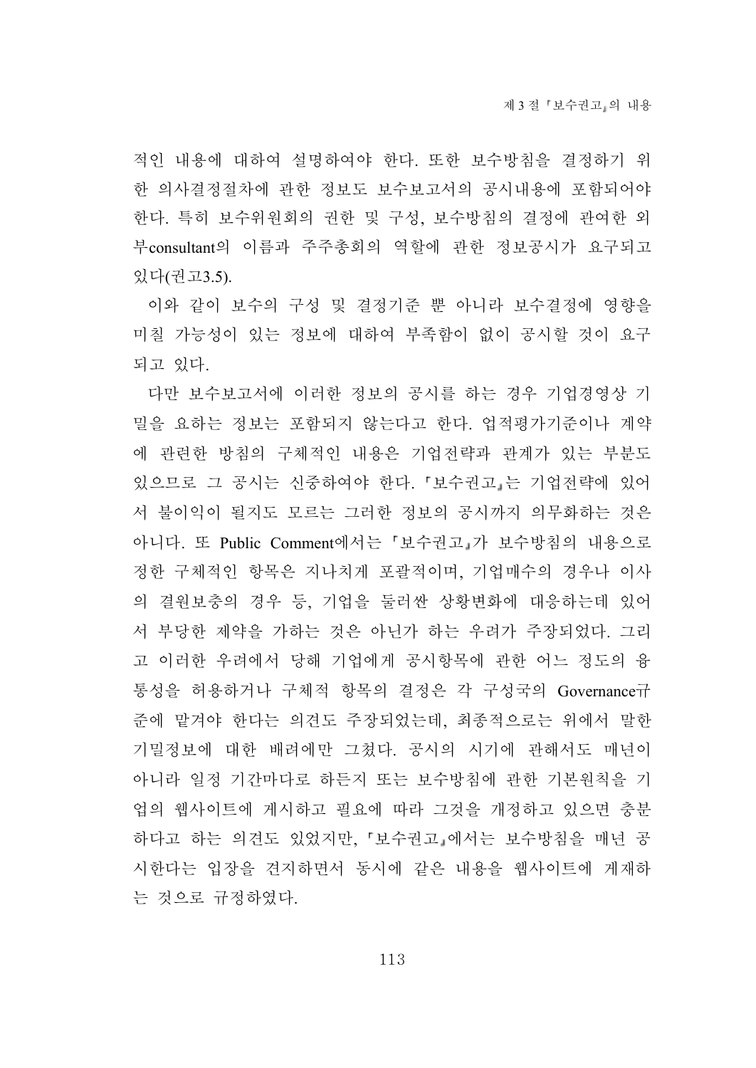적인 내용에 대하여 설명하여야 한다. 또한 보수방침을 결정하기 위한 의사결정절차에 관한 정보도 보수보고서의 공시내용에 포함되어야 한다. 특히 보수위원회의 권한 및 구성, 보수방침의 결정에 관여한 외부consultant의 이름과 주주총회의 역할에 관한 정보공시가 요구되고 있다(권고3.5).

이와 같이 보수의 구성 및 결정기준 뿐 아니라 보수결정에 영향을 미칠 가능성이 있는 정보에 대하여 부족함이 없이 공시할 것이 요구되고 있다.

다만 보수보고서에 이러한 정보의 공시를 하는 경우 기업경영상 기밀을 요하는 정보는 포함되지 않는다고 한다. 업적평가기준이나 계약에 관련한 방침의 구체적인 내용은 기업전략과 관계가 있는 부분도 있으므로 그 공시는 신중하여야 한다. 「보수권고」는 기업전략에 있어서 불이익이 될지도 모르는 그러한 정보의 공시까지 의무화하는 것은 아니다. 또 Public Comment에서는 「보수권고」가 보수방침의 내용으로 정한 구체적인 항목은 지나치게 포괄적이며, 기업매수의 경우나 이사의 결원보충의 경우 등, 기업을 둘러싼 상황변화에 대응하는데 있어서 부당한 제약을 가하는 것은 아닌가 하는 우려가 주장되었다. 그리고 이러한 우려에서 당해 기업에게 공시항목에 관한 어느 정도의 융통성을 허용하거나 구체적 항목의 결정은 각 구성국의 Governance규준에 맡겨야 한다는 의견도 주장되었는데, 최종적으로는 위에서 말한 기밀정보에 대한 배려에만 그쳤다. 공시의 시기에 관해서도 매년이 아니라 일정 기간마다로 하든지 또는 보수방침에 관한 기본원칙을 기업의 웹사이트에 게시하고 필요에 따라 그것을 개정하고 있으면 충분하다고 하는 의견도 있었지만, 「보수권고」에서는 보수방침을 매년 공시한다는 입장을 견지하면서 동시에 같은 내용을 웹사이트에 게재하는 것으로 규정하였다.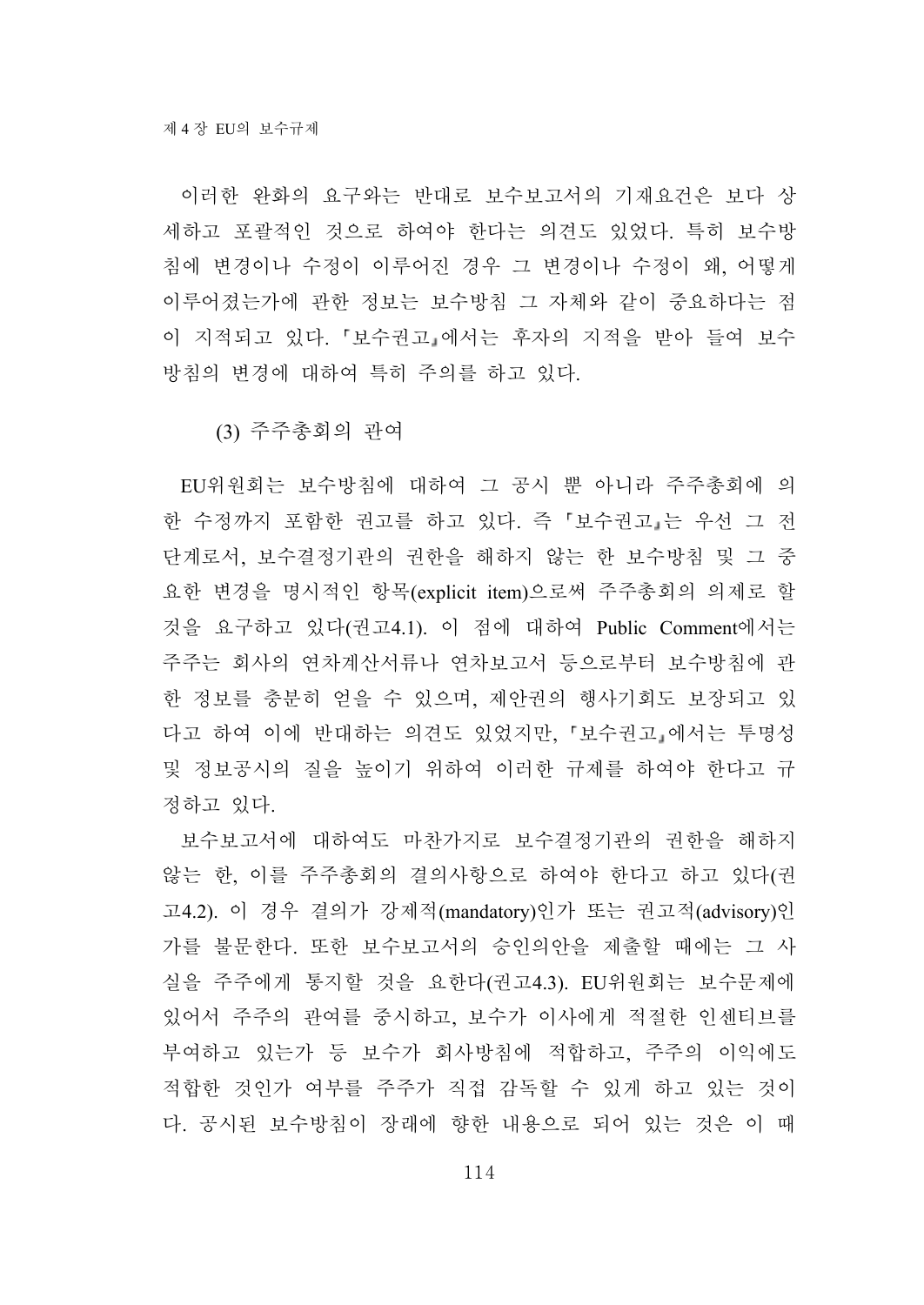이러한 완화의 요구와는 반대로 보수보고서의 기재요건은 보다 상세하고 포괄적인 것으로 하여야 한다는 의견도 있었다. 특히 보수방침에 변경이나 수정이 이루어진 경우 그 변경이나 수정이 왜, 어떻게 이루어졌는가에 관한 정보는 보수방침 그 자체와 같이 중요하다는 점이 지적되고 있다. 「보수권고」에서는 후자의 지적을 받아 들여 보수방침의 변경에 대하여 특히 주의를 하고 있다.

### (3) 주주총회의 관여

EU위원회는 보수방침에 대하여 그 공시 뿐 아니라 주주총회에 의한 수정까지 포함한 권고를 하고 있다. 즉 「보수권고」는 우선 그 전단계로서, 보수결정기관의 권한을 해하지 않는 한 보수방침 및 그 중요한 변경을 명시적인 항목(explicit item)으로써 주주총회의 의제로 할 것을 요구하고 있다(권고4.1). 이 점에 대하여 Public Comment에서는 주주는 회사의 연차계산서류나 연차보고서 등으로부터 보수방침에 관한 정보를 충분히 얻을 수 있으며, 제안권의 행사기회도 보장되고 있다고 하여 이에 반대하는 의견도 있었지만, 「보수권고」에서는 투명성 및 정보공시의 질을 높이기 위하여 이러한 규제를 하여야 한다고 규정하고 있다.

보수보고서에 대하여도 마찬가지로 보수결정기관의 권한을 해하지 않는 한, 이를 주주총회의 결의사항으로 하여야 한다고 하고 있다(권고4.2). 이 경우 결의가 강제적(mandatory)인가 또는 권고적(advisory)인가를 불문한다. 또한 보수보고서의 승인의안을 제출할 때에는 그 사실을 주주에게 통지할 것을 요한다(권고4.3). EU위원회는 보수문제에 있어서 주주의 관여를 중시하고, 보수가 이사에게 적절한 인센티브를 부여하고 있는가 등 보수가 회사방침에 적합하고, 주주의 이익에도 적합한 것인가 여부를 주주가 직접 감독할 수 있게 하고 있는 것이다. 공시된 보수방침이 장래에 향한 내용으로 되어 있는 것은 이 때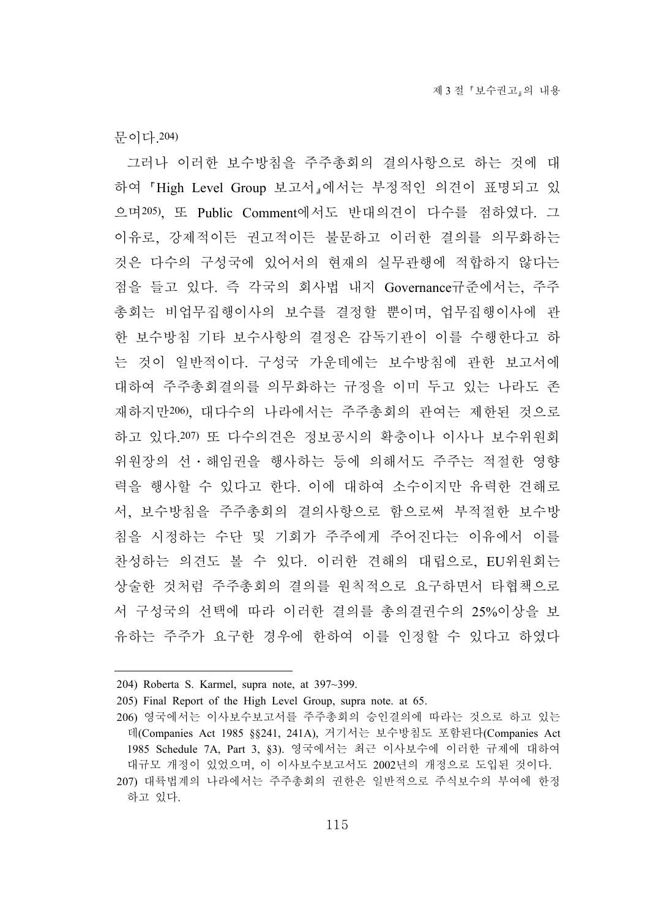문이다.[204]

그러나 이러한 보수방침을 주주총회의 결의사항으로 하는 것에 대하여 『High Level Group 보고서』에서는 부정적인 의견이 표명되고 있으며[205], 또 Public Comment에서도 반대의견이 다수를 점하였다. 그 이유로, 강제적이든 권고적이든 불문하고 이러한 결의를 의무화하는 것은 다수의 구성국에 있어서의 현재의 실무관행에 적합하지 않다는 점을 들고 있다. 즉 각국의 회사법 내지 Governance규준에서는, 주주총회는 비업무집행이사의 보수를 결정할 뿐이며, 업무집행이사에 관한 보수방침 기타 보수사항의 결정은 감독기관이 이를 수행한다고 하는 것이 일반적이다. 구성국 가운데에는 보수방침에 관한 보고서에 대하여 주주총회결의를 의무화하는 규정을 이미 두고 있는 나라도 존재하지만[206], 대다수의 나라에서는 주주총회의 관여는 제한된 것으로 하고 있다.[207] 또 다수의견은 정보공시의 확충이나 이사나 보수위원회 위원장의 선・해임권을 행사하는 등에 의해서도 주주는 적절한 영향력을 행사할 수 있다고 한다. 이에 대하여 소수이지만 유력한 견해로서, 보수방침을 주주총회의 결의사항으로 함으로써 부적절한 보수방침을 시정하는 수단 및 기회가 주주에게 주어진다는 이유에서 이를 찬성하는 의견도 볼 수 있다. 이러한 견해의 대립으로, EU위원회는 상술한 것처럼 주주총회의 결의를 원칙적으로 요구하면서 타협책으로서 구성국의 선택에 따라 이러한 결의를 총의결권수의 25%이상을 보유하는 주주가 요구한 경우에 한하여 이를 인정할 수 있다고 하였다

---

204) Roberta S. Karmel, supra note, at 397~399.

205) Final Report of the High Level Group, supra note. at 65.

206) 영국에서는 이사보수보고서를 주주총회의 승인결의에 따라는 것으로 하고 있는데(Companies Act 1985 §§241, 241A), 거기서는 보수방침도 포함된다(Companies Act 1985 Schedule 7A, Part 3, §3). 영국에서는 최근 이사보수에 이러한 규제에 대하여 대규모 개정이 있었으며, 이 이사보수보고서도 2002년의 개정으로 도입된 것이다.

207) 대륙법계의 나라에서는 주주총회의 권한은 일반적으로 주식보수의 부여에 한정하고 있다.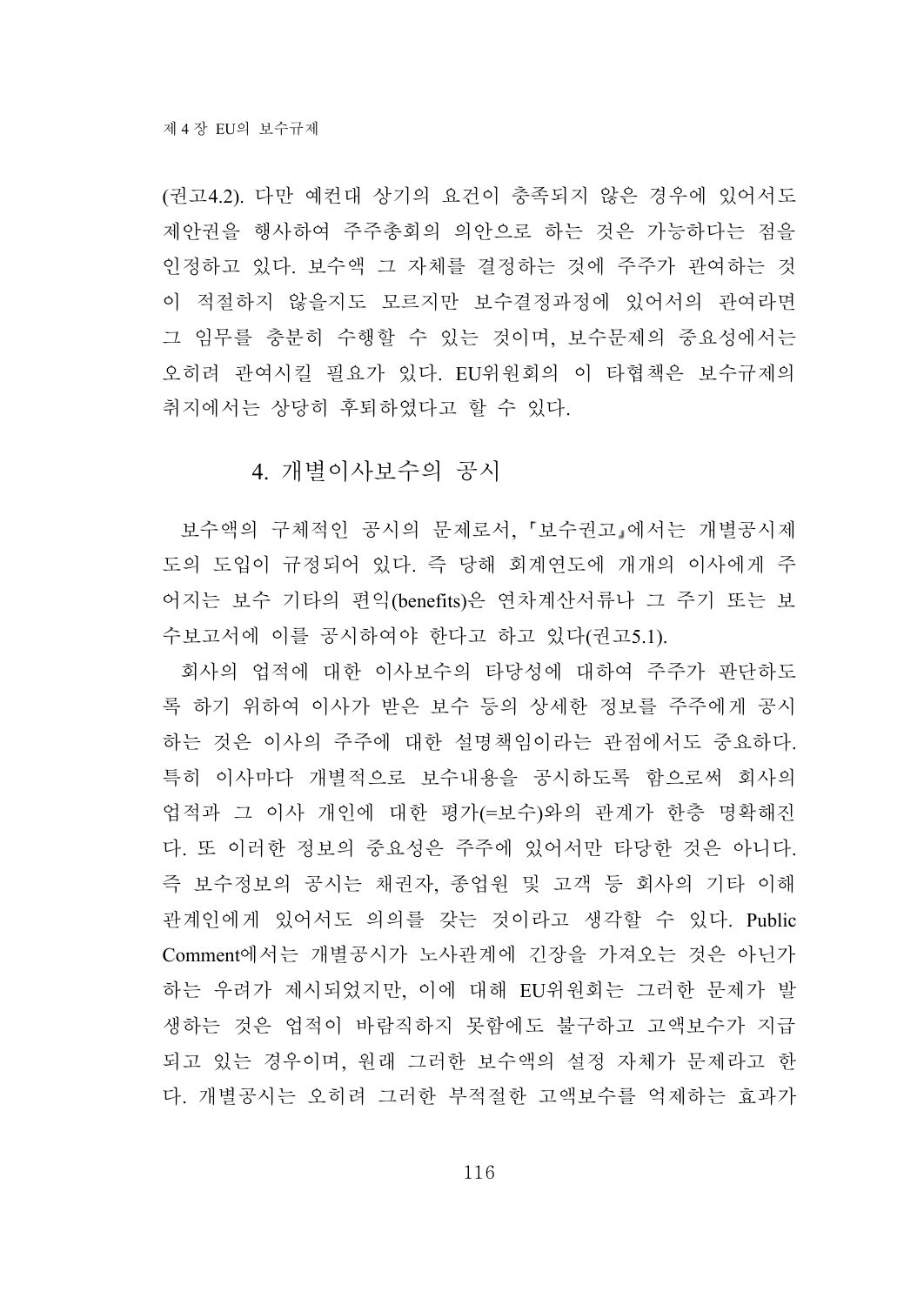(권고4.2). 다만 예컨대 상기의 요건이 충족되지 않은 경우에 있어서도 제안권을 행사하여 주주총회의 의안으로 하는 것은 가능하다는 점을 인정하고 있다. 보수액 그 자체를 결정하는 것에 주주가 관여하는 것이 적절하지 않을지도 모르지만 보수결정과정에 있어서의 관여라면 그 임무를 충분히 수행할 수 있는 것이며, 보수문제의 중요성에서는 오히려 관여시킬 필요가 있다. EU위원회의 이 타협책은 보수규제의 취지에서는 상당히 후퇴하였다고 할 수 있다.

### 4. 개별이사보수의 공시

보수액의 구체적인 공시의 문제로서, 『보수권고』에서는 개별공시제도의 도입이 규정되어 있다. 즉 당해 회계연도에 개개의 이사에게 주어지는 보수 기타의 편익(benefits)은 연차계산서류나 그 주기 또는 보수보고서에 이를 공시하여야 한다고 하고 있다(권고5.1).

회사의 업적에 대한 이사보수의 타당성에 대하여 주주가 판단하도록 하기 위하여 이사가 받은 보수 등의 상세한 정보를 주주에게 공시하는 것은 이사의 주주에 대한 설명책임이라는 관점에서도 중요하다. 특히 이사마다 개별적으로 보수내용을 공시하도록 함으로써 회사의 업적과 그 이사 개인에 대한 평가(=보수)와의 관계가 한층 명확해진다. 또 이러한 정보의 중요성은 주주에 있어서만 타당한 것은 아니다. 즉 보수정보의 공시는 채권자, 종업원 및 고객 등 회사의 기타 이해관계인에게 있어서도 의의를 갖는 것이라고 생각할 수 있다. Public Comment에서는 개별공시가 노사관계에 긴장을 가져오는 것은 아닌가 하는 우려가 제시되었지만, 이에 대해 EU위원회는 그러한 문제가 발생하는 것은 업적이 바람직하지 못함에도 불구하고 고액보수가 지급되고 있는 경우이며, 원래 그러한 보수액의 설정 자체가 문제라고 한다. 개별공시는 오히려 그러한 부적절한 고액보수를 억제하는 효과가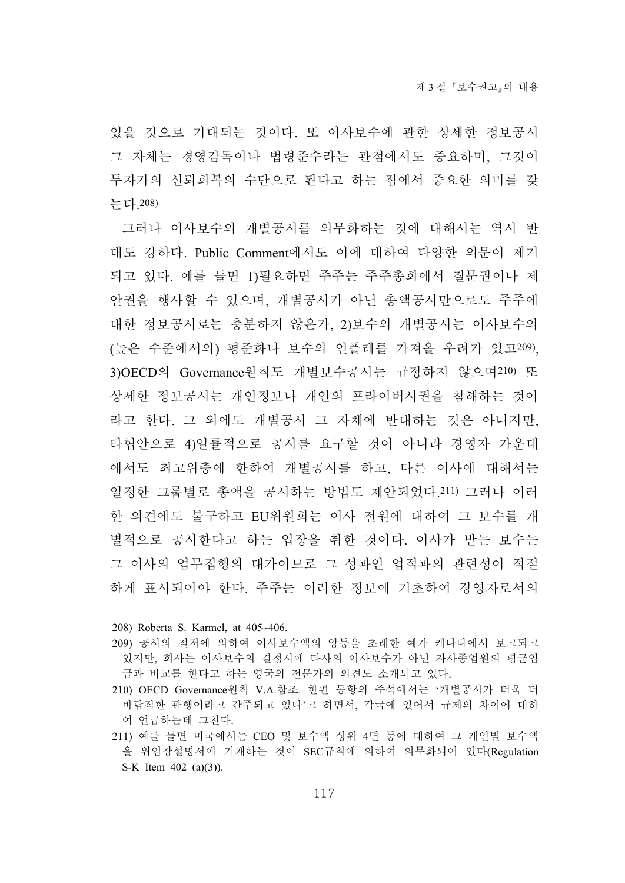있을 것으로 기대되는 것이다. 또 이사보수에 관한 상세한 정보공시 그 자체는 경영감독이나 법령준수라는 관점에서도 중요하며, 그것이 투자가의 신뢰회복의 수단으로 된다고 하는 점에서 중요한 의미를 갖는다.[208]

그러나 이사보수의 개별공시를 의무화하는 것에 대해서는 역시 반대도 강하다. Public Comment에서도 이에 대하여 다양한 의문이 제기되고 있다. 예를 들면 1)필요하면 주주는 주주총회에서 질문권이나 제안권을 행사할 수 있으며, 개별공시가 아닌 총액공시만으로도 주주에 대한 정보공시로는 충분하지 않은가, 2)보수의 개별공시는 이사보수의 (높은 수준에서의) 평준화나 보수의 인플레를 가져올 우려가 있고[209], 3)OECD의 Governance원칙도 개별보수공시는 규정하지 않으며[210] 또 상세한 정보공시는 개인정보나 개인의 프라이버시권을 침해하는 것이라고 한다. 그 외에도 개별공시 그 자체에 반대하는 것은 아니지만, 타협안으로 4)일률적으로 공시를 요구할 것이 아니라 경영자 가운데에서도 최고위층에 한하여 개별공시를 하고, 다른 이사에 대해서는 일정한 그룹별로 총액을 공시하는 방법도 제안되었다.[211] 그러나 이러한 의견에도 불구하고 EU위원회는 이사 전원에 대하여 그 보수를 개별적으로 공시한다고 하는 입장을 취한 것이다. 이사가 받는 보수는 그 이사의 업무집행의 대가이므로 그 성과인 업적과의 관련성이 적절하게 표시되어야 한다. 주주는 이러한 정보에 기초하여 경영자로서의

---

208) Roberta S. Karmel, at 405~406.

209) 공시의 철저에 의하여 이사보수액의 앙등을 초래한 예가 캐나다에서 보고되고 있지만, 회사는 이사보수의 결정시에 타사의 이사보수가 아닌 자사종업원의 평균임금과 비교를 한다고 하는 영국의 전문가의 의견도 소개되고 있다.

210) OECD Governance원칙 V.A.참조. 한편 동항의 주석에서는 '개별공시가 더욱 더 바람직한 관행이라고 간주되고 있다'고 하면서, 각국에 있어서 규제의 차이에 대하여 언급하는데 그친다.

211) 예를 들면 미국에서는 CEO 및 보수액 상위 4면 등에 대하여 그 개인별 보수액을 위임장설명서에 기재하는 것이 SEC규칙에 의하여 의무화되어 있다(Regulation S-K Item 402 (a)(3)).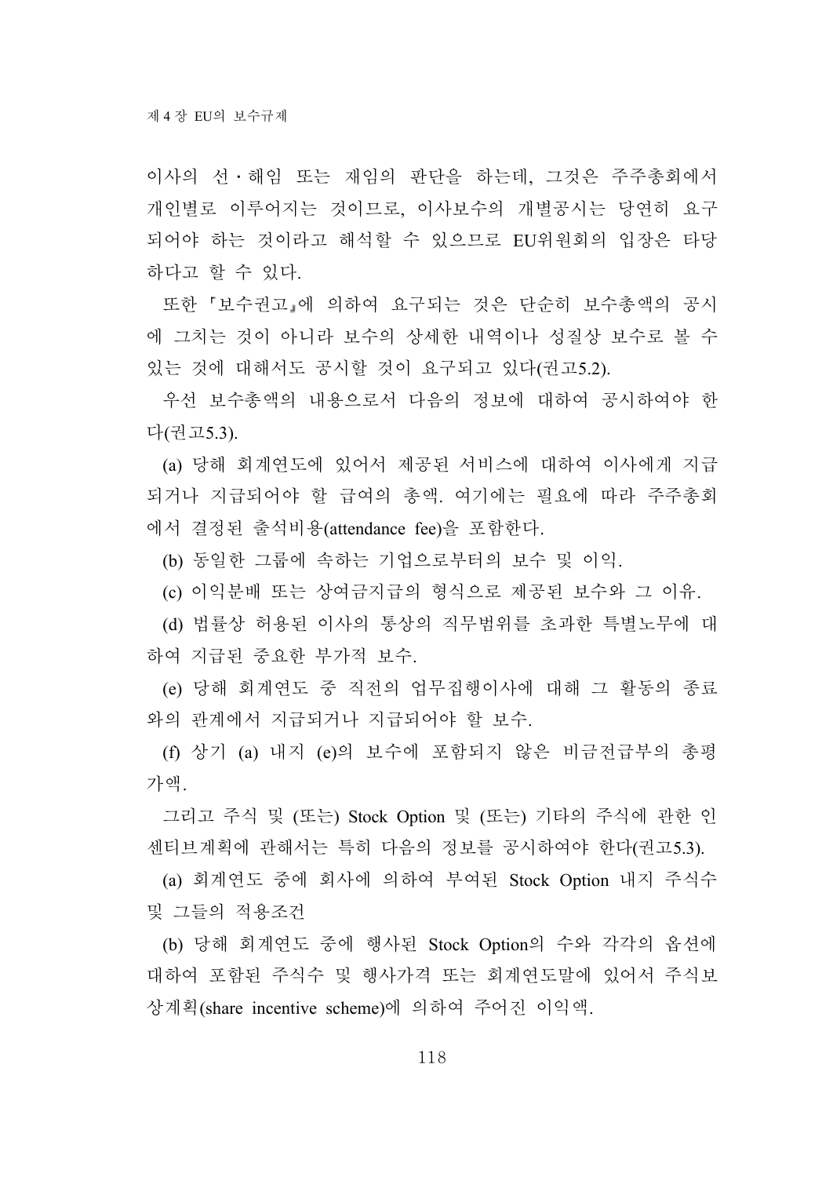이사의 선·해임 또는 재임의 판단을 하는데, 그것은 주주총회에서 개인별로 이루어지는 것이므로, 이사보수의 개별공시는 당연히 요구되어야 하는 것이라고 해석할 수 있으므로 EU위원회의 입장은 타당하다고 할 수 있다.

또한 「보수권고」에 의하여 요구되는 것은 단순히 보수총액의 공시에 그치는 것이 아니라 보수의 상세한 내역이나 성질상 보수로 볼 수 있는 것에 대해서도 공시할 것이 요구되고 있다(권고5.2).

우선 보수총액의 내용으로서 다음의 정보에 대하여 공시하여야 한다(권고5.3).

(a) 당해 회계연도에 있어서 제공된 서비스에 대하여 이사에게 지급되거나 지급되어야 할 급여의 총액. 여기에는 필요에 따라 주주총회에서 결정된 출석비용(attendance fee)을 포함한다.

(b) 동일한 그룹에 속하는 기업으로부터의 보수 및 이익.

(c) 이익분배 또는 상여금지급의 형식으로 제공된 보수와 그 이유.

(d) 법률상 허용된 이사의 통상의 직무범위를 초과한 특별노무에 대하여 지급된 중요한 부가적 보수.

(e) 당해 회계연도 중 직전의 업무집행이사에 대해 그 활동의 종료와의 관계에서 지급되거나 지급되어야 할 보수.

(f) 상기 (a) 내지 (e)의 보수에 포함되지 않은 비금전급부의 총평가액.

그리고 주식 및 (또는) Stock Option 및 (또는) 기타의 주식에 관한 인센티브계획에 관해서는 특히 다음의 정보를 공시하여야 한다(권고5.3).

(a) 회계연도 중에 회사에 의하여 부여된 Stock Option 내지 주식수 및 그들의 적용조건

(b) 당해 회계연도 중에 행사된 Stock Option의 수와 각각의 옵션에 대하여 포함된 주식수 및 행사가격 또는 회계연도말에 있어서 주식보상계획(share incentive scheme)에 의하여 주어진 이익액.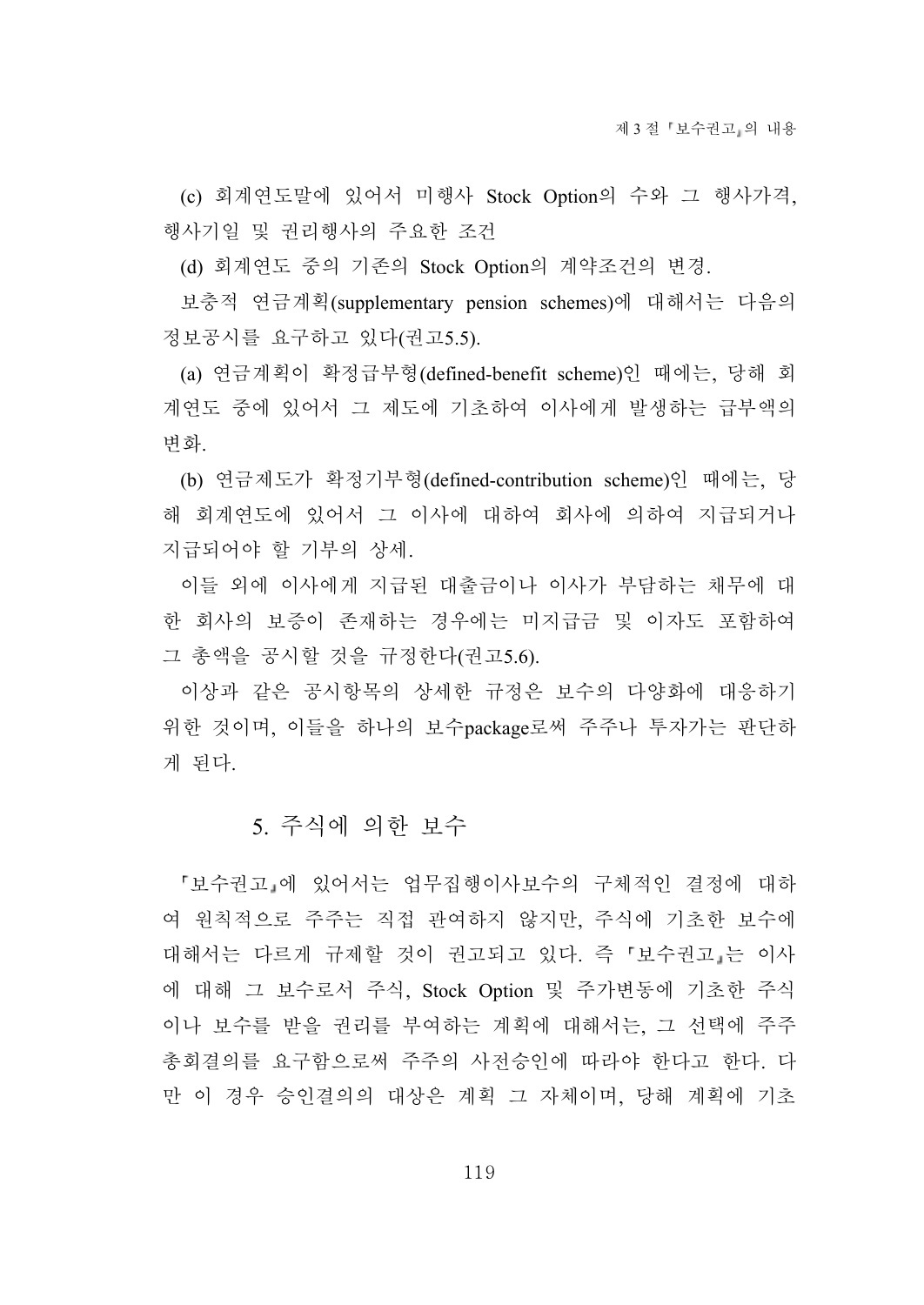(c) 회계연도말에 있어서 미행사 Stock Option의 수와 그 행사가격, 행사기일 및 권리행사의 주요한 조건

(d) 회계연도 중의 기존의 Stock Option의 계약조건의 변경.

보충적 연금계획(supplementary pension schemes)에 대해서는 다음의 정보공시를 요구하고 있다(권고5.5).

(a) 연금계획이 확정급부형(defined-benefit scheme)인 때에는, 당해 회계연도 중에 있어서 그 제도에 기초하여 이사에게 발생하는 급부액의 변화.

(b) 연금제도가 확정기부형(defined-contribution scheme)인 때에는, 당해 회계연도에 있어서 그 이사에 대하여 회사에 의하여 지급되거나 지급되어야 할 기부의 상세.

이들 외에 이사에게 지급된 대출금이나 이사가 부담하는 채무에 대한 회사의 보증이 존재하는 경우에는 미지급금 및 이자도 포함하여 그 총액을 공시할 것을 규정한다(권고5.6).

이상과 같은 공시항목의 상세한 규정은 보수의 다양화에 대응하기 위한 것이며, 이들을 하나의 보수package로써 주주나 투자가는 판단하게 된다.

## 5. 주식에 의한 보수

『보수권고』에 있어서는 업무집행이사보수의 구체적인 결정에 대하여 원칙적으로 주주는 직접 관여하지 않지만, 주식에 기초한 보수에 대해서는 다르게 규제할 것이 권고되고 있다. 즉 『보수권고』는 이사에 대해 그 보수로서 주식, Stock Option 및 주가변동에 기초한 주식이나 보수를 받을 권리를 부여하는 계획에 대해서는, 그 선택에 주주총회결의를 요구함으로써 주주의 사전승인에 따라야 한다고 한다. 다만 이 경우 승인결의의 대상은 계획 그 자체이며, 당해 계획에 기초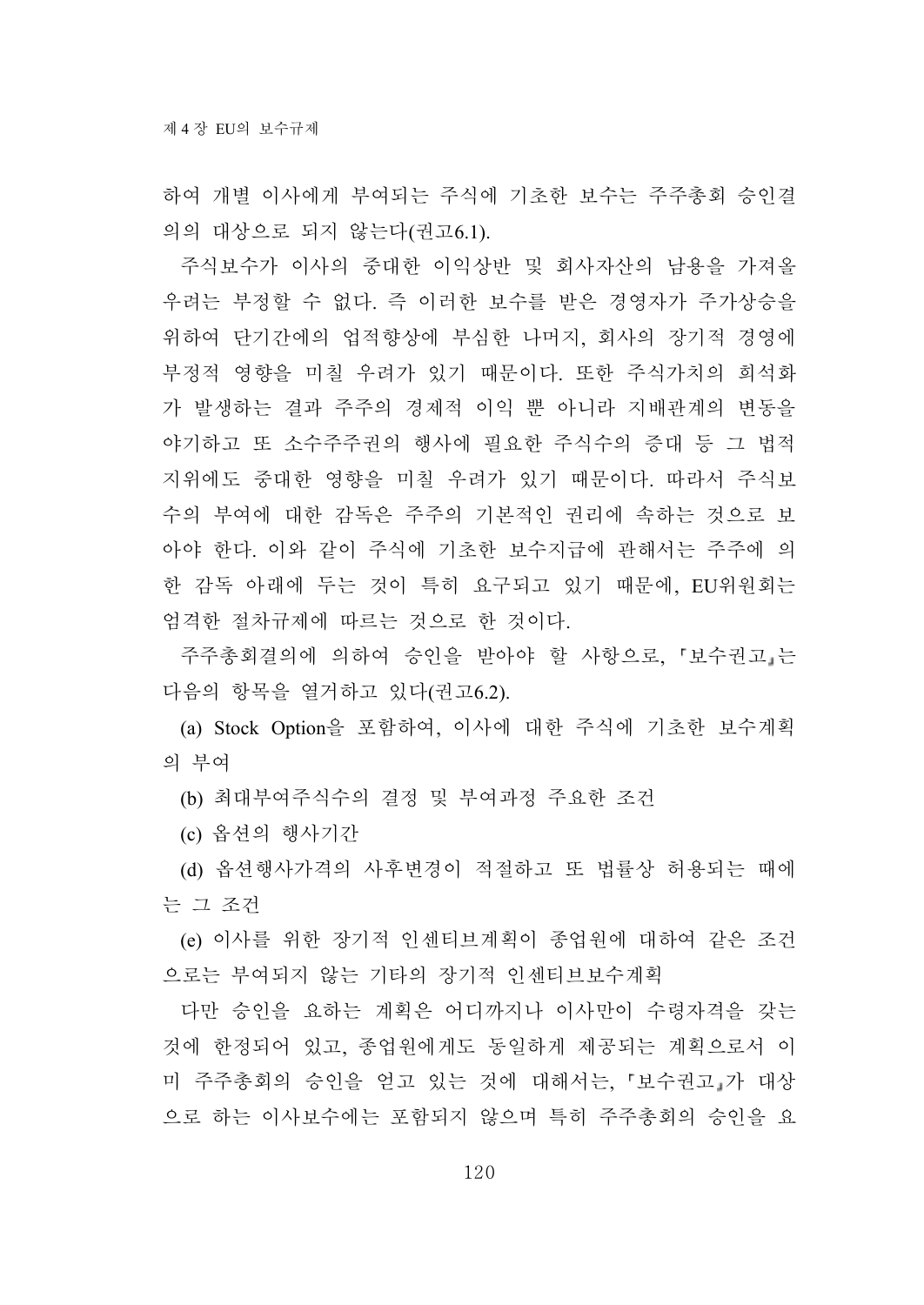하여 개별 이사에게 부여되는 주식에 기초한 보수는 주주총회 승인결의의 대상으로 되지 않는다(권고6.1).

주식보수가 이사의 중대한 이익상반 및 회사자산의 남용을 가져올 우려는 부정할 수 없다. 즉 이러한 보수를 받은 경영자가 주가상승을 위하여 단기간에의 업적향상에 부심한 나머지, 회사의 장기적 경영에 부정적 영향을 미칠 우려가 있기 때문이다. 또한 주식가치의 희석화가 발생하는 결과 주주의 경제적 이익 뿐 아니라 지배관계의 변동을 야기하고 또 소수주주권의 행사에 필요한 주식수의 증대 등 그 법적 지위에도 중대한 영향을 미칠 우려가 있기 때문이다. 따라서 주식보수의 부여에 대한 감독은 주주의 기본적인 권리에 속하는 것으로 보아야 한다. 이와 같이 주식에 기초한 보수지급에 관해서는 주주에 의한 감독 아래에 두는 것이 특히 요구되고 있기 때문에, EU위원회는 엄격한 절차규제에 따르는 것으로 한 것이다.

주주총회결의에 의하여 승인을 받아야 할 사항으로, 「보수권고」는 다음의 항목을 열거하고 있다(권고6.2).

(a) Stock Option을 포함하여, 이사에 대한 주식에 기초한 보수계획의 부여

(b) 최대부여주식수의 결정 및 부여과정 주요한 조건

(c) 옵션의 행사기간

(d) 옵션행사가격의 사후변경이 적절하고 또 법률상 허용되는 때에는 그 조건

(e) 이사를 위한 장기적 인센티브계획이 종업원에 대하여 같은 조건으로는 부여되지 않는 기타의 장기적 인센티브보수계획

다만 승인을 요하는 계획은 어디까지나 이사만이 수령자격을 갖는 것에 한정되어 있고, 종업원에게도 동일하게 제공되는 계획으로서 이미 주주총회의 승인을 얻고 있는 것에 대해서는, 「보수권고」가 대상으로 하는 이사보수에는 포함되지 않으며 특히 주주총회의 승인을 요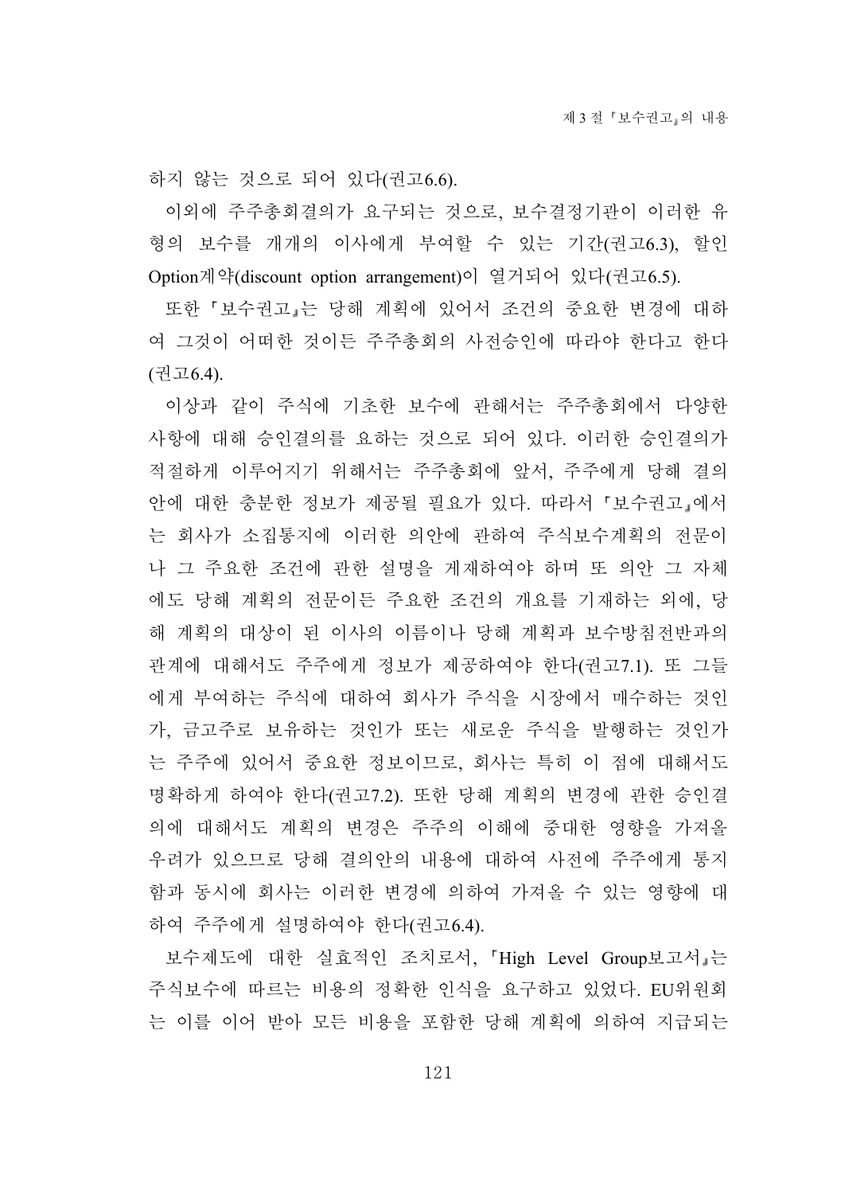하지 않는 것으로 되어 있다(권고6.6).

이외에 주주총회결의가 요구되는 것으로, 보수결정기관이 이러한 유형의 보수를 개개의 이사에게 부여할 수 있는 기간(권고6.3), 할인 Option계약(discount option arrangement)이 열거되어 있다(권고6.5).

또한「보수권고」는 당해 계획에 있어서 조건의 중요한 변경에 대하여 그것이 어떠한 것이든 주주총회의 사전승인에 따라야 한다고 한다(권고6.4).

이상과 같이 주식에 기초한 보수에 관해서는 주주총회에서 다양한 사항에 대해 승인결의를 요하는 것으로 되어 있다. 이러한 승인결의가 적절하게 이루어지기 위해서는 주주총회에 앞서, 주주에게 당해 결의안에 대한 충분한 정보가 제공될 필요가 있다. 따라서「보수권고」에서는 회사가 소집통지에 이러한 의안에 관하여 주식보수계획의 전문이나 그 주요한 조건에 관한 설명을 게재하여야 하며 또 의안 그 자체에도 당해 계획의 전문이든 주요한 조건의 개요를 기재하는 외에, 당해 계획의 대상이 된 이사의 이름이나 당해 계획과 보수방침전반과의 관계에 대해서도 주주에게 정보가 제공하여야 한다(권고7.1). 또 그들에게 부여하는 주식에 대하여 회사가 주식을 시장에서 매수하는 것인가, 금고주로 보유하는 것인가 또는 새로운 주식을 발행하는 것인가는 주주에 있어서 중요한 정보이므로, 회사는 특히 이 점에 대해서도 명확하게 하여야 한다(권고7.2). 또한 당해 계획의 변경에 관한 승인결의에 대해서도 계획의 변경은 주주의 이해에 중대한 영향을 가져올 우려가 있으므로 당해 결의안의 내용에 대하여 사전에 주주에게 통지함과 동시에 회사는 이러한 변경에 의하여 가져올 수 있는 영향에 대하여 주주에게 설명하여야 한다(권고6.4).

보수제도에 대한 실효적인 조치로서,「High Level Group보고서」는 주식보수에 따르는 비용의 정확한 인식을 요구하고 있었다. EU위원회는 이를 이어 받아 모든 비용을 포함한 당해 계획에 의하여 지급되는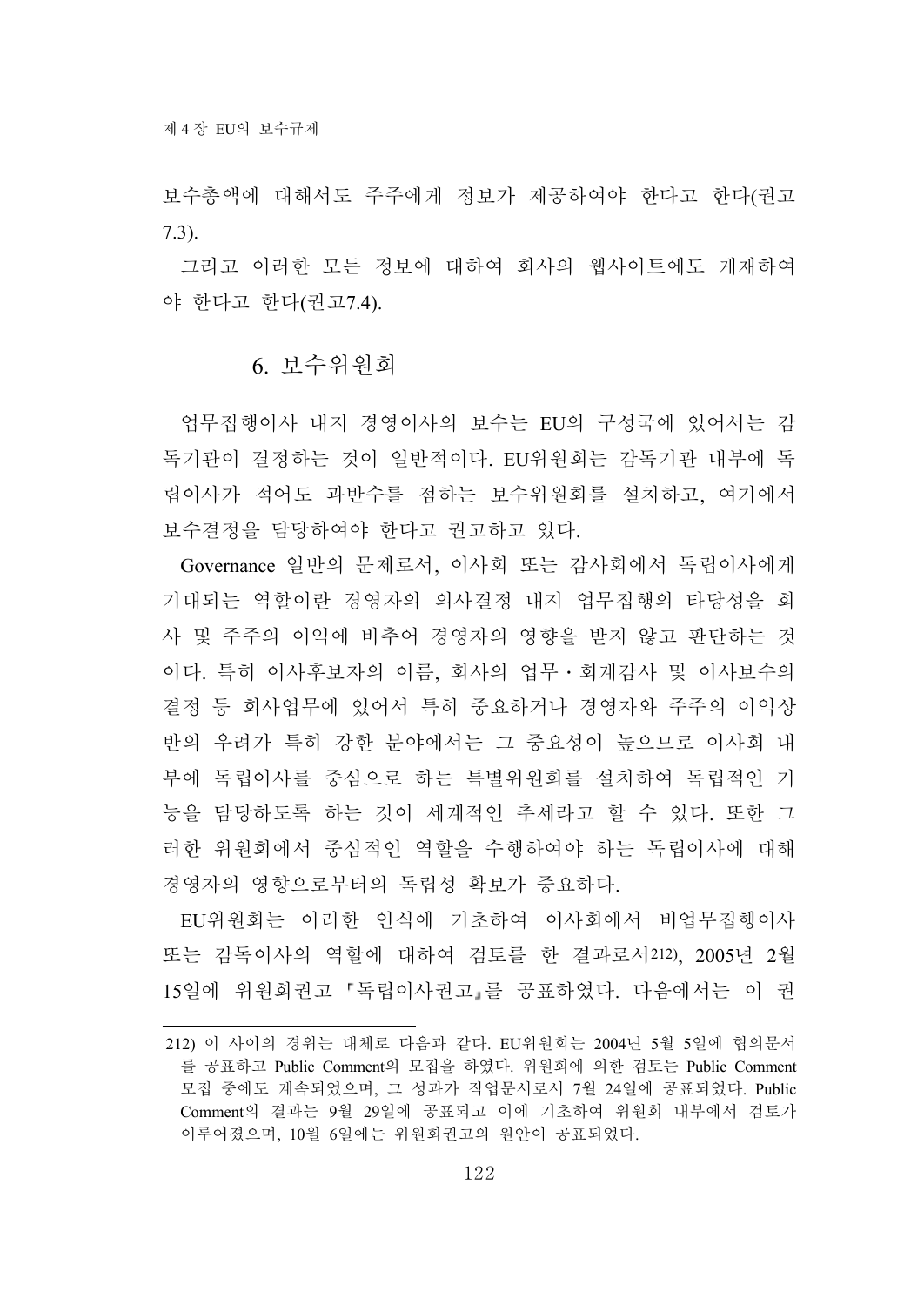보수총액에 대해서도 주주에게 정보가 제공하여야 한다고 한다(권고 7.3).

그리고 이러한 모든 정보에 대하여 회사의 웹사이트에도 게재하여야 한다고 한다(권고7.4).

## 6. 보수위원회

업무집행이사 내지 경영이사의 보수는 EU의 구성국에 있어서는 감독기관이 결정하는 것이 일반적이다. EU위원회는 감독기관 내부에 독립이사가 적어도 과반수를 점하는 보수위원회를 설치하고, 여기에서 보수결정을 담당하여야 한다고 권고하고 있다.

Governance 일반의 문제로서, 이사회 또는 감사회에서 독립이사에게 기대되는 역할이란 경영자의 의사결정 내지 업무집행의 타당성을 회사 및 주주의 이익에 비추어 경영자의 영향을 받지 않고 판단하는 것이다. 특히 이사후보자의 이름, 회사의 업무・회계감사 및 이사보수의 결정 등 회사업무에 있어서 특히 중요하거나 경영자와 주주의 이익상반의 우려가 특히 강한 분야에서는 그 중요성이 높으므로 이사회 내부에 독립이사를 중심으로 하는 특별위원회를 설치하여 독립적인 기능을 담당하도록 하는 것이 세계적인 추세라고 할 수 있다. 또한 그러한 위원회에서 중심적인 역할을 수행하여야 하는 독립이사에 대해 경영자의 영향으로부터의 독립성 확보가 중요하다.

EU위원회는 이러한 인식에 기초하여 이사회에서 비업무집행이사 또는 감독이사의 역할에 대하여 검토를 한 결과로서[212], 2005년 2월 15일에 위원회권고 『독립이사권고』를 공표하였다. 다음에서는 이 권

---

212) 이 사이의 경위는 대체로 다음과 같다. EU위원회는 2004년 5월 5일에 협의문서를 공표하고 Public Comment의 모집을 하였다. 위원회에 의한 검토는 Public Comment 모집 중에도 계속되었으며, 그 성과가 작업문서로서 7월 24일에 공표되었다. Public Comment의 결과는 9월 29일에 공표되고 이에 기초하여 위원회 내부에서 검토가 이루어졌으며, 10월 6일에는 위원회권고의 원안이 공표되었다.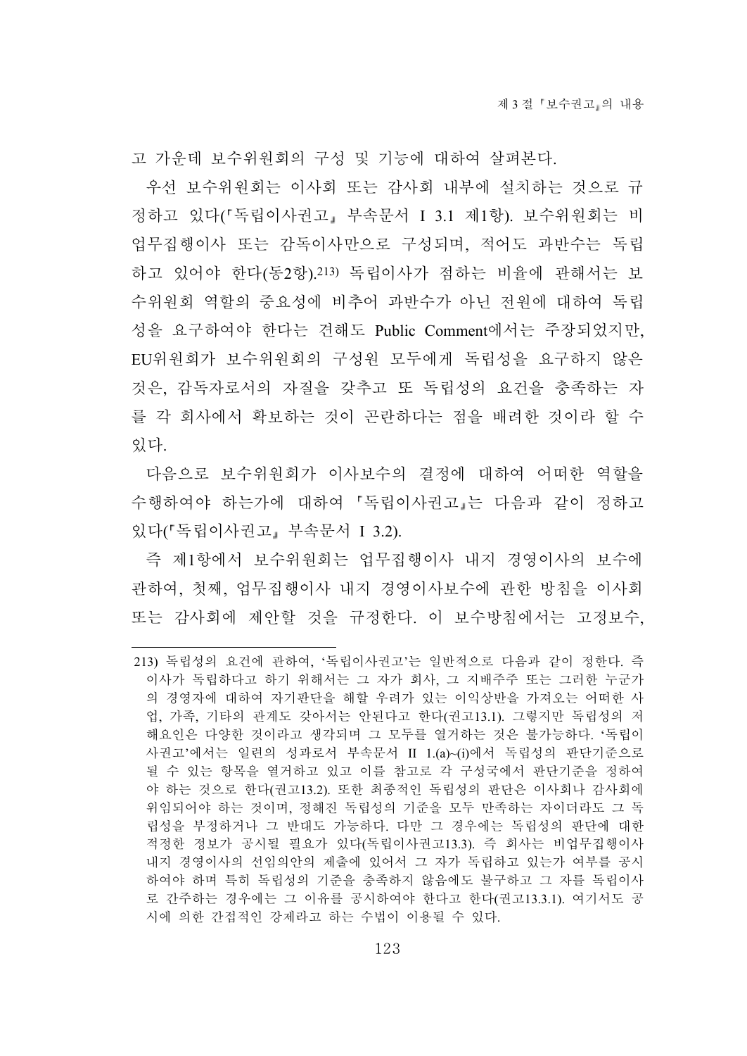고 가운데 보수위원회의 구성 및 기능에 대하여 살펴본다.

우선 보수위원회는 이사회 또는 감사회 내부에 설치하는 것으로 규정하고 있다(『독립이사권고』 부속문서 I 3.1 제1항). 보수위원회는 비업무집행이사 또는 감독이사만으로 구성되며, 적어도 과반수는 독립하고 있어야 한다(동2항).[213] 독립이사가 점하는 비율에 관해서는 보수위원회 역할의 중요성에 비추어 과반수가 아닌 전원에 대하여 독립성을 요구하여야 한다는 견해도 Public Comment에서는 주장되었지만, EU위원회가 보수위원회의 구성원 모두에게 독립성을 요구하지 않은 것은, 감독자로서의 자질을 갖추고 또 독립성의 요건을 충족하는 자를 각 회사에서 확보하는 것이 곤란하다는 점을 배려한 것이라 할 수 있다.

다음으로 보수위원회가 이사보수의 결정에 대하여 어떠한 역할을 수행하여야 하는가에 대하여 『독립이사권고』는 다음과 같이 정하고 있다(『독립이사권고』 부속문서 I 3.2).

즉 제1항에서 보수위원회는 업무집행이사 내지 경영이사의 보수에 관하여, 첫째, 업무집행이사 내지 경영이사보수에 관한 방침을 이사회 또는 감사회에 제안할 것을 규정한다. 이 보수방침에서는 고정보수,

---

213) 독립성의 요건에 관하여, '독립이사권고'는 일반적으로 다음과 같이 정한다. 즉 이사가 독립하다고 하기 위해서는 그 자가 회사, 그 지배주주 또는 그러한 누군가의 경영자에 대하여 자기판단을 해할 우려가 있는 이익상반을 가져오는 어떠한 사업, 가족, 기타의 관계도 갖아서는 안된다고 한다(권고13.1). 그렇지만 독립성의 저해요인은 다양한 것이라고 생각되며 그 모두를 열거하는 것은 불가능하다. '독립이사권고'에서는 일련의 성과로서 부속문서 II 1.(a)~(i)에서 독립성의 판단기준으로 될 수 있는 항목을 열거하고 있고 이를 참고로 각 구성국에서 판단기준을 정하여야 하는 것으로 한다(권고13.2). 또한 최종적인 독립성의 판단은 이사회나 감사회에 위임되어야 하는 것이며, 정해진 독립성의 기준을 모두 만족하는 자이더라도 그 독립성을 부정하거나 그 반대도 가능하다. 다만 그 경우에는 독립성의 판단에 대한 적정한 정보가 공시될 필요가 있다(독립이사권고13.3). 즉 회사는 비업무집행이사 내지 경영이사의 선임의안의 제출에 있어서 그 자가 독립하고 있는가 여부를 공시하여야 하며 특히 독립성의 기준을 충족하지 않음에도 불구하고 그 자를 독립이사로 간주하는 경우에는 그 이유를 공시하여야 한다고 한다(권고13.3.1). 여기서도 공시에 의한 간접적인 강제라고 하는 수법이 이용될 수 있다.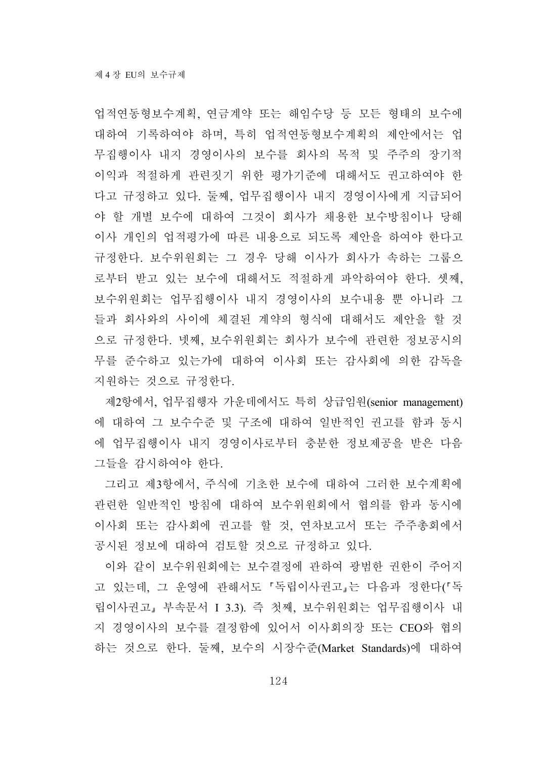업적연동형보수계획, 연금계약 또는 해임수당 등 모든 형태의 보수에 대하여 기록하여야 하며, 특히 업적연동형보수계획의 제안에서는 업무집행이사 내지 경영이사의 보수를 회사의 목적 및 주주의 장기적 이익과 적절하게 관련짓기 위한 평가기준에 대해서도 권고하여야 한다고 규정하고 있다. 둘째, 업무집행이사 내지 경영이사에게 지급되어야 할 개별 보수에 대하여 그것이 회사가 채용한 보수방침이나 당해 이사 개인의 업적평가에 따른 내용으로 되도록 제안을 하여야 한다고 규정한다. 보수위원회는 그 경우 당해 이사가 회사가 속하는 그룹으로부터 받고 있는 보수에 대해서도 적절하게 파악하여야 한다. 셋째, 보수위원회는 업무집행이사 내지 경영이사의 보수내용 뿐 아니라 그들과 회사와의 사이에 체결된 계약의 형식에 대해서도 제안을 할 것으로 규정한다. 넷째, 보수위원회는 회사가 보수에 관련한 정보공시의무를 준수하고 있는가에 대하여 이사회 또는 감사회에 의한 감독을 지원하는 것으로 규정한다.

제2항에서, 업무집행자 가운데에서도 특히 상급임원(senior management)에 대하여 그 보수수준 및 구조에 대하여 일반적인 권고를 함과 동시에 업무집행이사 내지 경영이사로부터 충분한 정보제공을 받은 다음 그들을 감시하여야 한다.

그리고 제3항에서, 주식에 기초한 보수에 대하여 그러한 보수계획에 관련한 일반적인 방침에 대하여 보수위원회에서 협의를 함과 동시에 이사회 또는 감사회에 권고를 할 것, 연차보고서 또는 주주총회에서 공시된 정보에 대하여 검토할 것으로 규정하고 있다.

이와 같이 보수위원회에는 보수결정에 관하여 광범한 권한이 주어지고 있는데, 그 운영에 관해서도 『독립이사권고』는 다음과 정한다(『독립이사권고』 부속문서 I 3.3). 즉 첫째, 보수위원회는 업무집행이사 내지 경영이사의 보수를 결정함에 있어서 이사회의장 또는 CEO와 협의하는 것으로 한다. 둘째, 보수의 시장수준(Market Standards)에 대하여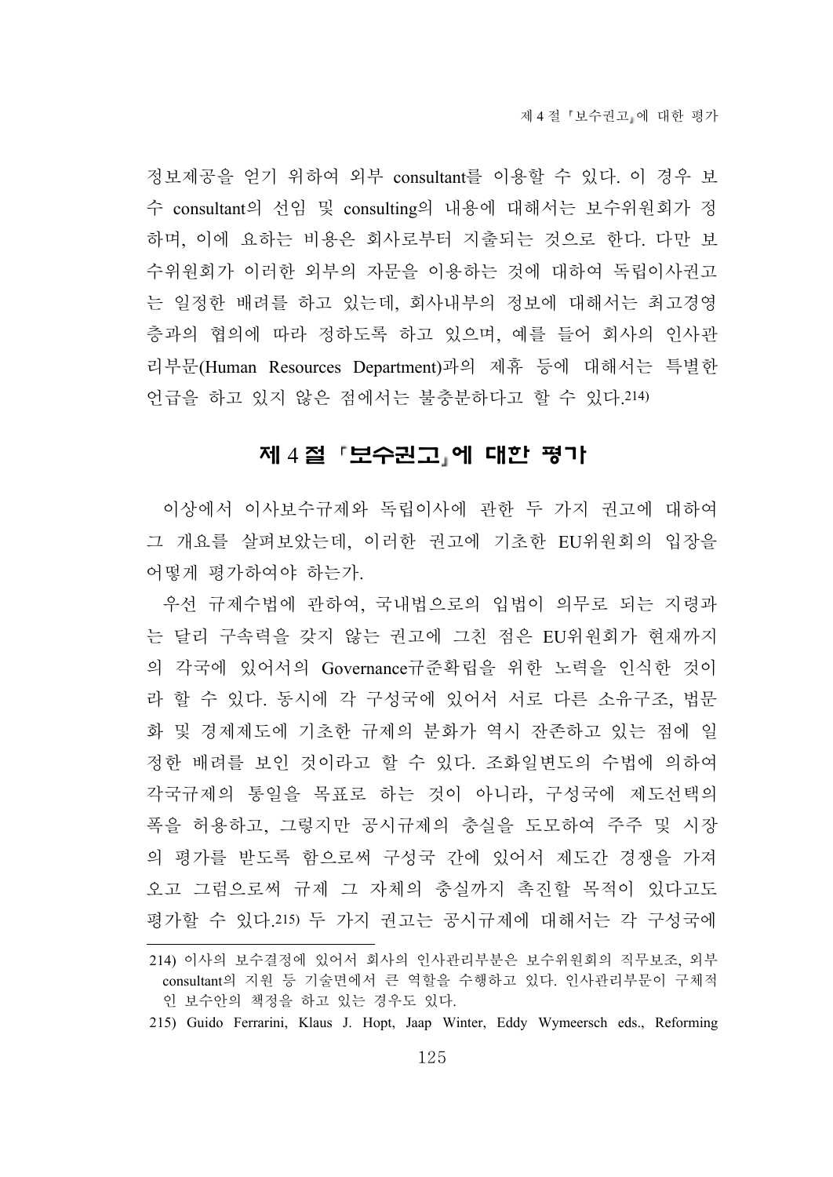정보제공을 얻기 위하여 외부 consultant를 이용할 수 있다. 이 경우 보수 consultant의 선임 및 consulting의 내용에 대해서는 보수위원회가 정하며, 이에 요하는 비용은 회사로부터 지출되는 것으로 한다. 다만 보수위원회가 이러한 외부의 자문을 이용하는 것에 대하여 독립이사권고는 일정한 배려를 하고 있는데, 회사내부의 정보에 대해서는 최고경영층과의 협의에 따라 정하도록 하고 있으며, 예를 들어 회사의 인사관리부문(Human Resources Department)과의 제휴 등에 대해서는 특별한 언급을 하고 있지 않은 점에서는 불충분하다고 할 수 있다.[214]

## 제 4 절 「보수권고」에 대한 평가

이상에서 이사보수규제와 독립이사에 관한 두 가지 권고에 대하여 그 개요를 살펴보았는데, 이러한 권고에 기초한 EU위원회의 입장을 어떻게 평가하여야 하는가.

우선 규제수법에 관하여, 국내법으로의 입법이 의무로 되는 지령과는 달리 구속력을 갖지 않는 권고에 그친 점은 EU위원회가 현재까지의 각국에 있어서의 Governance규준확립을 위한 노력을 인식한 것이라 할 수 있다. 동시에 각 구성국에 있어서 서로 다른 소유구조, 법문화 및 경제제도에 기초한 규제의 분화가 역시 잔존하고 있는 점에 일정한 배려를 보인 것이라고 할 수 있다. 조화일변도의 수법에 의하여 각국규제의 통일을 목표로 하는 것이 아니라, 구성국에 제도선택의 폭을 허용하고, 그렇지만 공시규제의 충실을 도모하여 주주 및 시장의 평가를 받도록 함으로써 구성국 간에 있어서 제도간 경쟁을 가져오고 그럼으로써 규제 그 자체의 충실까지 촉진할 목적이 있다고도 평가할 수 있다.[215] 두 가지 권고는 공시규제에 대해서는 각 구성국에

---

214) 이사의 보수결정에 있어서 회사의 인사관리부분은 보수위원회의 직무보조, 외부 consultant의 지원 등 기술면에서 큰 역할을 수행하고 있다. 인사관리부문이 구체적인 보수안의 책정을 하고 있는 경우도 있다.

215) Guido Ferrarini, Klaus J. Hopt, Jaap Winter, Eddy Wymeersch eds., Reforming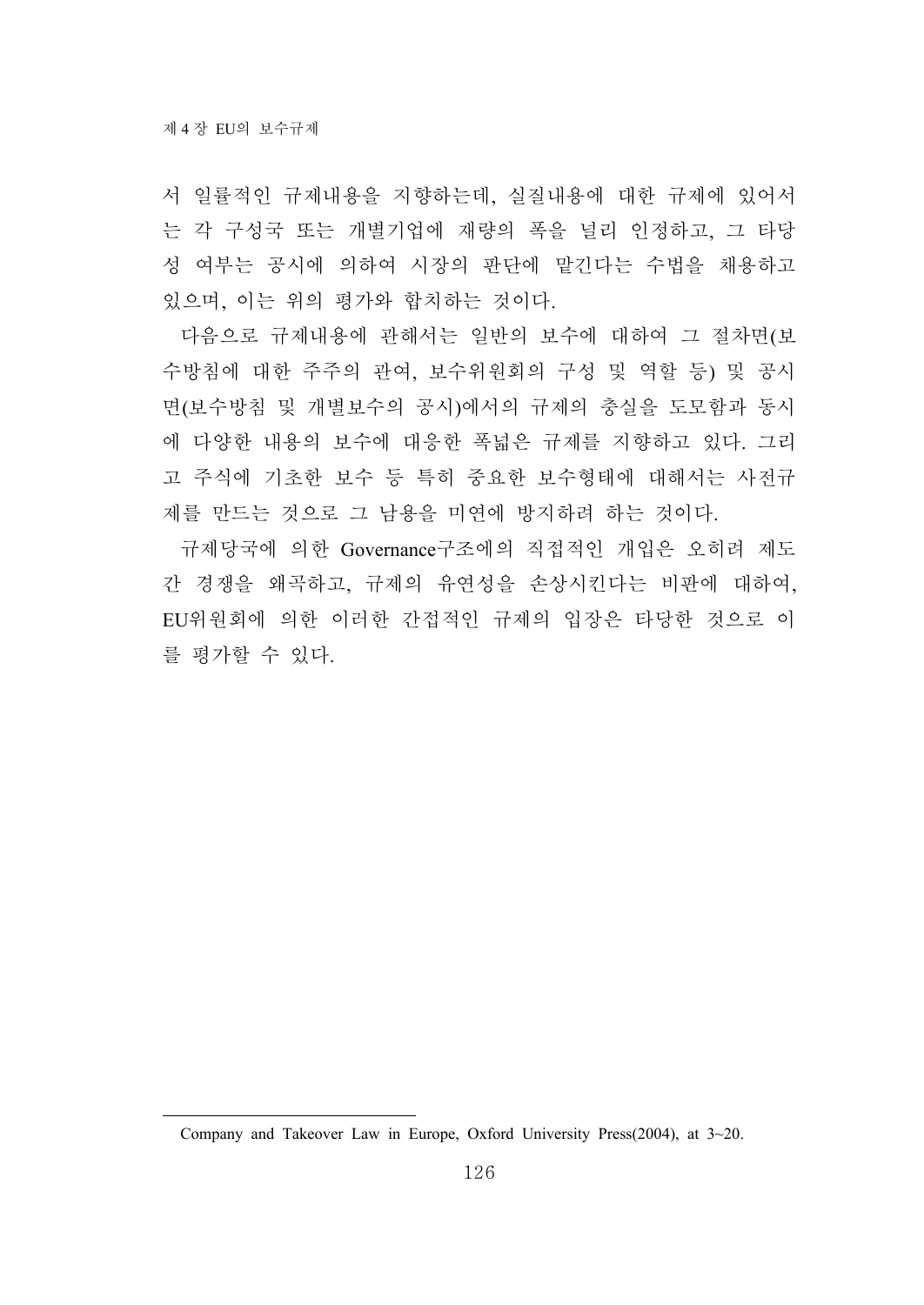서 일률적인 규제내용을 지향하는데, 실질내용에 대한 규제에 있어서는 각 구성국 또는 개별기업에 재량의 폭을 널리 인정하고, 그 타당성 여부는 공시에 의하여 시장의 판단에 맡긴다는 수법을 채용하고 있으며, 이는 위의 평가와 합치하는 것이다.

다음으로 규제내용에 관해서는 일반의 보수에 대하여 그 절차면(보수방침에 대한 주주의 관여, 보수위원회의 구성 및 역할 등) 및 공시면(보수방침 및 개별보수의 공시)에서의 규제의 충실을 도모함과 동시에 다양한 내용의 보수에 대응한 폭넓은 규제를 지향하고 있다. 그리고 주식에 기초한 보수 등 특히 중요한 보수형태에 대해서는 사전규제를 만드는 것으로 그 남용을 미연에 방지하려 하는 것이다.

규제당국에 의한 Governance구조에의 직접적인 개입은 오히려 제도간 경쟁을 왜곡하고, 규제의 유연성을 손상시킨다는 비판에 대하여, EU위원회에 의한 이러한 간접적인 규제의 입장은 타당한 것으로 이를 평가할 수 있다.

---

Company and Takeover Law in Europe, Oxford University Press(2004), at 3~20.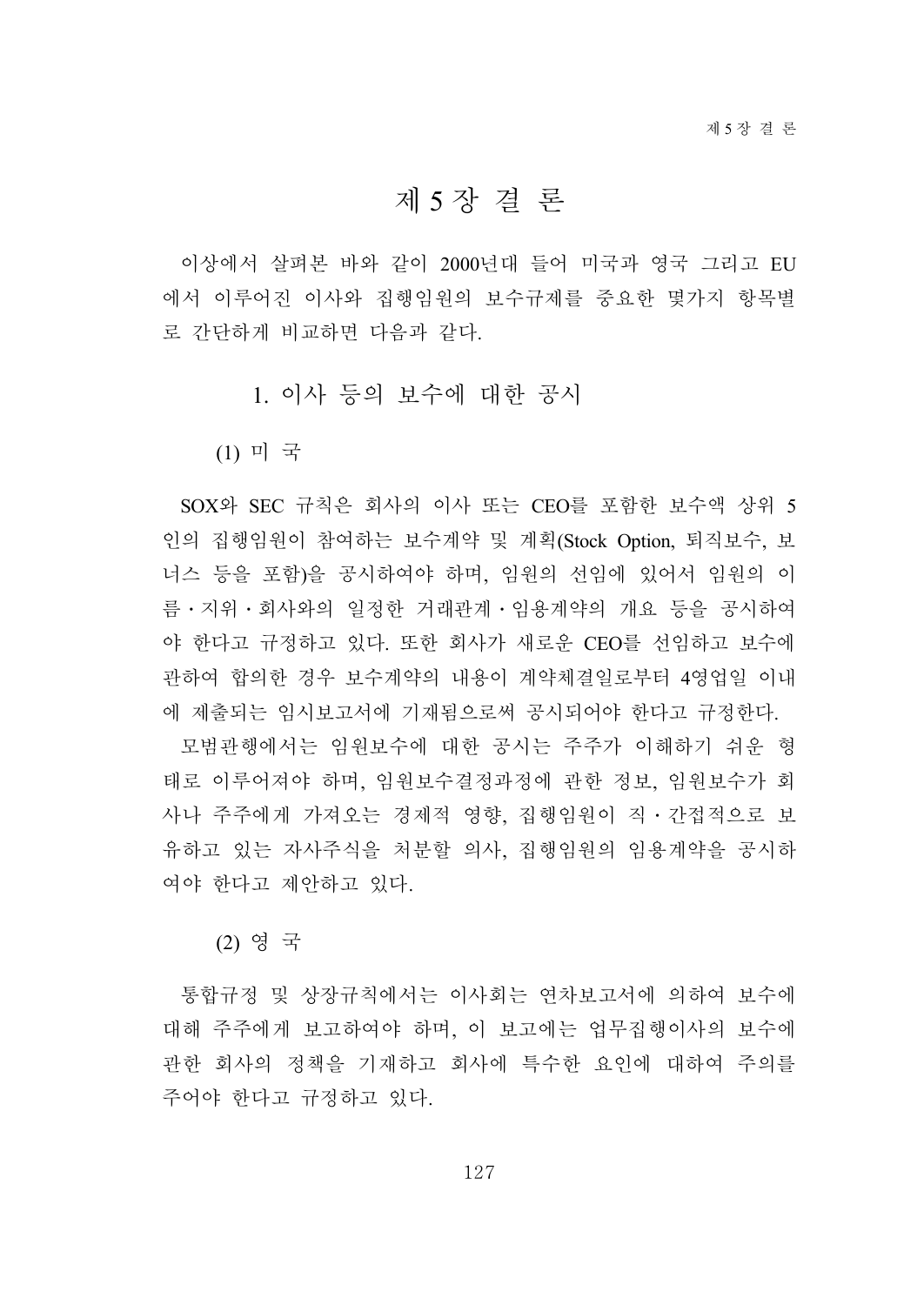# 제 5 장 결 론

이상에서 살펴본 바와 같이 2000년대 들어 미국과 영국 그리고 EU에서 이루어진 이사와 집행임원의 보수규제를 중요한 몇가지 항목별로 간단하게 비교하면 다음과 같다.

## 1. 이사 등의 보수에 대한 공시

### (1) 미 국

SOX와 SEC 규칙은 회사의 이사 또는 CEO를 포함한 보수액 상위 5인의 집행임원이 참여하는 보수계약 및 계획(Stock Option, 퇴직보수, 보너스 등을 포함)을 공시하여야 하며, 임원의 선임에 있어서 임원의 이름・지위・회사와의 일정한 거래관계・임용계약의 개요 등을 공시하여야 한다고 규정하고 있다. 또한 회사가 새로운 CEO를 선임하고 보수에 관하여 합의한 경우 보수계약의 내용이 계약체결일로부터 4영업일 이내에 제출되는 임시보고서에 기재됨으로써 공시되어야 한다고 규정한다.

모범관행에서는 임원보수에 대한 공시는 주주가 이해하기 쉬운 형태로 이루어져야 하며, 임원보수결정과정에 관한 정보, 임원보수가 회사나 주주에게 가져오는 경제적 영향, 집행임원이 직・간접적으로 보유하고 있는 자사주식을 처분할 의사, 집행임원의 임용계약을 공시하여야 한다고 제안하고 있다.

### (2) 영 국

통합규정 및 상장규칙에서는 이사회는 연차보고서에 의하여 보수에 대해 주주에게 보고하여야 하며, 이 보고에는 업무집행이사의 보수에 관한 회사의 정책을 기재하고 회사에 특수한 요인에 대하여 주의를 주어야 한다고 규정하고 있다.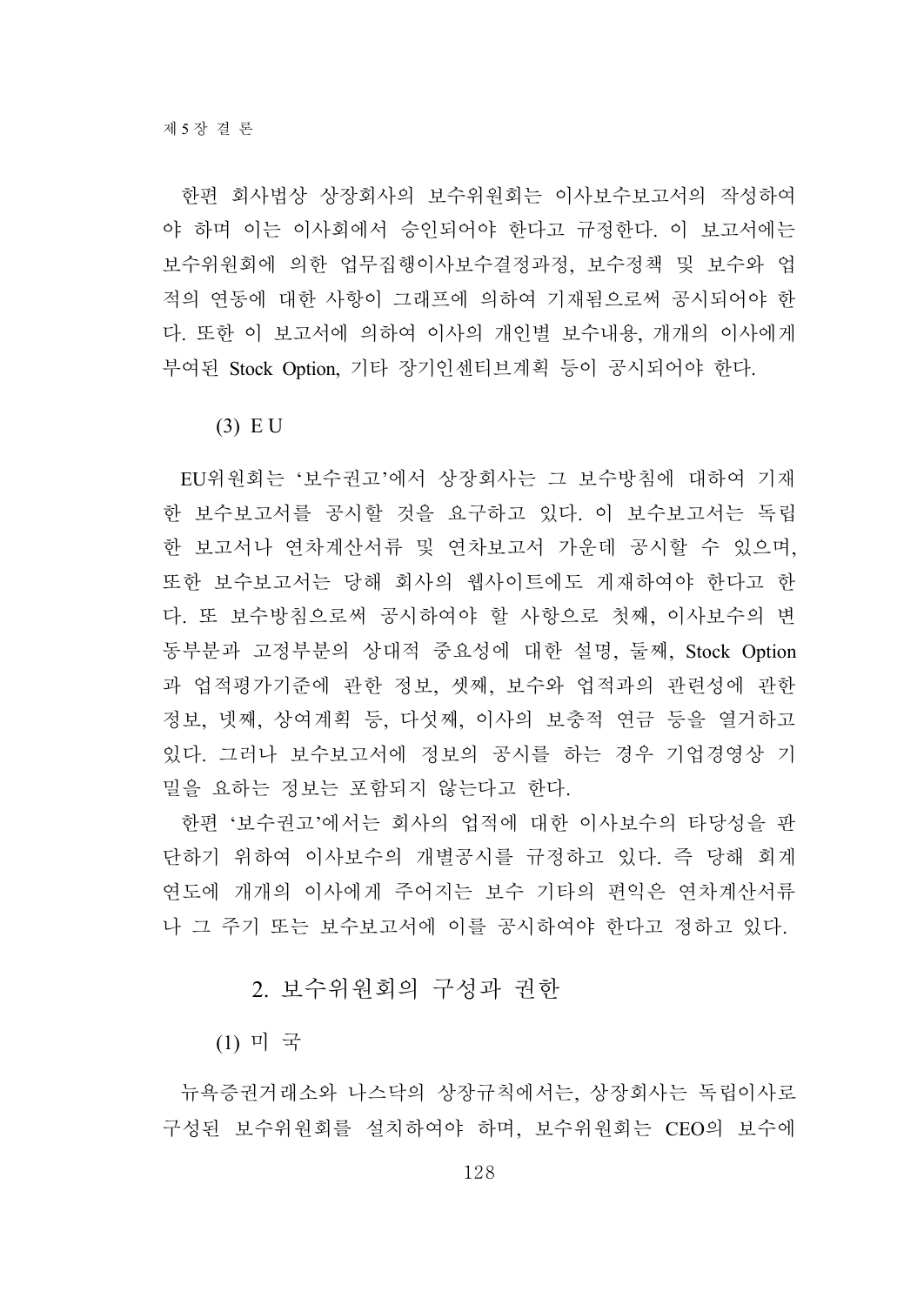한편 회사법상 상장회사의 보수위원회는 이사보수보고서의 작성하여야 하며 이는 이사회에서 승인되어야 한다고 규정한다. 이 보고서에는 보수위원회에 의한 업무집행이사보수결정과정, 보수정책 및 보수와 업적의 연동에 대한 사항이 그래프에 의하여 기재됨으로써 공시되어야 한다. 또한 이 보고서에 의하여 이사의 개인별 보수내용, 개개의 이사에게 부여된 Stock Option, 기타 장기인센티브계획 등이 공시되어야 한다.

#### (3) E U

EU위원회는 '보수권고'에서 상장회사는 그 보수방침에 대하여 기재한 보수보고서를 공시할 것을 요구하고 있다. 이 보수보고서는 독립한 보고서나 연차계산서류 및 연차보고서 가운데 공시할 수 있으며, 또한 보수보고서는 당해 회사의 웹사이트에도 게재하여야 한다고 한다. 또 보수방침으로써 공시하여야 할 사항으로 첫째, 이사보수의 변동부분과 고정부분의 상대적 중요성에 대한 설명, 둘째, Stock Option과 업적평가기준에 관한 정보, 셋째, 보수와 업적과의 관련성에 관한 정보, 넷째, 상여계획 등, 다섯째, 이사의 보충적 연금 등을 열거하고 있다. 그러나 보수보고서에 정보의 공시를 하는 경우 기업경영상 기밀을 요하는 정보는 포함되지 않는다고 한다.

한편 '보수권고'에서는 회사의 업적에 대한 이사보수의 타당성을 판단하기 위하여 이사보수의 개별공시를 규정하고 있다. 즉 당해 회계연도에 개개의 이사에게 주어지는 보수 기타의 편익은 연차계산서류나 그 주기 또는 보수보고서에 이를 공시하여야 한다고 정하고 있다.

### 2. 보수위원회의 구성과 권한

#### (1) 미 국

뉴욕증권거래소와 나스닥의 상장규칙에서는, 상장회사는 독립이사로 구성된 보수위원회를 설치하여야 하며, 보수위원회는 CEO의 보수에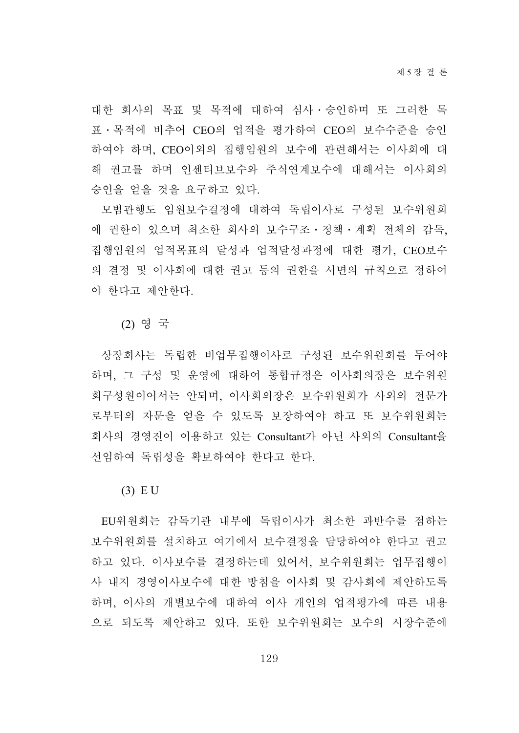대한 회사의 목표 및 목적에 대하여 심사·승인하며 또 그러한 목표·목적에 비추어 CEO의 업적을 평가하여 CEO의 보수수준을 승인하여야 하며, CEO이외의 집행임원의 보수에 관련해서는 이사회에 대해 권고를 하며 인센티브보수와 주식연계보수에 대해서는 이사회의 승인을 얻을 것을 요구하고 있다.

모범관행도 임원보수결정에 대하여 독립이사로 구성된 보수위원회에 권한이 있으며 최소한 회사의 보수구조·정책·계획 전체의 감독, 집행임원의 업적목표의 달성과 업적달성과정에 대한 평가, CEO보수의 결정 및 이사회에 대한 권고 등의 권한을 서면의 규칙으로 정하여야 한다고 제안한다.

(2) 영 국

상장회사는 독립한 비업무집행이사로 구성된 보수위원회를 두어야 하며, 그 구성 및 운영에 대하여 통합규정은 이사회의장은 보수위원회구성원이어서는 안되며, 이사회의장은 보수위원회가 사외의 전문가로부터의 자문을 얻을 수 있도록 보장하여야 하고 또 보수위원회는 회사의 경영진이 이용하고 있는 Consultant가 아닌 사외의 Consultant을 선임하여 독립성을 확보하여야 한다고 한다.

(3) E U

EU위원회는 감독기관 내부에 독립이사가 최소한 과반수를 점하는 보수위원회를 설치하고 여기에서 보수결정을 담당하여야 한다고 권고하고 있다. 이사보수를 결정하는데 있어서, 보수위원회는 업무집행이사 내지 경영이사보수에 대한 방침을 이사회 및 감사회에 제안하도록 하며, 이사의 개별보수에 대하여 이사 개인의 업적평가에 따른 내용으로 되도록 제안하고 있다. 또한 보수위원회는 보수의 시장수준에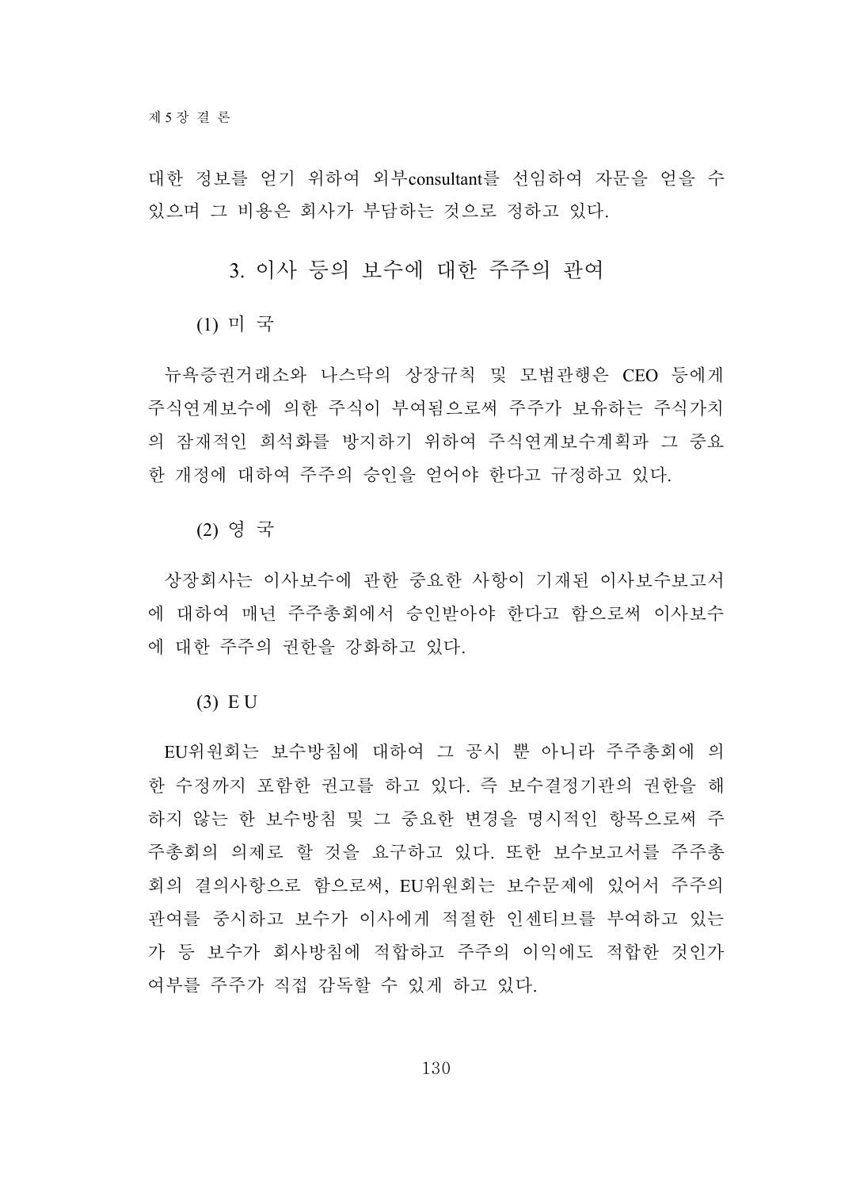대한 정보를 얻기 위하여 외부consultant를 선임하여 자문을 얻을 수 있으며 그 비용은 회사가 부담하는 것으로 정하고 있다.

## 3. 이사 등의 보수에 대한 주주의 관여

### (1) 미 국

뉴욕증권거래소와 나스닥의 상장규칙 및 모범관행은 CEO 등에게 주식연계보수에 의한 주식이 부여됨으로써 주주가 보유하는 주식가치의 잠재적인 희석화를 방지하기 위하여 주식연계보수계획과 그 중요한 개정에 대하여 주주의 승인을 얻어야 한다고 규정하고 있다.

### (2) 영 국

상장회사는 이사보수에 관한 중요한 사항이 기재된 이사보수보고서에 대하여 매년 주주총회에서 승인받아야 한다고 함으로써 이사보수에 대한 주주의 권한을 강화하고 있다.

### (3) E U

EU위원회는 보수방침에 대하여 그 공시 뿐 아니라 주주총회에 의한 수정까지 포함한 권고를 하고 있다. 즉 보수결정기관의 권한을 해하지 않는 한 보수방침 및 그 중요한 변경을 명시적인 항목으로써 주주총회의 의제로 할 것을 요구하고 있다. 또한 보수보고서를 주주총회의 결의사항으로 함으로써, EU위원회는 보수문제에 있어서 주주의 관여를 중시하고 보수가 이사에게 적절한 인센티브를 부여하고 있는가 등 보수가 회사방침에 적합하고 주주의 이익에도 적합한 것인가 여부를 주주가 직접 감독할 수 있게 하고 있다.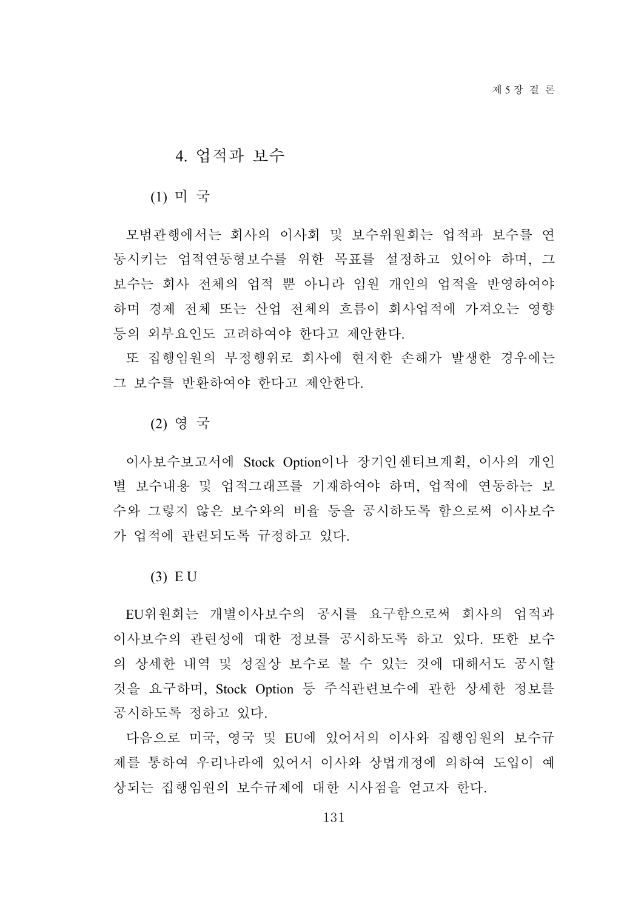## 4. 업적과 보수

### (1) 미 국

모범관행에서는 회사의 이사회 및 보수위원회는 업적과 보수를 연동시키는 업적연동형보수를 위한 목표를 설정하고 있어야 하며, 그 보수는 회사 전체의 업적 뿐 아니라 임원 개인의 업적을 반영하여야 하며 경제 전체 또는 산업 전체의 흐름이 회사업적에 가져오는 영향 등의 외부요인도 고려하여야 한다고 제안한다.

또 집행임원의 부정행위로 회사에 현저한 손해가 발생한 경우에는 그 보수를 반환하여야 한다고 제안한다.

### (2) 영 국

이사보수보고서에 Stock Option이나 장기인센티브계획, 이사의 개인별 보수내용 및 업적그래프를 기재하여야 하며, 업적에 연동하는 보수와 그렇지 않은 보수와의 비율 등을 공시하도록 함으로써 이사보수가 업적에 관련되도록 규정하고 있다.

### (3) E U

EU위원회는 개별이사보수의 공시를 요구함으로써 회사의 업적과 이사보수의 관련성에 대한 정보를 공시하도록 하고 있다. 또한 보수의 상세한 내역 및 성질상 보수로 볼 수 있는 것에 대해서도 공시할 것을 요구하며, Stock Option 등 주식관련보수에 관한 상세한 정보를 공시하도록 정하고 있다.

다음으로 미국, 영국 및 EU에 있어서의 이사와 집행임원의 보수규제를 통하여 우리나라에 있어서 이사와 상법개정에 의하여 도입이 예상되는 집행임원의 보수규제에 대한 시사점을 얻고자 한다.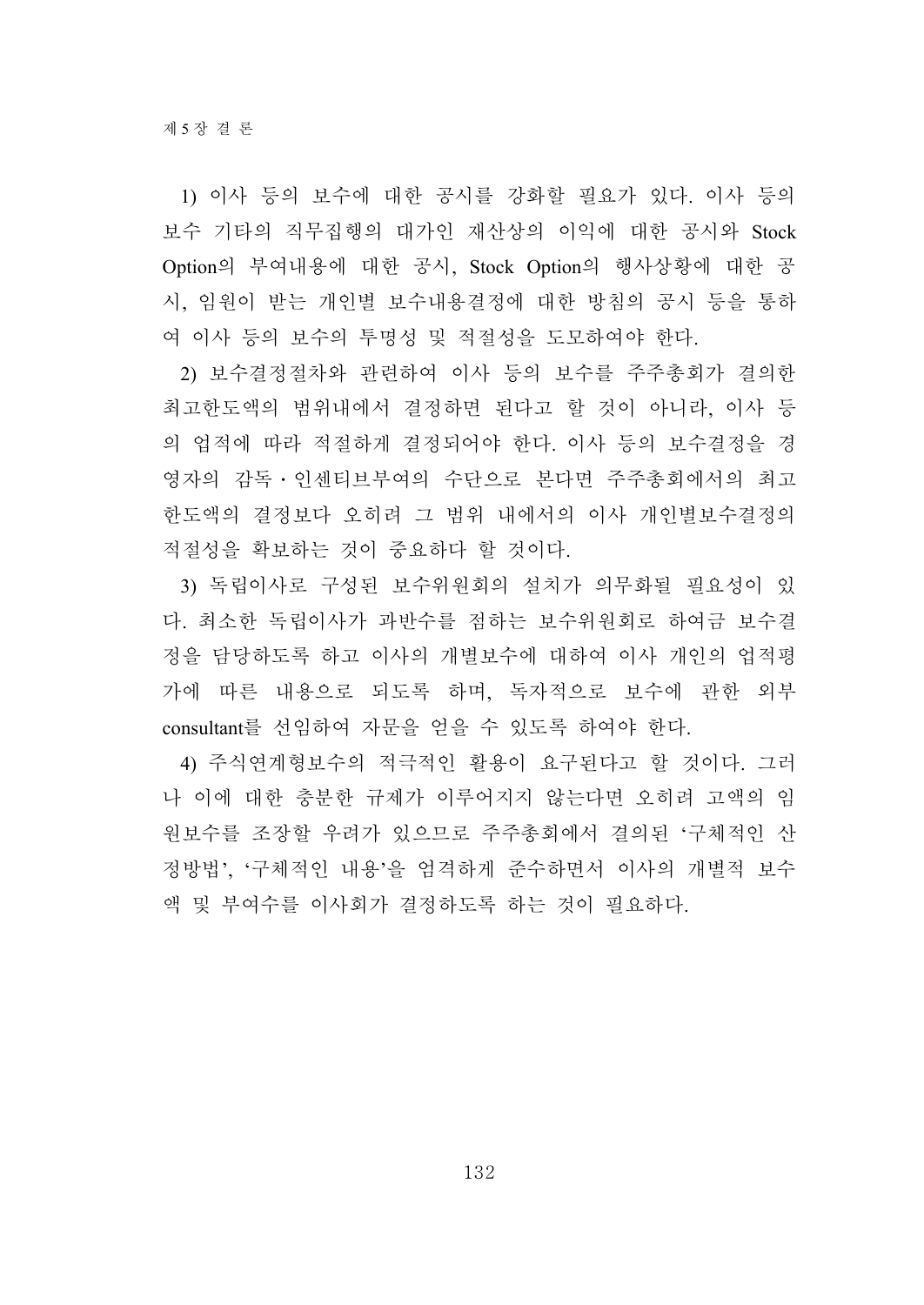1) 이사 등의 보수에 대한 공시를 강화할 필요가 있다. 이사 등의 보수 기타의 직무집행의 대가인 재산상의 이익에 대한 공시와 Stock Option의 부여내용에 대한 공시, Stock Option의 행사상황에 대한 공시, 임원이 받는 개인별 보수내용결정에 대한 방침의 공시 등을 통하여 이사 등의 보수의 투명성 및 적절성을 도모하여야 한다.

2) 보수결정절차와 관련하여 이사 등의 보수를 주주총회가 결의한 최고한도액의 범위내에서 결정하면 된다고 할 것이 아니라, 이사 등의 업적에 따라 적절하게 결정되어야 한다. 이사 등의 보수결정을 경영자의 감독·인센티브부여의 수단으로 본다면 주주총회에서의 최고한도액의 결정보다 오히려 그 범위 내에서의 이사 개인별보수결정의 적절성을 확보하는 것이 중요하다 할 것이다.

3) 독립이사로 구성된 보수위원회의 설치가 의무화될 필요성이 있다. 최소한 독립이사가 과반수를 점하는 보수위원회로 하여금 보수결정을 담당하도록 하고 이사의 개별보수에 대하여 이사 개인의 업적평가에 따른 내용으로 되도록 하며, 독자적으로 보수에 관한 외부 consultant를 선임하여 자문을 얻을 수 있도록 하여야 한다.

4) 주식연계형보수의 적극적인 활용이 요구된다고 할 것이다. 그러나 이에 대한 충분한 규제가 이루어지지 않는다면 오히려 고액의 임원보수를 조장할 우려가 있으므로 주주총회에서 결의된 '구체적인 산정방법', '구체적인 내용'을 엄격하게 준수하면서 이사의 개별적 보수액 및 부여수를 이사회가 결정하도록 하는 것이 필요하다.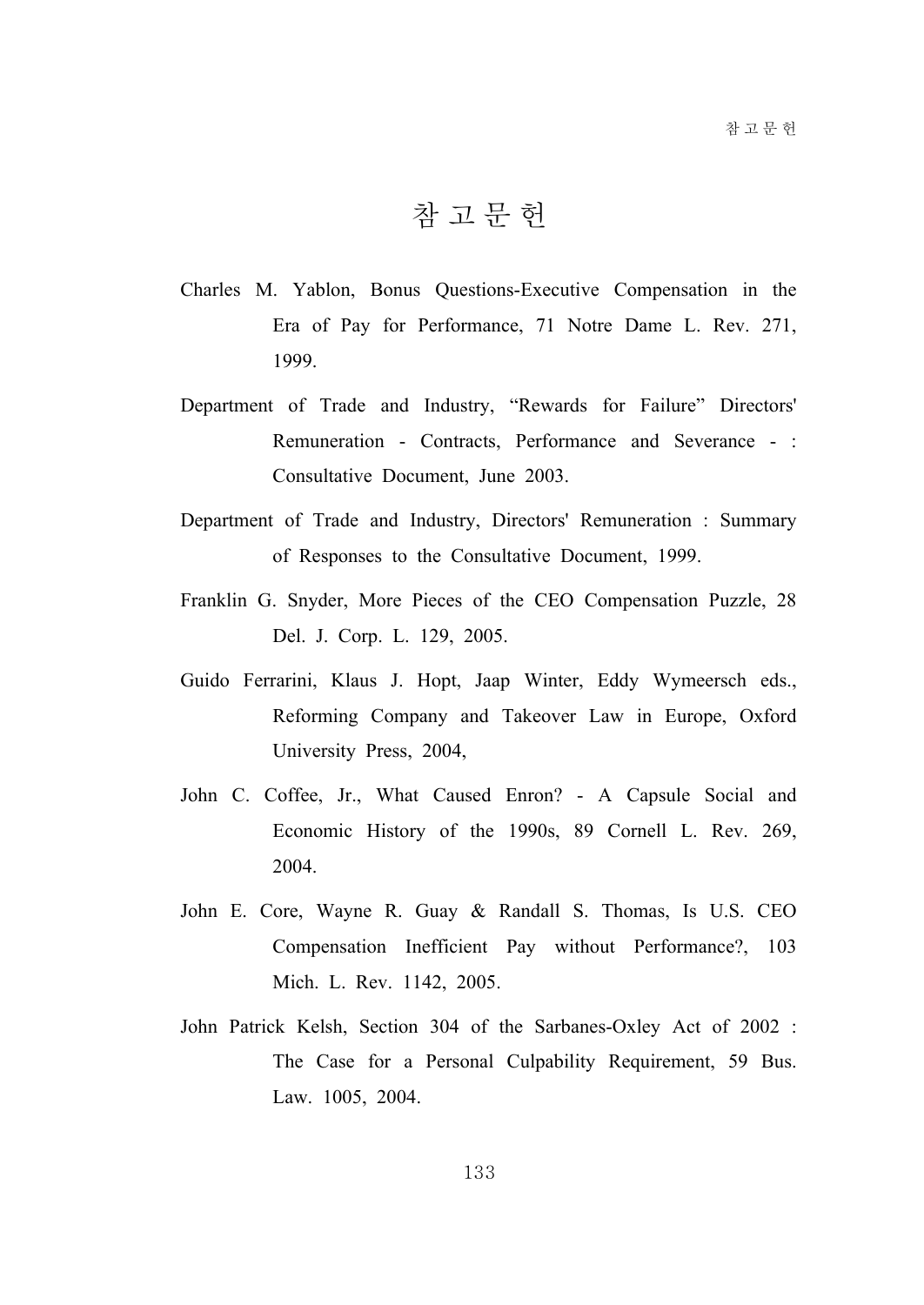# 참 고 문 헌

Charles M. Yablon, Bonus Questions-Executive Compensation in the Era of Pay for Performance, 71 Notre Dame L. Rev. 271, 1999.

Department of Trade and Industry, “Rewards for Failure” Directors' Remuneration - Contracts, Performance and Severance - : Consultative Document, June 2003.

Department of Trade and Industry, Directors' Remuneration : Summary of Responses to the Consultative Document, 1999.

Franklin G. Snyder, More Pieces of the CEO Compensation Puzzle, 28 Del. J. Corp. L. 129, 2005.

Guido Ferrarini, Klaus J. Hopt, Jaap Winter, Eddy Wymeersch eds., Reforming Company and Takeover Law in Europe, Oxford University Press, 2004,

John C. Coffee, Jr., What Caused Enron? - A Capsule Social and Economic History of the 1990s, 89 Cornell L. Rev. 269, 2004.

John E. Core, Wayne R. Guay & Randall S. Thomas, Is U.S. CEO Compensation Inefficient Pay without Performance?, 103 Mich. L. Rev. 1142, 2005.

John Patrick Kelsh, Section 304 of the Sarbanes-Oxley Act of 2002 : The Case for a Personal Culpability Requirement, 59 Bus. Law. 1005, 2004.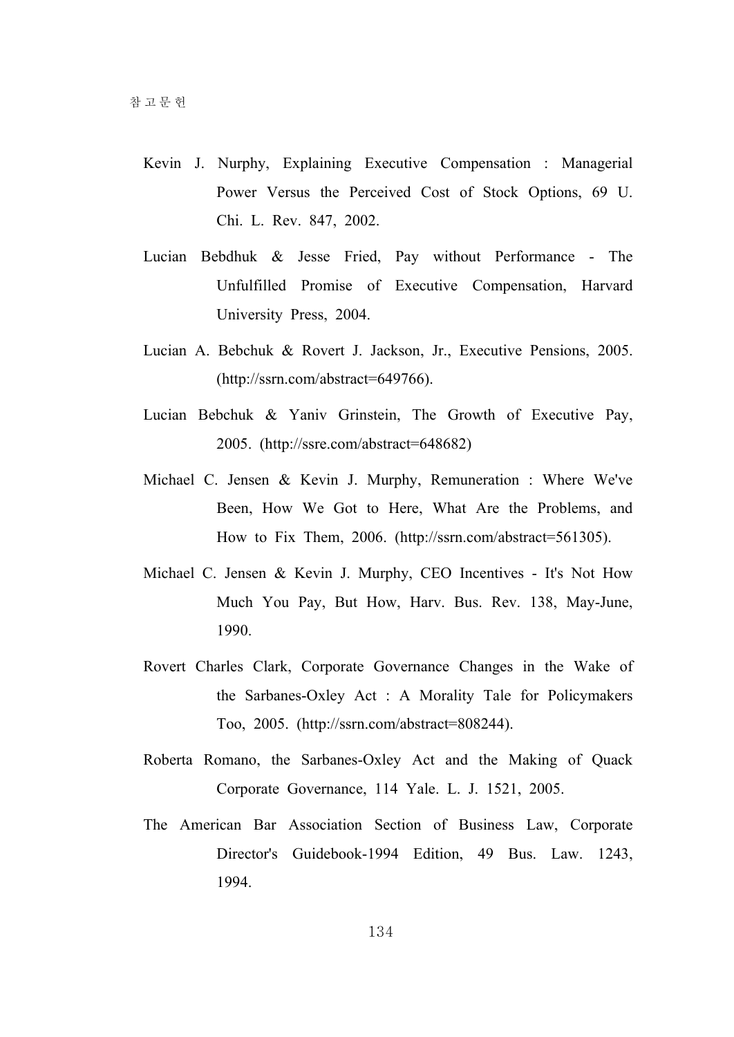Kevin J. Nurphy, Explaining Executive Compensation : Managerial Power Versus the Perceived Cost of Stock Options, 69 U. Chi. L. Rev. 847, 2002.

Lucian Bebdhuk & Jesse Fried, Pay without Performance - The Unfulfilled Promise of Executive Compensation, Harvard University Press, 2004.

Lucian A. Bebchuk & Rovert J. Jackson, Jr., Executive Pensions, 2005. (http://ssrn.com/abstract=649766).

Lucian Bebchuk & Yaniv Grinstein, The Growth of Executive Pay, 2005. (http://ssre.com/abstract=648682)

Michael C. Jensen & Kevin J. Murphy, Remuneration : Where We've Been, How We Got to Here, What Are the Problems, and How to Fix Them, 2006. (http://ssrn.com/abstract=561305).

Michael C. Jensen & Kevin J. Murphy, CEO Incentives - It's Not How Much You Pay, But How, Harv. Bus. Rev. 138, May-June, 1990.

Rovert Charles Clark, Corporate Governance Changes in the Wake of the Sarbanes-Oxley Act : A Morality Tale for Policymakers Too, 2005. (http://ssrn.com/abstract=808244).

Roberta Romano, the Sarbanes-Oxley Act and the Making of Quack Corporate Governance, 114 Yale. L. J. 1521, 2005.

The American Bar Association Section of Business Law, Corporate Director's Guidebook-1994 Edition, 49 Bus. Law. 1243, 1994.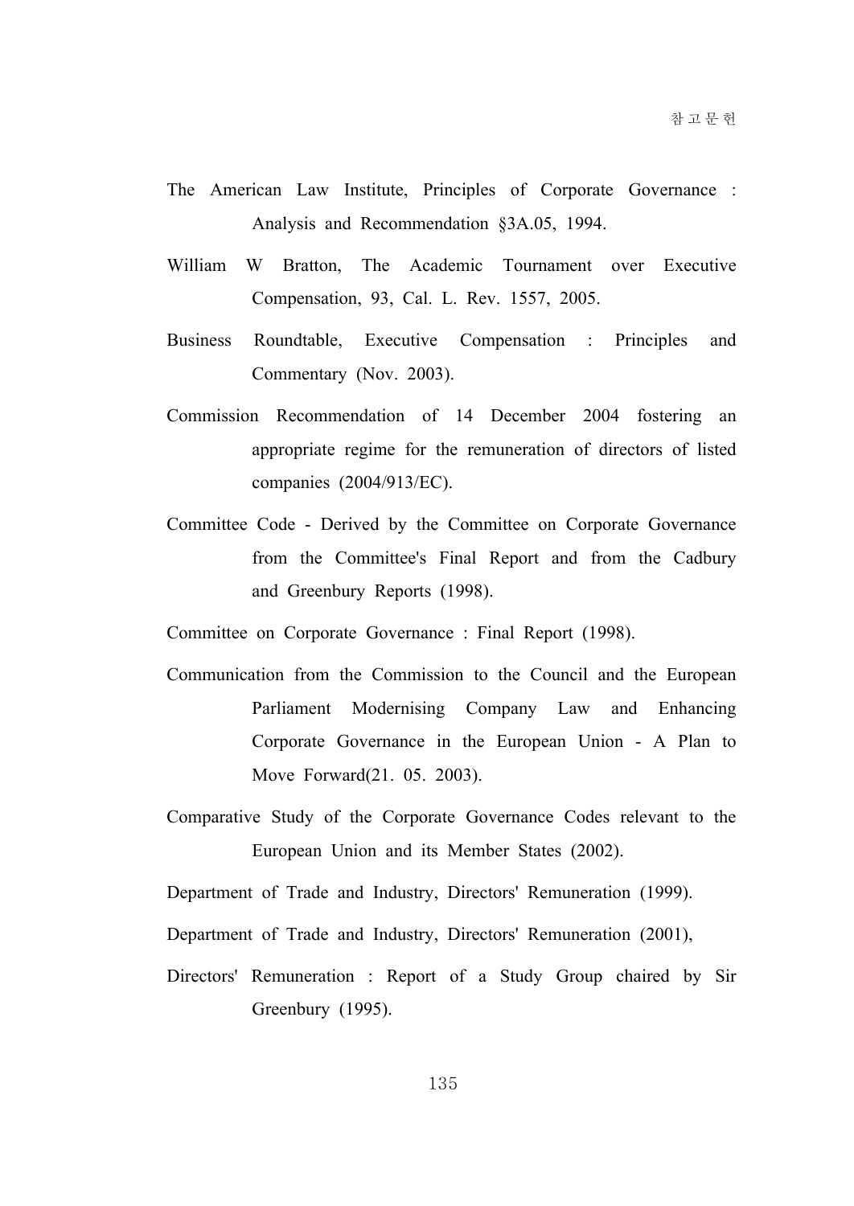The American Law Institute, Principles of Corporate Governance : Analysis and Recommendation §3A.05, 1994.

William W Bratton, The Academic Tournament over Executive Compensation, 93, Cal. L. Rev. 1557, 2005.

Business Roundtable, Executive Compensation : Principles and Commentary (Nov. 2003).

Commission Recommendation of 14 December 2004 fostering an appropriate regime for the remuneration of directors of listed companies (2004/913/EC).

Committee Code - Derived by the Committee on Corporate Governance from the Committee's Final Report and from the Cadbury and Greenbury Reports (1998).

Committee on Corporate Governance : Final Report (1998).

Communication from the Commission to the Council and the European Parliament Modernising Company Law and Enhancing Corporate Governance in the European Union - A Plan to Move Forward(21. 05. 2003).

Comparative Study of the Corporate Governance Codes relevant to the European Union and its Member States (2002).

Department of Trade and Industry, Directors' Remuneration (1999).

Department of Trade and Industry, Directors' Remuneration (2001),

Directors' Remuneration : Report of a Study Group chaired by Sir Greenbury (1995).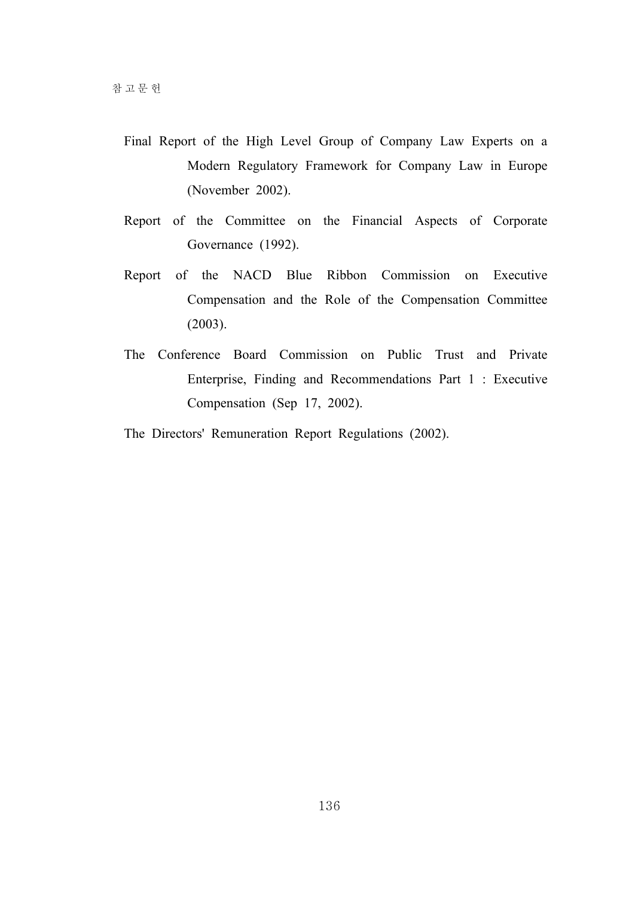Final Report of the High Level Group of Company Law Experts on a Modern Regulatory Framework for Company Law in Europe (November 2002).

Report of the Committee on the Financial Aspects of Corporate Governance (1992).

Report of the NACD Blue Ribbon Commission on Executive Compensation and the Role of the Compensation Committee (2003).

The Conference Board Commission on Public Trust and Private Enterprise, Finding and Recommendations Part 1 : Executive Compensation (Sep 17, 2002).

The Directors' Remuneration Report Regulations (2002).